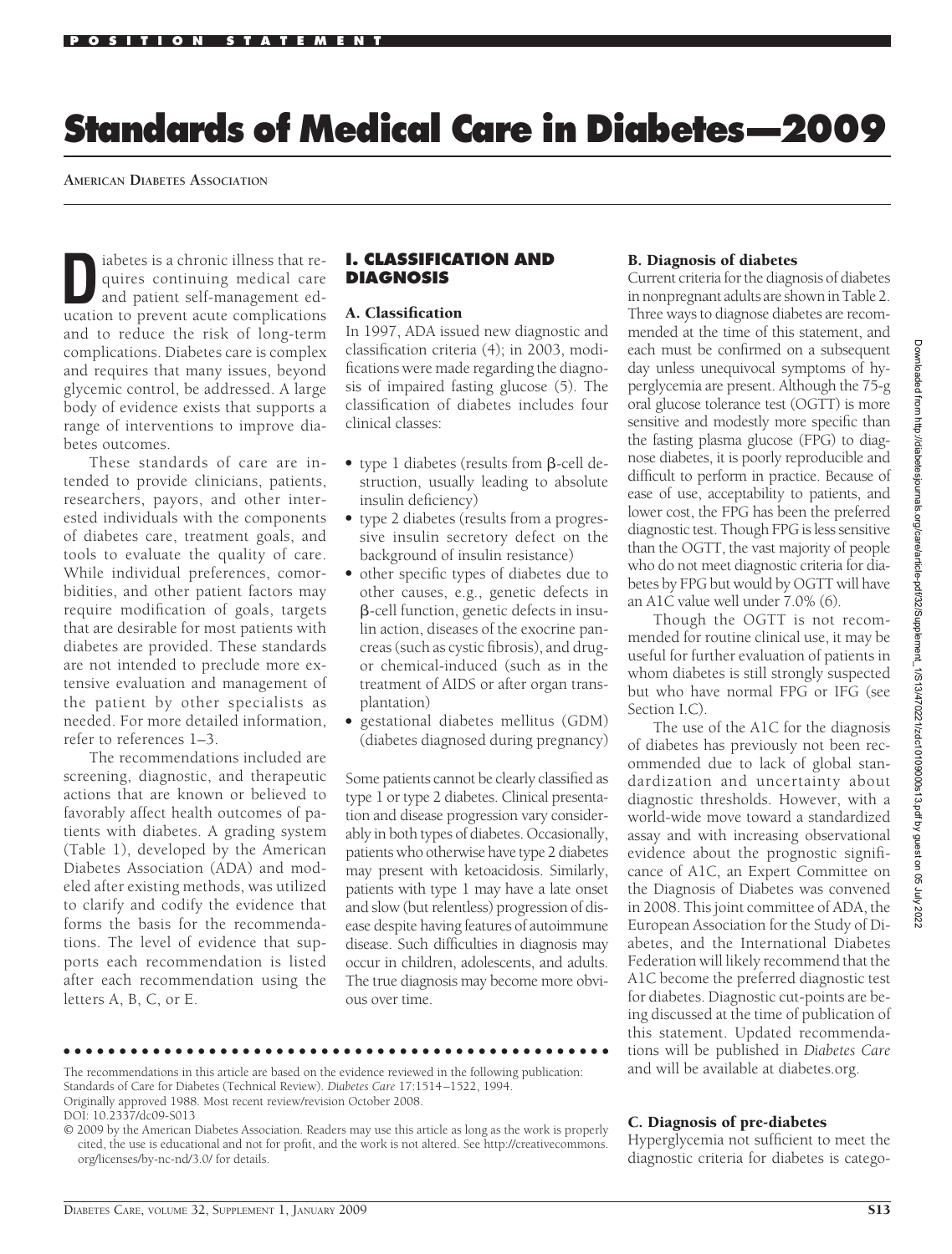POSITION STATEMENT

# Standards of Medical Care in Diabetes—2009

**American Diabetes Association**

Diabetes is a chronic illness that requires continuing medical care and patient self-management education to prevent acute complications and to reduce the risk of long-term complications. Diabetes care is complex and requires that many issues, beyond glycemic control, be addressed. A large body of evidence exists that supports a range of interventions to improve diabetes outcomes.

These standards of care are intended to provide clinicians, patients, researchers, payors, and other interested individuals with the components of diabetes care, treatment goals, and tools to evaluate the quality of care. While individual preferences, comorbidities, and other patient factors may require modification of goals, targets that are desirable for most patients with diabetes are provided. These standards are not intended to preclude more extensive evaluation and management of the patient by other specialists as needed. For more detailed information, refer to references 1–3.

The recommendations included are screening, diagnostic, and therapeutic actions that are known or believed to favorably affect health outcomes of patients with diabetes. A grading system (Table 1), developed by the American Diabetes Association (ADA) and modeled after existing methods, was utilized to clarify and codify the evidence that forms the basis for the recommendations. The level of evidence that supports each recommendation is listed after each recommendation using the letters A, B, C, or E.

## I. CLASSIFICATION AND DIAGNOSIS

### A. Classification

In 1997, ADA issued new diagnostic and classification criteria (4); in 2003, modifications were made regarding the diagnosis of impaired fasting glucose (5). The classification of diabetes includes four clinical classes:

- type 1 diabetes (results from β-cell destruction, usually leading to absolute insulin deficiency)
- type 2 diabetes (results from a progressive insulin secretory defect on the background of insulin resistance)
- other specific types of diabetes due to other causes, e.g., genetic defects in β-cell function, genetic defects in insulin action, diseases of the exocrine pancreas (such as cystic fibrosis), and drug- or chemical-induced (such as in the treatment of AIDS or after organ transplantation)
- gestational diabetes mellitus (GDM) (diabetes diagnosed during pregnancy)

Some patients cannot be clearly classified as type 1 or type 2 diabetes. Clinical presentation and disease progression vary considerably in both types of diabetes. Occasionally, patients who otherwise have type 2 diabetes may present with ketoacidosis. Similarly, patients with type 1 may have a late onset and slow (but relentless) progression of disease despite having features of autoimmune disease. Such difficulties in diagnosis may occur in children, adolescents, and adults. The true diagnosis may become more obvious over time.

### B. Diagnosis of diabetes

Current criteria for the diagnosis of diabetes in nonpregnant adults are shown in Table 2. Three ways to diagnose diabetes are recommended at the time of this statement, and each must be confirmed on a subsequent day unless unequivocal symptoms of hyperglycemia are present. Although the 75-g oral glucose tolerance test (OGTT) is more sensitive and modestly more specific than the fasting plasma glucose (FPG) to diagnose diabetes, it is poorly reproducible and difficult to perform in practice. Because of ease of use, acceptability to patients, and lower cost, the FPG has been the preferred diagnostic test. Though FPG is less sensitive than the OGTT, the vast majority of people who do not meet diagnostic criteria for diabetes by FPG but would by OGTT will have an A1C value well under 7.0% (6).

Though the OGTT is not recommended for routine clinical use, it may be useful for further evaluation of patients in whom diabetes is still strongly suspected but who have normal FPG or IFG (see Section I.C).

The use of the A1C for the diagnosis of diabetes has previously not been recommended due to lack of global standardization and uncertainty about diagnostic thresholds. However, with a world-wide move toward a standardized assay and with increasing observational evidence about the prognostic significance of A1C, an Expert Committee on the Diagnosis of Diabetes was convened in 2008. This joint committee of ADA, the European Association for the Study of Diabetes, and the International Diabetes Federation will likely recommend that the A1C become the preferred diagnostic test for diabetes. Diagnostic cut-points are being discussed at the time of publication of this statement. Updated recommendations will be published in *Diabetes Care* and will be available at diabetes.org.

### C. Diagnosis of pre-diabetes

Hyperglycemia not sufficient to meet the diagnostic criteria for diabetes is catego-

---

The recommendations in this article are based on the evidence reviewed in the following publication: Standards of Care for Diabetes (Technical Review). *Diabetes Care* 17:1514–1522, 1994.

Originally approved 1988. Most recent review/revision October 2008.

DOI: 10.2337/dc09-S013

© 2009 by the American Diabetes Association. Readers may use this article as long as the work is properly cited, the use is educational and not for profit, and the work is not altered. See http://creativecommons.org/licenses/by-nc-nd/3.0/ for details.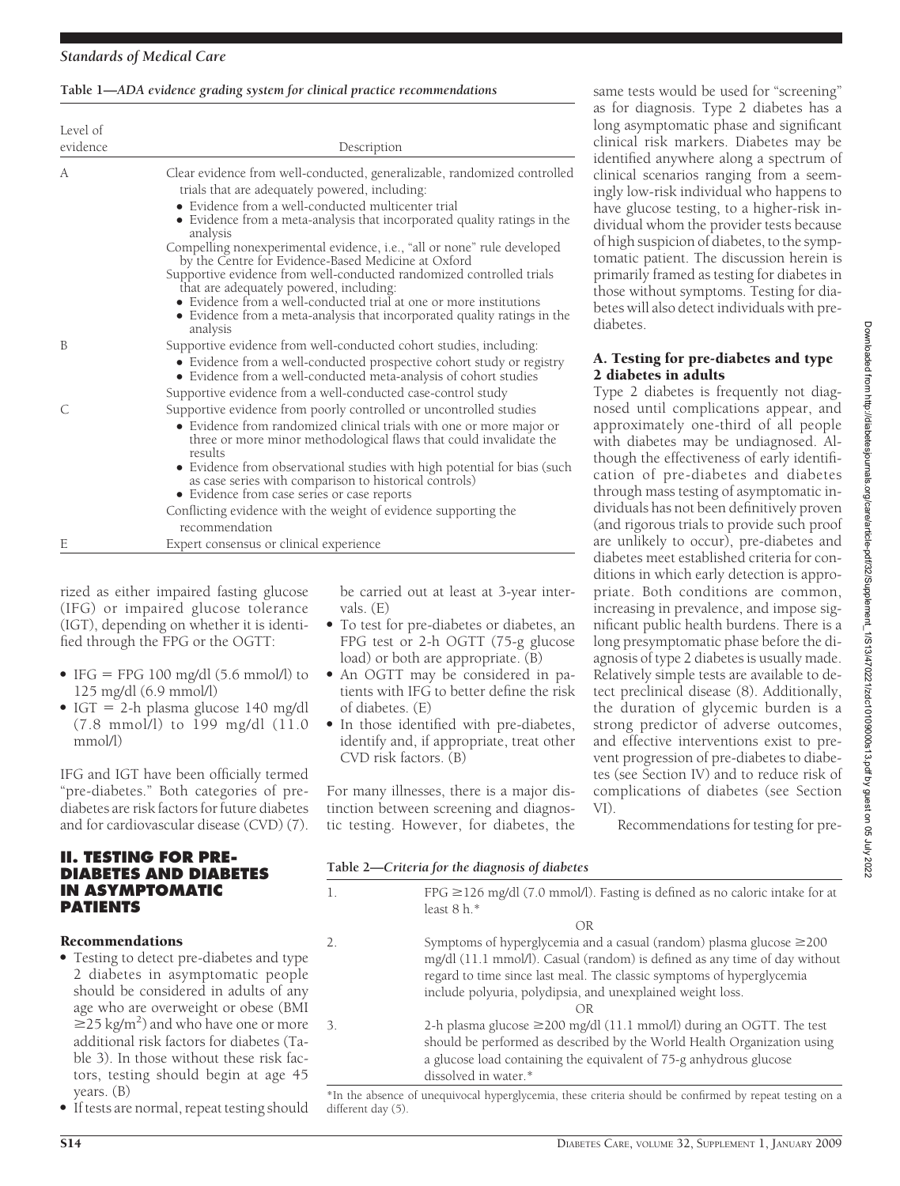**Table 1—ADA evidence grading system for clinical practice recommendations**

| Level of evidence | Description |
|---|---|
| A | Clear evidence from well-conducted, generalizable, randomized controlled trials that are adequately powered, including: • Evidence from a well-conducted multicenter trial • Evidence from a meta-analysis that incorporated quality ratings in the analysis Compelling nonexperimental evidence, i.e., "all or none" rule developed by the Centre for Evidence-Based Medicine at Oxford Supportive evidence from well-conducted randomized controlled trials that are adequately powered, including: • Evidence from a well-conducted trial at one or more institutions • Evidence from a meta-analysis that incorporated quality ratings in the analysis |
| B | Supportive evidence from well-conducted cohort studies, including: • Evidence from a well-conducted prospective cohort study or registry • Evidence from a well-conducted meta-analysis of cohort studies Supportive evidence from a well-conducted case-control study |
| C | Supportive evidence from poorly controlled or uncontrolled studies • Evidence from randomized clinical trials with one or more major or three or more minor methodological flaws that could invalidate the results • Evidence from observational studies with high potential for bias (such as case series with comparison to historical controls) • Evidence from case series or case reports Conflicting evidence with the weight of evidence supporting the recommendation |
| E | Expert consensus or clinical experience |

rized as either impaired fasting glucose (IFG) or impaired glucose tolerance (IGT), depending on whether it is identified through the FPG or the OGTT:

- IFG = FPG 100 mg/dl (5.6 mmol/l) to 125 mg/dl (6.9 mmol/l)
- IGT = 2-h plasma glucose 140 mg/dl (7.8 mmol/l) to 199 mg/dl (11.0 mmol/l)

IFG and IGT have been officially termed "pre-diabetes." Both categories of pre-diabetes are risk factors for future diabetes and for cardiovascular disease (CVD) (7).

## II. TESTING FOR PRE-DIABETES AND DIABETES IN ASYMPTOMATIC PATIENTS

### Recommendations

- Testing to detect pre-diabetes and type 2 diabetes in asymptomatic people should be considered in adults of any age who are overweight or obese (BMI $\geq$25 kg/m$^2$) and who have one or more additional risk factors for diabetes (Table 3). In those without these risk factors, testing should begin at age 45 years. (B)
- If tests are normal, repeat testing should be carried out at least at 3-year intervals. (E)
- To test for pre-diabetes or diabetes, an FPG test or 2-h OGTT (75-g glucose load) or both are appropriate. (B)
- An OGTT may be considered in patients with IFG to better define the risk of diabetes. (E)
- In those identified with pre-diabetes, identify and, if appropriate, treat other CVD risk factors. (B)

For many illnesses, there is a major distinction between screening and diagnostic testing. However, for diabetes, the same tests would be used for "screening" as for diagnosis. Type 2 diabetes has a long asymptomatic phase and significant clinical risk markers. Diabetes may be identified anywhere along a spectrum of clinical scenarios ranging from a seemingly low-risk individual who happens to have glucose testing, to a higher-risk individual whom the provider tests because of high suspicion of diabetes, to the symptomatic patient. The discussion herein is primarily framed as testing for diabetes in those without symptoms. Testing for diabetes will also detect individuals with pre-diabetes.

### A. Testing for pre-diabetes and type 2 diabetes in adults

Type 2 diabetes is frequently not diagnosed until complications appear, and approximately one-third of all people with diabetes may be undiagnosed. Although the effectiveness of early identification of pre-diabetes and diabetes through mass testing of asymptomatic individuals has not been definitively proven (and rigorous trials to provide such proof are unlikely to occur), pre-diabetes and diabetes meet established criteria for conditions in which early detection is appropriate. Both conditions are common, increasing in prevalence, and impose significant public health burdens. There is a long presymptomatic phase before the diagnosis of type 2 diabetes is usually made. Relatively simple tests are available to detect preclinical disease (8). Additionally, the duration of glycemic burden is a strong predictor of adverse outcomes, and effective interventions exist to prevent progression of pre-diabetes to diabetes (see Section IV) and to reduce risk of complications of diabetes (see Section VI).

Recommendations for testing for pre-

**Table 2—Criteria for the diagnosis of diabetes**

| | |
|---|---|
| 1. | FPG $\geq$126 mg/dl (7.0 mmol/l). Fasting is defined as no caloric intake for at least 8 h.* |
| | OR |
| 2. | Symptoms of hyperglycemia and a casual (random) plasma glucose $\geq$200 mg/dl (11.1 mmol/l). Casual (random) is defined as any time of day without regard to time since last meal. The classic symptoms of hyperglycemia include polyuria, polydipsia, and unexplained weight loss. |
| | OR |
| 3. | 2-h plasma glucose $\geq$200 mg/dl (11.1 mmol/l) during an OGTT. The test should be performed as described by the World Health Organization using a glucose load containing the equivalent of 75-g anhydrous glucose dissolved in water.* |

*In the absence of unequivocal hyperglycemia, these criteria should be confirmed by repeat testing on a different day (5).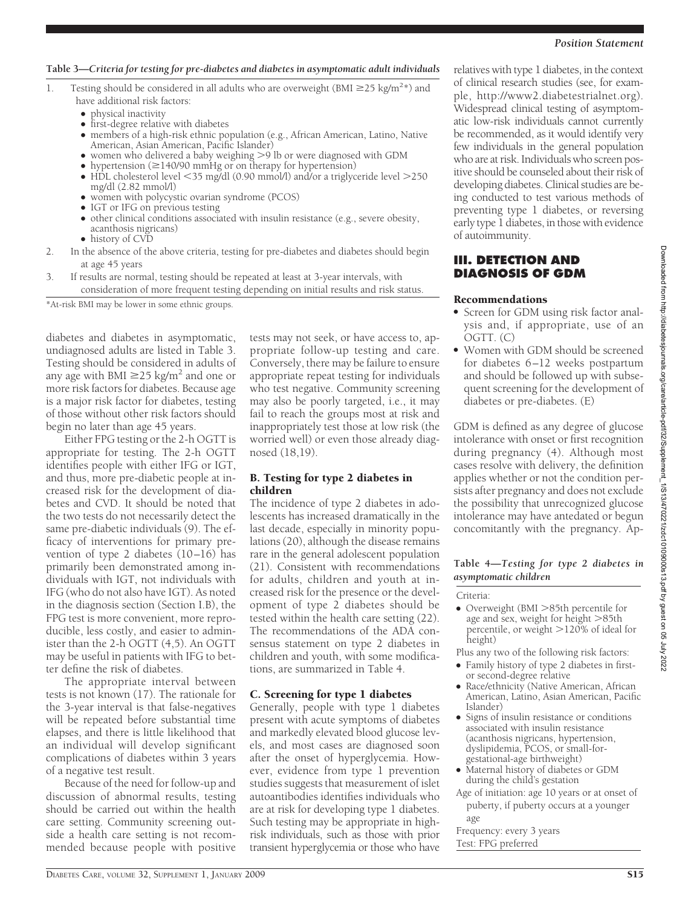**Table 3—Criteria for testing for pre-diabetes and diabetes in asymptomatic adult individuals**

1. Testing should be considered in all adults who are overweight (BMI $\geq$25 kg/m$^2$*) and have additional risk factors:
   - physical inactivity
   - first-degree relative with diabetes
   - members of a high-risk ethnic population (e.g., African American, Latino, Native American, Asian American, Pacific Islander)
   - women who delivered a baby weighing >9 lb or were diagnosed with GDM
   - hypertension ($\geq$140/90 mmHg or on therapy for hypertension)
   - HDL cholesterol level <35 mg/dl (0.90 mmol/l) and/or a triglyceride level >250 mg/dl (2.82 mmol/l)
   - women with polycystic ovarian syndrome (PCOS)
   - IGT or IFG on previous testing
   - other clinical conditions associated with insulin resistance (e.g., severe obesity, acanthosis nigricans)
   - history of CVD
2. In the absence of the above criteria, testing for pre-diabetes and diabetes should begin at age 45 years
3. If results are normal, testing should be repeated at least at 3-year intervals, with consideration of more frequent testing depending on initial results and risk status.

*At-risk BMI may be lower in some ethnic groups.

diabetes and diabetes in asymptomatic, undiagnosed adults are listed in Table 3. Testing should be considered in adults of any age with BMI $\geq$25 kg/m$^2$ and one or more risk factors for diabetes. Because age is a major risk factor for diabetes, testing of those without other risk factors should begin no later than age 45 years.

Either FPG testing or the 2-h OGTT is appropriate for testing. The 2-h OGTT identifies people with either IFG or IGT, and thus, more pre-diabetic people at increased risk for the development of diabetes and CVD. It should be noted that the two tests do not necessarily detect the same pre-diabetic individuals (9). The efficacy of interventions for primary prevention of type 2 diabetes (10–16) has primarily been demonstrated among individuals with IGT, not individuals with IFG (who do not also have IGT). As noted in the diagnosis section (Section I.B), the FPG test is more convenient, more reproducible, less costly, and easier to administer than the 2-h OGTT (4,5). An OGTT may be useful in patients with IFG to better define the risk of diabetes.

The appropriate interval between tests is not known (17). The rationale for the 3-year interval is that false-negatives will be repeated before substantial time elapses, and there is little likelihood that an individual will develop significant complications of diabetes within 3 years of a negative test result.

Because of the need for follow-up and discussion of abnormal results, testing should be carried out within the health care setting. Community screening outside a health care setting is not recommended because people with positive tests may not seek, or have access to, appropriate follow-up testing and care. Conversely, there may be failure to ensure appropriate repeat testing for individuals who test negative. Community screening may also be poorly targeted, i.e., it may fail to reach the groups most at risk and inappropriately test those at low risk (the worried well) or even those already diagnosed (18,19).

### B. Testing for type 2 diabetes in children

The incidence of type 2 diabetes in adolescents has increased dramatically in the last decade, especially in minority populations (20), although the disease remains rare in the general adolescent population (21). Consistent with recommendations for adults, children and youth at increased risk for the presence or the development of type 2 diabetes should be tested within the health care setting (22). The recommendations of the ADA consensus statement on type 2 diabetes in children and youth, with some modifications, are summarized in Table 4.

### C. Screening for type 1 diabetes

Generally, people with type 1 diabetes present with acute symptoms of diabetes and markedly elevated blood glucose levels, and most cases are diagnosed soon after the onset of hyperglycemia. However, evidence from type 1 prevention studies suggests that measurement of islet autoantibodies identifies individuals who are at risk for developing type 1 diabetes. Such testing may be appropriate in high-risk individuals, such as those with prior transient hyperglycemia or those who have relatives with type 1 diabetes, in the context of clinical research studies (see, for example, http://www2.diabetestrialnet.org). Widespread clinical testing of asymptomatic low-risk individuals cannot currently be recommended, as it would identify very few individuals in the general population who are at risk. Individuals who screen positive should be counseled about their risk of developing diabetes. Clinical studies are being conducted to test various methods of preventing type 1 diabetes, or reversing early type 1 diabetes, in those with evidence of autoimmunity.

## III. DETECTION AND DIAGNOSIS OF GDM

### Recommendations

- Screen for GDM using risk factor analysis and, if appropriate, use of an OGTT. (C)
- Women with GDM should be screened for diabetes 6–12 weeks postpartum and should be followed up with subsequent screening for the development of diabetes or pre-diabetes. (E)

GDM is defined as any degree of glucose intolerance with onset or first recognition during pregnancy (4). Although most cases resolve with delivery, the definition applies whether or not the condition persists after pregnancy and does not exclude the possibility that unrecognized glucose intolerance may have antedated or begun concomitantly with the pregnancy. Ap-

**Table 4—Testing for type 2 diabetes in asymptomatic children**

Criteria:

- Overweight (BMI >85th percentile for age and sex, weight for height >85th percentile, or weight >120% of ideal for height)

Plus any two of the following risk factors:

- Family history of type 2 diabetes in first- or second-degree relative
- Race/ethnicity (Native American, African American, Latino, Asian American, Pacific Islander)
- Signs of insulin resistance or conditions associated with insulin resistance (acanthosis nigricans, hypertension, dyslipidemia, PCOS, or small-for-gestational-age birthweight)
- Maternal history of diabetes or GDM during the child's gestation

Age of initiation: age 10 years or at onset of puberty, if puberty occurs at a younger age

Frequency: every 3 years

Test: FPG preferred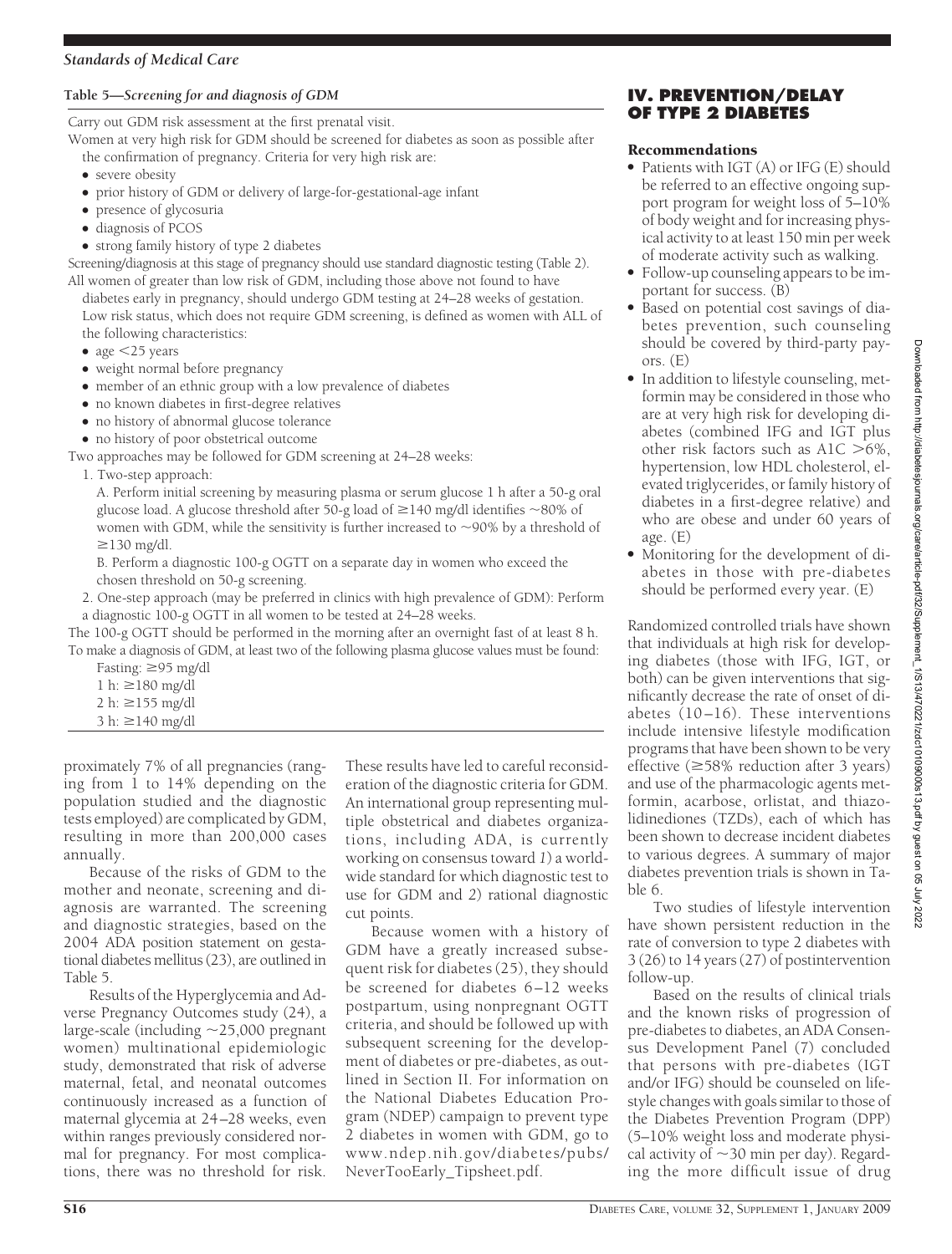**Table 5—Screening for and diagnosis of GDM**

Carry out GDM risk assessment at the first prenatal visit.

Women at very high risk for GDM should be screened for diabetes as soon as possible after the confirmation of pregnancy. Criteria for very high risk are:

- severe obesity
- prior history of GDM or delivery of large-for-gestational-age infant
- presence of glycosuria
- diagnosis of PCOS
- strong family history of type 2 diabetes

Screening/diagnosis at this stage of pregnancy should use standard diagnostic testing (Table 2).

All women of greater than low risk of GDM, including those above not found to have diabetes early in pregnancy, should undergo GDM testing at 24–28 weeks of gestation. Low risk status, which does not require GDM screening, is defined as women with ALL of the following characteristics:

- age <25 years
- weight normal before pregnancy
- member of an ethnic group with a low prevalence of diabetes
- no known diabetes in first-degree relatives
- no history of abnormal glucose tolerance
- no history of poor obstetrical outcome

Two approaches may be followed for GDM screening at 24–28 weeks:

1. Two-step approach:

   A. Perform initial screening by measuring plasma or serum glucose 1 h after a 50-g oral glucose load. A glucose threshold after 50-g load of ≥140 mg/dl identifies ~80% of women with GDM, while the sensitivity is further increased to ~90% by a threshold of ≥130 mg/dl.

   B. Perform a diagnostic 100-g OGTT on a separate day in women who exceed the chosen threshold on 50-g screening.

2. One-step approach (may be preferred in clinics with high prevalence of GDM): Perform a diagnostic 100-g OGTT in all women to be tested at 24–28 weeks.

The 100-g OGTT should be performed in the morning after an overnight fast of at least 8 h.

To make a diagnosis of GDM, at least two of the following plasma glucose values must be found:

Fasting: ≥95 mg/dl
1 h: ≥180 mg/dl
2 h: ≥155 mg/dl
3 h: ≥140 mg/dl

proximately 7% of all pregnancies (ranging from 1 to 14% depending on the population studied and the diagnostic tests employed) are complicated by GDM, resulting in more than 200,000 cases annually.

Because of the risks of GDM to the mother and neonate, screening and diagnosis are warranted. The screening and diagnostic strategies, based on the 2004 ADA position statement on gestational diabetes mellitus (23), are outlined in Table 5.

Results of the Hyperglycemia and Adverse Pregnancy Outcomes study (24), a large-scale (including ~25,000 pregnant women) multinational epidemiologic study, demonstrated that risk of adverse maternal, fetal, and neonatal outcomes continuously increased as a function of maternal glycemia at 24–28 weeks, even within ranges previously considered normal for pregnancy. For most complications, there was no threshold for risk. These results have led to careful reconsideration of the diagnostic criteria for GDM. An international group representing multiple obstetrical and diabetes organizations, including ADA, is currently working on consensus toward *1*) a worldwide standard for which diagnostic test to use for GDM and *2*) rational diagnostic cut points.

Because women with a history of GDM have a greatly increased subsequent risk for diabetes (25), they should be screened for diabetes 6–12 weeks postpartum, using nonpregnant OGTT criteria, and should be followed up with subsequent screening for the development of diabetes or pre-diabetes, as outlined in Section II. For information on the National Diabetes Education Program (NDEP) campaign to prevent type 2 diabetes in women with GDM, go to www.ndep.nih.gov/diabetes/pubs/NeverTooEarly_Tipsheet.pdf.

## IV. PREVENTION/DELAY OF TYPE 2 DIABETES

### Recommendations

- Patients with IGT (A) or IFG (E) should be referred to an effective ongoing support program for weight loss of 5–10% of body weight and for increasing physical activity to at least 150 min per week of moderate activity such as walking.
- Follow-up counseling appears to be important for success. (B)
- Based on potential cost savings of diabetes prevention, such counseling should be covered by third-party payors. (E)
- In addition to lifestyle counseling, metformin may be considered in those who are at very high risk for developing diabetes (combined IFG and IGT plus other risk factors such as A1C >6%, hypertension, low HDL cholesterol, elevated triglycerides, or family history of diabetes in a first-degree relative) and who are obese and under 60 years of age. (E)
- Monitoring for the development of diabetes in those with pre-diabetes should be performed every year. (E)

Randomized controlled trials have shown that individuals at high risk for developing diabetes (those with IFG, IGT, or both) can be given interventions that significantly decrease the rate of onset of diabetes (10–16). These interventions include intensive lifestyle modification programs that have been shown to be very effective (≥58% reduction after 3 years) and use of the pharmacologic agents metformin, acarbose, orlistat, and thiazolidinediones (TZDs), each of which has been shown to decrease incident diabetes to various degrees. A summary of major diabetes prevention trials is shown in Table 6.

Two studies of lifestyle intervention have shown persistent reduction in the rate of conversion to type 2 diabetes with 3 (26) to 14 years (27) of postintervention follow-up.

Based on the results of clinical trials and the known risks of progression of pre-diabetes to diabetes, an ADA Consensus Development Panel (7) concluded that persons with pre-diabetes (IGT and/or IFG) should be counseled on lifestyle changes with goals similar to those of the Diabetes Prevention Program (DPP) (5–10% weight loss and moderate physical activity of ~30 min per day). Regarding the more difficult issue of drug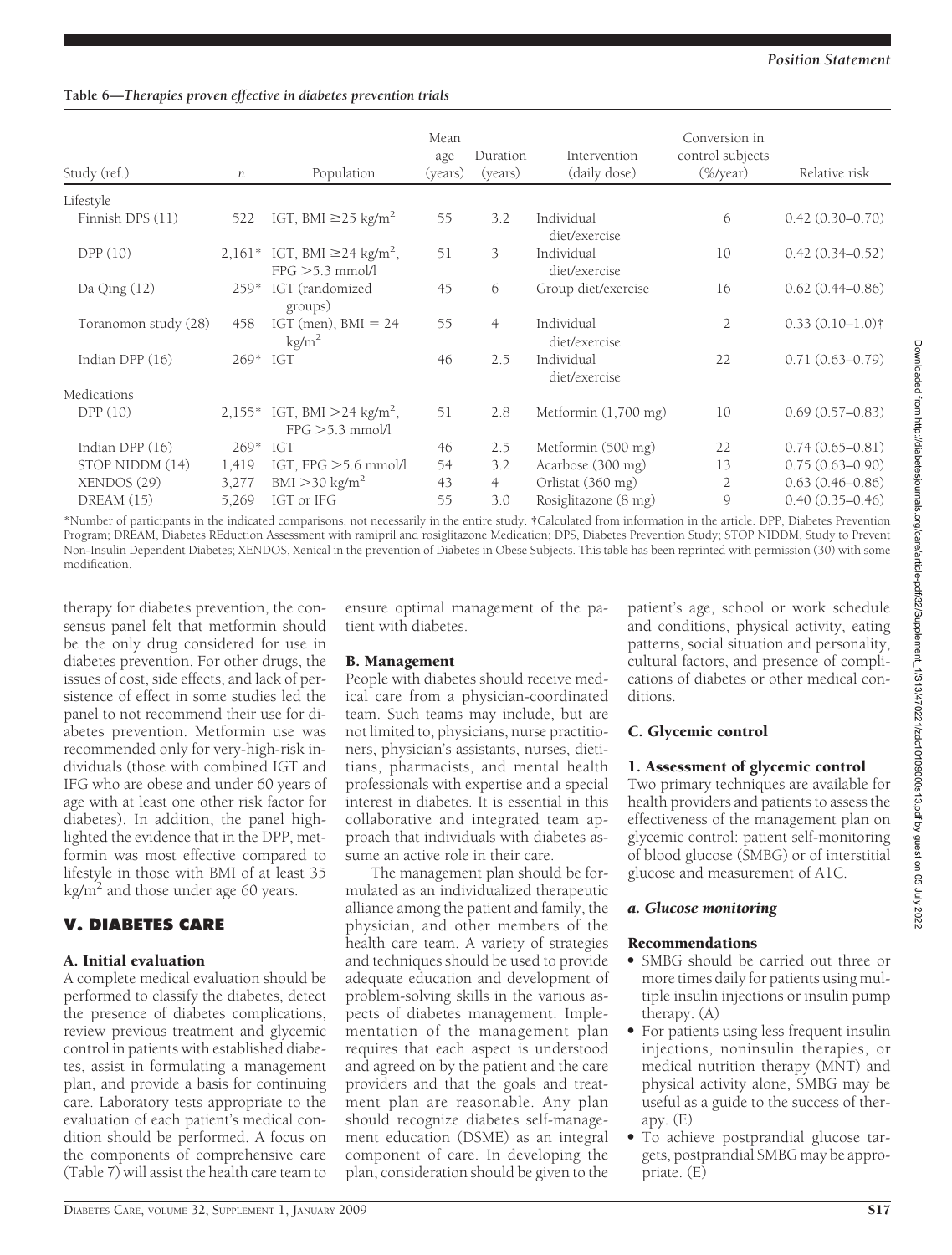**Table 6—Therapies proven effective in diabetes prevention trials**

| Study (ref.) | *n* | Population | Mean age (years) | Duration (years) | Intervention (daily dose) | Conversion in control subjects (%/year) | Relative risk |
|---|---|---|---|---|---|---|---|
| Lifestyle | | | | | | | |
| Finnish DPS (11) | 522 | IGT, BMI ≥25 kg/m$^2$ | 55 | 3.2 | Individual diet/exercise | 6 | 0.42 (0.30–0.70) |
| DPP (10) | 2,161* | IGT, BMI ≥24 kg/m$^2$, FPG >5.3 mmol/l | 51 | 3 | Individual diet/exercise | 10 | 0.42 (0.34–0.52) |
| Da Qing (12) | 259* | IGT (randomized groups) | 45 | 6 | Group diet/exercise | 16 | 0.62 (0.44–0.86) |
| Toranomon study (28) | 458 | IGT (men), BMI = 24 kg/m$^2$ | 55 | 4 | Individual diet/exercise | 2 | 0.33 (0.10–1.0)† |
| Indian DPP (16) | 269* | IGT | 46 | 2.5 | Individual diet/exercise | 22 | 0.71 (0.63–0.79) |
| Medications | | | | | | | |
| DPP (10) | 2,155* | IGT, BMI >24 kg/m$^2$, FPG >5.3 mmol/l | 51 | 2.8 | Metformin (1,700 mg) | 10 | 0.69 (0.57–0.83) |
| Indian DPP (16) | 269* | IGT | 46 | 2.5 | Metformin (500 mg) | 22 | 0.74 (0.65–0.81) |
| STOP NIDDM (14) | 1,419 | IGT, FPG >5.6 mmol/l | 54 | 3.2 | Acarbose (300 mg) | 13 | 0.75 (0.63–0.90) |
| XENDOS (29) | 3,277 | BMI >30 kg/m$^2$ | 43 | 4 | Orlistat (360 mg) | 2 | 0.63 (0.46–0.86) |
| DREAM (15) | 5,269 | IGT or IFG | 55 | 3.0 | Rosiglitazone (8 mg) | 9 | 0.40 (0.35–0.46) |

*Number of participants in the indicated comparisons, not necessarily in the entire study. †Calculated from information in the article. DPP, Diabetes Prevention Program; DREAM, Diabetes REduction Assessment with ramipril and rosiglitazone Medication; DPS, Diabetes Prevention Study; STOP NIDDM, Study to Prevent Non-Insulin Dependent Diabetes; XENDOS, Xenical in the prevention of Diabetes in Obese Subjects. This table has been reprinted with permission (30) with some modification.

therapy for diabetes prevention, the consensus panel felt that metformin should be the only drug considered for use in diabetes prevention. For other drugs, the issues of cost, side effects, and lack of persistence of effect in some studies led the panel to not recommend their use for diabetes prevention. Metformin use was recommended only for very-high-risk individuals (those with combined IGT and IFG who are obese and under 60 years of age with at least one other risk factor for diabetes). In addition, the panel highlighted the evidence that in the DPP, metformin was most effective compared to lifestyle in those with BMI of at least 35 kg/m$^2$ and those under age 60 years.

## V. DIABETES CARE

### A. Initial evaluation

A complete medical evaluation should be performed to classify the diabetes, detect the presence of diabetes complications, review previous treatment and glycemic control in patients with established diabetes, assist in formulating a management plan, and provide a basis for continuing care. Laboratory tests appropriate to the evaluation of each patient's medical condition should be performed. A focus on the components of comprehensive care (Table 7) will assist the health care team to ensure optimal management of the patient with diabetes.

### B. Management

People with diabetes should receive medical care from a physician-coordinated team. Such teams may include, but are not limited to, physicians, nurse practitioners, physician's assistants, nurses, dietitians, pharmacists, and mental health professionals with expertise and a special interest in diabetes. It is essential in this collaborative and integrated team approach that individuals with diabetes assume an active role in their care.

The management plan should be formulated as an individualized therapeutic alliance among the patient and family, the physician, and other members of the health care team. A variety of strategies and techniques should be used to provide adequate education and development of problem-solving skills in the various aspects of diabetes management. Implementation of the management plan requires that each aspect is understood and agreed on by the patient and the care providers and that the goals and treatment plan are reasonable. Any plan should recognize diabetes self-management education (DSME) as an integral component of care. In developing the plan, consideration should be given to the patient's age, school or work schedule and conditions, physical activity, eating patterns, social situation and personality, cultural factors, and presence of complications of diabetes or other medical conditions.

### C. Glycemic control

#### 1. Assessment of glycemic control

Two primary techniques are available for health providers and patients to assess the effectiveness of the management plan on glycemic control: patient self-monitoring of blood glucose (SMBG) or of interstitial glucose and measurement of A1C.

#### *a. Glucose monitoring*

**Recommendations**

- SMBG should be carried out three or more times daily for patients using multiple insulin injections or insulin pump therapy. (A)
- For patients using less frequent insulin injections, noninsulin therapies, or medical nutrition therapy (MNT) and physical activity alone, SMBG may be useful as a guide to the success of therapy. (E)
- To achieve postprandial glucose targets, postprandial SMBG may be appropriate. (E)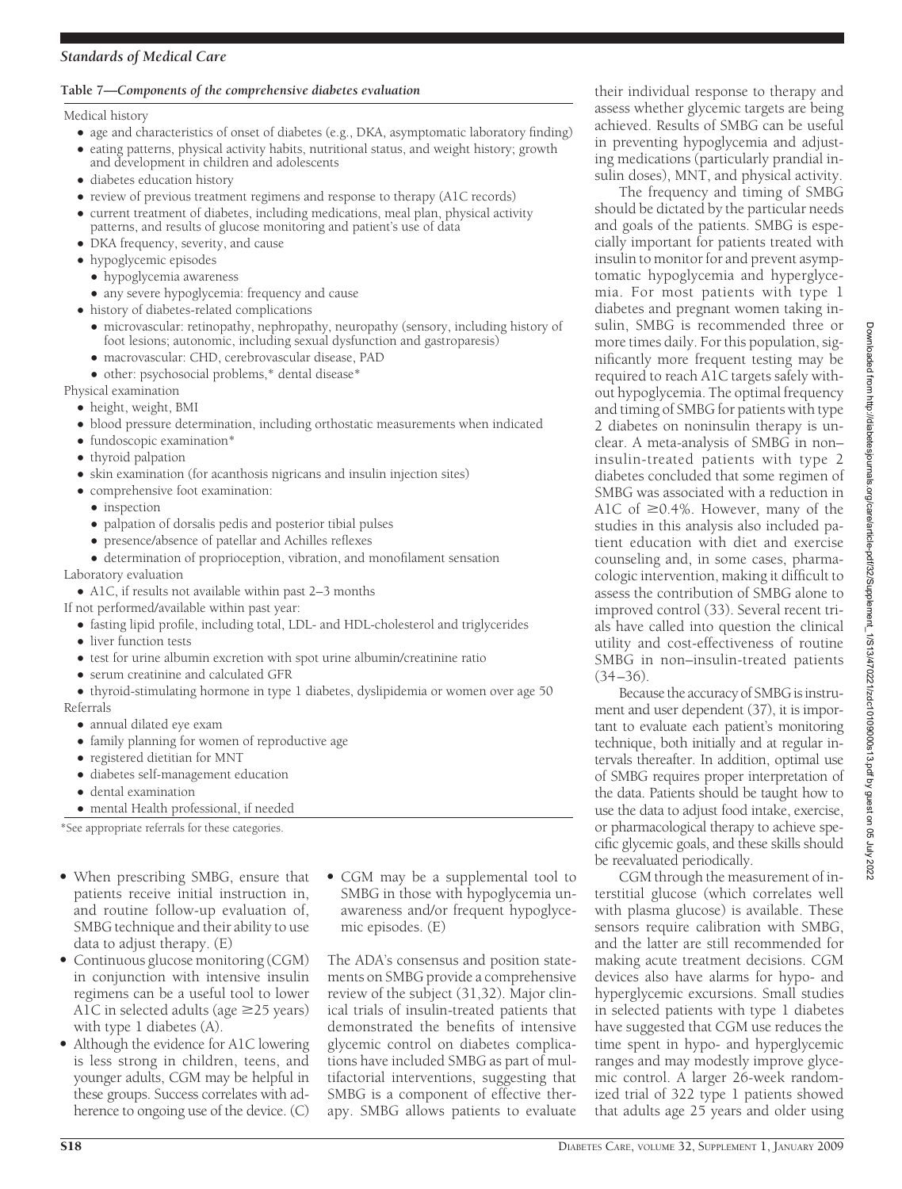**Table 7—Components of the comprehensive diabetes evaluation**

Medical history

- age and characteristics of onset of diabetes (e.g., DKA, asymptomatic laboratory finding)
- eating patterns, physical activity habits, nutritional status, and weight history; growth and development in children and adolescents
- diabetes education history
- review of previous treatment regimens and response to therapy (A1C records)
- current treatment of diabetes, including medications, meal plan, physical activity patterns, and results of glucose monitoring and patient's use of data
- DKA frequency, severity, and cause
- hypoglycemic episodes
  - hypoglycemia awareness
  - any severe hypoglycemia: frequency and cause
- history of diabetes-related complications
  - microvascular: retinopathy, nephropathy, neuropathy (sensory, including history of foot lesions; autonomic, including sexual dysfunction and gastroparesis)
  - macrovascular: CHD, cerebrovascular disease, PAD
  - other: psychosocial problems,* dental disease*

Physical examination

- height, weight, BMI
- blood pressure determination, including orthostatic measurements when indicated
- fundoscopic examination*
- thyroid palpation
- skin examination (for acanthosis nigricans and insulin injection sites)
- comprehensive foot examination:
  - inspection
  - palpation of dorsalis pedis and posterior tibial pulses
  - presence/absence of patellar and Achilles reflexes
  - determination of proprioception, vibration, and monofilament sensation

Laboratory evaluation

- A1C, if results not available within past 2–3 months

If not performed/available within past year:

- fasting lipid profile, including total, LDL- and HDL-cholesterol and triglycerides
- liver function tests
- test for urine albumin excretion with spot urine albumin/creatinine ratio
- serum creatinine and calculated GFR
- thyroid-stimulating hormone in type 1 diabetes, dyslipidemia or women over age 50

Referrals

- annual dilated eye exam
- family planning for women of reproductive age
- registered dietitian for MNT
- diabetes self-management education
- dental examination
- mental Health professional, if needed

*See appropriate referrals for these categories.

- When prescribing SMBG, ensure that patients receive initial instruction in, and routine follow-up evaluation of, SMBG technique and their ability to use data to adjust therapy. (E)
- Continuous glucose monitoring (CGM) in conjunction with intensive insulin regimens can be a useful tool to lower A1C in selected adults (age ≥25 years) with type 1 diabetes (A).
- Although the evidence for A1C lowering is less strong in children, teens, and younger adults, CGM may be helpful in these groups. Success correlates with adherence to ongoing use of the device. (C)
- CGM may be a supplemental tool to SMBG in those with hypoglycemia unawareness and/or frequent hypoglycemic episodes. (E)

The ADA's consensus and position statements on SMBG provide a comprehensive review of the subject (31,32). Major clinical trials of insulin-treated patients that demonstrated the benefits of intensive glycemic control on diabetes complications have included SMBG as part of multifactorial interventions, suggesting that SMBG is a component of effective therapy. SMBG allows patients to evaluate their individual response to therapy and assess whether glycemic targets are being achieved. Results of SMBG can be useful in preventing hypoglycemia and adjusting medications (particularly prandial insulin doses), MNT, and physical activity.

The frequency and timing of SMBG should be dictated by the particular needs and goals of the patients. SMBG is especially important for patients treated with insulin to monitor for and prevent asymptomatic hypoglycemia and hyperglycemia. For most patients with type 1 diabetes and pregnant women taking insulin, SMBG is recommended three or more times daily. For this population, significantly more frequent testing may be required to reach A1C targets safely without hypoglycemia. The optimal frequency and timing of SMBG for patients with type 2 diabetes on noninsulin therapy is unclear. A meta-analysis of SMBG in non–insulin-treated patients with type 2 diabetes concluded that some regimen of SMBG was associated with a reduction in A1C of ≥0.4%. However, many of the studies in this analysis also included patient education with diet and exercise counseling and, in some cases, pharmacologic intervention, making it difficult to assess the contribution of SMBG alone to improved control (33). Several recent trials have called into question the clinical utility and cost-effectiveness of routine SMBG in non–insulin-treated patients (34–36).

Because the accuracy of SMBG is instrument and user dependent (37), it is important to evaluate each patient's monitoring technique, both initially and at regular intervals thereafter. In addition, optimal use of SMBG requires proper interpretation of the data. Patients should be taught how to use the data to adjust food intake, exercise, or pharmacological therapy to achieve specific glycemic goals, and these skills should be reevaluated periodically.

CGM through the measurement of interstitial glucose (which correlates well with plasma glucose) is available. These sensors require calibration with SMBG, and the latter are still recommended for making acute treatment decisions. CGM devices also have alarms for hypo- and hyperglycemic excursions. Small studies in selected patients with type 1 diabetes have suggested that CGM use reduces the time spent in hypo- and hyperglycemic ranges and may modestly improve glycemic control. A larger 26-week randomized trial of 322 type 1 patients showed that adults age 25 years and older using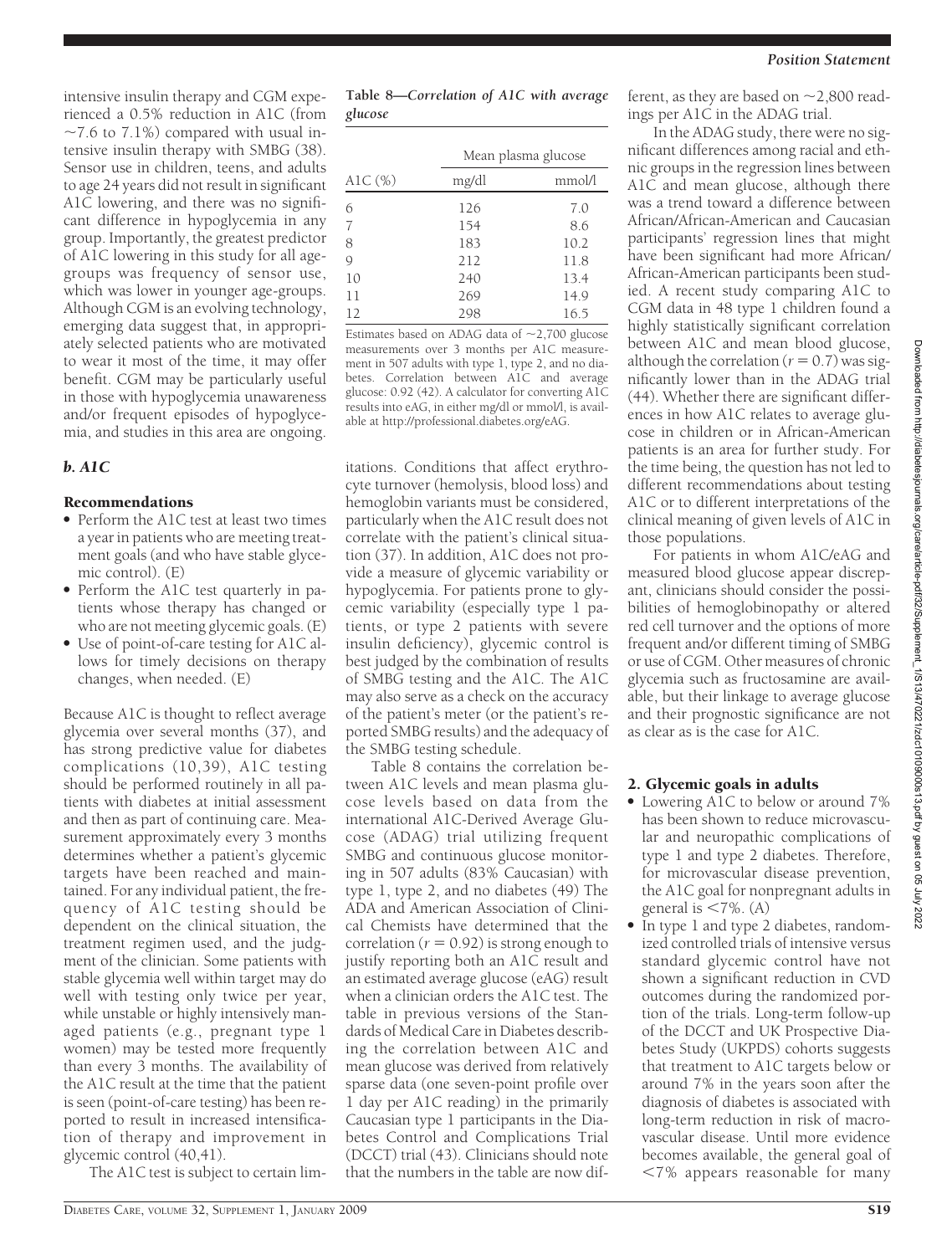intensive insulin therapy and CGM experienced a 0.5% reduction in A1C (from ~7.6 to 7.1%) compared with usual intensive insulin therapy with SMBG (38). Sensor use in children, teens, and adults to age 24 years did not result in significant A1C lowering, and there was no significant difference in hypoglycemia in any group. Importantly, the greatest predictor of A1C lowering in this study for all age-groups was frequency of sensor use, which was lower in younger age-groups. Although CGM is an evolving technology, emerging data suggest that, in appropriately selected patients who are motivated to wear it most of the time, it may offer benefit. CGM may be particularly useful in those with hypoglycemia unawareness and/or frequent episodes of hypoglycemia, and studies in this area are ongoing.

### *b. A1C*

#### Recommendations

- Perform the A1C test at least two times a year in patients who are meeting treatment goals (and who have stable glycemic control). (E)
- Perform the A1C test quarterly in patients whose therapy has changed or who are not meeting glycemic goals. (E)
- Use of point-of-care testing for A1C allows for timely decisions on therapy changes, when needed. (E)

Because A1C is thought to reflect average glycemia over several months (37), and has strong predictive value for diabetes complications (10,39), A1C testing should be performed routinely in all patients with diabetes at initial assessment and then as part of continuing care. Measurement approximately every 3 months determines whether a patient's glycemic targets have been reached and maintained. For any individual patient, the frequency of A1C testing should be dependent on the clinical situation, the treatment regimen used, and the judgment of the clinician. Some patients with stable glycemia well within target may do well with testing only twice per year, while unstable or highly intensively managed patients (e.g., pregnant type 1 women) may be tested more frequently than every 3 months. The availability of the A1C result at the time that the patient is seen (point-of-care testing) has been reported to result in increased intensification of therapy and improvement in glycemic control (40,41).

The A1C test is subject to certain limitations. Conditions that affect erythrocyte turnover (hemolysis, blood loss) and hemoglobin variants must be considered, particularly when the A1C result does not correlate with the patient's clinical situation (37). In addition, A1C does not provide a measure of glycemic variability or hypoglycemia. For patients prone to glycemic variability (especially type 1 patients, or type 2 patients with severe insulin deficiency), glycemic control is best judged by the combination of results of SMBG testing and the A1C. The A1C may also serve as a check on the accuracy of the patient's meter (or the patient's reported SMBG results) and the adequacy of the SMBG testing schedule.

Table 8 contains the correlation between A1C levels and mean plasma glucose levels based on data from the international A1C-Derived Average Glucose (ADAG) trial utilizing frequent SMBG and continuous glucose monitoring in 507 adults (83% Caucasian) with type 1, type 2, and no diabetes (49) The ADA and American Association of Clinical Chemists have determined that the correlation ($r = 0.92$) is strong enough to justify reporting both an A1C result and an estimated average glucose (eAG) result when a clinician orders the A1C test. The table in previous versions of the Standards of Medical Care in Diabetes describing the correlation between A1C and mean glucose was derived from relatively sparse data (one seven-point profile over 1 day per A1C reading) in the primarily Caucasian type 1 participants in the Diabetes Control and Complications Trial (DCCT) trial (43). Clinicians should note that the numbers in the table are now different, as they are based on ~2,800 readings per A1C in the ADAG trial.

**Table 8—*Correlation of A1C with average glucose***

| A1C (%) | Mean plasma glucose | |
|---|---|---|
| | mg/dl | mmol/l |
| 6 | 126 | 7.0 |
| 7 | 154 | 8.6 |
| 8 | 183 | 10.2 |
| 9 | 212 | 11.8 |
| 10 | 240 | 13.4 |
| 11 | 269 | 14.9 |
| 12 | 298 | 16.5 |

Estimates based on ADAG data of ~2,700 glucose measurements over 3 months per A1C measurement in 507 adults with type 1, type 2, and no diabetes. Correlation between A1C and average glucose: 0.92 (42). A calculator for converting A1C results into eAG, in either mg/dl or mmol/l, is available at http://professional.diabetes.org/eAG.

In the ADAG study, there were no significant differences among racial and ethnic groups in the regression lines between A1C and mean glucose, although there was a trend toward a difference between African/African-American and Caucasian participants' regression lines that might have been significant had more African/African-American participants been studied. A recent study comparing A1C to CGM data in 48 type 1 children found a highly statistically significant correlation between A1C and mean blood glucose, although the correlation ($r = 0.7$) was significantly lower than in the ADAG trial (44). Whether there are significant differences in how A1C relates to average glucose in children or in African-American patients is an area for further study. For the time being, the question has not led to different recommendations about testing A1C or to different interpretations of the clinical meaning of given levels of A1C in those populations.

For patients in whom A1C/eAG and measured blood glucose appear discrepant, clinicians should consider the possibilities of hemoglobinopathy or altered red cell turnover and the options of more frequent and/or different timing of SMBG or use of CGM. Other measures of chronic glycemia such as fructosamine are available, but their linkage to average glucose and their prognostic significance are not as clear as is the case for A1C.

## 2. Glycemic goals in adults

- Lowering A1C to below or around 7% has been shown to reduce microvascular and neuropathic complications of type 1 and type 2 diabetes. Therefore, for microvascular disease prevention, the A1C goal for nonpregnant adults in general is <7%. (A)
- In type 1 and type 2 diabetes, randomized controlled trials of intensive versus standard glycemic control have not shown a significant reduction in CVD outcomes during the randomized portion of the trials. Long-term follow-up of the DCCT and UK Prospective Diabetes Study (UKPDS) cohorts suggests that treatment to A1C targets below or around 7% in the years soon after the diagnosis of diabetes is associated with long-term reduction in risk of macrovascular disease. Until more evidence becomes available, the general goal of <7% appears reasonable for many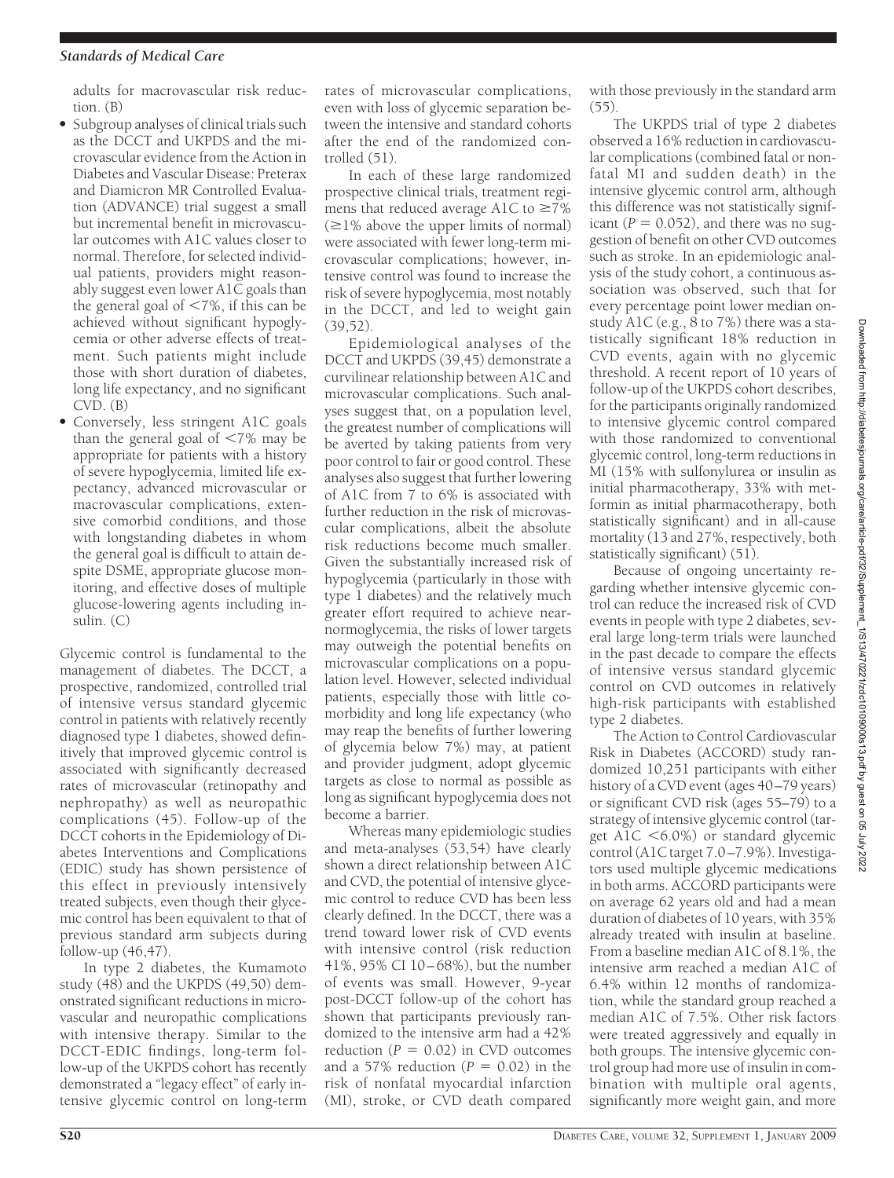adults for macrovascular risk reduction. (B)

- Subgroup analyses of clinical trials such as the DCCT and UKPDS and the microvascular evidence from the Action in Diabetes and Vascular Disease: Preterax and Diamicron MR Controlled Evaluation (ADVANCE) trial suggest a small but incremental benefit in microvascular outcomes with A1C values closer to normal. Therefore, for selected individual patients, providers might reasonably suggest even lower A1C goals than the general goal of <7%, if this can be achieved without significant hypoglycemia or other adverse effects of treatment. Such patients might include those with short duration of diabetes, long life expectancy, and no significant CVD. (B)
- Conversely, less stringent A1C goals than the general goal of <7% may be appropriate for patients with a history of severe hypoglycemia, limited life expectancy, advanced microvascular or macrovascular complications, extensive comorbid conditions, and those with longstanding diabetes in whom the general goal is difficult to attain despite DSME, appropriate glucose monitoring, and effective doses of multiple glucose-lowering agents including insulin. (C)

Glycemic control is fundamental to the management of diabetes. The DCCT, a prospective, randomized, controlled trial of intensive versus standard glycemic control in patients with relatively recently diagnosed type 1 diabetes, showed definitively that improved glycemic control is associated with significantly decreased rates of microvascular (retinopathy and nephropathy) as well as neuropathic complications (45). Follow-up of the DCCT cohorts in the Epidemiology of Diabetes Interventions and Complications (EDIC) study has shown persistence of this effect in previously intensively treated subjects, even though their glycemic control has been equivalent to that of previous standard arm subjects during follow-up (46,47).

In type 2 diabetes, the Kumamoto study (48) and the UKPDS (49,50) demonstrated significant reductions in microvascular and neuropathic complications with intensive therapy. Similar to the DCCT-EDIC findings, long-term follow-up of the UKPDS cohort has recently demonstrated a "legacy effect" of early intensive glycemic control on long-term rates of microvascular complications, even with loss of glycemic separation between the intensive and standard cohorts after the end of the randomized controlled (51).

In each of these large randomized prospective clinical trials, treatment regimens that reduced average A1C to ≥7% (≥1% above the upper limits of normal) were associated with fewer long-term microvascular complications; however, intensive control was found to increase the risk of severe hypoglycemia, most notably in the DCCT, and led to weight gain (39,52).

Epidemiological analyses of the DCCT and UKPDS (39,45) demonstrate a curvilinear relationship between A1C and microvascular complications. Such analyses suggest that, on a population level, the greatest number of complications will be averted by taking patients from very poor control to fair or good control. These analyses also suggest that further lowering of A1C from 7 to 6% is associated with further reduction in the risk of microvascular complications, albeit the absolute risk reductions become much smaller. Given the substantially increased risk of hypoglycemia (particularly in those with type 1 diabetes) and the relatively much greater effort required to achieve near-normoglycemia, the risks of lower targets may outweigh the potential benefits on microvascular complications on a population level. However, selected individual patients, especially those with little comorbidity and long life expectancy (who may reap the benefits of further lowering of glycemia below 7%) may, at patient and provider judgment, adopt glycemic targets as close to normal as possible as long as significant hypoglycemia does not become a barrier.

Whereas many epidemiologic studies and meta-analyses (53,54) have clearly shown a direct relationship between A1C and CVD, the potential of intensive glycemic control to reduce CVD has been less clearly defined. In the DCCT, there was a trend toward lower risk of CVD events with intensive control (risk reduction 41%, 95% CI 10–68%), but the number of events was small. However, 9-year post-DCCT follow-up of the cohort has shown that participants previously randomized to the intensive arm had a 42% reduction ($P = 0.02$) in CVD outcomes and a 57% reduction ($P = 0.02$) in the risk of nonfatal myocardial infarction (MI), stroke, or CVD death compared with those previously in the standard arm (55).

The UKPDS trial of type 2 diabetes observed a 16% reduction in cardiovascular complications (combined fatal or nonfatal MI and sudden death) in the intensive glycemic control arm, although this difference was not statistically significant ($P = 0.052$), and there was no suggestion of benefit on other CVD outcomes such as stroke. In an epidemiologic analysis of the study cohort, a continuous association was observed, such that for every percentage point lower median on-study A1C (e.g., 8 to 7%) there was a statistically significant 18% reduction in CVD events, again with no glycemic threshold. A recent report of 10 years of follow-up of the UKPDS cohort describes, for the participants originally randomized to intensive glycemic control compared with those randomized to conventional glycemic control, long-term reductions in MI (15% with sulfonylurea or insulin as initial pharmacotherapy, 33% with metformin as initial pharmacotherapy, both statistically significant) and in all-cause mortality (13 and 27%, respectively, both statistically significant) (51).

Because of ongoing uncertainty regarding whether intensive glycemic control can reduce the increased risk of CVD events in people with type 2 diabetes, several large long-term trials were launched in the past decade to compare the effects of intensive versus standard glycemic control on CVD outcomes in relatively high-risk participants with established type 2 diabetes.

The Action to Control Cardiovascular Risk in Diabetes (ACCORD) study randomized 10,251 participants with either history of a CVD event (ages 40–79 years) or significant CVD risk (ages 55–79) to a strategy of intensive glycemic control (target A1C <6.0%) or standard glycemic control (A1C target 7.0–7.9%). Investigators used multiple glycemic medications in both arms. ACCORD participants were on average 62 years old and had a mean duration of diabetes of 10 years, with 35% already treated with insulin at baseline. From a baseline median A1C of 8.1%, the intensive arm reached a median A1C of 6.4% within 12 months of randomization, while the standard group reached a median A1C of 7.5%. Other risk factors were treated aggressively and equally in both groups. The intensive glycemic control group had more use of insulin in combination with multiple oral agents, significantly more weight gain, and more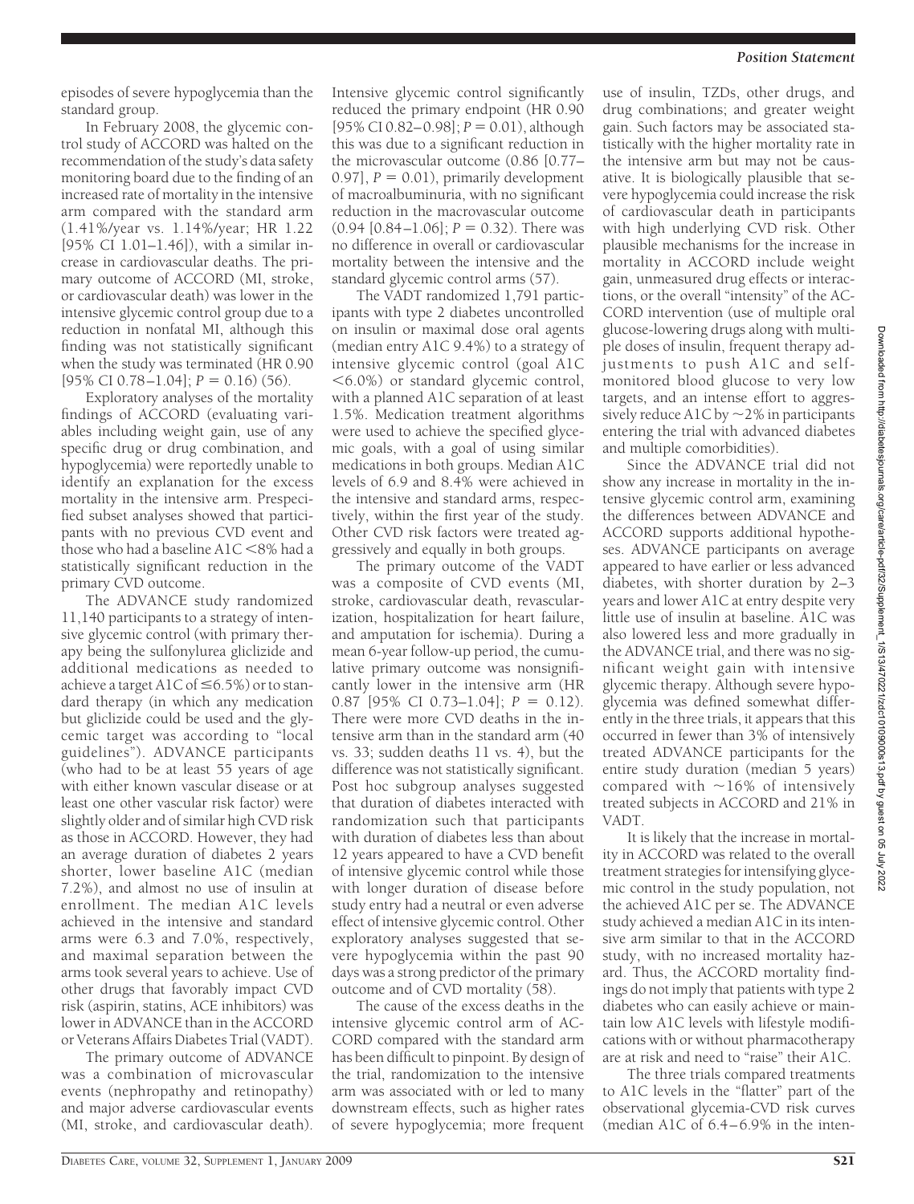episodes of severe hypoglycemia than the standard group.

In February 2008, the glycemic control study of ACCORD was halted on the recommendation of the study's data safety monitoring board due to the finding of an increased rate of mortality in the intensive arm compared with the standard arm (1.41%/year vs. 1.14%/year; HR 1.22 [95% CI 1.01–1.46]), with a similar increase in cardiovascular deaths. The primary outcome of ACCORD (MI, stroke, or cardiovascular death) was lower in the intensive glycemic control group due to a reduction in nonfatal MI, although this finding was not statistically significant when the study was terminated (HR 0.90 [95% CI 0.78–1.04]; $P = 0.16$) (56).

Exploratory analyses of the mortality findings of ACCORD (evaluating variables including weight gain, use of any specific drug or drug combination, and hypoglycemia) were reportedly unable to identify an explanation for the excess mortality in the intensive arm. Prespecified subset analyses showed that participants with no previous CVD event and those who had a baseline A1C <8% had a statistically significant reduction in the primary CVD outcome.

The ADVANCE study randomized 11,140 participants to a strategy of intensive glycemic control (with primary therapy being the sulfonylurea gliclizide and additional medications as needed to achieve a target A1C of ≤6.5%) or to standard therapy (in which any medication but gliclizide could be used and the glycemic target was according to "local guidelines"). ADVANCE participants (who had to be at least 55 years of age with either known vascular disease or at least one other vascular risk factor) were slightly older and of similar high CVD risk as those in ACCORD. However, they had an average duration of diabetes 2 years shorter, lower baseline A1C (median 7.2%), and almost no use of insulin at enrollment. The median A1C levels achieved in the intensive and standard arms were 6.3 and 7.0%, respectively, and maximal separation between the arms took several years to achieve. Use of other drugs that favorably impact CVD risk (aspirin, statins, ACE inhibitors) was lower in ADVANCE than in the ACCORD or Veterans Affairs Diabetes Trial (VADT).

The primary outcome of ADVANCE was a combination of microvascular events (nephropathy and retinopathy) and major adverse cardiovascular events (MI, stroke, and cardiovascular death). Intensive glycemic control significantly reduced the primary endpoint (HR 0.90 [95% CI 0.82–0.98]; $P = 0.01$), although this was due to a significant reduction in the microvascular outcome (0.86 [0.77–0.97], $P = 0.01$), primarily development of macroalbuminuria, with no significant reduction in the macrovascular outcome (0.94 [0.84–1.06]; $P = 0.32$). There was no difference in overall or cardiovascular mortality between the intensive and the standard glycemic control arms (57).

The VADT randomized 1,791 participants with type 2 diabetes uncontrolled on insulin or maximal dose oral agents (median entry A1C 9.4%) to a strategy of intensive glycemic control (goal A1C <6.0%) or standard glycemic control, with a planned A1C separation of at least 1.5%. Medication treatment algorithms were used to achieve the specified glycemic goals, with a goal of using similar medications in both groups. Median A1C levels of 6.9 and 8.4% were achieved in the intensive and standard arms, respectively, within the first year of the study. Other CVD risk factors were treated aggressively and equally in both groups.

The primary outcome of the VADT was a composite of CVD events (MI, stroke, cardiovascular death, revascularization, hospitalization for heart failure, and amputation for ischemia). During a mean 6-year follow-up period, the cumulative primary outcome was nonsignificantly lower in the intensive arm (HR 0.87 [95% CI 0.73–1.04]; $P = 0.12$). There were more CVD deaths in the intensive arm than in the standard arm (40 vs. 33; sudden deaths 11 vs. 4), but the difference was not statistically significant. Post hoc subgroup analyses suggested that duration of diabetes interacted with randomization such that participants with duration of diabetes less than about 12 years appeared to have a CVD benefit of intensive glycemic control while those with longer duration of disease before study entry had a neutral or even adverse effect of intensive glycemic control. Other exploratory analyses suggested that severe hypoglycemia within the past 90 days was a strong predictor of the primary outcome and of CVD mortality (58).

The cause of the excess deaths in the intensive glycemic control arm of ACCORD compared with the standard arm has been difficult to pinpoint. By design of the trial, randomization to the intensive arm was associated with or led to many downstream effects, such as higher rates of severe hypoglycemia; more frequent use of insulin, TZDs, other drugs, and drug combinations; and greater weight gain. Such factors may be associated statistically with the higher mortality rate in the intensive arm but may not be causative. It is biologically plausible that severe hypoglycemia could increase the risk of cardiovascular death in participants with high underlying CVD risk. Other plausible mechanisms for the increase in mortality in ACCORD include weight gain, unmeasured drug effects or interactions, or the overall "intensity" of the ACCORD intervention (use of multiple oral glucose-lowering drugs along with multiple doses of insulin, frequent therapy adjustments to push A1C and self-monitored blood glucose to very low targets, and an intense effort to aggressively reduce A1C by ~2% in participants entering the trial with advanced diabetes and multiple comorbidities).

Since the ADVANCE trial did not show any increase in mortality in the intensive glycemic control arm, examining the differences between ADVANCE and ACCORD supports additional hypotheses. ADVANCE participants on average appeared to have earlier or less advanced diabetes, with shorter duration by 2–3 years and lower A1C at entry despite very little use of insulin at baseline. A1C was also lowered less and more gradually in the ADVANCE trial, and there was no significant weight gain with intensive glycemic therapy. Although severe hypoglycemia was defined somewhat differently in the three trials, it appears that this occurred in fewer than 3% of intensively treated ADVANCE participants for the entire study duration (median 5 years) compared with ~16% of intensively treated subjects in ACCORD and 21% in VADT.

It is likely that the increase in mortality in ACCORD was related to the overall treatment strategies for intensifying glycemic control in the study population, not the achieved A1C per se. The ADVANCE study achieved a median A1C in its intensive arm similar to that in the ACCORD study, with no increased mortality hazard. Thus, the ACCORD mortality findings do not imply that patients with type 2 diabetes who can easily achieve or maintain low A1C levels with lifestyle modifications with or without pharmacotherapy are at risk and need to "raise" their A1C.

The three trials compared treatments to A1C levels in the "flatter" part of the observational glycemia-CVD risk curves (median A1C of 6.4–6.9% in the inten-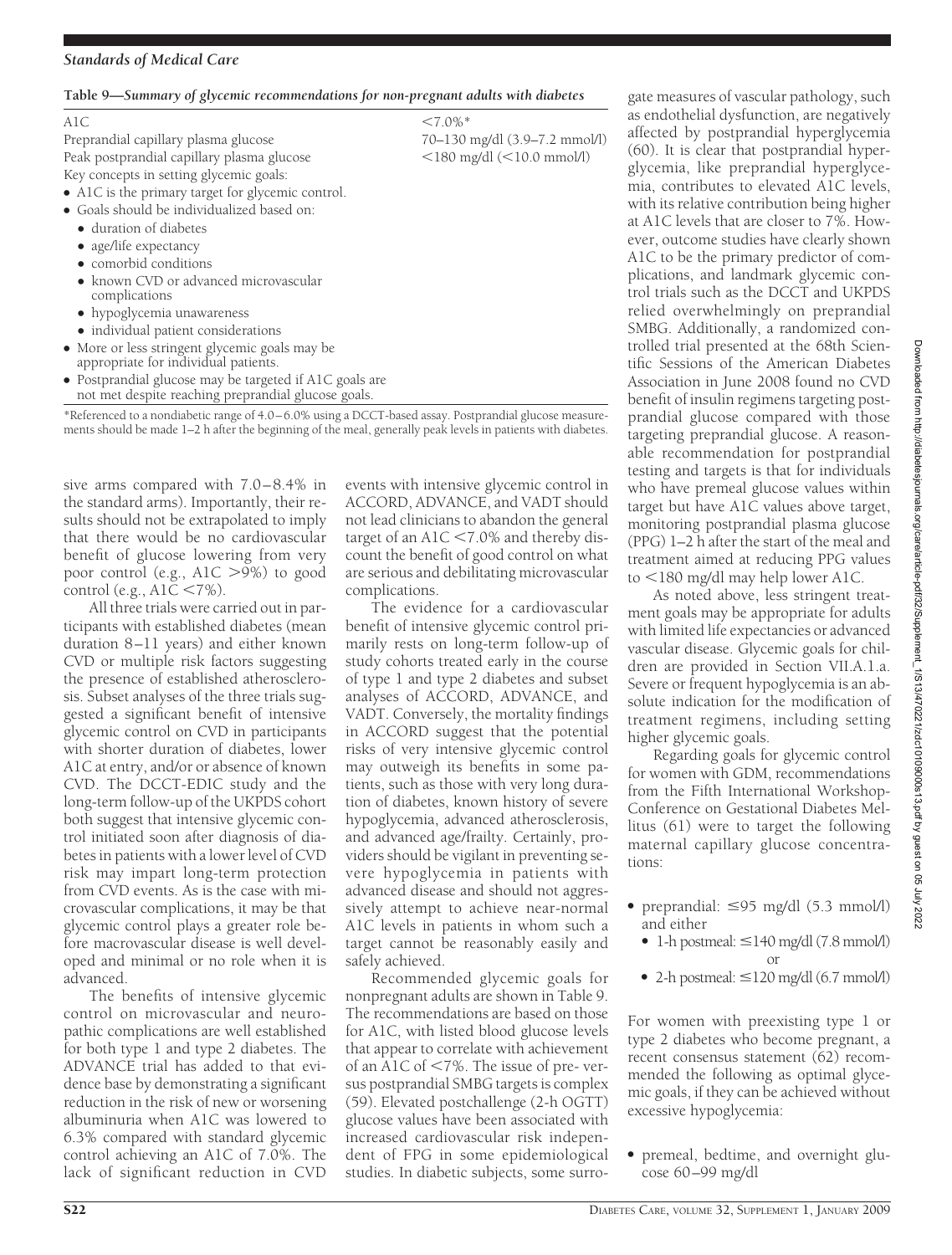**Table 9—Summary of glycemic recommendations for non-pregnant adults with diabetes**

| | |
|---|---|
| A1C | <7.0%* |
| Preprandial capillary plasma glucose | 70–130 mg/dl (3.9–7.2 mmol/l) |
| Peak postprandial capillary plasma glucose | <180 mg/dl (<10.0 mmol/l) |

Key concepts in setting glycemic goals:

- A1C is the primary target for glycemic control.
- Goals should be individualized based on:
  - duration of diabetes
  - age/life expectancy
  - comorbid conditions
  - known CVD or advanced microvascular complications
  - hypoglycemia unawareness
  - individual patient considerations
- More or less stringent glycemic goals may be appropriate for individual patients.
- Postprandial glucose may be targeted if A1C goals are not met despite reaching preprandial glucose goals.

*Referenced to a nondiabetic range of 4.0–6.0% using a DCCT-based assay. Postprandial glucose measurements should be made 1–2 h after the beginning of the meal, generally peak levels in patients with diabetes.

sive arms compared with 7.0–8.4% in the standard arms). Importantly, their results should not be extrapolated to imply that there would be no cardiovascular benefit of glucose lowering from very poor control (e.g., A1C >9%) to good control (e.g., A1C <7%).

All three trials were carried out in participants with established diabetes (mean duration 8–11 years) and either known CVD or multiple risk factors suggesting the presence of established atherosclerosis. Subset analyses of the three trials suggested a significant benefit of intensive glycemic control on CVD in participants with shorter duration of diabetes, lower A1C at entry, and/or or absence of known CVD. The DCCT-EDIC study and the long-term follow-up of the UKPDS cohort both suggest that intensive glycemic control initiated soon after diagnosis of diabetes in patients with a lower level of CVD risk may impart long-term protection from CVD events. As is the case with microvascular complications, it may be that glycemic control plays a greater role before macrovascular disease is well developed and minimal or no role when it is advanced.

The benefits of intensive glycemic control on microvascular and neuropathic complications are well established for both type 1 and type 2 diabetes. The ADVANCE trial has added to that evidence base by demonstrating a significant reduction in the risk of new or worsening albuminuria when A1C was lowered to 6.3% compared with standard glycemic control achieving an A1C of 7.0%. The lack of significant reduction in CVD events with intensive glycemic control in ACCORD, ADVANCE, and VADT should not lead clinicians to abandon the general target of an A1C <7.0% and thereby discount the benefit of good control on what are serious and debilitating microvascular complications.

The evidence for a cardiovascular benefit of intensive glycemic control primarily rests on long-term follow-up of study cohorts treated early in the course of type 1 and type 2 diabetes and subset analyses of ACCORD, ADVANCE, and VADT. Conversely, the mortality findings in ACCORD suggest that the potential risks of very intensive glycemic control may outweigh its benefits in some patients, such as those with very long duration of diabetes, known history of severe hypoglycemia, advanced atherosclerosis, and advanced age/frailty. Certainly, providers should be vigilant in preventing severe hypoglycemia in patients with advanced disease and should not aggressively attempt to achieve near-normal A1C levels in patients in whom such a target cannot be reasonably easily and safely achieved.

Recommended glycemic goals for nonpregnant adults are shown in Table 9. The recommendations are based on those for A1C, with listed blood glucose levels that appear to correlate with achievement of an A1C of <7%. The issue of pre- versus postprandial SMBG targets is complex (59). Elevated postchallenge (2-h OGTT) glucose values have been associated with increased cardiovascular risk independent of FPG in some epidemiological studies. In diabetic subjects, some surrogate measures of vascular pathology, such as endothelial dysfunction, are negatively affected by postprandial hyperglycemia (60). It is clear that postprandial hyperglycemia, like preprandial hyperglycemia, contributes to elevated A1C levels, with its relative contribution being higher at A1C levels that are closer to 7%. However, outcome studies have clearly shown A1C to be the primary predictor of complications, and landmark glycemic control trials such as the DCCT and UKPDS relied overwhelmingly on preprandial SMBG. Additionally, a randomized controlled trial presented at the 68th Scientific Sessions of the American Diabetes Association in June 2008 found no CVD benefit of insulin regimens targeting postprandial glucose compared with those targeting preprandial glucose. A reasonable recommendation for postprandial testing and targets is that for individuals who have premeal glucose values within target but have A1C values above target, monitoring postprandial plasma glucose (PPG) 1–2 h after the start of the meal and treatment aimed at reducing PPG values to <180 mg/dl may help lower A1C.

As noted above, less stringent treatment goals may be appropriate for adults with limited life expectancies or advanced vascular disease. Glycemic goals for children are provided in Section VII.A.1.a. Severe or frequent hypoglycemia is an absolute indication for the modification of treatment regimens, including setting higher glycemic goals.

Regarding goals for glycemic control for women with GDM, recommendations from the Fifth International Workshop-Conference on Gestational Diabetes Mellitus (61) were to target the following maternal capillary glucose concentrations:

- preprandial: ≤95 mg/dl (5.3 mmol/l) and either
  - 1-h postmeal: ≤140 mg/dl (7.8 mmol/l)

    or
  - 2-h postmeal: ≤120 mg/dl (6.7 mmol/l)

For women with preexisting type 1 or type 2 diabetes who become pregnant, a recent consensus statement (62) recommended the following as optimal glycemic goals, if they can be achieved without excessive hypoglycemia:

- premeal, bedtime, and overnight glucose 60–99 mg/dl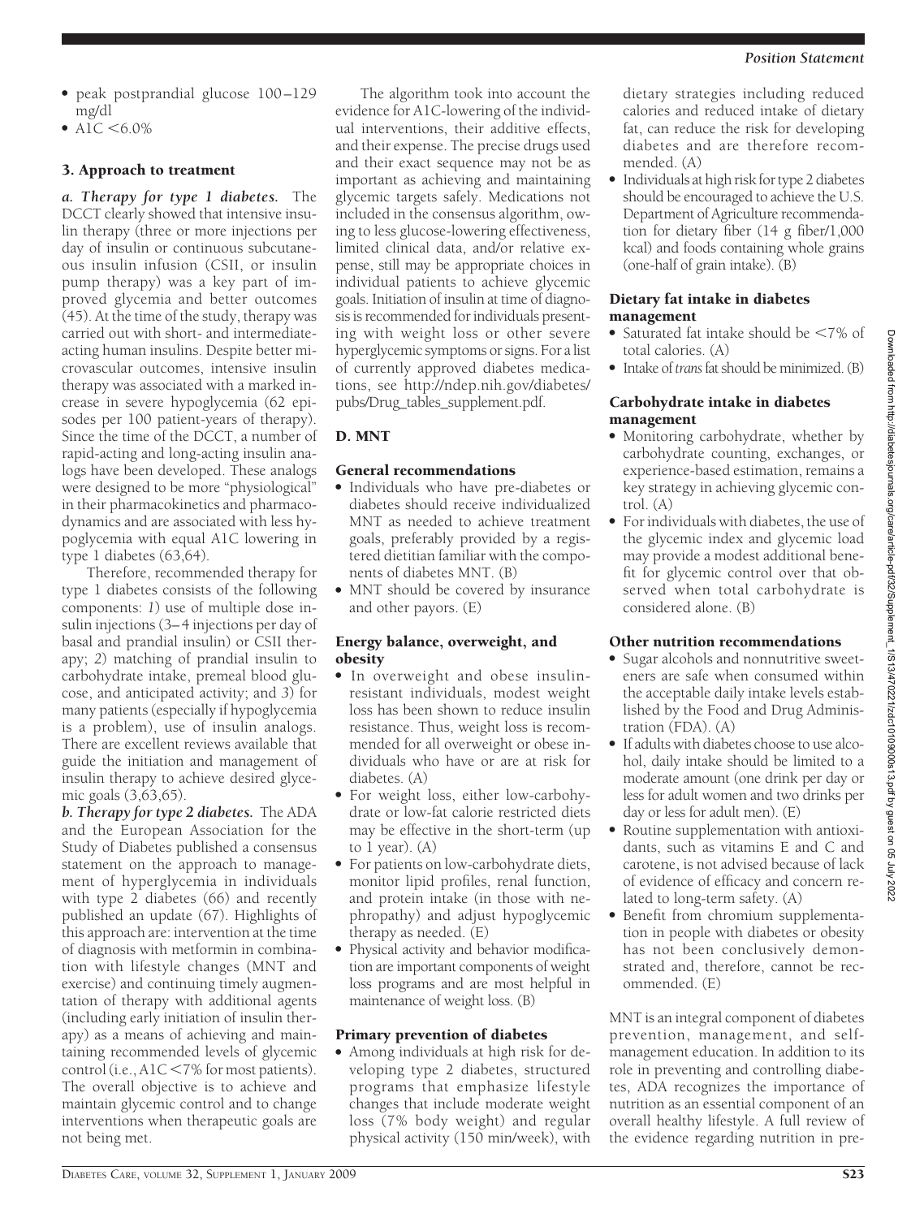- peak postprandial glucose 100–129 mg/dl
- A1C <6.0%

### 3. Approach to treatment

***a. Therapy for type 1 diabetes.*** The DCCT clearly showed that intensive insulin therapy (three or more injections per day of insulin or continuous subcutaneous insulin infusion (CSII, or insulin pump therapy) was a key part of improved glycemia and better outcomes (45). At the time of the study, therapy was carried out with short- and intermediate-acting human insulins. Despite better microvascular outcomes, intensive insulin therapy was associated with a marked increase in severe hypoglycemia (62 episodes per 100 patient-years of therapy). Since the time of the DCCT, a number of rapid-acting and long-acting insulin analogs have been developed. These analogs were designed to be more "physiological" in their pharmacokinetics and pharmacodynamics and are associated with less hypoglycemia with equal A1C lowering in type 1 diabetes (63,64).

Therefore, recommended therapy for type 1 diabetes consists of the following components: *1*) use of multiple dose insulin injections (3–4 injections per day of basal and prandial insulin) or CSII therapy; 2) matching of prandial insulin to carbohydrate intake, premeal blood glucose, and anticipated activity; and *3*) for many patients (especially if hypoglycemia is a problem), use of insulin analogs. There are excellent reviews available that guide the initiation and management of insulin therapy to achieve desired glycemic goals (3,63,65).

***b. Therapy for type 2 diabetes.*** The ADA and the European Association for the Study of Diabetes published a consensus statement on the approach to management of hyperglycemia in individuals with type 2 diabetes (66) and recently published an update (67). Highlights of this approach are: intervention at the time of diagnosis with metformin in combination with lifestyle changes (MNT and exercise) and continuing timely augmentation of therapy with additional agents (including early initiation of insulin therapy) as a means of achieving and maintaining recommended levels of glycemic control (i.e., A1C <7% for most patients). The overall objective is to achieve and maintain glycemic control and to change interventions when therapeutic goals are not being met.

The algorithm took into account the evidence for A1C-lowering of the individual interventions, their additive effects, and their expense. The precise drugs used and their exact sequence may not be as important as achieving and maintaining glycemic targets safely. Medications not included in the consensus algorithm, owing to less glucose-lowering effectiveness, limited clinical data, and/or relative expense, still may be appropriate choices in individual patients to achieve glycemic goals. Initiation of insulin at time of diagnosis is recommended for individuals presenting with weight loss or other severe hyperglycemic symptoms or signs. For a list of currently approved diabetes medications, see http://ndep.nih.gov/diabetes/pubs/Drug_tables_supplement.pdf.

## D. MNT

#### General recommendations

- Individuals who have pre-diabetes or diabetes should receive individualized MNT as needed to achieve treatment goals, preferably provided by a registered dietitian familiar with the components of diabetes MNT. (B)
- MNT should be covered by insurance and other payors. (E)

#### Energy balance, overweight, and obesity

- In overweight and obese insulin-resistant individuals, modest weight loss has been shown to reduce insulin resistance. Thus, weight loss is recommended for all overweight or obese individuals who have or are at risk for diabetes. (A)
- For weight loss, either low-carbohydrate or low-fat calorie restricted diets may be effective in the short-term (up to 1 year). (A)
- For patients on low-carbohydrate diets, monitor lipid profiles, renal function, and protein intake (in those with nephropathy) and adjust hypoglycemic therapy as needed. (E)
- Physical activity and behavior modification are important components of weight loss programs and are most helpful in maintenance of weight loss. (B)

#### Primary prevention of diabetes

- Among individuals at high risk for developing type 2 diabetes, structured programs that emphasize lifestyle changes that include moderate weight loss (7% body weight) and regular physical activity (150 min/week), with dietary strategies including reduced calories and reduced intake of dietary fat, can reduce the risk for developing diabetes and are therefore recommended. (A)
- Individuals at high risk for type 2 diabetes should be encouraged to achieve the U.S. Department of Agriculture recommendation for dietary fiber (14 g fiber/1,000 kcal) and foods containing whole grains (one-half of grain intake). (B)

#### Dietary fat intake in diabetes management

- Saturated fat intake should be <7% of total calories. (A)
- Intake of *trans* fat should be minimized. (B)

#### Carbohydrate intake in diabetes management

- Monitoring carbohydrate, whether by carbohydrate counting, exchanges, or experience-based estimation, remains a key strategy in achieving glycemic control. (A)
- For individuals with diabetes, the use of the glycemic index and glycemic load may provide a modest additional benefit for glycemic control over that observed when total carbohydrate is considered alone. (B)

#### Other nutrition recommendations

- Sugar alcohols and nonnutritive sweeteners are safe when consumed within the acceptable daily intake levels established by the Food and Drug Administration (FDA). (A)
- If adults with diabetes choose to use alcohol, daily intake should be limited to a moderate amount (one drink per day or less for adult women and two drinks per day or less for adult men). (E)
- Routine supplementation with antioxidants, such as vitamins E and C and carotene, is not advised because of lack of evidence of efficacy and concern related to long-term safety. (A)
- Benefit from chromium supplementation in people with diabetes or obesity has not been conclusively demonstrated and, therefore, cannot be recommended. (E)

MNT is an integral component of diabetes prevention, management, and self-management education. In addition to its role in preventing and controlling diabetes, ADA recognizes the importance of nutrition as an essential component of an overall healthy lifestyle. A full review of the evidence regarding nutrition in pre-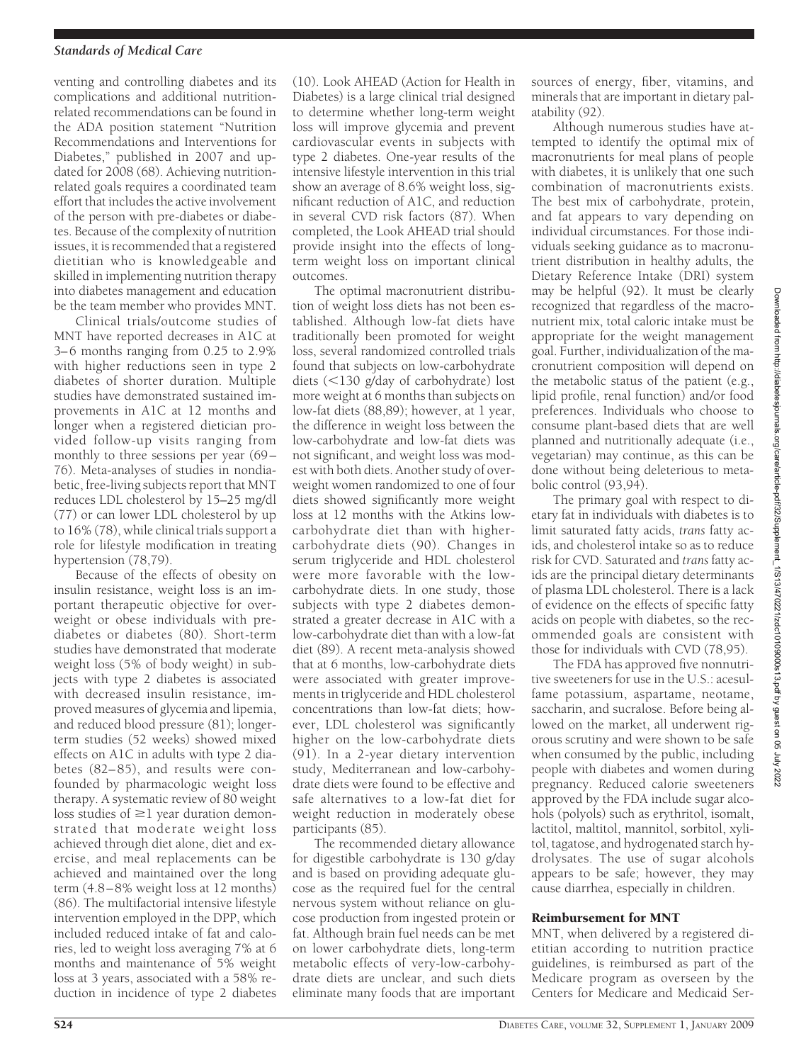venting and controlling diabetes and its complications and additional nutrition-related recommendations can be found in the ADA position statement "Nutrition Recommendations and Interventions for Diabetes," published in 2007 and updated for 2008 (68). Achieving nutrition-related goals requires a coordinated team effort that includes the active involvement of the person with pre-diabetes or diabetes. Because of the complexity of nutrition issues, it is recommended that a registered dietitian who is knowledgeable and skilled in implementing nutrition therapy into diabetes management and education be the team member who provides MNT.

Clinical trials/outcome studies of MNT have reported decreases in A1C at 3–6 months ranging from 0.25 to 2.9% with higher reductions seen in type 2 diabetes of shorter duration. Multiple studies have demonstrated sustained improvements in A1C at 12 months and longer when a registered dietician provided follow-up visits ranging from monthly to three sessions per year (69–76). Meta-analyses of studies in nondiabetic, free-living subjects report that MNT reduces LDL cholesterol by 15–25 mg/dl (77) or can lower LDL cholesterol by up to 16% (78), while clinical trials support a role for lifestyle modification in treating hypertension (78,79).

Because of the effects of obesity on insulin resistance, weight loss is an important therapeutic objective for overweight or obese individuals with pre-diabetes or diabetes (80). Short-term studies have demonstrated that moderate weight loss (5% of body weight) in subjects with type 2 diabetes is associated with decreased insulin resistance, improved measures of glycemia and lipemia, and reduced blood pressure (81); longer-term studies (52 weeks) showed mixed effects on A1C in adults with type 2 diabetes (82–85), and results were confounded by pharmacologic weight loss therapy. A systematic review of 80 weight loss studies of ≥1 year duration demonstrated that moderate weight loss achieved through diet alone, diet and exercise, and meal replacements can be achieved and maintained over the long term (4.8–8% weight loss at 12 months) (86). The multifactorial intensive lifestyle intervention employed in the DPP, which included reduced intake of fat and calories, led to weight loss averaging 7% at 6 months and maintenance of 5% weight loss at 3 years, associated with a 58% reduction in incidence of type 2 diabetes (10). Look AHEAD (Action for Health in Diabetes) is a large clinical trial designed to determine whether long-term weight loss will improve glycemia and prevent cardiovascular events in subjects with type 2 diabetes. One-year results of the intensive lifestyle intervention in this trial show an average of 8.6% weight loss, significant reduction of A1C, and reduction in several CVD risk factors (87). When completed, the Look AHEAD trial should provide insight into the effects of long-term weight loss on important clinical outcomes.

The optimal macronutrient distribution of weight loss diets has not been established. Although low-fat diets have traditionally been promoted for weight loss, several randomized controlled trials found that subjects on low-carbohydrate diets (<130 g/day of carbohydrate) lost more weight at 6 months than subjects on low-fat diets (88,89); however, at 1 year, the difference in weight loss between the low-carbohydrate and low-fat diets was not significant, and weight loss was modest with both diets. Another study of overweight women randomized to one of four diets showed significantly more weight loss at 12 months with the Atkins low-carbohydrate diet than with higher-carbohydrate diets (90). Changes in serum triglyceride and HDL cholesterol were more favorable with the low-carbohydrate diets. In one study, those subjects with type 2 diabetes demonstrated a greater decrease in A1C with a low-carbohydrate diet than with a low-fat diet (89). A recent meta-analysis showed that at 6 months, low-carbohydrate diets were associated with greater improvements in triglyceride and HDL cholesterol concentrations than low-fat diets; however, LDL cholesterol was significantly higher on the low-carbohydrate diets (91). In a 2-year dietary intervention study, Mediterranean and low-carbohydrate diets were found to be effective and safe alternatives to a low-fat diet for weight reduction in moderately obese participants (85).

The recommended dietary allowance for digestible carbohydrate is 130 g/day and is based on providing adequate glucose as the required fuel for the central nervous system without reliance on glucose production from ingested protein or fat. Although brain fuel needs can be met on lower carbohydrate diets, long-term metabolic effects of very-low-carbohydrate diets are unclear, and such diets eliminate many foods that are important sources of energy, fiber, vitamins, and minerals that are important in dietary palatability (92).

Although numerous studies have attempted to identify the optimal mix of macronutrients for meal plans of people with diabetes, it is unlikely that one such combination of macronutrients exists. The best mix of carbohydrate, protein, and fat appears to vary depending on individual circumstances. For those individuals seeking guidance as to macronutrient distribution in healthy adults, the Dietary Reference Intake (DRI) system may be helpful (92). It must be clearly recognized that regardless of the macronutrient mix, total caloric intake must be appropriate for the weight management goal. Further, individualization of the macronutrient composition will depend on the metabolic status of the patient (e.g., lipid profile, renal function) and/or food preferences. Individuals who choose to consume plant-based diets that are well planned and nutritionally adequate (i.e., vegetarian) may continue, as this can be done without being deleterious to metabolic control (93,94).

The primary goal with respect to dietary fat in individuals with diabetes is to limit saturated fatty acids, *trans* fatty acids, and cholesterol intake so as to reduce risk for CVD. Saturated and *trans* fatty acids are the principal dietary determinants of plasma LDL cholesterol. There is a lack of evidence on the effects of specific fatty acids on people with diabetes, so the recommended goals are consistent with those for individuals with CVD (78,95).

The FDA has approved five nonnutritive sweeteners for use in the U.S.: acesulfame potassium, aspartame, neotame, saccharin, and sucralose. Before being allowed on the market, all underwent rigorous scrutiny and were shown to be safe when consumed by the public, including people with diabetes and women during pregnancy. Reduced calorie sweeteners approved by the FDA include sugar alcohols (polyols) such as erythritol, isomalt, lactitol, maltitol, mannitol, sorbitol, xylitol, tagatose, and hydrogenated starch hydrolysates. The use of sugar alcohols appears to be safe; however, they may cause diarrhea, especially in children.

## Reimbursement for MNT

MNT, when delivered by a registered dietitian according to nutrition practice guidelines, is reimbursed as part of the Medicare program as overseen by the Centers for Medicare and Medicaid Ser-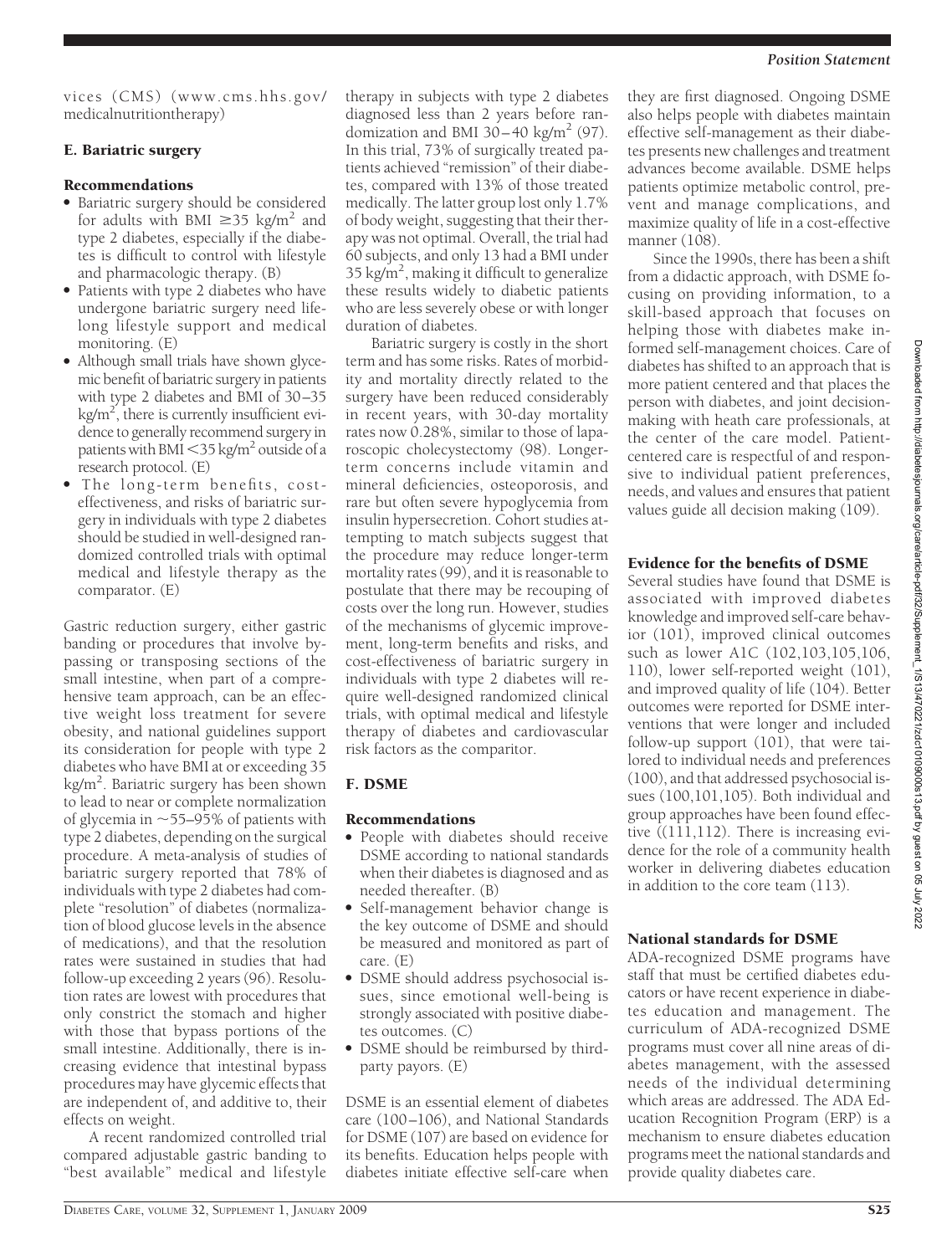vices (CMS) (www.cms.hhs.gov/medicalnutritiontherapy)

### E. Bariatric surgery

#### Recommendations

- Bariatric surgery should be considered for adults with BMI $\geq$35 kg/m$^2$ and type 2 diabetes, especially if the diabetes is difficult to control with lifestyle and pharmacologic therapy. (B)
- Patients with type 2 diabetes who have undergone bariatric surgery need lifelong lifestyle support and medical monitoring. (E)
- Although small trials have shown glycemic benefit of bariatric surgery in patients with type 2 diabetes and BMI of 30–35 kg/m$^2$, there is currently insufficient evidence to generally recommend surgery in patients with BMI <35 kg/m$^2$ outside of a research protocol. (E)
- The long-term benefits, cost-effectiveness, and risks of bariatric surgery in individuals with type 2 diabetes should be studied in well-designed randomized controlled trials with optimal medical and lifestyle therapy as the comparator. (E)

Gastric reduction surgery, either gastric banding or procedures that involve bypassing or transposing sections of the small intestine, when part of a comprehensive team approach, can be an effective weight loss treatment for severe obesity, and national guidelines support its consideration for people with type 2 diabetes who have BMI at or exceeding 35 kg/m$^2$. Bariatric surgery has been shown to lead to near or complete normalization of glycemia in ~55–95% of patients with type 2 diabetes, depending on the surgical procedure. A meta-analysis of studies of bariatric surgery reported that 78% of individuals with type 2 diabetes had complete "resolution" of diabetes (normalization of blood glucose levels in the absence of medications), and that the resolution rates were sustained in studies that had follow-up exceeding 2 years (96). Resolution rates are lowest with procedures that only constrict the stomach and higher with those that bypass portions of the small intestine. Additionally, there is increasing evidence that intestinal bypass procedures may have glycemic effects that are independent of, and additive to, their effects on weight.

A recent randomized controlled trial compared adjustable gastric banding to "best available" medical and lifestyle therapy in subjects with type 2 diabetes diagnosed less than 2 years before randomization and BMI 30–40 kg/m$^2$ (97). In this trial, 73% of surgically treated patients achieved "remission" of their diabetes, compared with 13% of those treated medically. The latter group lost only 1.7% of body weight, suggesting that their therapy was not optimal. Overall, the trial had 60 subjects, and only 13 had a BMI under 35 kg/m$^2$, making it difficult to generalize these results widely to diabetic patients who are less severely obese or with longer duration of diabetes.

Bariatric surgery is costly in the short term and has some risks. Rates of morbidity and mortality directly related to the surgery have been reduced considerably in recent years, with 30-day mortality rates now 0.28%, similar to those of laparoscopic cholecystectomy (98). Longer-term concerns include vitamin and mineral deficiencies, osteoporosis, and rare but often severe hypoglycemia from insulin hypersecretion. Cohort studies attempting to match subjects suggest that the procedure may reduce longer-term mortality rates (99), and it is reasonable to postulate that there may be recouping of costs over the long run. However, studies of the mechanisms of glycemic improvement, long-term benefits and risks, and cost-effectiveness of bariatric surgery in individuals with type 2 diabetes will require well-designed randomized clinical trials, with optimal medical and lifestyle therapy of diabetes and cardiovascular risk factors as the comparitor.

### F. DSME

#### Recommendations

- People with diabetes should receive DSME according to national standards when their diabetes is diagnosed and as needed thereafter. (B)
- Self-management behavior change is the key outcome of DSME and should be measured and monitored as part of care. (E)
- DSME should address psychosocial issues, since emotional well-being is strongly associated with positive diabetes outcomes. (C)
- DSME should be reimbursed by third-party payors. (E)

DSME is an essential element of diabetes care (100–106), and National Standards for DSME (107) are based on evidence for its benefits. Education helps people with diabetes initiate effective self-care when they are first diagnosed. Ongoing DSME also helps people with diabetes maintain effective self-management as their diabetes presents new challenges and treatment advances become available. DSME helps patients optimize metabolic control, prevent and manage complications, and maximize quality of life in a cost-effective manner (108).

Since the 1990s, there has been a shift from a didactic approach, with DSME focusing on providing information, to a skill-based approach that focuses on helping those with diabetes make informed self-management choices. Care of diabetes has shifted to an approach that is more patient centered and that places the person with diabetes, and joint decision-making with heath care professionals, at the center of the care model. Patient-centered care is respectful of and responsive to individual patient preferences, needs, and values and ensures that patient values guide all decision making (109).

#### Evidence for the benefits of DSME

Several studies have found that DSME is associated with improved diabetes knowledge and improved self-care behavior (101), improved clinical outcomes such as lower A1C (102,103,105,106,110), lower self-reported weight (101), and improved quality of life (104). Better outcomes were reported for DSME interventions that were longer and included follow-up support (101), that were tailored to individual needs and preferences (100), and that addressed psychosocial issues (100,101,105). Both individual and group approaches have been found effective ((111,112). There is increasing evidence for the role of a community health worker in delivering diabetes education in addition to the core team (113).

#### National standards for DSME

ADA-recognized DSME programs have staff that must be certified diabetes educators or have recent experience in diabetes education and management. The curriculum of ADA-recognized DSME programs must cover all nine areas of diabetes management, with the assessed needs of the individual determining which areas are addressed. The ADA Education Recognition Program (ERP) is a mechanism to ensure diabetes education programs meet the national standards and provide quality diabetes care.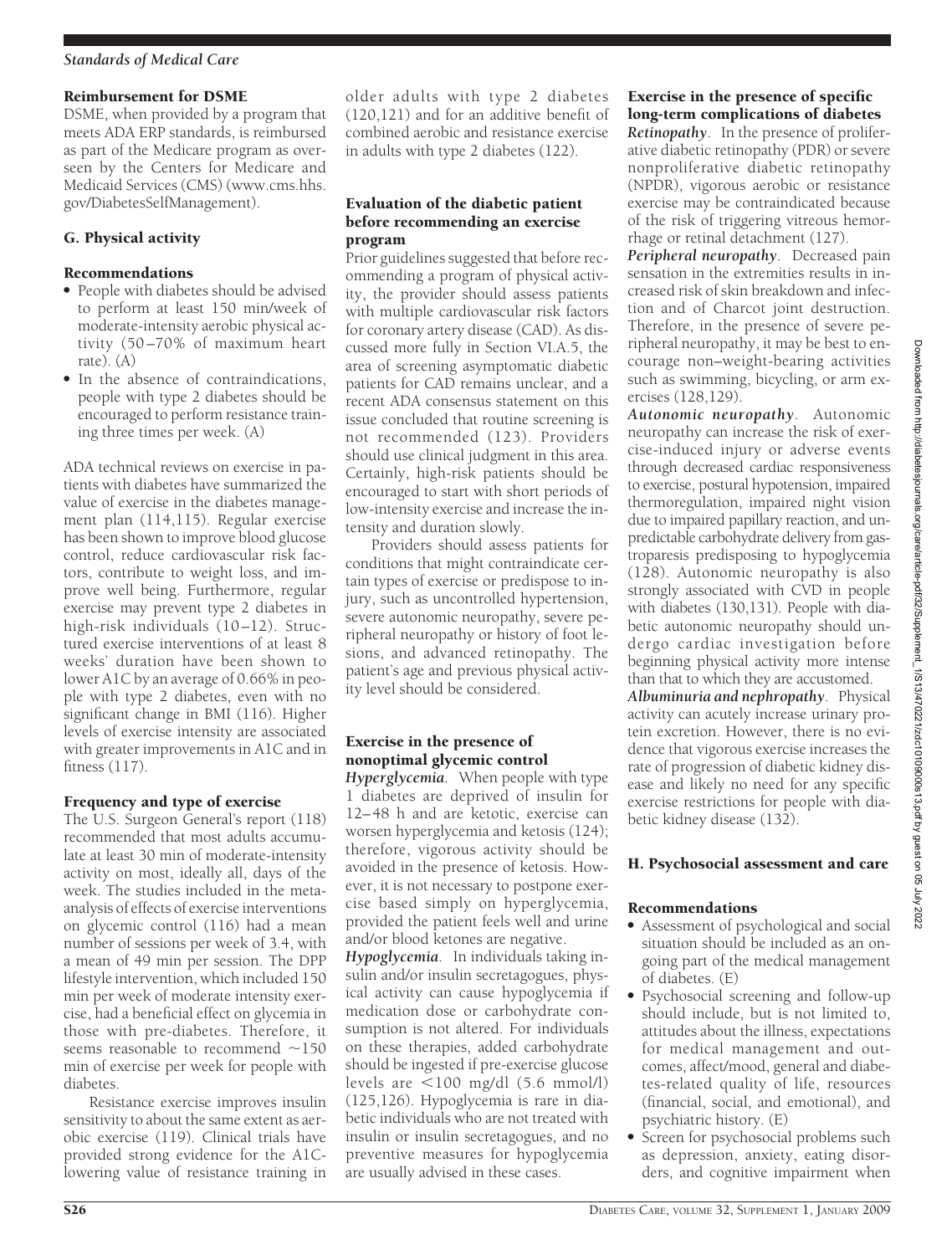#### Reimbursement for DSME

DSME, when provided by a program that meets ADA ERP standards, is reimbursed as part of the Medicare program as overseen by the Centers for Medicare and Medicaid Services (CMS) (www.cms.hhs.gov/DiabetesSelfManagement).

### G. Physical activity

#### Recommendations

- People with diabetes should be advised to perform at least 150 min/week of moderate-intensity aerobic physical activity (50–70% of maximum heart rate). (A)
- In the absence of contraindications, people with type 2 diabetes should be encouraged to perform resistance training three times per week. (A)

ADA technical reviews on exercise in patients with diabetes have summarized the value of exercise in the diabetes management plan (114,115). Regular exercise has been shown to improve blood glucose control, reduce cardiovascular risk factors, contribute to weight loss, and improve well being. Furthermore, regular exercise may prevent type 2 diabetes in high-risk individuals (10–12). Structured exercise interventions of at least 8 weeks' duration have been shown to lower A1C by an average of 0.66% in people with type 2 diabetes, even with no significant change in BMI (116). Higher levels of exercise intensity are associated with greater improvements in A1C and in fitness (117).

#### Frequency and type of exercise

The U.S. Surgeon General's report (118) recommended that most adults accumulate at least 30 min of moderate-intensity activity on most, ideally all, days of the week. The studies included in the meta-analysis of effects of exercise interventions on glycemic control (116) had a mean number of sessions per week of 3.4, with a mean of 49 min per session. The DPP lifestyle intervention, which included 150 min per week of moderate intensity exercise, had a beneficial effect on glycemia in those with pre-diabetes. Therefore, it seems reasonable to recommend ~150 min of exercise per week for people with diabetes.

Resistance exercise improves insulin sensitivity to about the same extent as aerobic exercise (119). Clinical trials have provided strong evidence for the A1C-lowering value of resistance training in older adults with type 2 diabetes (120,121) and for an additive benefit of combined aerobic and resistance exercise in adults with type 2 diabetes (122).

#### Evaluation of the diabetic patient before recommending an exercise program

Prior guidelines suggested that before recommending a program of physical activity, the provider should assess patients with multiple cardiovascular risk factors for coronary artery disease (CAD). As discussed more fully in Section VI.A.5, the area of screening asymptomatic diabetic patients for CAD remains unclear, and a recent ADA consensus statement on this issue concluded that routine screening is not recommended (123). Providers should use clinical judgment in this area. Certainly, high-risk patients should be encouraged to start with short periods of low-intensity exercise and increase the intensity and duration slowly.

Providers should assess patients for conditions that might contraindicate certain types of exercise or predispose to injury, such as uncontrolled hypertension, severe autonomic neuropathy, severe peripheral neuropathy or history of foot lesions, and advanced retinopathy. The patient's age and previous physical activity level should be considered.

#### Exercise in the presence of nonoptimal glycemic control

***Hyperglycemia***. When people with type 1 diabetes are deprived of insulin for 12–48 h and are ketotic, exercise can worsen hyperglycemia and ketosis (124); therefore, vigorous activity should be avoided in the presence of ketosis. However, it is not necessary to postpone exercise based simply on hyperglycemia, provided the patient feels well and urine and/or blood ketones are negative.

***Hypoglycemia***. In individuals taking insulin and/or insulin secretagogues, physical activity can cause hypoglycemia if medication dose or carbohydrate consumption is not altered. For individuals on these therapies, added carbohydrate should be ingested if pre-exercise glucose levels are <100 mg/dl (5.6 mmol/l) (125,126). Hypoglycemia is rare in diabetic individuals who are not treated with insulin or insulin secretagogues, and no preventive measures for hypoglycemia are usually advised in these cases.

#### Exercise in the presence of specific long-term complications of diabetes

***Retinopathy***. In the presence of proliferative diabetic retinopathy (PDR) or severe nonproliferative diabetic retinopathy (NPDR), vigorous aerobic or resistance exercise may be contraindicated because of the risk of triggering vitreous hemorrhage or retinal detachment (127).

***Peripheral neuropathy***. Decreased pain sensation in the extremities results in increased risk of skin breakdown and infection and of Charcot joint destruction. Therefore, in the presence of severe peripheral neuropathy, it may be best to encourage non–weight-bearing activities such as swimming, bicycling, or arm exercises (128,129).

***Autonomic neuropathy***. Autonomic neuropathy can increase the risk of exercise-induced injury or adverse events through decreased cardiac responsiveness to exercise, postural hypotension, impaired thermoregulation, impaired night vision due to impaired papillary reaction, and unpredictable carbohydrate delivery from gastroparesis predisposing to hypoglycemia (128). Autonomic neuropathy is also strongly associated with CVD in people with diabetes (130,131). People with diabetic autonomic neuropathy should undergo cardiac investigation before beginning physical activity more intense than that to which they are accustomed.

***Albuminuria and nephropathy***. Physical activity can acutely increase urinary protein excretion. However, there is no evidence that vigorous exercise increases the rate of progression of diabetic kidney disease and likely no need for any specific exercise restrictions for people with diabetic kidney disease (132).

### H. Psychosocial assessment and care

#### Recommendations

- Assessment of psychological and social situation should be included as an ongoing part of the medical management of diabetes. (E)
- Psychosocial screening and follow-up should include, but is not limited to, attitudes about the illness, expectations for medical management and outcomes, affect/mood, general and diabetes-related quality of life, resources (financial, social, and emotional), and psychiatric history. (E)
- Screen for psychosocial problems such as depression, anxiety, eating disorders, and cognitive impairment when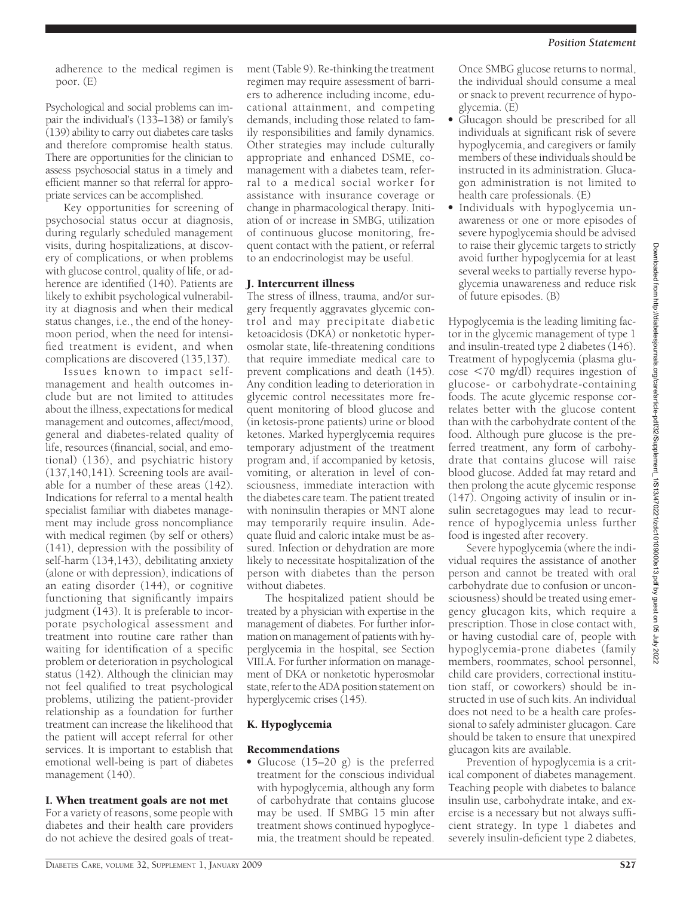adherence to the medical regimen is poor. (E)

Psychological and social problems can impair the individual's (133–138) or family's (139) ability to carry out diabetes care tasks and therefore compromise health status. There are opportunities for the clinician to assess psychosocial status in a timely and efficient manner so that referral for appropriate services can be accomplished.

Key opportunities for screening of psychosocial status occur at diagnosis, during regularly scheduled management visits, during hospitalizations, at discovery of complications, or when problems with glucose control, quality of life, or adherence are identified (140). Patients are likely to exhibit psychological vulnerability at diagnosis and when their medical status changes, i.e., the end of the honeymoon period, when the need for intensified treatment is evident, and when complications are discovered (135,137).

Issues known to impact self-management and health outcomes include but are not limited to attitudes about the illness, expectations for medical management and outcomes, affect/mood, general and diabetes-related quality of life, resources (financial, social, and emotional) (136), and psychiatric history (137,140,141). Screening tools are available for a number of these areas (142). Indications for referral to a mental health specialist familiar with diabetes management may include gross noncompliance with medical regimen (by self or others) (141), depression with the possibility of self-harm (134,143), debilitating anxiety (alone or with depression), indications of an eating disorder (144), or cognitive functioning that significantly impairs judgment (143). It is preferable to incorporate psychological assessment and treatment into routine care rather than waiting for identification of a specific problem or deterioration in psychological status (142). Although the clinician may not feel qualified to treat psychological problems, utilizing the patient-provider relationship as a foundation for further treatment can increase the likelihood that the patient will accept referral for other services. It is important to establish that emotional well-being is part of diabetes management (140).

## I. When treatment goals are not met

For a variety of reasons, some people with diabetes and their health care providers do not achieve the desired goals of treatment (Table 9). Re-thinking the treatment regimen may require assessment of barriers to adherence including income, educational attainment, and competing demands, including those related to family responsibilities and family dynamics. Other strategies may include culturally appropriate and enhanced DSME, co-management with a diabetes team, referral to a medical social worker for assistance with insurance coverage or change in pharmacological therapy. Initiation of or increase in SMBG, utilization of continuous glucose monitoring, frequent contact with the patient, or referral to an endocrinologist may be useful.

## J. Intercurrent illness

The stress of illness, trauma, and/or surgery frequently aggravates glycemic control and may precipitate diabetic ketoacidosis (DKA) or nonketotic hyperosmolar state, life-threatening conditions that require immediate medical care to prevent complications and death (145). Any condition leading to deterioration in glycemic control necessitates more frequent monitoring of blood glucose and (in ketosis-prone patients) urine or blood ketones. Marked hyperglycemia requires temporary adjustment of the treatment program and, if accompanied by ketosis, vomiting, or alteration in level of consciousness, immediate interaction with the diabetes care team. The patient treated with noninsulin therapies or MNT alone may temporarily require insulin. Adequate fluid and caloric intake must be assured. Infection or dehydration are more likely to necessitate hospitalization of the person with diabetes than the person without diabetes.

The hospitalized patient should be treated by a physician with expertise in the management of diabetes. For further information on management of patients with hyperglycemia in the hospital, see Section VIII.A. For further information on management of DKA or nonketotic hyperosmolar state, refer to the ADA position statement on hyperglycemic crises (145).

## K. Hypoglycemia

### Recommendations

- Glucose (15–20 g) is the preferred treatment for the conscious individual with hypoglycemia, although any form of carbohydrate that contains glucose may be used. If SMBG 15 min after treatment shows continued hypoglycemia, the treatment should be repeated. Once SMBG glucose returns to normal, the individual should consume a meal or snack to prevent recurrence of hypoglycemia. (E)
- Glucagon should be prescribed for all individuals at significant risk of severe hypoglycemia, and caregivers or family members of these individuals should be instructed in its administration. Glucagon administration is not limited to health care professionals. (E)
- Individuals with hypoglycemia unawareness or one or more episodes of severe hypoglycemia should be advised to raise their glycemic targets to strictly avoid further hypoglycemia for at least several weeks to partially reverse hypoglycemia unawareness and reduce risk of future episodes. (B)

Hypoglycemia is the leading limiting factor in the glycemic management of type 1 and insulin-treated type 2 diabetes (146). Treatment of hypoglycemia (plasma glucose <70 mg/dl) requires ingestion of glucose- or carbohydrate-containing foods. The acute glycemic response correlates better with the glucose content than with the carbohydrate content of the food. Although pure glucose is the preferred treatment, any form of carbohydrate that contains glucose will raise blood glucose. Added fat may retard and then prolong the acute glycemic response (147). Ongoing activity of insulin or insulin secretagogues may lead to recurrence of hypoglycemia unless further food is ingested after recovery.

Severe hypoglycemia (where the individual requires the assistance of another person and cannot be treated with oral carbohydrate due to confusion or unconsciousness) should be treated using emergency glucagon kits, which require a prescription. Those in close contact with, or having custodial care of, people with hypoglycemia-prone diabetes (family members, roommates, school personnel, child care providers, correctional institution staff, or coworkers) should be instructed in use of such kits. An individual does not need to be a health care professional to safely administer glucagon. Care should be taken to ensure that unexpired glucagon kits are available.

Prevention of hypoglycemia is a critical component of diabetes management. Teaching people with diabetes to balance insulin use, carbohydrate intake, and exercise is a necessary but not always sufficient strategy. In type 1 diabetes and severely insulin-deficient type 2 diabetes,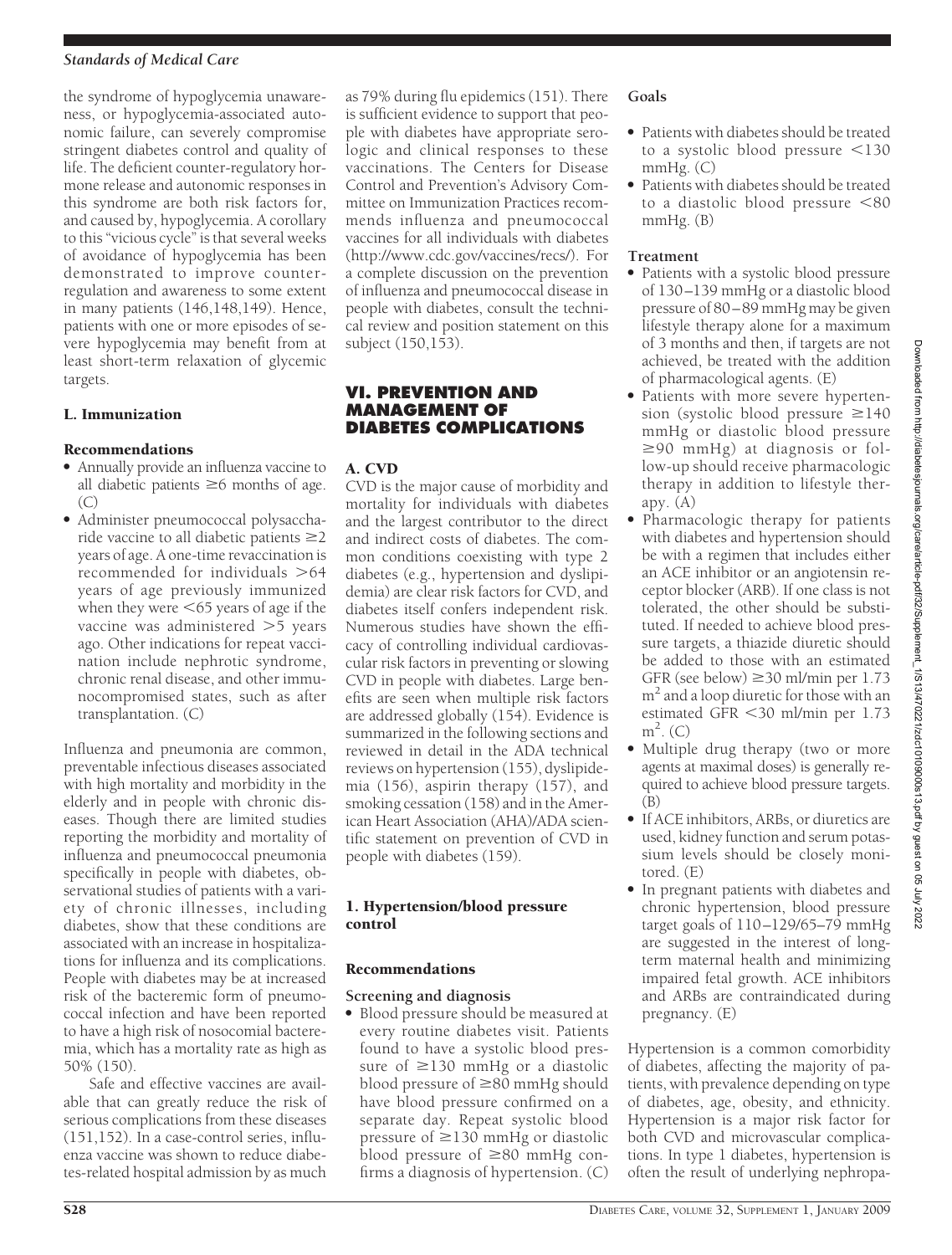the syndrome of hypoglycemia unawareness, or hypoglycemia-associated autonomic failure, can severely compromise stringent diabetes control and quality of life. The deficient counter-regulatory hormone release and autonomic responses in this syndrome are both risk factors for, and caused by, hypoglycemia. A corollary to this "vicious cycle" is that several weeks of avoidance of hypoglycemia has been demonstrated to improve counterregulation and awareness to some extent in many patients (146,148,149). Hence, patients with one or more episodes of severe hypoglycemia may benefit from at least short-term relaxation of glycemic targets.

### L. Immunization

#### Recommendations

- Annually provide an influenza vaccine to all diabetic patients ≥6 months of age. (C)
- Administer pneumococcal polysaccharide vaccine to all diabetic patients ≥2 years of age. A one-time revaccination is recommended for individuals >64 years of age previously immunized when they were <65 years of age if the vaccine was administered >5 years ago. Other indications for repeat vaccination include nephrotic syndrome, chronic renal disease, and other immunocompromised states, such as after transplantation. (C)

Influenza and pneumonia are common, preventable infectious diseases associated with high mortality and morbidity in the elderly and in people with chronic diseases. Though there are limited studies reporting the morbidity and mortality of influenza and pneumococcal pneumonia specifically in people with diabetes, observational studies of patients with a variety of chronic illnesses, including diabetes, show that these conditions are associated with an increase in hospitalizations for influenza and its complications. People with diabetes may be at increased risk of the bacteremic form of pneumococcal infection and have been reported to have a high risk of nosocomial bacteremia, which has a mortality rate as high as 50% (150).

Safe and effective vaccines are available that can greatly reduce the risk of serious complications from these diseases (151,152). In a case-control series, influenza vaccine was shown to reduce diabetes-related hospital admission by as much as 79% during flu epidemics (151). There is sufficient evidence to support that people with diabetes have appropriate serologic and clinical responses to these vaccinations. The Centers for Disease Control and Prevention's Advisory Committee on Immunization Practices recommends influenza and pneumococcal vaccines for all individuals with diabetes (http://www.cdc.gov/vaccines/recs/). For a complete discussion on the prevention of influenza and pneumococcal disease in people with diabetes, consult the technical review and position statement on this subject (150,153).

## VI. PREVENTION AND MANAGEMENT OF DIABETES COMPLICATIONS

### A. CVD

CVD is the major cause of morbidity and mortality for individuals with diabetes and the largest contributor to the direct and indirect costs of diabetes. The common conditions coexisting with type 2 diabetes (e.g., hypertension and dyslipidemia) are clear risk factors for CVD, and diabetes itself confers independent risk. Numerous studies have shown the efficacy of controlling individual cardiovascular risk factors in preventing or slowing CVD in people with diabetes. Large benefits are seen when multiple risk factors are addressed globally (154). Evidence is summarized in the following sections and reviewed in detail in the ADA technical reviews on hypertension (155), dyslipidemia (156), aspirin therapy (157), and smoking cessation (158) and in the American Heart Association (AHA)/ADA scientific statement on prevention of CVD in people with diabetes (159).

#### 1. Hypertension/blood pressure control

#### Recommendations

**Screening and diagnosis**

- Blood pressure should be measured at every routine diabetes visit. Patients found to have a systolic blood pressure of ≥130 mmHg or a diastolic blood pressure of ≥80 mmHg should have blood pressure confirmed on a separate day. Repeat systolic blood pressure of ≥130 mmHg or diastolic blood pressure of ≥80 mmHg confirms a diagnosis of hypertension. (C)

**Goals**

- Patients with diabetes should be treated to a systolic blood pressure <130 mmHg. (C)
- Patients with diabetes should be treated to a diastolic blood pressure <80 mmHg. (B)

**Treatment**

- Patients with a systolic blood pressure of 130–139 mmHg or a diastolic blood pressure of 80–89 mmHg may be given lifestyle therapy alone for a maximum of 3 months and then, if targets are not achieved, be treated with the addition of pharmacological agents. (E)
- Patients with more severe hypertension (systolic blood pressure ≥140 mmHg or diastolic blood pressure ≥90 mmHg) at diagnosis or follow-up should receive pharmacologic therapy in addition to lifestyle therapy. (A)
- Pharmacologic therapy for patients with diabetes and hypertension should be with a regimen that includes either an ACE inhibitor or an angiotensin receptor blocker (ARB). If one class is not tolerated, the other should be substituted. If needed to achieve blood pressure targets, a thiazide diuretic should be added to those with an estimated GFR (see below) ≥30 ml/min per 1.73 $m^2$ and a loop diuretic for those with an estimated GFR <30 ml/min per 1.73 $m^2$. (C)
- Multiple drug therapy (two or more agents at maximal doses) is generally required to achieve blood pressure targets. (B)
- If ACE inhibitors, ARBs, or diuretics are used, kidney function and serum potassium levels should be closely monitored. (E)
- In pregnant patients with diabetes and chronic hypertension, blood pressure target goals of 110–129/65–79 mmHg are suggested in the interest of long-term maternal health and minimizing impaired fetal growth. ACE inhibitors and ARBs are contraindicated during pregnancy. (E)

Hypertension is a common comorbidity of diabetes, affecting the majority of patients, with prevalence depending on type of diabetes, age, obesity, and ethnicity. Hypertension is a major risk factor for both CVD and microvascular complications. In type 1 diabetes, hypertension is often the result of underlying nephropa-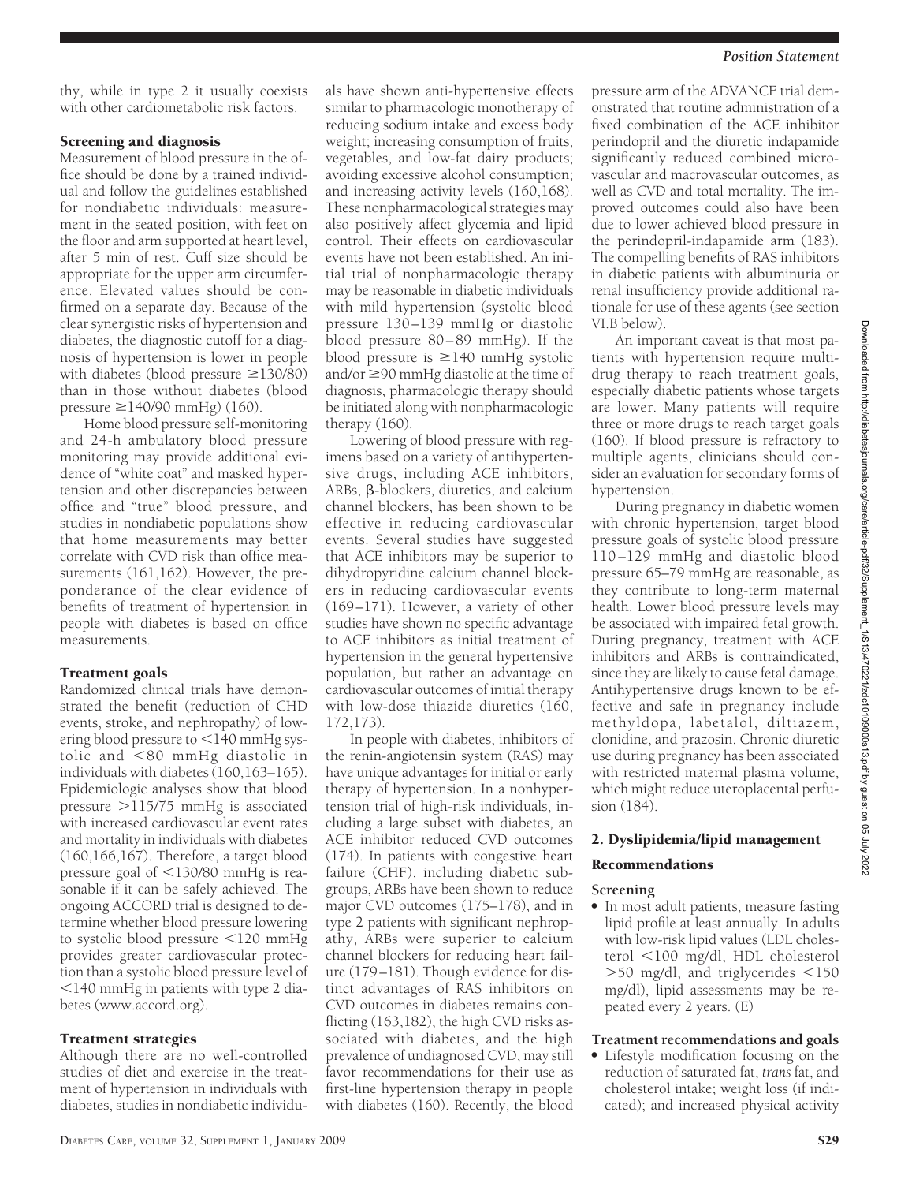thy, while in type 2 it usually coexists with other cardiometabolic risk factors.

### Screening and diagnosis

Measurement of blood pressure in the office should be done by a trained individual and follow the guidelines established for nondiabetic individuals: measurement in the seated position, with feet on the floor and arm supported at heart level, after 5 min of rest. Cuff size should be appropriate for the upper arm circumference. Elevated values should be confirmed on a separate day. Because of the clear synergistic risks of hypertension and diabetes, the diagnostic cutoff for a diagnosis of hypertension is lower in people with diabetes (blood pressure ≥130/80) than in those without diabetes (blood pressure ≥140/90 mmHg) (160).

Home blood pressure self-monitoring and 24-h ambulatory blood pressure monitoring may provide additional evidence of "white coat" and masked hypertension and other discrepancies between office and "true" blood pressure, and studies in nondiabetic populations show that home measurements may better correlate with CVD risk than office measurements (161,162). However, the preponderance of the clear evidence of benefits of treatment of hypertension in people with diabetes is based on office measurements.

### Treatment goals

Randomized clinical trials have demonstrated the benefit (reduction of CHD events, stroke, and nephropathy) of lowering blood pressure to <140 mmHg systolic and <80 mmHg diastolic in individuals with diabetes (160,163–165). Epidemiologic analyses show that blood pressure >115/75 mmHg is associated with increased cardiovascular event rates and mortality in individuals with diabetes (160,166,167). Therefore, a target blood pressure goal of <130/80 mmHg is reasonable if it can be safely achieved. The ongoing ACCORD trial is designed to determine whether blood pressure lowering to systolic blood pressure <120 mmHg provides greater cardiovascular protection than a systolic blood pressure level of <140 mmHg in patients with type 2 diabetes (www.accord.org).

### Treatment strategies

Although there are no well-controlled studies of diet and exercise in the treatment of hypertension in individuals with diabetes, studies in nondiabetic individuals have shown anti-hypertensive effects similar to pharmacologic monotherapy of reducing sodium intake and excess body weight; increasing consumption of fruits, vegetables, and low-fat dairy products; avoiding excessive alcohol consumption; and increasing activity levels (160,168). These nonpharmacological strategies may also positively affect glycemia and lipid control. Their effects on cardiovascular events have not been established. An initial trial of nonpharmacologic therapy may be reasonable in diabetic individuals with mild hypertension (systolic blood pressure 130–139 mmHg or diastolic blood pressure 80–89 mmHg). If the blood pressure is ≥140 mmHg systolic and/or ≥90 mmHg diastolic at the time of diagnosis, pharmacologic therapy should be initiated along with nonpharmacologic therapy (160).

Lowering of blood pressure with regimens based on a variety of antihypertensive drugs, including ACE inhibitors, ARBs, β-blockers, diuretics, and calcium channel blockers, has been shown to be effective in reducing cardiovascular events. Several studies have suggested that ACE inhibitors may be superior to dihydropyridine calcium channel blockers in reducing cardiovascular events (169–171). However, a variety of other studies have shown no specific advantage to ACE inhibitors as initial treatment of hypertension in the general hypertensive population, but rather an advantage on cardiovascular outcomes of initial therapy with low-dose thiazide diuretics (160, 172,173).

In people with diabetes, inhibitors of the renin-angiotensin system (RAS) may have unique advantages for initial or early therapy of hypertension. In a nonhypertension trial of high-risk individuals, including a large subset with diabetes, an ACE inhibitor reduced CVD outcomes (174). In patients with congestive heart failure (CHF), including diabetic subgroups, ARBs have been shown to reduce major CVD outcomes (175–178), and in type 2 patients with significant nephropathy, ARBs were superior to calcium channel blockers for reducing heart failure (179–181). Though evidence for distinct advantages of RAS inhibitors on CVD outcomes in diabetes remains conflicting (163,182), the high CVD risks associated with diabetes, and the high prevalence of undiagnosed CVD, may still favor recommendations for their use as first-line hypertension therapy in people with diabetes (160). Recently, the blood pressure arm of the ADVANCE trial demonstrated that routine administration of a fixed combination of the ACE inhibitor perindopril and the diuretic indapamide significantly reduced combined microvascular and macrovascular outcomes, as well as CVD and total mortality. The improved outcomes could also have been due to lower achieved blood pressure in the perindopril-indapamide arm (183). The compelling benefits of RAS inhibitors in diabetic patients with albuminuria or renal insufficiency provide additional rationale for use of these agents (see section VI.B below).

An important caveat is that most patients with hypertension require multidrug therapy to reach treatment goals, especially diabetic patients whose targets are lower. Many patients will require three or more drugs to reach target goals (160). If blood pressure is refractory to multiple agents, clinicians should consider an evaluation for secondary forms of hypertension.

During pregnancy in diabetic women with chronic hypertension, target blood pressure goals of systolic blood pressure 110–129 mmHg and diastolic blood pressure 65–79 mmHg are reasonable, as they contribute to long-term maternal health. Lower blood pressure levels may be associated with impaired fetal growth. During pregnancy, treatment with ACE inhibitors and ARBs is contraindicated, since they are likely to cause fetal damage. Antihypertensive drugs known to be effective and safe in pregnancy include methyldopa, labetalol, diltiazem, clonidine, and prazosin. Chronic diuretic use during pregnancy has been associated with restricted maternal plasma volume, which might reduce uteroplacental perfusion (184).

## 2. Dyslipidemia/lipid management

### Recommendations

#### Screening

- In most adult patients, measure fasting lipid profile at least annually. In adults with low-risk lipid values (LDL cholesterol <100 mg/dl, HDL cholesterol >50 mg/dl, and triglycerides <150 mg/dl), lipid assessments may be repeated every 2 years. (E)

#### Treatment recommendations and goals

- Lifestyle modification focusing on the reduction of saturated fat, *trans* fat, and cholesterol intake; weight loss (if indicated); and increased physical activity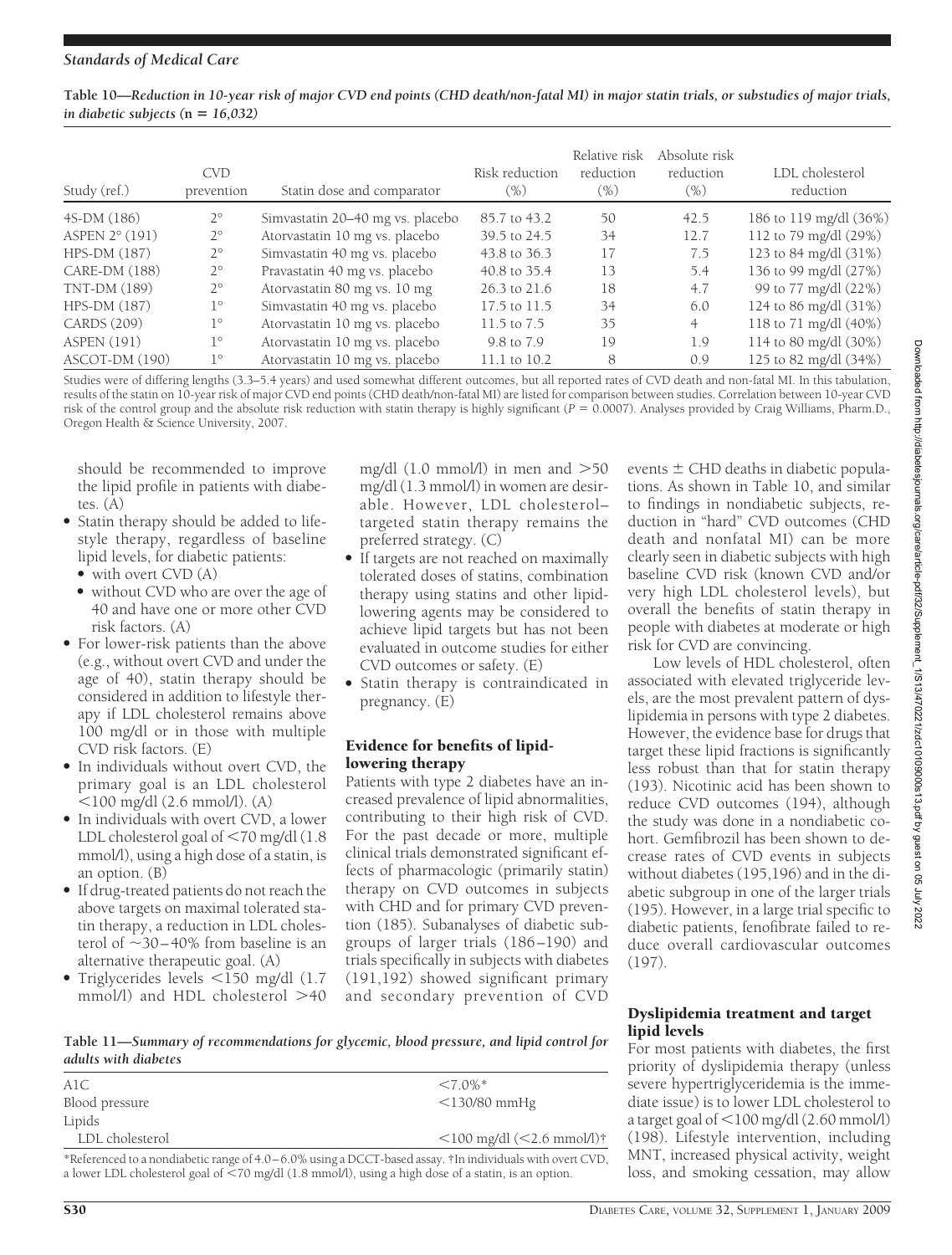**Table 10—Reduction in 10-year risk of major CVD end points (CHD death/non-fatal MI) in major statin trials, or substudies of major trials, in diabetic subjects (n = 16,032)**

| Study (ref.) | CVD prevention | Statin dose and comparator | Risk reduction (%) | Relative risk reduction (%) | Absolute risk reduction (%) | LDL cholesterol reduction |
|---|---|---|---|---|---|---|
| 4S-DM (186) | 2° | Simvastatin 20–40 mg vs. placebo | 85.7 to 43.2 | 50 | 42.5 | 186 to 119 mg/dl (36%) |
| ASPEN 2° (191) | 2° | Atorvastatin 10 mg vs. placebo | 39.5 to 24.5 | 34 | 12.7 | 112 to 79 mg/dl (29%) |
| HPS-DM (187) | 2° | Simvastatin 40 mg vs. placebo | 43.8 to 36.3 | 17 | 7.5 | 123 to 84 mg/dl (31%) |
| CARE-DM (188) | 2° | Pravastatin 40 mg vs. placebo | 40.8 to 35.4 | 13 | 5.4 | 136 to 99 mg/dl (27%) |
| TNT-DM (189) | 2° | Atorvastatin 80 mg vs. 10 mg | 26.3 to 21.6 | 18 | 4.7 | 99 to 77 mg/dl (22%) |
| HPS-DM (187) | 1° | Simvastatin 40 mg vs. placebo | 17.5 to 11.5 | 34 | 6.0 | 124 to 86 mg/dl (31%) |
| CARDS (209) | 1° | Atorvastatin 10 mg vs. placebo | 11.5 to 7.5 | 35 | 4 | 118 to 71 mg/dl (40%) |
| ASPEN (191) | 1° | Atorvastatin 10 mg vs. placebo | 9.8 to 7.9 | 19 | 1.9 | 114 to 80 mg/dl (30%) |
| ASCOT-DM (190) | 1° | Atorvastatin 10 mg vs. placebo | 11.1 to 10.2 | 8 | 0.9 | 125 to 82 mg/dl (34%) |

Studies were of differing lengths (3.3–5.4 years) and used somewhat different outcomes, but all reported rates of CVD death and non-fatal MI. In this tabulation, results of the statin on 10-year risk of major CVD end points (CHD death/non-fatal MI) are listed for comparison between studies. Correlation between 10-year CVD risk of the control group and the absolute risk reduction with statin therapy is highly significant ($P = 0.0007$). Analyses provided by Craig Williams, Pharm.D., Oregon Health & Science University, 2007.

should be recommended to improve the lipid profile in patients with diabetes. (A)

- Statin therapy should be added to lifestyle therapy, regardless of baseline lipid levels, for diabetic patients:
  - with overt CVD (A)
  - without CVD who are over the age of 40 and have one or more other CVD risk factors. (A)
- For lower-risk patients than the above (e.g., without overt CVD and under the age of 40), statin therapy should be considered in addition to lifestyle therapy if LDL cholesterol remains above 100 mg/dl or in those with multiple CVD risk factors. (E)
- In individuals without overt CVD, the primary goal is an LDL cholesterol <100 mg/dl (2.6 mmol/l). (A)
- In individuals with overt CVD, a lower LDL cholesterol goal of <70 mg/dl (1.8 mmol/l), using a high dose of a statin, is an option. (B)
- If drug-treated patients do not reach the above targets on maximal tolerated statin therapy, a reduction in LDL cholesterol of ~30–40% from baseline is an alternative therapeutic goal. (A)
- Triglycerides levels <150 mg/dl (1.7 mmol/l) and HDL cholesterol >40 mg/dl (1.0 mmol/l) in men and >50 mg/dl (1.3 mmol/l) in women are desirable. However, LDL cholesterol–targeted statin therapy remains the preferred strategy. (C)
- If targets are not reached on maximally tolerated doses of statins, combination therapy using statins and other lipid-lowering agents may be considered to achieve lipid targets but has not been evaluated in outcome studies for either CVD outcomes or safety. (E)
- Statin therapy is contraindicated in pregnancy. (E)

### Evidence for benefits of lipid-lowering therapy

Patients with type 2 diabetes have an increased prevalence of lipid abnormalities, contributing to their high risk of CVD. For the past decade or more, multiple clinical trials demonstrated significant effects of pharmacologic (primarily statin) therapy on CVD outcomes in subjects with CHD and for primary CVD prevention (185). Subanalyses of diabetic subgroups of larger trials (186–190) and trials specifically in subjects with diabetes (191,192) showed significant primary and secondary prevention of CVD events ± CHD deaths in diabetic populations. As shown in Table 10, and similar to findings in nondiabetic subjects, reduction in "hard" CVD outcomes (CHD death and nonfatal MI) can be more clearly seen in diabetic subjects with high baseline CVD risk (known CVD and/or very high LDL cholesterol levels), but overall the benefits of statin therapy in people with diabetes at moderate or high risk for CVD are convincing.

Low levels of HDL cholesterol, often associated with elevated triglyceride levels, are the most prevalent pattern of dyslipidemia in persons with type 2 diabetes. However, the evidence base for drugs that target these lipid fractions is significantly less robust than that for statin therapy (193). Nicotinic acid has been shown to reduce CVD outcomes (194), although the study was done in a nondiabetic cohort. Gemfibrozil has been shown to decrease rates of CVD events in subjects without diabetes (195,196) and in the diabetic subgroup in one of the larger trials (195). However, in a large trial specific to diabetic patients, fenofibrate failed to reduce overall cardiovascular outcomes (197).

### Dyslipidemia treatment and target lipid levels

For most patients with diabetes, the first priority of dyslipidemia therapy (unless severe hypertriglyceridemia is the immediate issue) is to lower LDL cholesterol to a target goal of <100 mg/dl (2.60 mmol/l) (198). Lifestyle intervention, including MNT, increased physical activity, weight loss, and smoking cessation, may allow

**Table 11—Summary of recommendations for glycemic, blood pressure, and lipid control for adults with diabetes**

| | |
|---|---|
| A1C | <7.0%* |
| Blood pressure | <130/80 mmHg |
| Lipids | |
| LDL cholesterol | <100 mg/dl (<2.6 mmol/l)† |

*Referenced to a nondiabetic range of 4.0–6.0% using a DCCT-based assay. †In individuals with overt CVD, a lower LDL cholesterol goal of <70 mg/dl (1.8 mmol/l), using a high dose of a statin, is an option.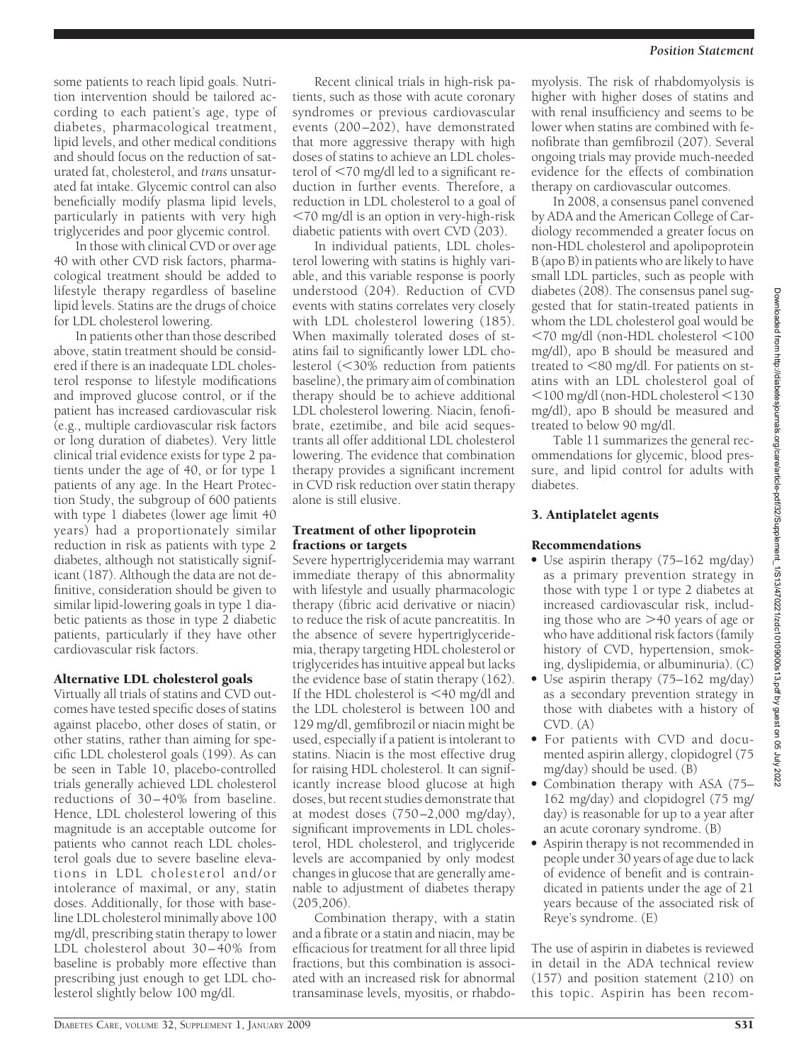some patients to reach lipid goals. Nutrition intervention should be tailored according to each patient's age, type of diabetes, pharmacological treatment, lipid levels, and other medical conditions and should focus on the reduction of saturated fat, cholesterol, and *trans* unsaturated fat intake. Glycemic control can also beneficially modify plasma lipid levels, particularly in patients with very high triglycerides and poor glycemic control.

In those with clinical CVD or over age 40 with other CVD risk factors, pharmacological treatment should be added to lifestyle therapy regardless of baseline lipid levels. Statins are the drugs of choice for LDL cholesterol lowering.

In patients other than those described above, statin treatment should be considered if there is an inadequate LDL cholesterol response to lifestyle modifications and improved glucose control, or if the patient has increased cardiovascular risk (e.g., multiple cardiovascular risk factors or long duration of diabetes). Very little clinical trial evidence exists for type 2 patients under the age of 40, or for type 1 patients of any age. In the Heart Protection Study, the subgroup of 600 patients with type 1 diabetes (lower age limit 40 years) had a proportionately similar reduction in risk as patients with type 2 diabetes, although not statistically significant (187). Although the data are not definitive, consideration should be given to similar lipid-lowering goals in type 1 diabetic patients as those in type 2 diabetic patients, particularly if they have other cardiovascular risk factors.

### Alternative LDL cholesterol goals

Virtually all trials of statins and CVD outcomes have tested specific doses of statins against placebo, other doses of statin, or other statins, rather than aiming for specific LDL cholesterol goals (199). As can be seen in Table 10, placebo-controlled trials generally achieved LDL cholesterol reductions of 30–40% from baseline. Hence, LDL cholesterol lowering of this magnitude is an acceptable outcome for patients who cannot reach LDL cholesterol goals due to severe baseline elevations in LDL cholesterol and/or intolerance of maximal, or any, statin doses. Additionally, for those with baseline LDL cholesterol minimally above 100 mg/dl, prescribing statin therapy to lower LDL cholesterol about 30–40% from baseline is probably more effective than prescribing just enough to get LDL cholesterol slightly below 100 mg/dl.

Recent clinical trials in high-risk patients, such as those with acute coronary syndromes or previous cardiovascular events (200–202), have demonstrated that more aggressive therapy with high doses of statins to achieve an LDL cholesterol of <70 mg/dl led to a significant reduction in further events. Therefore, a reduction in LDL cholesterol to a goal of <70 mg/dl is an option in very-high-risk diabetic patients with overt CVD (203).

In individual patients, LDL cholesterol lowering with statins is highly variable, and this variable response is poorly understood (204). Reduction of CVD events with statins correlates very closely with LDL cholesterol lowering (185). When maximally tolerated doses of statins fail to significantly lower LDL cholesterol (<30% reduction from patients baseline), the primary aim of combination therapy should be to achieve additional LDL cholesterol lowering. Niacin, fenofibrate, ezetimibe, and bile acid sequestrants all offer additional LDL cholesterol lowering. The evidence that combination therapy provides a significant increment in CVD risk reduction over statin therapy alone is still elusive.

### Treatment of other lipoprotein fractions or targets

Severe hypertriglyceridemia may warrant immediate therapy of this abnormality with lifestyle and usually pharmacologic therapy (fibric acid derivative or niacin) to reduce the risk of acute pancreatitis. In the absence of severe hypertriglyceridemia, therapy targeting HDL cholesterol or triglycerides has intuitive appeal but lacks the evidence base of statin therapy (162). If the HDL cholesterol is <40 mg/dl and the LDL cholesterol is between 100 and 129 mg/dl, gemfibrozil or niacin might be used, especially if a patient is intolerant to statins. Niacin is the most effective drug for raising HDL cholesterol. It can significantly increase blood glucose at high doses, but recent studies demonstrate that at modest doses (750–2,000 mg/day), significant improvements in LDL cholesterol, HDL cholesterol, and triglyceride levels are accompanied by only modest changes in glucose that are generally amenable to adjustment of diabetes therapy (205,206).

Combination therapy, with a statin and a fibrate or a statin and niacin, may be efficacious for treatment for all three lipid fractions, but this combination is associated with an increased risk for abnormal transaminase levels, myositis, or rhabdomyolysis. The risk of rhabdomyolysis is higher with higher doses of statins and with renal insufficiency and seems to be lower when statins are combined with fenofibrate than gemfibrozil (207). Several ongoing trials may provide much-needed evidence for the effects of combination therapy on cardiovascular outcomes.

In 2008, a consensus panel convened by ADA and the American College of Cardiology recommended a greater focus on non-HDL cholesterol and apolipoprotein B (apo B) in patients who are likely to have small LDL particles, such as people with diabetes (208). The consensus panel suggested that for statin-treated patients in whom the LDL cholesterol goal would be <70 mg/dl (non-HDL cholesterol <100 mg/dl), apo B should be measured and treated to <80 mg/dl. For patients on statins with an LDL cholesterol goal of <100 mg/dl (non-HDL cholesterol <130 mg/dl), apo B should be measured and treated to below 90 mg/dl.

Table 11 summarizes the general recommendations for glycemic, blood pressure, and lipid control for adults with diabetes.

## 3. Antiplatelet agents

### Recommendations

- Use aspirin therapy (75–162 mg/day) as a primary prevention strategy in those with type 1 or type 2 diabetes at increased cardiovascular risk, including those who are >40 years of age or who have additional risk factors (family history of CVD, hypertension, smoking, dyslipidemia, or albuminuria). (C)
- Use aspirin therapy (75–162 mg/day) as a secondary prevention strategy in those with diabetes with a history of CVD. (A)
- For patients with CVD and documented aspirin allergy, clopidogrel (75 mg/day) should be used. (B)
- Combination therapy with ASA (75–162 mg/day) and clopidogrel (75 mg/day) is reasonable for up to a year after an acute coronary syndrome. (B)
- Aspirin therapy is not recommended in people under 30 years of age due to lack of evidence of benefit and is contraindicated in patients under the age of 21 years because of the associated risk of Reye's syndrome. (E)

The use of aspirin in diabetes is reviewed in detail in the ADA technical review (157) and position statement (210) on this topic. Aspirin has been recom-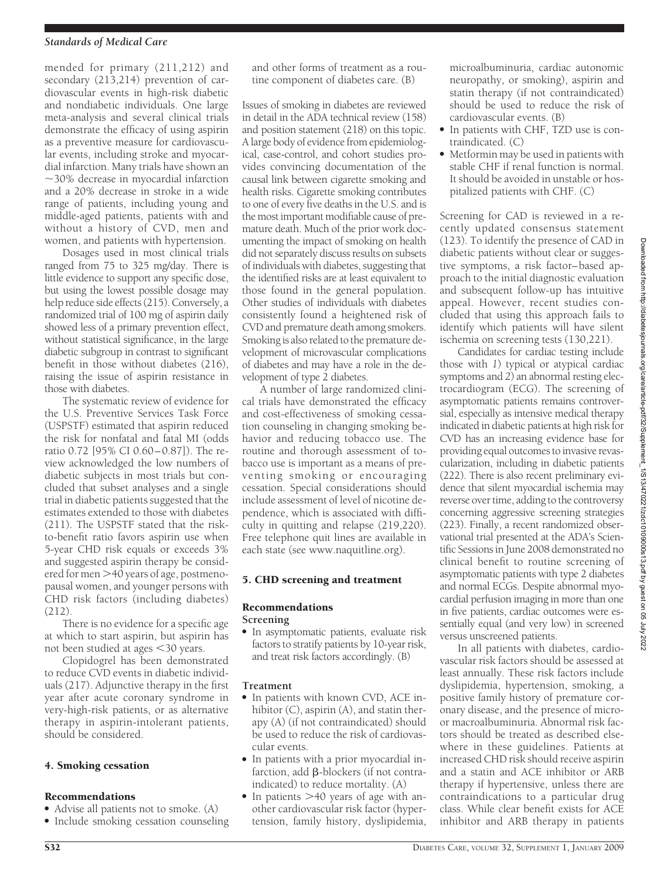mended for primary (211,212) and secondary (213,214) prevention of cardiovascular events in high-risk diabetic and nondiabetic individuals. One large meta-analysis and several clinical trials demonstrate the efficacy of using aspirin as a preventive measure for cardiovascular events, including stroke and myocardial infarction. Many trials have shown an ~30% decrease in myocardial infarction and a 20% decrease in stroke in a wide range of patients, including young and middle-aged patients, patients with and without a history of CVD, men and women, and patients with hypertension.

Dosages used in most clinical trials ranged from 75 to 325 mg/day. There is little evidence to support any specific dose, but using the lowest possible dosage may help reduce side effects (215). Conversely, a randomized trial of 100 mg of aspirin daily showed less of a primary prevention effect, without statistical significance, in the large diabetic subgroup in contrast to significant benefit in those without diabetes (216), raising the issue of aspirin resistance in those with diabetes.

The systematic review of evidence for the U.S. Preventive Services Task Force (USPSTF) estimated that aspirin reduced the risk for nonfatal and fatal MI (odds ratio 0.72 [95% CI 0.60–0.87]). The review acknowledged the low numbers of diabetic subjects in most trials but concluded that subset analyses and a single trial in diabetic patients suggested that the estimates extended to those with diabetes (211). The USPSTF stated that the risk-to-benefit ratio favors aspirin use when 5-year CHD risk equals or exceeds 3% and suggested aspirin therapy be considered for men >40 years of age, postmenopausal women, and younger persons with CHD risk factors (including diabetes) (212).

There is no evidence for a specific age at which to start aspirin, but aspirin has not been studied at ages <30 years.

Clopidogrel has been demonstrated to reduce CVD events in diabetic individuals (217). Adjunctive therapy in the first year after acute coronary syndrome in very-high-risk patients, or as alternative therapy in aspirin-intolerant patients, should be considered.

## 4. Smoking cessation

### Recommendations

- Advise all patients not to smoke. (A)
- Include smoking cessation counseling and other forms of treatment as a routine component of diabetes care. (B)

Issues of smoking in diabetes are reviewed in detail in the ADA technical review (158) and position statement (218) on this topic. A large body of evidence from epidemiological, case-control, and cohort studies provides convincing documentation of the causal link between cigarette smoking and health risks. Cigarette smoking contributes to one of every five deaths in the U.S. and is the most important modifiable cause of premature death. Much of the prior work documenting the impact of smoking on health did not separately discuss results on subsets of individuals with diabetes, suggesting that the identified risks are at least equivalent to those found in the general population. Other studies of individuals with diabetes consistently found a heightened risk of CVD and premature death among smokers. Smoking is also related to the premature development of microvascular complications of diabetes and may have a role in the development of type 2 diabetes.

A number of large randomized clinical trials have demonstrated the efficacy and cost-effectiveness of smoking cessation counseling in changing smoking behavior and reducing tobacco use. The routine and thorough assessment of tobacco use is important as a means of preventing smoking or encouraging cessation. Special considerations should include assessment of level of nicotine dependence, which is associated with difficulty in quitting and relapse (219,220). Free telephone quit lines are available in each state (see www.naquitline.org).

## 5. CHD screening and treatment

### Recommendations

#### Screening

- In asymptomatic patients, evaluate risk factors to stratify patients by 10-year risk, and treat risk factors accordingly. (B)

#### Treatment

- In patients with known CVD, ACE inhibitor (C), aspirin (A), and statin therapy (A) (if not contraindicated) should be used to reduce the risk of cardiovascular events.
- In patients with a prior myocardial infarction, add β-blockers (if not contraindicated) to reduce mortality. (A)
- In patients >40 years of age with another cardiovascular risk factor (hypertension, family history, dyslipidemia, microalbuminuria, cardiac autonomic neuropathy, or smoking), aspirin and statin therapy (if not contraindicated) should be used to reduce the risk of cardiovascular events. (B)
- In patients with CHF, TZD use is contraindicated. (C)
- Metformin may be used in patients with stable CHF if renal function is normal. It should be avoided in unstable or hospitalized patients with CHF. (C)

Screening for CAD is reviewed in a recently updated consensus statement (123). To identify the presence of CAD in diabetic patients without clear or suggestive symptoms, a risk factor–based approach to the initial diagnostic evaluation and subsequent follow-up has intuitive appeal. However, recent studies concluded that using this approach fails to identify which patients will have silent ischemia on screening tests (130,221).

Candidates for cardiac testing include those with *1)* typical or atypical cardiac symptoms and *2)* an abnormal resting electrocardiogram (ECG). The screening of asymptomatic patients remains controversial, especially as intensive medical therapy indicated in diabetic patients at high risk for CVD has an increasing evidence base for providing equal outcomes to invasive revascularization, including in diabetic patients (222). There is also recent preliminary evidence that silent myocardial ischemia may reverse over time, adding to the controversy concerning aggressive screening strategies (223). Finally, a recent randomized observational trial presented at the ADA's Scientific Sessions in June 2008 demonstrated no clinical benefit to routine screening of asymptomatic patients with type 2 diabetes and normal ECGs. Despite abnormal myocardial perfusion imaging in more than one in five patients, cardiac outcomes were essentially equal (and very low) in screened versus unscreened patients.

In all patients with diabetes, cardiovascular risk factors should be assessed at least annually. These risk factors include dyslipidemia, hypertension, smoking, a positive family history of premature coronary disease, and the presence of micro- or macroalbuminuria. Abnormal risk factors should be treated as described elsewhere in these guidelines. Patients at increased CHD risk should receive aspirin and a statin and ACE inhibitor or ARB therapy if hypertensive, unless there are contraindications to a particular drug class. While clear benefit exists for ACE inhibitor and ARB therapy in patients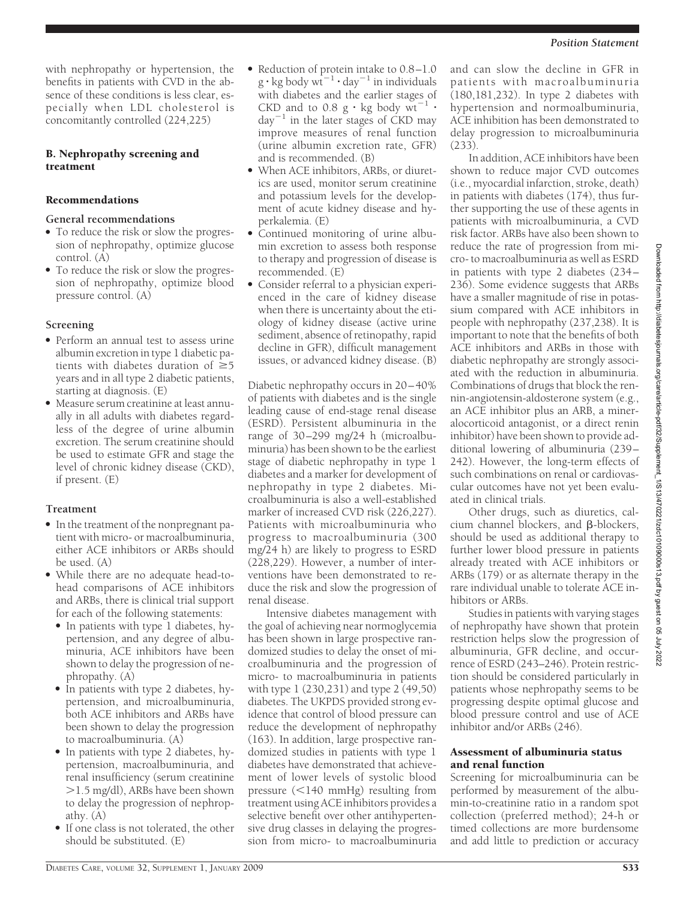with nephropathy or hypertension, the benefits in patients with CVD in the absence of these conditions is less clear, especially when LDL cholesterol is concomitantly controlled (224,225)

### B. Nephropathy screening and treatment

#### Recommendations

**General recommendations**

- To reduce the risk or slow the progression of nephropathy, optimize glucose control. (A)
- To reduce the risk or slow the progression of nephropathy, optimize blood pressure control. (A)

**Screening**

- Perform an annual test to assess urine albumin excretion in type 1 diabetic patients with diabetes duration of ≥5 years and in all type 2 diabetic patients, starting at diagnosis. (E)
- Measure serum creatinine at least annually in all adults with diabetes regardless of the degree of urine albumin excretion. The serum creatinine should be used to estimate GFR and stage the level of chronic kidney disease (CKD), if present. (E)

**Treatment**

- In the treatment of the nonpregnant patient with micro- or macroalbuminuria, either ACE inhibitors or ARBs should be used. (A)
- While there are no adequate head-to-head comparisons of ACE inhibitors and ARBs, there is clinical trial support for each of the following statements:
  - In patients with type 1 diabetes, hypertension, and any degree of albuminuria, ACE inhibitors have been shown to delay the progression of nephropathy. (A)
  - In patients with type 2 diabetes, hypertension, and microalbuminuria, both ACE inhibitors and ARBs have been shown to delay the progression to macroalbuminuria. (A)
  - In patients with type 2 diabetes, hypertension, macroalbuminuria, and renal insufficiency (serum creatinine >1.5 mg/dl), ARBs have been shown to delay the progression of nephropathy. (A)
  - If one class is not tolerated, the other should be substituted. (E)
- Reduction of protein intake to 0.8–1.0 $g \cdot kg$ body $wt^{-1} \cdot day^{-1}$ in individuals with diabetes and the earlier stages of CKD and to 0.8 $g \cdot kg$ body $wt^{-1} \cdot day^{-1}$ in the later stages of CKD may improve measures of renal function (urine albumin excretion rate, GFR) and is recommended. (B)
- When ACE inhibitors, ARBs, or diuretics are used, monitor serum creatinine and potassium levels for the development of acute kidney disease and hyperkalemia. (E)
- Continued monitoring of urine albumin excretion to assess both response to therapy and progression of disease is recommended. (E)
- Consider referral to a physician experienced in the care of kidney disease when there is uncertainty about the etiology of kidney disease (active urine sediment, absence of retinopathy, rapid decline in GFR), difficult management issues, or advanced kidney disease. (B)

Diabetic nephropathy occurs in 20–40% of patients with diabetes and is the single leading cause of end-stage renal disease (ESRD). Persistent albuminuria in the range of 30–299 mg/24 h (microalbuminuria) has been shown to be the earliest stage of diabetic nephropathy in type 1 diabetes and a marker for development of nephropathy in type 2 diabetes. Microalbuminuria is also a well-established marker of increased CVD risk (226,227). Patients with microalbuminuria who progress to macroalbuminuria (300 mg/24 h) are likely to progress to ESRD (228,229). However, a number of interventions have been demonstrated to reduce the risk and slow the progression of renal disease.

Intensive diabetes management with the goal of achieving near normoglycemia has been shown in large prospective randomized studies to delay the onset of microalbuminuria and the progression of micro- to macroalbuminuria in patients with type 1 (230,231) and type 2 (49,50) diabetes. The UKPDS provided strong evidence that control of blood pressure can reduce the development of nephropathy (163). In addition, large prospective randomized studies in patients with type 1 diabetes have demonstrated that achievement of lower levels of systolic blood pressure (<140 mmHg) resulting from treatment using ACE inhibitors provides a selective benefit over other antihypertensive drug classes in delaying the progression from micro- to macroalbuminuria and can slow the decline in GFR in patients with macroalbuminuria (180,181,232). In type 2 diabetes with hypertension and normoalbuminuria, ACE inhibition has been demonstrated to delay progression to microalbuminuria (233).

In addition, ACE inhibitors have been shown to reduce major CVD outcomes (i.e., myocardial infarction, stroke, death) in patients with diabetes (174), thus further supporting the use of these agents in patients with microalbuminuria, a CVD risk factor. ARBs have also been shown to reduce the rate of progression from micro- to macroalbuminuria as well as ESRD in patients with type 2 diabetes (234–236). Some evidence suggests that ARBs have a smaller magnitude of rise in potassium compared with ACE inhibitors in people with nephropathy (237,238). It is important to note that the benefits of both ACE inhibitors and ARBs in those with diabetic nephropathy are strongly associated with the reduction in albuminuria. Combinations of drugs that block the rennin-angiotensin-aldosterone system (e.g., an ACE inhibitor plus an ARB, a mineralocorticoid antagonist, or a direct renin inhibitor) have been shown to provide additional lowering of albuminuria (239–242). However, the long-term effects of such combinations on renal or cardiovascular outcomes have not yet been evaluated in clinical trials.

Other drugs, such as diuretics, calcium channel blockers, and β-blockers, should be used as additional therapy to further lower blood pressure in patients already treated with ACE inhibitors or ARBs (179) or as alternate therapy in the rare individual unable to tolerate ACE inhibitors or ARBs.

Studies in patients with varying stages of nephropathy have shown that protein restriction helps slow the progression of albuminuria, GFR decline, and occurrence of ESRD (243–246). Protein restriction should be considered particularly in patients whose nephropathy seems to be progressing despite optimal glucose and blood pressure control and use of ACE inhibitor and/or ARBs (246).

#### Assessment of albuminuria status and renal function

Screening for microalbuminuria can be performed by measurement of the albumin-to-creatinine ratio in a random spot collection (preferred method); 24-h or timed collections are more burdensome and add little to prediction or accuracy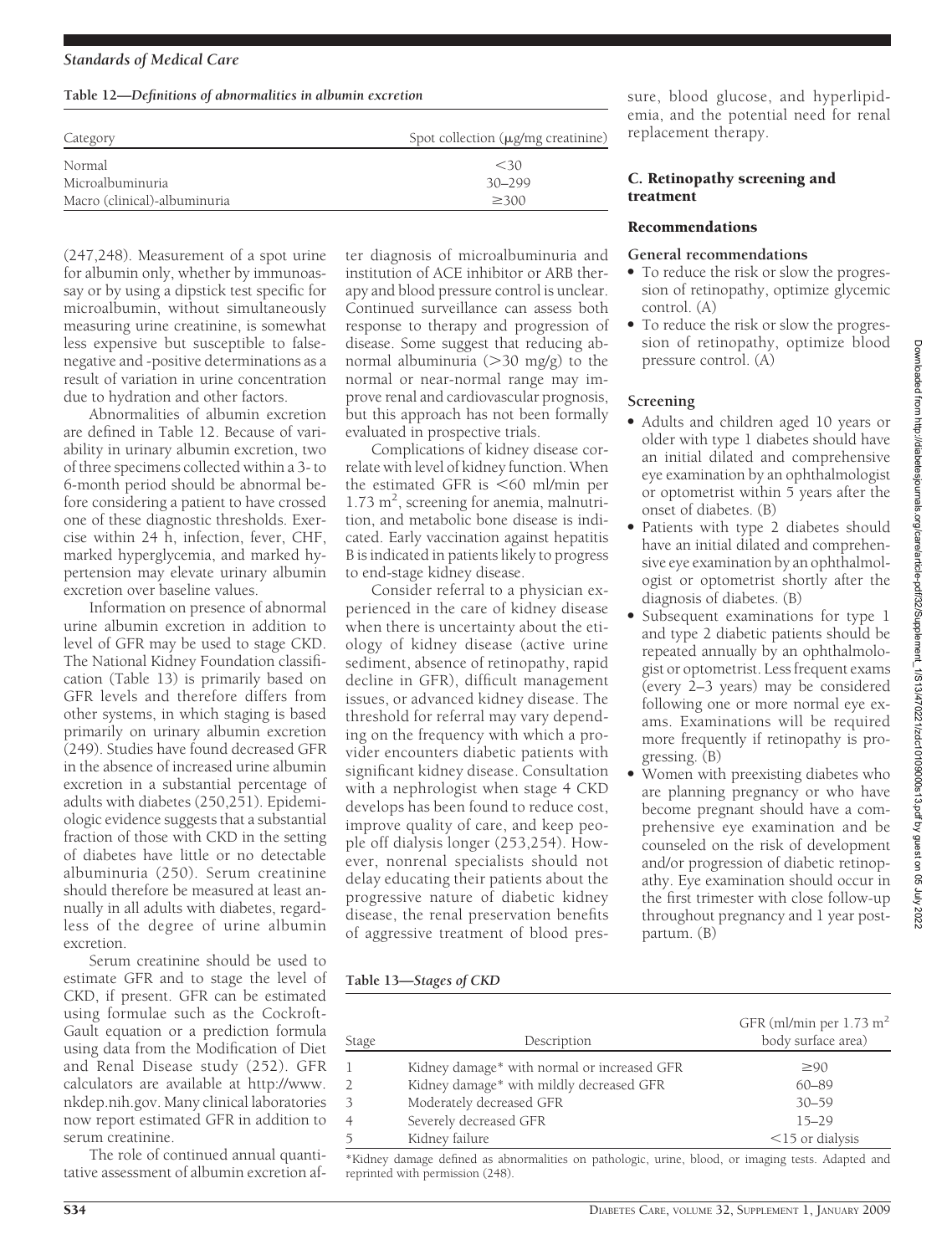**Table 12—Definitions of abnormalities in albumin excretion**

| Category | Spot collection (μg/mg creatinine) |
| --- | --- |
| Normal | <30 |
| Microalbuminuria | 30–299 |
| Macro (clinical)-albuminuria | ≥300 |

(247,248). Measurement of a spot urine for albumin only, whether by immunoassay or by using a dipstick test specific for microalbumin, without simultaneously measuring urine creatinine, is somewhat less expensive but susceptible to false-negative and -positive determinations as a result of variation in urine concentration due to hydration and other factors.

Abnormalities of albumin excretion are defined in Table 12. Because of variability in urinary albumin excretion, two of three specimens collected within a 3- to 6-month period should be abnormal before considering a patient to have crossed one of these diagnostic thresholds. Exercise within 24 h, infection, fever, CHF, marked hyperglycemia, and marked hypertension may elevate urinary albumin excretion over baseline values.

Information on presence of abnormal urine albumin excretion in addition to level of GFR may be used to stage CKD. The National Kidney Foundation classification (Table 13) is primarily based on GFR levels and therefore differs from other systems, in which staging is based primarily on urinary albumin excretion (249). Studies have found decreased GFR in the absence of increased urine albumin excretion in a substantial percentage of adults with diabetes (250,251). Epidemiologic evidence suggests that a substantial fraction of those with CKD in the setting of diabetes have little or no detectable albuminuria (250). Serum creatinine should therefore be measured at least annually in all adults with diabetes, regardless of the degree of urine albumin excretion.

Serum creatinine should be used to estimate GFR and to stage the level of CKD, if present. GFR can be estimated using formulae such as the Cockroft-Gault equation or a prediction formula using data from the Modification of Diet and Renal Disease study (252). GFR calculators are available at http://www.nkdep.nih.gov. Many clinical laboratories now report estimated GFR in addition to serum creatinine.

The role of continued annual quantitative assessment of albumin excretion after diagnosis of microalbuminuria and institution of ACE inhibitor or ARB therapy and blood pressure control is unclear. Continued surveillance can assess both response to therapy and progression of disease. Some suggest that reducing abnormal albuminuria (>30 mg/g) to the normal or near-normal range may improve renal and cardiovascular prognosis, but this approach has not been formally evaluated in prospective trials.

Complications of kidney disease correlate with level of kidney function. When the estimated GFR is <60 ml/min per 1.73 $m^2$, screening for anemia, malnutrition, and metabolic bone disease is indicated. Early vaccination against hepatitis B is indicated in patients likely to progress to end-stage kidney disease.

Consider referral to a physician experienced in the care of kidney disease when there is uncertainty about the etiology of kidney disease (active urine sediment, absence of retinopathy, rapid decline in GFR), difficult management issues, or advanced kidney disease. The threshold for referral may vary depending on the frequency with which a provider encounters diabetic patients with significant kidney disease. Consultation with a nephrologist when stage 4 CKD develops has been found to reduce cost, improve quality of care, and keep people off dialysis longer (253,254). However, nonrenal specialists should not delay educating their patients about the progressive nature of diabetic kidney disease, the renal preservation benefits of aggressive treatment of blood pressure, blood glucose, and hyperlipidemia, and the potential need for renal replacement therapy.

**Table 13—Stages of CKD**

| Stage | Description | GFR (ml/min per 1.73 $m^2$ body surface area) |
| --- | --- | --- |
| 1 | Kidney damage* with normal or increased GFR | ≥90 |
| 2 | Kidney damage* with mildly decreased GFR | 60–89 |
| 3 | Moderately decreased GFR | 30–59 |
| 4 | Severely decreased GFR | 15–29 |
| 5 | Kidney failure | <15 or dialysis |

*Kidney damage defined as abnormalities on pathologic, urine, blood, or imaging tests. Adapted and reprinted with permission (248).

### C. Retinopathy screening and treatment

#### Recommendations

**General recommendations**

- To reduce the risk or slow the progression of retinopathy, optimize glycemic control. (A)
- To reduce the risk or slow the progression of retinopathy, optimize blood pressure control. (A)

**Screening**

- Adults and children aged 10 years or older with type 1 diabetes should have an initial dilated and comprehensive eye examination by an ophthalmologist or optometrist within 5 years after the onset of diabetes. (B)
- Patients with type 2 diabetes should have an initial dilated and comprehensive eye examination by an ophthalmologist or optometrist shortly after the diagnosis of diabetes. (B)
- Subsequent examinations for type 1 and type 2 diabetic patients should be repeated annually by an ophthalmologist or optometrist. Less frequent exams (every 2–3 years) may be considered following one or more normal eye exams. Examinations will be required more frequently if retinopathy is progressing. (B)
- Women with preexisting diabetes who are planning pregnancy or who have become pregnant should have a comprehensive eye examination and be counseled on the risk of development and/or progression of diabetic retinopathy. Eye examination should occur in the first trimester with close follow-up throughout pregnancy and 1 year postpartum. (B)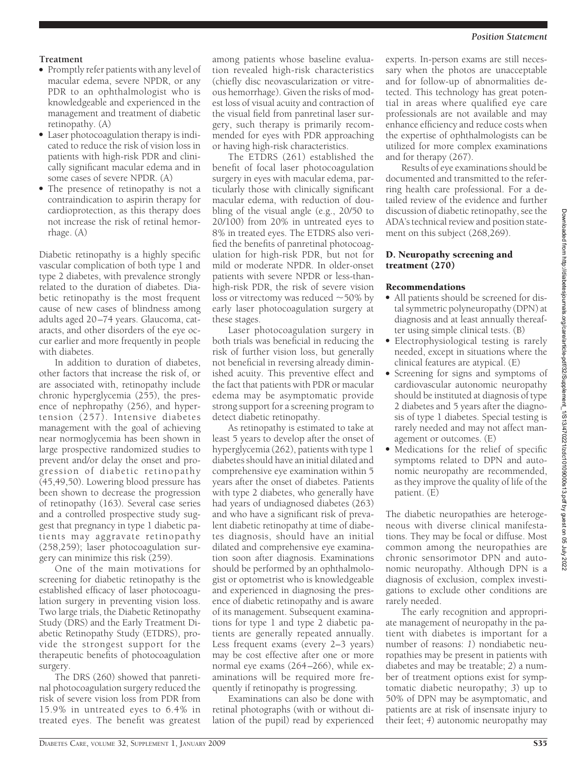**Treatment**

- Promptly refer patients with any level of macular edema, severe NPDR, or any PDR to an ophthalmologist who is knowledgeable and experienced in the management and treatment of diabetic retinopathy. (A)
- Laser photocoagulation therapy is indicated to reduce the risk of vision loss in patients with high-risk PDR and clinically significant macular edema and in some cases of severe NPDR. (A)
- The presence of retinopathy is not a contraindication to aspirin therapy for cardioprotection, as this therapy does not increase the risk of retinal hemorrhage. (A)

Diabetic retinopathy is a highly specific vascular complication of both type 1 and type 2 diabetes, with prevalence strongly related to the duration of diabetes. Diabetic retinopathy is the most frequent cause of new cases of blindness among adults aged 20–74 years. Glaucoma, cataracts, and other disorders of the eye occur earlier and more frequently in people with diabetes.

In addition to duration of diabetes, other factors that increase the risk of, or are associated with, retinopathy include chronic hyperglycemia (255), the presence of nephropathy (256), and hypertension (257). Intensive diabetes management with the goal of achieving near normoglycemia has been shown in large prospective randomized studies to prevent and/or delay the onset and progression of diabetic retinopathy (45,49,50). Lowering blood pressure has been shown to decrease the progression of retinopathy (163). Several case series and a controlled prospective study suggest that pregnancy in type 1 diabetic patients may aggravate retinopathy (258,259); laser photocoagulation surgery can minimize this risk (259).

One of the main motivations for screening for diabetic retinopathy is the established efficacy of laser photocoagulation surgery in preventing vision loss. Two large trials, the Diabetic Retinopathy Study (DRS) and the Early Treatment Diabetic Retinopathy Study (ETDRS), provide the strongest support for the therapeutic benefits of photocoagulation surgery.

The DRS (260) showed that panretinal photocoagulation surgery reduced the risk of severe vision loss from PDR from 15.9% in untreated eyes to 6.4% in treated eyes. The benefit was greatest among patients whose baseline evaluation revealed high-risk characteristics (chiefly disc neovascularization or vitreous hemorrhage). Given the risks of modest loss of visual acuity and contraction of the visual field from panretinal laser surgery, such therapy is primarily recommended for eyes with PDR approaching or having high-risk characteristics.

The ETDRS (261) established the benefit of focal laser photocoagulation surgery in eyes with macular edema, particularly those with clinically significant macular edema, with reduction of doubling of the visual angle (e.g., 20/50 to 20/100) from 20% in untreated eyes to 8% in treated eyes. The ETDRS also verified the benefits of panretinal photocoagulation for high-risk PDR, but not for mild or moderate NPDR. In older-onset patients with severe NPDR or less-than-high-risk PDR, the risk of severe vision loss or vitrectomy was reduced ~50% by early laser photocoagulation surgery at these stages.

Laser photocoagulation surgery in both trials was beneficial in reducing the risk of further vision loss, but generally not beneficial in reversing already diminished acuity. This preventive effect and the fact that patients with PDR or macular edema may be asymptomatic provide strong support for a screening program to detect diabetic retinopathy.

As retinopathy is estimated to take at least 5 years to develop after the onset of hyperglycemia (262), patients with type 1 diabetes should have an initial dilated and comprehensive eye examination within 5 years after the onset of diabetes. Patients with type 2 diabetes, who generally have had years of undiagnosed diabetes (263) and who have a significant risk of prevalent diabetic retinopathy at time of diabetes diagnosis, should have an initial dilated and comprehensive eye examination soon after diagnosis. Examinations should be performed by an ophthalmologist or optometrist who is knowledgeable and experienced in diagnosing the presence of diabetic retinopathy and is aware of its management. Subsequent examinations for type 1 and type 2 diabetic patients are generally repeated annually. Less frequent exams (every 2–3 years) may be cost effective after one or more normal eye exams (264–266), while examinations will be required more frequently if retinopathy is progressing.

Examinations can also be done with retinal photographs (with or without dilation of the pupil) read by experienced experts. In-person exams are still necessary when the photos are unacceptable and for follow-up of abnormalities detected. This technology has great potential in areas where qualified eye care professionals are not available and may enhance efficiency and reduce costs when the expertise of ophthalmologists can be utilized for more complex examinations and for therapy (267).

Results of eye examinations should be documented and transmitted to the referring health care professional. For a detailed review of the evidence and further discussion of diabetic retinopathy, see the ADA's technical review and position statement on this subject (268,269).

## D. Neuropathy screening and treatment (270)

### Recommendations

- All patients should be screened for distal symmetric polyneuropathy (DPN) at diagnosis and at least annually thereafter using simple clinical tests. (B)
- Electrophysiological testing is rarely needed, except in situations where the clinical features are atypical. (E)
- Screening for signs and symptoms of cardiovascular autonomic neuropathy should be instituted at diagnosis of type 2 diabetes and 5 years after the diagnosis of type 1 diabetes. Special testing is rarely needed and may not affect management or outcomes. (E)
- Medications for the relief of specific symptoms related to DPN and autonomic neuropathy are recommended, as they improve the quality of life of the patient. (E)

The diabetic neuropathies are heterogeneous with diverse clinical manifestations. They may be focal or diffuse. Most common among the neuropathies are chronic sensorimotor DPN and autonomic neuropathy. Although DPN is a diagnosis of exclusion, complex investigations to exclude other conditions are rarely needed.

The early recognition and appropriate management of neuropathy in the patient with diabetes is important for a number of reasons: *1*) nondiabetic neuropathies may be present in patients with diabetes and may be treatable; *2*) a number of treatment options exist for symptomatic diabetic neuropathy; *3*) up to 50% of DPN may be asymptomatic, and patients are at risk of insensate injury to their feet; *4*) autonomic neuropathy may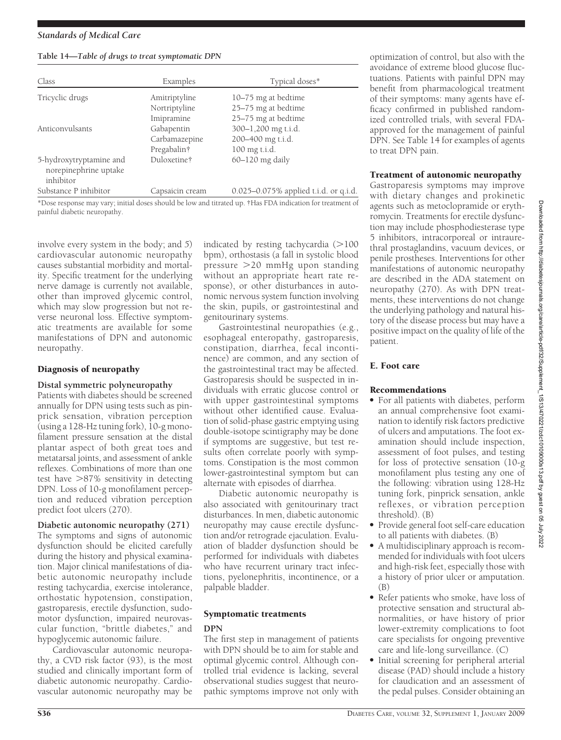**Table 14—*Table of drugs to treat symptomatic DPN***

| Class | Examples | Typical doses* |
|---|---|---|
| Tricyclic drugs | Amitriptyline | 10–75 mg at bedtime |
| | Nortriptyline | 25–75 mg at bedtime |
| | Imipramine | 25–75 mg at bedtime |
| Anticonvulsants | Gabapentin | 300–1,200 mg t.i.d. |
| | Carbamazepine | 200–400 mg t.i.d. |
| | Pregabalin† | 100 mg t.i.d. |
| 5-hydroxytryptamine and norepinephrine uptake inhibitor | Duloxetine† | 60–120 mg daily |
| Substance P inhibitor | Capsaicin cream | 0.025–0.075% applied t.i.d. or q.i.d. |

*Dose response may vary; initial doses should be low and titrated up. †Has FDA indication for treatment of painful diabetic neuropathy.

involve every system in the body; and 5) cardiovascular autonomic neuropathy causes substantial morbidity and mortality. Specific treatment for the underlying nerve damage is currently not available, other than improved glycemic control, which may slow progression but not reverse neuronal loss. Effective symptomatic treatments are available for some manifestations of DPN and autonomic neuropathy.

### Diagnosis of neuropathy

#### Distal symmetric polyneuropathy

Patients with diabetes should be screened annually for DPN using tests such as pinprick sensation, vibration perception (using a 128-Hz tuning fork), 10-g monofilament pressure sensation at the distal plantar aspect of both great toes and metatarsal joints, and assessment of ankle reflexes. Combinations of more than one test have >87% sensitivity in detecting DPN. Loss of 10-g monofilament perception and reduced vibration perception predict foot ulcers (270).

#### Diabetic autonomic neuropathy (271)

The symptoms and signs of autonomic dysfunction should be elicited carefully during the history and physical examination. Major clinical manifestations of diabetic autonomic neuropathy include resting tachycardia, exercise intolerance, orthostatic hypotension, constipation, gastroparesis, erectile dysfunction, sudomotor dysfunction, impaired neurovascular function, "brittle diabetes," and hypoglycemic autonomic failure.

Cardiovascular autonomic neuropathy, a CVD risk factor (93), is the most studied and clinically important form of diabetic autonomic neuropathy. Cardiovascular autonomic neuropathy may be indicated by resting tachycardia (>100 bpm), orthostasis (a fall in systolic blood pressure >20 mmHg upon standing without an appropriate heart rate response), or other disturbances in autonomic nervous system function involving the skin, pupils, or gastrointestinal and genitourinary systems.

Gastrointestinal neuropathies (e.g., esophageal enteropathy, gastroparesis, constipation, diarrhea, fecal incontinence) are common, and any section of the gastrointestinal tract may be affected. Gastroparesis should be suspected in individuals with erratic glucose control or with upper gastrointestinal symptoms without other identified cause. Evaluation of solid-phase gastric emptying using double-isotope scintigraphy may be done if symptoms are suggestive, but test results often correlate poorly with symptoms. Constipation is the most common lower-gastrointestinal symptom but can alternate with episodes of diarrhea.

Diabetic autonomic neuropathy is also associated with genitourinary tract disturbances. In men, diabetic autonomic neuropathy may cause erectile dysfunction and/or retrograde ejaculation. Evaluation of bladder dysfunction should be performed for individuals with diabetes who have recurrent urinary tract infections, pyelonephritis, incontinence, or a palpable bladder.

### Symptomatic treatments

#### DPN

The first step in management of patients with DPN should be to aim for stable and optimal glycemic control. Although controlled trial evidence is lacking, several observational studies suggest that neuropathic symptoms improve not only with optimization of control, but also with the avoidance of extreme blood glucose fluctuations. Patients with painful DPN may benefit from pharmacological treatment of their symptoms: many agents have efficacy confirmed in published randomized controlled trials, with several FDA-approved for the management of painful DPN. See Table 14 for examples of agents to treat DPN pain.

#### Treatment of autonomic neuropathy

Gastroparesis symptoms may improve with dietary changes and prokinetic agents such as metoclopramide or erythromycin. Treatments for erectile dysfunction may include phosphodiesterase type 5 inhibitors, intracorporeal or intraurethral prostaglandins, vacuum devices, or penile prostheses. Interventions for other manifestations of autonomic neuropathy are described in the ADA statement on neuropathy (270). As with DPN treatments, these interventions do not change the underlying pathology and natural history of the disease process but may have a positive impact on the quality of life of the patient.

## E. Foot care

### Recommendations

- For all patients with diabetes, perform an annual comprehensive foot examination to identify risk factors predictive of ulcers and amputations. The foot examination should include inspection, assessment of foot pulses, and testing for loss of protective sensation (10-g monofilament plus testing any one of the following: vibration using 128-Hz tuning fork, pinprick sensation, ankle reflexes, or vibration perception threshold). (B)
- Provide general foot self-care education to all patients with diabetes. (B)
- A multidisciplinary approach is recommended for individuals with foot ulcers and high-risk feet, especially those with a history of prior ulcer or amputation. (B)
- Refer patients who smoke, have loss of protective sensation and structural abnormalities, or have history of prior lower-extremity complications to foot care specialists for ongoing preventive care and life-long surveillance. (C)
- Initial screening for peripheral arterial disease (PAD) should include a history for claudication and an assessment of the pedal pulses. Consider obtaining an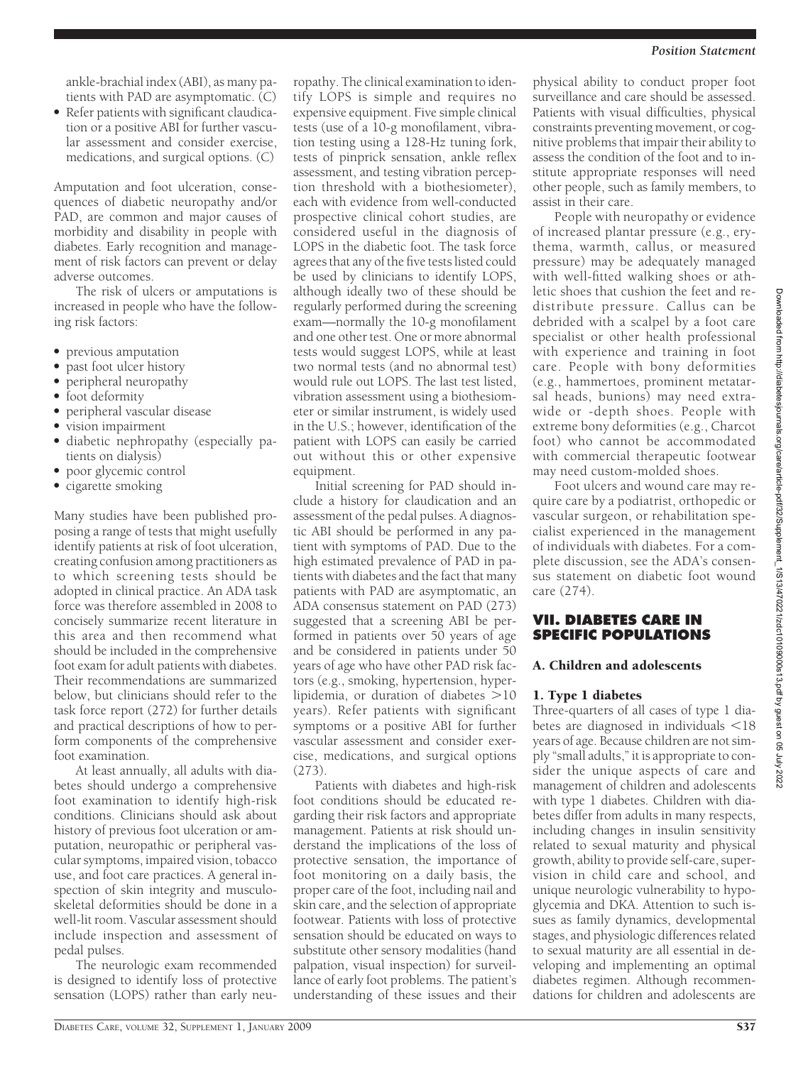ankle-brachial index (ABI), as many patients with PAD are asymptomatic. (C)

- Refer patients with significant claudication or a positive ABI for further vascular assessment and consider exercise, medications, and surgical options. (C)

Amputation and foot ulceration, consequences of diabetic neuropathy and/or PAD, are common and major causes of morbidity and disability in people with diabetes. Early recognition and management of risk factors can prevent or delay adverse outcomes.

The risk of ulcers or amputations is increased in people who have the following risk factors:

- previous amputation
- past foot ulcer history
- peripheral neuropathy
- foot deformity
- peripheral vascular disease
- vision impairment
- diabetic nephropathy (especially patients on dialysis)
- poor glycemic control
- cigarette smoking

Many studies have been published proposing a range of tests that might usefully identify patients at risk of foot ulceration, creating confusion among practitioners as to which screening tests should be adopted in clinical practice. An ADA task force was therefore assembled in 2008 to concisely summarize recent literature in this area and then recommend what should be included in the comprehensive foot exam for adult patients with diabetes. Their recommendations are summarized below, but clinicians should refer to the task force report (272) for further details and practical descriptions of how to perform components of the comprehensive foot examination.

At least annually, all adults with diabetes should undergo a comprehensive foot examination to identify high-risk conditions. Clinicians should ask about history of previous foot ulceration or amputation, neuropathic or peripheral vascular symptoms, impaired vision, tobacco use, and foot care practices. A general inspection of skin integrity and musculoskeletal deformities should be done in a well-lit room. Vascular assessment should include inspection and assessment of pedal pulses.

The neurologic exam recommended is designed to identify loss of protective sensation (LOPS) rather than early neuropathy. The clinical examination to identify LOPS is simple and requires no expensive equipment. Five simple clinical tests (use of a 10-g monofilament, vibration testing using a 128-Hz tuning fork, tests of pinprick sensation, ankle reflex assessment, and testing vibration perception threshold with a biothesiometer), each with evidence from well-conducted prospective clinical cohort studies, are considered useful in the diagnosis of LOPS in the diabetic foot. The task force agrees that any of the five tests listed could be used by clinicians to identify LOPS, although ideally two of these should be regularly performed during the screening exam—normally the 10-g monofilament and one other test. One or more abnormal tests would suggest LOPS, while at least two normal tests (and no abnormal test) would rule out LOPS. The last test listed, vibration assessment using a biothesiometer or similar instrument, is widely used in the U.S.; however, identification of the patient with LOPS can easily be carried out without this or other expensive equipment.

Initial screening for PAD should include a history for claudication and an assessment of the pedal pulses. A diagnostic ABI should be performed in any patient with symptoms of PAD. Due to the high estimated prevalence of PAD in patients with diabetes and the fact that many patients with PAD are asymptomatic, an ADA consensus statement on PAD (273) suggested that a screening ABI be performed in patients over 50 years of age and be considered in patients under 50 years of age who have other PAD risk factors (e.g., smoking, hypertension, hyperlipidemia, or duration of diabetes $>$10 years). Refer patients with significant symptoms or a positive ABI for further vascular assessment and consider exercise, medications, and surgical options (273).

Patients with diabetes and high-risk foot conditions should be educated regarding their risk factors and appropriate management. Patients at risk should understand the implications of the loss of protective sensation, the importance of foot monitoring on a daily basis, the proper care of the foot, including nail and skin care, and the selection of appropriate footwear. Patients with loss of protective sensation should be educated on ways to substitute other sensory modalities (hand palpation, visual inspection) for surveillance of early foot problems. The patient's understanding of these issues and their physical ability to conduct proper foot surveillance and care should be assessed. Patients with visual difficulties, physical constraints preventing movement, or cognitive problems that impair their ability to assess the condition of the foot and to institute appropriate responses will need other people, such as family members, to assist in their care.

People with neuropathy or evidence of increased plantar pressure (e.g., erythema, warmth, callus, or measured pressure) may be adequately managed with well-fitted walking shoes or athletic shoes that cushion the feet and redistribute pressure. Callus can be debrided with a scalpel by a foot care specialist or other health professional with experience and training in foot care. People with bony deformities (e.g., hammertoes, prominent metatarsal heads, bunions) may need extra-wide or -depth shoes. People with extreme bony deformities (e.g., Charcot foot) who cannot be accommodated with commercial therapeutic footwear may need custom-molded shoes.

Foot ulcers and wound care may require care by a podiatrist, orthopedic or vascular surgeon, or rehabilitation specialist experienced in the management of individuals with diabetes. For a complete discussion, see the ADA's consensus statement on diabetic foot wound care (274).

## VII. DIABETES CARE IN SPECIFIC POPULATIONS

### A. Children and adolescents

#### 1. Type 1 diabetes

Three-quarters of all cases of type 1 diabetes are diagnosed in individuals $<$18 years of age. Because children are not simply "small adults," it is appropriate to consider the unique aspects of care and management of children and adolescents with type 1 diabetes. Children with diabetes differ from adults in many respects, including changes in insulin sensitivity related to sexual maturity and physical growth, ability to provide self-care, supervision in child care and school, and unique neurologic vulnerability to hypoglycemia and DKA. Attention to such issues as family dynamics, developmental stages, and physiologic differences related to sexual maturity are all essential in developing and implementing an optimal diabetes regimen. Although recommendations for children and adolescents are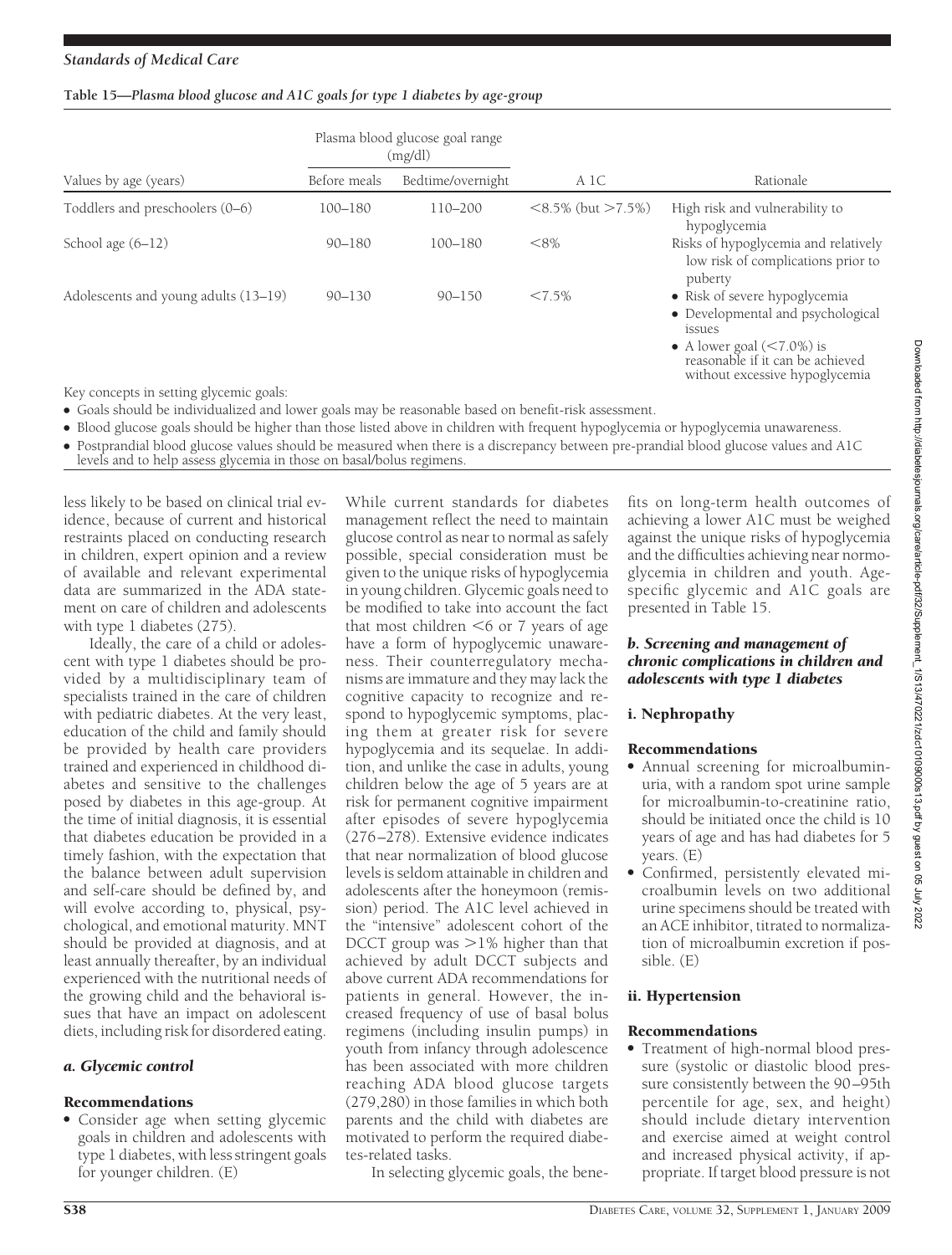**Table 15—Plasma blood glucose and A1C goals for type 1 diabetes by age-group**

| Values by age (years) | Plasma blood glucose goal range (mg/dl) | | A 1C | Rationale |
|---|---|---|---|---|
| | Before meals | Bedtime/overnight | | |
| Toddlers and preschoolers (0–6) | 100–180 | 110–200 | <8.5% (but >7.5%) | High risk and vulnerability to hypoglycemia |
| School age (6–12) | 90–180 | 100–180 | <8% | Risks of hypoglycemia and relatively low risk of complications prior to puberty |
| Adolescents and young adults (13–19) | 90–130 | 90–150 | <7.5% | • Risk of severe hypoglycemia • Developmental and psychological issues • A lower goal (<7.0%) is reasonable if it can be achieved without excessive hypoglycemia |

Key concepts in setting glycemic goals:

- Goals should be individualized and lower goals may be reasonable based on benefit-risk assessment.
- Blood glucose goals should be higher than those listed above in children with frequent hypoglycemia or hypoglycemia unawareness.
- Postprandial blood glucose values should be measured when there is a discrepancy between pre-prandial blood glucose values and A1C levels and to help assess glycemia in those on basal/bolus regimens.

less likely to be based on clinical trial evidence, because of current and historical restraints placed on conducting research in children, expert opinion and a review of available and relevant experimental data are summarized in the ADA statement on care of children and adolescents with type 1 diabetes (275).

Ideally, the care of a child or adolescent with type 1 diabetes should be provided by a multidisciplinary team of specialists trained in the care of children with pediatric diabetes. At the very least, education of the child and family should be provided by health care providers trained and experienced in childhood diabetes and sensitive to the challenges posed by diabetes in this age-group. At the time of initial diagnosis, it is essential that diabetes education be provided in a timely fashion, with the expectation that the balance between adult supervision and self-care should be defined by, and will evolve according to, physical, psychological, and emotional maturity. MNT should be provided at diagnosis, and at least annually thereafter, by an individual experienced with the nutritional needs of the growing child and the behavioral issues that have an impact on adolescent diets, including risk for disordered eating.

### *a. Glycemic control*

#### Recommendations

- Consider age when setting glycemic goals in children and adolescents with type 1 diabetes, with less stringent goals for younger children. (E)

While current standards for diabetes management reflect the need to maintain glucose control as near to normal as safely possible, special consideration must be given to the unique risks of hypoglycemia in young children. Glycemic goals need to be modified to take into account the fact that most children <6 or 7 years of age have a form of hypoglycemic unawareness. Their counterregulatory mechanisms are immature and they may lack the cognitive capacity to recognize and respond to hypoglycemic symptoms, placing them at greater risk for severe hypoglycemia and its sequelae. In addition, and unlike the case in adults, young children below the age of 5 years are at risk for permanent cognitive impairment after episodes of severe hypoglycemia (276–278). Extensive evidence indicates that near normalization of blood glucose levels is seldom attainable in children and adolescents after the honeymoon (remission) period. The A1C level achieved in the "intensive" adolescent cohort of the DCCT group was >1% higher than that achieved by adult DCCT subjects and above current ADA recommendations for patients in general. However, the increased frequency of use of basal bolus regimens (including insulin pumps) in youth from infancy through adolescence has been associated with more children reaching ADA blood glucose targets (279,280) in those families in which both parents and the child with diabetes are motivated to perform the required diabetes-related tasks.

In selecting glycemic goals, the benefits on long-term health outcomes of achieving a lower A1C must be weighed against the unique risks of hypoglycemia and the difficulties achieving near normoglycemia in children and youth. Age-specific glycemic and A1C goals are presented in Table 15.

### *b. Screening and management of chronic complications in children and adolescents with type 1 diabetes*

#### i. Nephropathy

#### Recommendations

- Annual screening for microalbuminuria, with a random spot urine sample for microalbumin-to-creatinine ratio, should be initiated once the child is 10 years of age and has had diabetes for 5 years. (E)
- Confirmed, persistently elevated microalbumin levels on two additional urine specimens should be treated with an ACE inhibitor, titrated to normalization of microalbumin excretion if possible. (E)

#### ii. Hypertension

#### Recommendations

- Treatment of high-normal blood pressure (systolic or diastolic blood pressure consistently between the 90–95th percentile for age, sex, and height) should include dietary intervention and exercise aimed at weight control and increased physical activity, if appropriate. If target blood pressure is not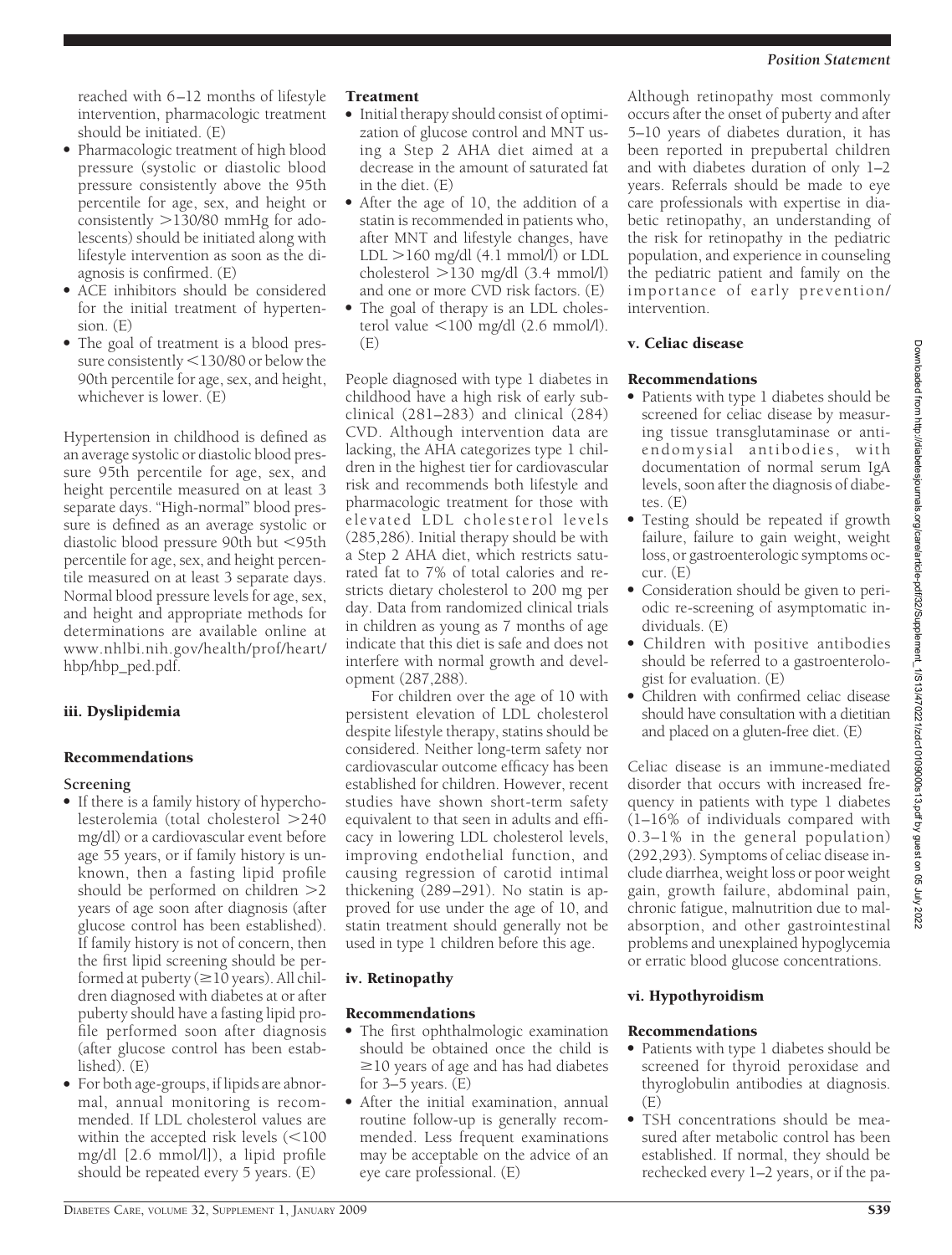reached with 6–12 months of lifestyle intervention, pharmacologic treatment should be initiated. (E)

- Pharmacologic treatment of high blood pressure (systolic or diastolic blood pressure consistently above the 95th percentile for age, sex, and height or consistently >130/80 mmHg for adolescents) should be initiated along with lifestyle intervention as soon as the diagnosis is confirmed. (E)
- ACE inhibitors should be considered for the initial treatment of hypertension. (E)
- The goal of treatment is a blood pressure consistently <130/80 or below the 90th percentile for age, sex, and height, whichever is lower. (E)

Hypertension in childhood is defined as an average systolic or diastolic blood pressure 95th percentile for age, sex, and height percentile measured on at least 3 separate days. "High-normal" blood pressure is defined as an average systolic or diastolic blood pressure 90th but <95th percentile for age, sex, and height percentile measured on at least 3 separate days. Normal blood pressure levels for age, sex, and height and appropriate methods for determinations are available online at www.nhlbi.nih.gov/health/prof/heart/hbp/hbp_ped.pdf.

### iii. Dyslipidemia

#### Recommendations

**Screening**

- If there is a family history of hypercholesterolemia (total cholesterol >240 mg/dl) or a cardiovascular event before age 55 years, or if family history is unknown, then a fasting lipid profile should be performed on children >2 years of age soon after diagnosis (after glucose control has been established). If family history is not of concern, then the first lipid screening should be performed at puberty (≥10 years). All children diagnosed with diabetes at or after puberty should have a fasting lipid profile performed soon after diagnosis (after glucose control has been established). (E)
- For both age-groups, if lipids are abnormal, annual monitoring is recommended. If LDL cholesterol values are within the accepted risk levels (<100 mg/dl [2.6 mmol/l]), a lipid profile should be repeated every 5 years. (E)

**Treatment**

- Initial therapy should consist of optimization of glucose control and MNT using a Step 2 AHA diet aimed at a decrease in the amount of saturated fat in the diet. (E)
- After the age of 10, the addition of a statin is recommended in patients who, after MNT and lifestyle changes, have LDL >160 mg/dl (4.1 mmol/l) or LDL cholesterol >130 mg/dl (3.4 mmol/l) and one or more CVD risk factors. (E)
- The goal of therapy is an LDL cholesterol value <100 mg/dl (2.6 mmol/l). (E)

People diagnosed with type 1 diabetes in childhood have a high risk of early subclinical (281–283) and clinical (284) CVD. Although intervention data are lacking, the AHA categorizes type 1 children in the highest tier for cardiovascular risk and recommends both lifestyle and pharmacologic treatment for those with elevated LDL cholesterol levels (285,286). Initial therapy should be with a Step 2 AHA diet, which restricts saturated fat to 7% of total calories and restricts dietary cholesterol to 200 mg per day. Data from randomized clinical trials in children as young as 7 months of age indicate that this diet is safe and does not interfere with normal growth and development (287,288).

For children over the age of 10 with persistent elevation of LDL cholesterol despite lifestyle therapy, statins should be considered. Neither long-term safety nor cardiovascular outcome efficacy has been established for children. However, recent studies have shown short-term safety equivalent to that seen in adults and efficacy in lowering LDL cholesterol levels, improving endothelial function, and causing regression of carotid intimal thickening (289–291). No statin is approved for use under the age of 10, and statin treatment should generally not be used in type 1 children before this age.

### iv. Retinopathy

#### Recommendations

- The first ophthalmologic examination should be obtained once the child is ≥10 years of age and has had diabetes for 3–5 years. (E)
- After the initial examination, annual routine follow-up is generally recommended. Less frequent examinations may be acceptable on the advice of an eye care professional. (E)

Although retinopathy most commonly occurs after the onset of puberty and after 5–10 years of diabetes duration, it has been reported in prepubertal children and with diabetes duration of only 1–2 years. Referrals should be made to eye care professionals with expertise in diabetic retinopathy, an understanding of the risk for retinopathy in the pediatric population, and experience in counseling the pediatric patient and family on the importance of early prevention/intervention.

### v. Celiac disease

#### Recommendations

- Patients with type 1 diabetes should be screened for celiac disease by measuring tissue transglutaminase or anti-endomysial antibodies, with documentation of normal serum IgA levels, soon after the diagnosis of diabetes. (E)
- Testing should be repeated if growth failure, failure to gain weight, weight loss, or gastroenterologic symptoms occur. (E)
- Consideration should be given to periodic re-screening of asymptomatic individuals. (E)
- Children with positive antibodies should be referred to a gastroenterologist for evaluation. (E)
- Children with confirmed celiac disease should have consultation with a dietitian and placed on a gluten-free diet. (E)

Celiac disease is an immune-mediated disorder that occurs with increased frequency in patients with type 1 diabetes (1–16% of individuals compared with 0.3–1% in the general population) (292,293). Symptoms of celiac disease include diarrhea, weight loss or poor weight gain, growth failure, abdominal pain, chronic fatigue, malnutrition due to malabsorption, and other gastrointestinal problems and unexplained hypoglycemia or erratic blood glucose concentrations.

### vi. Hypothyroidism

#### Recommendations

- Patients with type 1 diabetes should be screened for thyroid peroxidase and thyroglobulin antibodies at diagnosis. (E)
- TSH concentrations should be measured after metabolic control has been established. If normal, they should be rechecked every 1–2 years, or if the pa-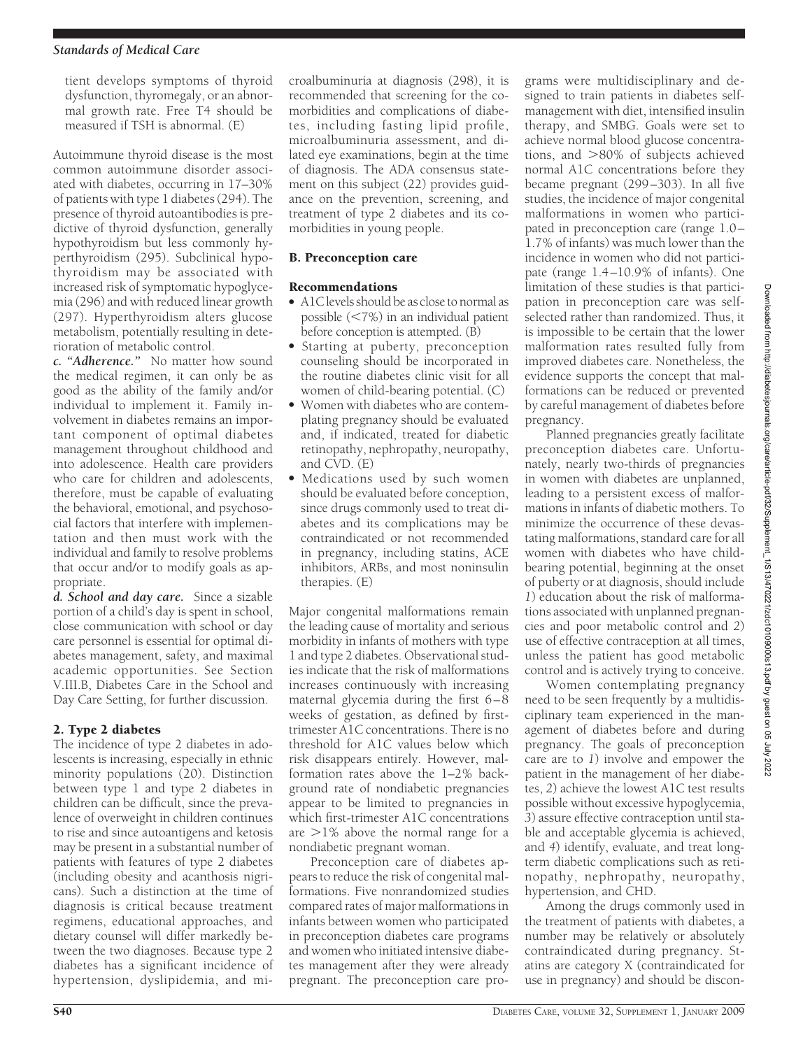tient develops symptoms of thyroid dysfunction, thyromegaly, or an abnormal growth rate. Free T4 should be measured if TSH is abnormal. (E)

Autoimmune thyroid disease is the most common autoimmune disorder associated with diabetes, occurring in 17–30% of patients with type 1 diabetes (294). The presence of thyroid autoantibodies is predictive of thyroid dysfunction, generally hypothyroidism but less commonly hyperthyroidism (295). Subclinical hypothyroidism may be associated with increased risk of symptomatic hypoglycemia (296) and with reduced linear growth (297). Hyperthyroidism alters glucose metabolism, potentially resulting in deterioration of metabolic control.

***c. "Adherence."*** No matter how sound the medical regimen, it can only be as good as the ability of the family and/or individual to implement it. Family involvement in diabetes remains an important component of optimal diabetes management throughout childhood and into adolescence. Health care providers who care for children and adolescents, therefore, must be capable of evaluating the behavioral, emotional, and psychosocial factors that interfere with implementation and then must work with the individual and family to resolve problems that occur and/or to modify goals as appropriate.

***d. School and day care.*** Since a sizable portion of a child's day is spent in school, close communication with school or day care personnel is essential for optimal diabetes management, safety, and maximal academic opportunities. See Section V.III.B, Diabetes Care in the School and Day Care Setting, for further discussion.

## 2. Type 2 diabetes

The incidence of type 2 diabetes in adolescents is increasing, especially in ethnic minority populations (20). Distinction between type 1 and type 2 diabetes in children can be difficult, since the prevalence of overweight in children continues to rise and since autoantigens and ketosis may be present in a substantial number of patients with features of type 2 diabetes (including obesity and acanthosis nigricans). Such a distinction at the time of diagnosis is critical because treatment regimens, educational approaches, and dietary counsel will differ markedly between the two diagnoses. Because type 2 diabetes has a significant incidence of hypertension, dyslipidemia, and microalbuminuria at diagnosis (298), it is recommended that screening for the comorbidities and complications of diabetes, including fasting lipid profile, microalbuminuria assessment, and dilated eye examinations, begin at the time of diagnosis. The ADA consensus statement on this subject (22) provides guidance on the prevention, screening, and treatment of type 2 diabetes and its comorbidities in young people.

## B. Preconception care

### Recommendations

- A1C levels should be as close to normal as possible (<7%) in an individual patient before conception is attempted. (B)
- Starting at puberty, preconception counseling should be incorporated in the routine diabetes clinic visit for all women of child-bearing potential. (C)
- Women with diabetes who are contemplating pregnancy should be evaluated and, if indicated, treated for diabetic retinopathy, nephropathy, neuropathy, and CVD. (E)
- Medications used by such women should be evaluated before conception, since drugs commonly used to treat diabetes and its complications may be contraindicated or not recommended in pregnancy, including statins, ACE inhibitors, ARBs, and most noninsulin therapies. (E)

Major congenital malformations remain the leading cause of mortality and serious morbidity in infants of mothers with type 1 and type 2 diabetes. Observational studies indicate that the risk of malformations increases continuously with increasing maternal glycemia during the first 6–8 weeks of gestation, as defined by first-trimester A1C concentrations. There is no threshold for A1C values below which risk disappears entirely. However, malformation rates above the 1–2% background rate of nondiabetic pregnancies appear to be limited to pregnancies in which first-trimester A1C concentrations are >1% above the normal range for a nondiabetic pregnant woman.

Preconception care of diabetes appears to reduce the risk of congenital malformations. Five nonrandomized studies compared rates of major malformations in infants between women who participated in preconception diabetes care programs and women who initiated intensive diabetes management after they were already pregnant. The preconception care programs were multidisciplinary and designed to train patients in diabetes self-management with diet, intensified insulin therapy, and SMBG. Goals were set to achieve normal blood glucose concentrations, and >80% of subjects achieved normal A1C concentrations before they became pregnant (299–303). In all five studies, the incidence of major congenital malformations in women who participated in preconception care (range 1.0–1.7% of infants) was much lower than the incidence in women who did not participate (range 1.4–10.9% of infants). One limitation of these studies is that participation in preconception care was self-selected rather than randomized. Thus, it is impossible to be certain that the lower malformation rates resulted fully from improved diabetes care. Nonetheless, the evidence supports the concept that malformations can be reduced or prevented by careful management of diabetes before pregnancy.

Planned pregnancies greatly facilitate preconception diabetes care. Unfortunately, nearly two-thirds of pregnancies in women with diabetes are unplanned, leading to a persistent excess of malformations in infants of diabetic mothers. To minimize the occurrence of these devastating malformations, standard care for all women with diabetes who have child-bearing potential, beginning at the onset of puberty or at diagnosis, should include *1*) education about the risk of malformations associated with unplanned pregnancies and poor metabolic control and *2*) use of effective contraception at all times, unless the patient has good metabolic control and is actively trying to conceive.

Women contemplating pregnancy need to be seen frequently by a multidisciplinary team experienced in the management of diabetes before and during pregnancy. The goals of preconception care are to *1*) involve and empower the patient in the management of her diabetes, *2*) achieve the lowest A1C test results possible without excessive hypoglycemia, *3*) assure effective contraception until stable and acceptable glycemia is achieved, and *4*) identify, evaluate, and treat long-term diabetic complications such as retinopathy, nephropathy, neuropathy, hypertension, and CHD.

Among the drugs commonly used in the treatment of patients with diabetes, a number may be relatively or absolutely contraindicated during pregnancy. Statins are category X (contraindicated for use in pregnancy) and should be discon-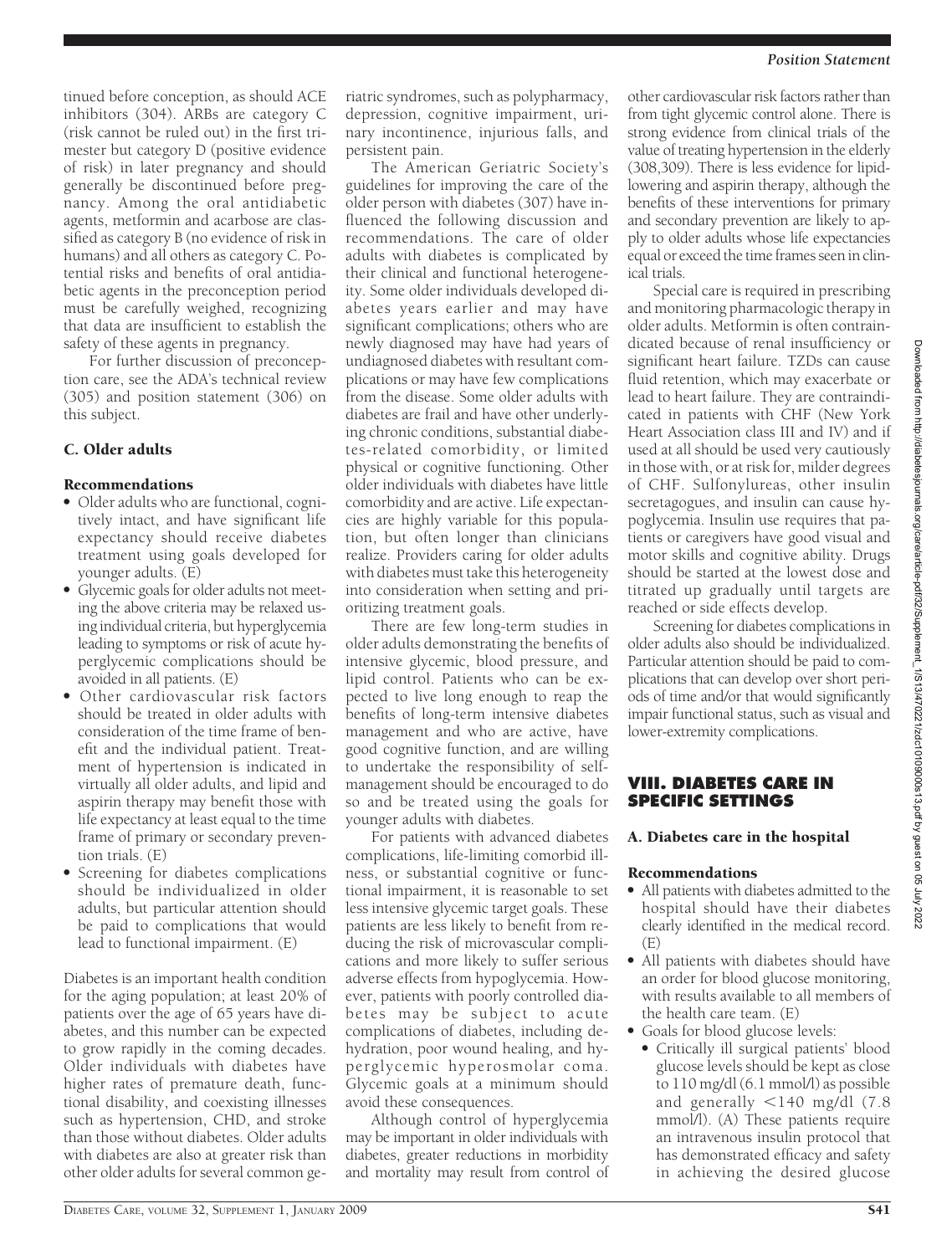tinued before conception, as should ACE inhibitors (304). ARBs are category C (risk cannot be ruled out) in the first trimester but category D (positive evidence of risk) in later pregnancy and should generally be discontinued before pregnancy. Among the oral antidiabetic agents, metformin and acarbose are classified as category B (no evidence of risk in humans) and all others as category C. Potential risks and benefits of oral antidiabetic agents in the preconception period must be carefully weighed, recognizing that data are insufficient to establish the safety of these agents in pregnancy.

For further discussion of preconception care, see the ADA's technical review (305) and position statement (306) on this subject.

### C. Older adults

#### Recommendations

- Older adults who are functional, cognitively intact, and have significant life expectancy should receive diabetes treatment using goals developed for younger adults. (E)
- Glycemic goals for older adults not meeting the above criteria may be relaxed using individual criteria, but hyperglycemia leading to symptoms or risk of acute hyperglycemic complications should be avoided in all patients. (E)
- Other cardiovascular risk factors should be treated in older adults with consideration of the time frame of benefit and the individual patient. Treatment of hypertension is indicated in virtually all older adults, and lipid and aspirin therapy may benefit those with life expectancy at least equal to the time frame of primary or secondary prevention trials. (E)
- Screening for diabetes complications should be individualized in older adults, but particular attention should be paid to complications that would lead to functional impairment. (E)

Diabetes is an important health condition for the aging population; at least 20% of patients over the age of 65 years have diabetes, and this number can be expected to grow rapidly in the coming decades. Older individuals with diabetes have higher rates of premature death, functional disability, and coexisting illnesses such as hypertension, CHD, and stroke than those without diabetes. Older adults with diabetes are also at greater risk than other older adults for several common geriatric syndromes, such as polypharmacy, depression, cognitive impairment, urinary incontinence, injurious falls, and persistent pain.

The American Geriatric Society's guidelines for improving the care of the older person with diabetes (307) have influenced the following discussion and recommendations. The care of older adults with diabetes is complicated by their clinical and functional heterogeneity. Some older individuals developed diabetes years earlier and may have significant complications; others who are newly diagnosed may have had years of undiagnosed diabetes with resultant complications or may have few complications from the disease. Some older adults with diabetes are frail and have other underlying chronic conditions, substantial diabetes-related comorbidity, or limited physical or cognitive functioning. Other older individuals with diabetes have little comorbidity and are active. Life expectancies are highly variable for this population, but often longer than clinicians realize. Providers caring for older adults with diabetes must take this heterogeneity into consideration when setting and prioritizing treatment goals.

There are few long-term studies in older adults demonstrating the benefits of intensive glycemic, blood pressure, and lipid control. Patients who can be expected to live long enough to reap the benefits of long-term intensive diabetes management and who are active, have good cognitive function, and are willing to undertake the responsibility of self-management should be encouraged to do so and be treated using the goals for younger adults with diabetes.

For patients with advanced diabetes complications, life-limiting comorbid illness, or substantial cognitive or functional impairment, it is reasonable to set less intensive glycemic target goals. These patients are less likely to benefit from reducing the risk of microvascular complications and more likely to suffer serious adverse effects from hypoglycemia. However, patients with poorly controlled diabetes may be subject to acute complications of diabetes, including dehydration, poor wound healing, and hyperglycemic hyperosmolar coma. Glycemic goals at a minimum should avoid these consequences.

Although control of hyperglycemia may be important in older individuals with diabetes, greater reductions in morbidity and mortality may result from control of other cardiovascular risk factors rather than from tight glycemic control alone. There is strong evidence from clinical trials of the value of treating hypertension in the elderly (308,309). There is less evidence for lipid-lowering and aspirin therapy, although the benefits of these interventions for primary and secondary prevention are likely to apply to older adults whose life expectancies equal or exceed the time frames seen in clinical trials.

Special care is required in prescribing and monitoring pharmacologic therapy in older adults. Metformin is often contraindicated because of renal insufficiency or significant heart failure. TZDs can cause fluid retention, which may exacerbate or lead to heart failure. They are contraindicated in patients with CHF (New York Heart Association class III and IV) and if used at all should be used very cautiously in those with, or at risk for, milder degrees of CHF. Sulfonylureas, other insulin secretagogues, and insulin can cause hypoglycemia. Insulin use requires that patients or caregivers have good visual and motor skills and cognitive ability. Drugs should be started at the lowest dose and titrated up gradually until targets are reached or side effects develop.

Screening for diabetes complications in older adults also should be individualized. Particular attention should be paid to complications that can develop over short periods of time and/or that would significantly impair functional status, such as visual and lower-extremity complications.

## VIII. DIABETES CARE IN SPECIFIC SETTINGS

### A. Diabetes care in the hospital

#### Recommendations

- All patients with diabetes admitted to the hospital should have their diabetes clearly identified in the medical record. (E)
- All patients with diabetes should have an order for blood glucose monitoring, with results available to all members of the health care team. (E)
- Goals for blood glucose levels:
  - Critically ill surgical patients' blood glucose levels should be kept as close to 110 mg/dl (6.1 mmol/l) as possible and generally <140 mg/dl (7.8 mmol/l). (A) These patients require an intravenous insulin protocol that has demonstrated efficacy and safety in achieving the desired glucose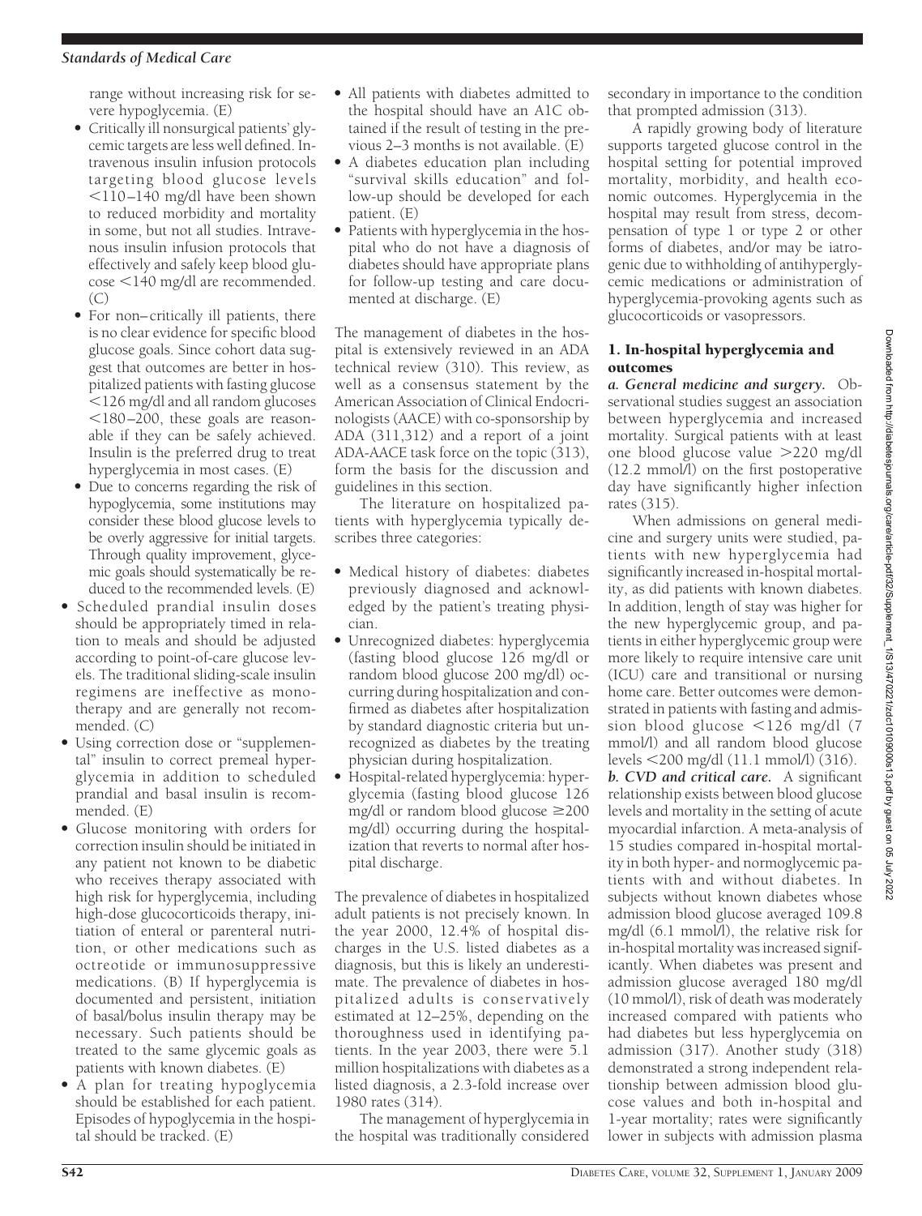range without increasing risk for severe hypoglycemia. (E)

- Critically ill nonsurgical patients' glycemic targets are less well defined. Intravenous insulin infusion protocols targeting blood glucose levels <110–140 mg/dl have been shown to reduced morbidity and mortality in some, but not all studies. Intravenous insulin infusion protocols that effectively and safely keep blood glucose <140 mg/dl are recommended. (C)
- For non–critically ill patients, there is no clear evidence for specific blood glucose goals. Since cohort data suggest that outcomes are better in hospitalized patients with fasting glucose <126 mg/dl and all random glucoses <180–200, these goals are reasonable if they can be safely achieved. Insulin is the preferred drug to treat hyperglycemia in most cases. (E)
- Due to concerns regarding the risk of hypoglycemia, some institutions may consider these blood glucose levels to be overly aggressive for initial targets. Through quality improvement, glycemic goals should systematically be reduced to the recommended levels. (E)

- Scheduled prandial insulin doses should be appropriately timed in relation to meals and should be adjusted according to point-of-care glucose levels. The traditional sliding-scale insulin regimens are ineffective as monotherapy and are generally not recommended. (C)
- Using correction dose or "supplemental" insulin to correct premeal hyperglycemia in addition to scheduled prandial and basal insulin is recommended. (E)
- Glucose monitoring with orders for correction insulin should be initiated in any patient not known to be diabetic who receives therapy associated with high risk for hyperglycemia, including high-dose glucocorticoids therapy, initiation of enteral or parenteral nutrition, or other medications such as octreotide or immunosuppressive medications. (B) If hyperglycemia is documented and persistent, initiation of basal/bolus insulin therapy may be necessary. Such patients should be treated to the same glycemic goals as patients with known diabetes. (E)
- A plan for treating hypoglycemia should be established for each patient. Episodes of hypoglycemia in the hospital should be tracked. (E)
- All patients with diabetes admitted to the hospital should have an A1C obtained if the result of testing in the previous 2–3 months is not available. (E)
- A diabetes education plan including "survival skills education" and follow-up should be developed for each patient. (E)
- Patients with hyperglycemia in the hospital who do not have a diagnosis of diabetes should have appropriate plans for follow-up testing and care documented at discharge. (E)

The management of diabetes in the hospital is extensively reviewed in an ADA technical review (310). This review, as well as a consensus statement by the American Association of Clinical Endocrinologists (AACE) with co-sponsorship by ADA (311,312) and a report of a joint ADA-AACE task force on the topic (313), form the basis for the discussion and guidelines in this section.

The literature on hospitalized patients with hyperglycemia typically describes three categories:

- Medical history of diabetes: diabetes previously diagnosed and acknowledged by the patient's treating physician.
- Unrecognized diabetes: hyperglycemia (fasting blood glucose 126 mg/dl or random blood glucose 200 mg/dl) occurring during hospitalization and confirmed as diabetes after hospitalization by standard diagnostic criteria but unrecognized as diabetes by the treating physician during hospitalization.
- Hospital-related hyperglycemia: hyperglycemia (fasting blood glucose 126 mg/dl or random blood glucose ≥200 mg/dl) occurring during the hospitalization that reverts to normal after hospital discharge.

The prevalence of diabetes in hospitalized adult patients is not precisely known. In the year 2000, 12.4% of hospital discharges in the U.S. listed diabetes as a diagnosis, but this is likely an underestimate. The prevalence of diabetes in hospitalized adults is conservatively estimated at 12–25%, depending on the thoroughness used in identifying patients. In the year 2003, there were 5.1 million hospitalizations with diabetes as a listed diagnosis, a 2.3-fold increase over 1980 rates (314).

The management of hyperglycemia in the hospital was traditionally considered secondary in importance to the condition that prompted admission (313).

A rapidly growing body of literature supports targeted glucose control in the hospital setting for potential improved mortality, morbidity, and health economic outcomes. Hyperglycemia in the hospital may result from stress, decompensation of type 1 or type 2 or other forms of diabetes, and/or may be iatrogenic due to withholding of antihyperglycemic medications or administration of hyperglycemia-provoking agents such as glucocorticoids or vasopressors.

## 1. In-hospital hyperglycemia and outcomes

***a. General medicine and surgery.*** Observational studies suggest an association between hyperglycemia and increased mortality. Surgical patients with at least one blood glucose value >220 mg/dl (12.2 mmol/l) on the first postoperative day have significantly higher infection rates (315).

When admissions on general medicine and surgery units were studied, patients with new hyperglycemia had significantly increased in-hospital mortality, as did patients with known diabetes. In addition, length of stay was higher for the new hyperglycemic group, and patients in either hyperglycemic group were more likely to require intensive care unit (ICU) care and transitional or nursing home care. Better outcomes were demonstrated in patients with fasting and admission blood glucose <126 mg/dl (7 mmol/l) and all random blood glucose levels <200 mg/dl (11.1 mmol/l) (316).

***b. CVD and critical care.*** A significant relationship exists between blood glucose levels and mortality in the setting of acute myocardial infarction. A meta-analysis of 15 studies compared in-hospital mortality in both hyper- and normoglycemic patients with and without diabetes. In subjects without known diabetes whose admission blood glucose averaged 109.8 mg/dl (6.1 mmol/l), the relative risk for in-hospital mortality was increased significantly. When diabetes was present and admission glucose averaged 180 mg/dl (10 mmol/l), risk of death was moderately increased compared with patients who had diabetes but less hyperglycemia on admission (317). Another study (318) demonstrated a strong independent relationship between admission blood glucose values and both in-hospital and 1-year mortality; rates were significantly lower in subjects with admission plasma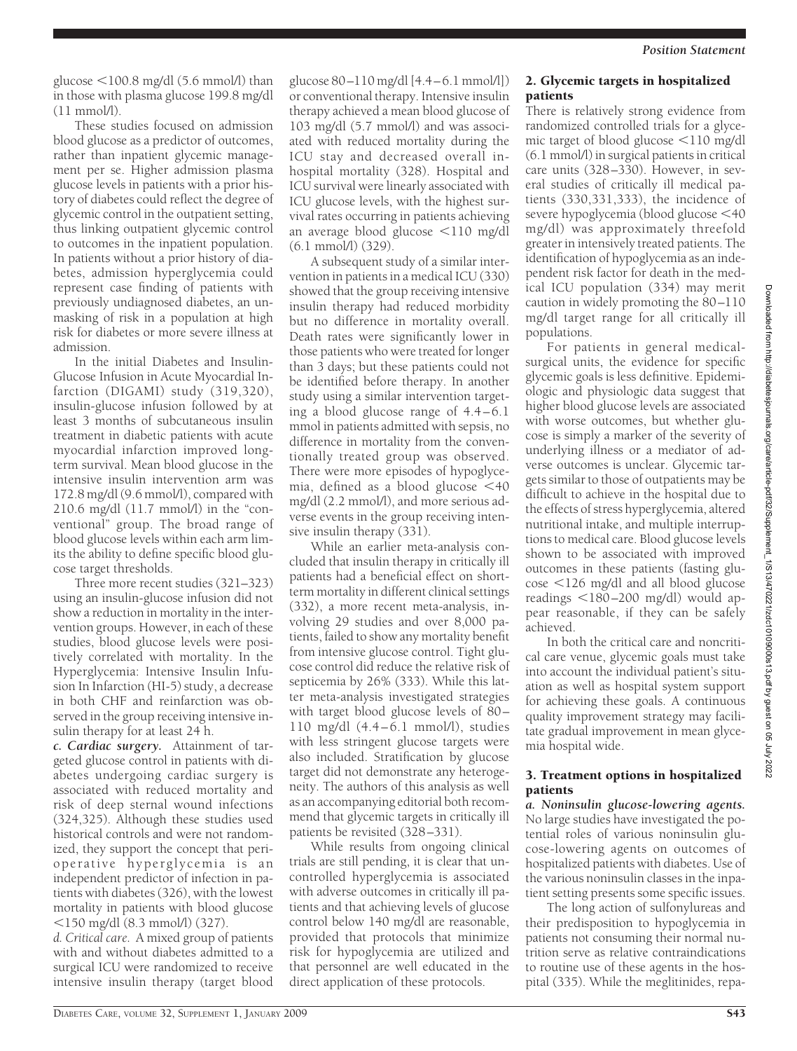glucose <100.8 mg/dl (5.6 mmol/l) than in those with plasma glucose 199.8 mg/dl (11 mmol/l).

These studies focused on admission blood glucose as a predictor of outcomes, rather than inpatient glycemic management per se. Higher admission plasma glucose levels in patients with a prior history of diabetes could reflect the degree of glycemic control in the outpatient setting, thus linking outpatient glycemic control to outcomes in the inpatient population. In patients without a prior history of diabetes, admission hyperglycemia could represent case finding of patients with previously undiagnosed diabetes, an unmasking of risk in a population at high risk for diabetes or more severe illness at admission.

In the initial Diabetes and Insulin-Glucose Infusion in Acute Myocardial Infarction (DIGAMI) study (319,320), insulin-glucose infusion followed by at least 3 months of subcutaneous insulin treatment in diabetic patients with acute myocardial infarction improved long-term survival. Mean blood glucose in the intensive insulin intervention arm was 172.8 mg/dl (9.6 mmol/l), compared with 210.6 mg/dl (11.7 mmol/l) in the "conventional" group. The broad range of blood glucose levels within each arm limits the ability to define specific blood glucose target thresholds.

Three more recent studies (321–323) using an insulin-glucose infusion did not show a reduction in mortality in the intervention groups. However, in each of these studies, blood glucose levels were positively correlated with mortality. In the Hyperglycemia: Intensive Insulin Infusion In Infarction (HI-5) study, a decrease in both CHF and reinfarction was observed in the group receiving intensive insulin therapy for at least 24 h.

***c. Cardiac surgery.*** Attainment of targeted glucose control in patients with diabetes undergoing cardiac surgery is associated with reduced mortality and risk of deep sternal wound infections (324,325). Although these studies used historical controls and were not randomized, they support the concept that perioperative hyperglycemia is an independent predictor of infection in patients with diabetes (326), with the lowest mortality in patients with blood glucose <150 mg/dl (8.3 mmol/l) (327).

***d. Critical care.*** A mixed group of patients with and without diabetes admitted to a surgical ICU were randomized to receive intensive insulin therapy (target blood glucose 80–110 mg/dl [4.4–6.1 mmol/l]) or conventional therapy. Intensive insulin therapy achieved a mean blood glucose of 103 mg/dl (5.7 mmol/l) and was associated with reduced mortality during the ICU stay and decreased overall in-hospital mortality (328). Hospital and ICU survival were linearly associated with ICU glucose levels, with the highest survival rates occurring in patients achieving an average blood glucose <110 mg/dl (6.1 mmol/l) (329).

A subsequent study of a similar intervention in patients in a medical ICU (330) showed that the group receiving intensive insulin therapy had reduced morbidity but no difference in mortality overall. Death rates were significantly lower in those patients who were treated for longer than 3 days; but these patients could not be identified before therapy. In another study using a similar intervention targeting a blood glucose range of 4.4–6.1 mmol in patients admitted with sepsis, no difference in mortality from the conventionally treated group was observed. There were more episodes of hypoglycemia, defined as a blood glucose <40 mg/dl (2.2 mmol/l), and more serious adverse events in the group receiving intensive insulin therapy (331).

While an earlier meta-analysis concluded that insulin therapy in critically ill patients had a beneficial effect on short-term mortality in different clinical settings (332), a more recent meta-analysis, involving 29 studies and over 8,000 patients, failed to show any mortality benefit from intensive glucose control. Tight glucose control did reduce the relative risk of septicemia by 26% (333). While this latter meta-analysis investigated strategies with target blood glucose levels of 80–110 mg/dl (4.4–6.1 mmol/l), studies with less stringent glucose targets were also included. Stratification by glucose target did not demonstrate any heterogeneity. The authors of this analysis as well as an accompanying editorial both recommend that glycemic targets in critically ill patients be revisited (328–331).

While results from ongoing clinical trials are still pending, it is clear that uncontrolled hyperglycemia is associated with adverse outcomes in critically ill patients and that achieving levels of glucose control below 140 mg/dl are reasonable, provided that protocols that minimize risk for hypoglycemia are utilized and that personnel are well educated in the direct application of these protocols.

### 2. Glycemic targets in hospitalized patients

There is relatively strong evidence from randomized controlled trials for a glycemic target of blood glucose <110 mg/dl (6.1 mmol/l) in surgical patients in critical care units (328–330). However, in several studies of critically ill medical patients (330,331,333), the incidence of severe hypoglycemia (blood glucose <40 mg/dl) was approximately threefold greater in intensively treated patients. The identification of hypoglycemia as an independent risk factor for death in the medical ICU population (334) may merit caution in widely promoting the 80–110 mg/dl target range for all critically ill populations.

For patients in general medical-surgical units, the evidence for specific glycemic goals is less definitive. Epidemiologic and physiologic data suggest that higher blood glucose levels are associated with worse outcomes, but whether glucose is simply a marker of the severity of underlying illness or a mediator of adverse outcomes is unclear. Glycemic targets similar to those of outpatients may be difficult to achieve in the hospital due to the effects of stress hyperglycemia, altered nutritional intake, and multiple interruptions to medical care. Blood glucose levels shown to be associated with improved outcomes in these patients (fasting glucose <126 mg/dl and all blood glucose readings <180–200 mg/dl) would appear reasonable, if they can be safely achieved.

In both the critical care and noncritical care venue, glycemic goals must take into account the individual patient's situation as well as hospital system support for achieving these goals. A continuous quality improvement strategy may facilitate gradual improvement in mean glycemia hospital wide.

### 3. Treatment options in hospitalized patients

***a. Noninsulin glucose-lowering agents.*** No large studies have investigated the potential roles of various noninsulin glucose-lowering agents on outcomes of hospitalized patients with diabetes. Use of the various noninsulin classes in the inpatient setting presents some specific issues.

The long action of sulfonylureas and their predisposition to hypoglycemia in patients not consuming their normal nutrition serve as relative contraindications to routine use of these agents in the hospital (335). While the meglitinides, repa-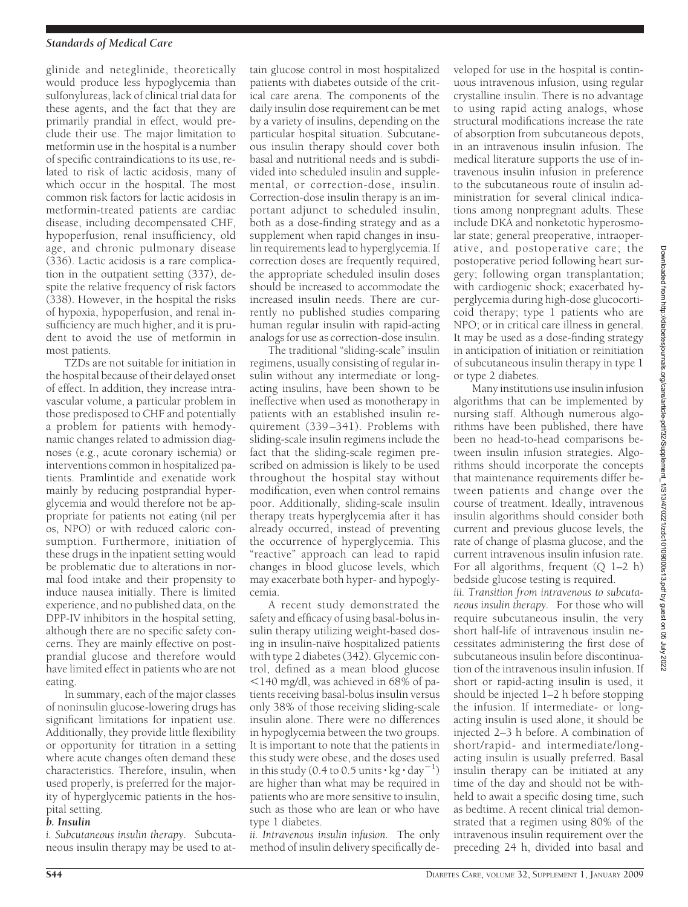glinide and neteglinide, theoretically would produce less hypoglycemia than sulfonylureas, lack of clinical trial data for these agents, and the fact that they are primarily prandial in effect, would preclude their use. The major limitation to metformin use in the hospital is a number of specific contraindications to its use, related to risk of lactic acidosis, many of which occur in the hospital. The most common risk factors for lactic acidosis in metformin-treated patients are cardiac disease, including decompensated CHF, hypoperfusion, renal insufficiency, old age, and chronic pulmonary disease (336). Lactic acidosis is a rare complication in the outpatient setting (337), despite the relative frequency of risk factors (338). However, in the hospital the risks of hypoxia, hypoperfusion, and renal insufficiency are much higher, and it is prudent to avoid the use of metformin in most patients.

TZDs are not suitable for initiation in the hospital because of their delayed onset of effect. In addition, they increase intravascular volume, a particular problem in those predisposed to CHF and potentially a problem for patients with hemodynamic changes related to admission diagnoses (e.g., acute coronary ischemia) or interventions common in hospitalized patients. Pramlintide and exenatide work mainly by reducing postprandial hyperglycemia and would therefore not be appropriate for patients not eating (nil per os, NPO) or with reduced caloric consumption. Furthermore, initiation of these drugs in the inpatient setting would be problematic due to alterations in normal food intake and their propensity to induce nausea initially. There is limited experience, and no published data, on the DPP-IV inhibitors in the hospital setting, although there are no specific safety concerns. They are mainly effective on postprandial glucose and therefore would have limited effect in patients who are not eating.

In summary, each of the major classes of noninsulin glucose-lowering drugs has significant limitations for inpatient use. Additionally, they provide little flexibility or opportunity for titration in a setting where acute changes often demand these characteristics. Therefore, insulin, when used properly, is preferred for the majority of hyperglycemic patients in the hospital setting.

***b. Insulin***

*i. Subcutaneous insulin therapy.* Subcutaneous insulin therapy may be used to attain glucose control in most hospitalized patients with diabetes outside of the critical care arena. The components of the daily insulin dose requirement can be met by a variety of insulins, depending on the particular hospital situation. Subcutaneous insulin therapy should cover both basal and nutritional needs and is subdivided into scheduled insulin and supplemental, or correction-dose, insulin. Correction-dose insulin therapy is an important adjunct to scheduled insulin, both as a dose-finding strategy and as a supplement when rapid changes in insulin requirements lead to hyperglycemia. If correction doses are frequently required, the appropriate scheduled insulin doses should be increased to accommodate the increased insulin needs. There are currently no published studies comparing human regular insulin with rapid-acting analogs for use as correction-dose insulin.

The traditional "sliding-scale" insulin regimens, usually consisting of regular insulin without any intermediate or long-acting insulins, have been shown to be ineffective when used as monotherapy in patients with an established insulin requirement (339–341). Problems with sliding-scale insulin regimens include the fact that the sliding-scale regimen prescribed on admission is likely to be used throughout the hospital stay without modification, even when control remains poor. Additionally, sliding-scale insulin therapy treats hyperglycemia after it has already occurred, instead of preventing the occurrence of hyperglycemia. This "reactive" approach can lead to rapid changes in blood glucose levels, which may exacerbate both hyper- and hypoglycemia.

A recent study demonstrated the safety and efficacy of using basal-bolus insulin therapy utilizing weight-based dosing in insulin-naïve hospitalized patients with type 2 diabetes (342). Glycemic control, defined as a mean blood glucose <140 mg/dl, was achieved in 68% of patients receiving basal-bolus insulin versus only 38% of those receiving sliding-scale insulin alone. There were no differences in hypoglycemia between the two groups. It is important to note that the patients in this study were obese, and the doses used in this study ($0.4$ to $0.5$ units $\cdot$ kg $\cdot$ day$^{-1}$) are higher than what may be required in patients who are more sensitive to insulin, such as those who are lean or who have type 1 diabetes.

*ii. Intravenous insulin infusion.* The only method of insulin delivery specifically developed for use in the hospital is continuous intravenous infusion, using regular crystalline insulin. There is no advantage to using rapid acting analogs, whose structural modifications increase the rate of absorption from subcutaneous depots, in an intravenous insulin infusion. The medical literature supports the use of intravenous insulin infusion in preference to the subcutaneous route of insulin administration for several clinical indications among nonpregnant adults. These include DKA and nonketotic hyperosmolar state; general preoperative, intraoperative, and postoperative care; the postoperative period following heart surgery; following organ transplantation; with cardiogenic shock; exacerbated hyperglycemia during high-dose glucocorticoid therapy; type 1 patients who are NPO; or in critical care illness in general. It may be used as a dose-finding strategy in anticipation of initiation or reinitiation of subcutaneous insulin therapy in type 1 or type 2 diabetes.

Many institutions use insulin infusion algorithms that can be implemented by nursing staff. Although numerous algorithms have been published, there have been no head-to-head comparisons between insulin infusion strategies. Algorithms should incorporate the concepts that maintenance requirements differ between patients and change over the course of treatment. Ideally, intravenous insulin algorithms should consider both current and previous glucose levels, the rate of change of plasma glucose, and the current intravenous insulin infusion rate. For all algorithms, frequent (Q 1–2 h) bedside glucose testing is required.

*iii. Transition from intravenous to subcutaneous insulin therapy.* For those who will require subcutaneous insulin, the very short half-life of intravenous insulin necessitates administering the first dose of subcutaneous insulin before discontinuation of the intravenous insulin infusion. If short or rapid-acting insulin is used, it should be injected 1–2 h before stopping the infusion. If intermediate- or long-acting insulin is used alone, it should be injected 2–3 h before. A combination of short/rapid- and intermediate/long-acting insulin is usually preferred. Basal insulin therapy can be initiated at any time of the day and should not be withheld to await a specific dosing time, such as bedtime. A recent clinical trial demonstrated that a regimen using 80% of the intravenous insulin requirement over the preceding 24 h, divided into basal and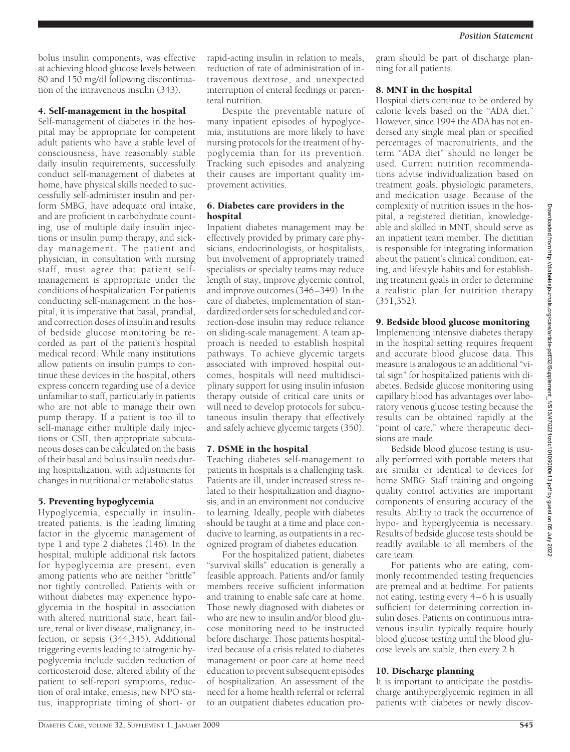bolus insulin components, was effective at achieving blood glucose levels between 80 and 150 mg/dl following discontinuation of the intravenous insulin (343).

### 4. Self-management in the hospital

Self-management of diabetes in the hospital may be appropriate for competent adult patients who have a stable level of consciousness, have reasonably stable daily insulin requirements, successfully conduct self-management of diabetes at home, have physical skills needed to successfully self-administer insulin and perform SMBG, have adequate oral intake, and are proficient in carbohydrate counting, use of multiple daily insulin injections or insulin pump therapy, and sick-day management. The patient and physician, in consultation with nursing staff, must agree that patient self-management is appropriate under the conditions of hospitalization. For patients conducting self-management in the hospital, it is imperative that basal, prandial, and correction doses of insulin and results of bedside glucose monitoring be recorded as part of the patient's hospital medical record. While many institutions allow patients on insulin pumps to continue these devices in the hospital, others express concern regarding use of a device unfamiliar to staff, particularly in patients who are not able to manage their own pump therapy. If a patient is too ill to self-manage either multiple daily injections or CSII, then appropriate subcutaneous doses can be calculated on the basis of their basal and bolus insulin needs during hospitalization, with adjustments for changes in nutritional or metabolic status.

### 5. Preventing hypoglycemia

Hypoglycemia, especially in insulin-treated patients, is the leading limiting factor in the glycemic management of type 1 and type 2 diabetes (146). In the hospital, multiple additional risk factors for hypoglycemia are present, even among patients who are neither "brittle" nor tightly controlled. Patients with or without diabetes may experience hypoglycemia in the hospital in association with altered nutritional state, heart failure, renal or liver disease, malignancy, infection, or sepsis (344,345). Additional triggering events leading to iatrogenic hypoglycemia include sudden reduction of corticosteroid dose, altered ability of the patient to self-report symptoms, reduction of oral intake, emesis, new NPO status, inappropriate timing of short- or rapid-acting insulin in relation to meals, reduction of rate of administration of intravenous dextrose, and unexpected interruption of enteral feedings or parenteral nutrition.

Despite the preventable nature of many inpatient episodes of hypoglycemia, institutions are more likely to have nursing protocols for the treatment of hypoglycemia than for its prevention. Tracking such episodes and analyzing their causes are important quality improvement activities.

### 6. Diabetes care providers in the hospital

Inpatient diabetes management may be effectively provided by primary care physicians, endocrinologists, or hospitalists, but involvement of appropriately trained specialists or specialty teams may reduce length of stay, improve glycemic control, and improve outcomes (346–349). In the care of diabetes, implementation of standardized order sets for scheduled and correction-dose insulin may reduce reliance on sliding-scale management. A team approach is needed to establish hospital pathways. To achieve glycemic targets associated with improved hospital outcomes, hospitals will need multidisciplinary support for using insulin infusion therapy outside of critical care units or will need to develop protocols for subcutaneous insulin therapy that effectively and safely achieve glycemic targets (350).

### 7. DSME in the hospital

Teaching diabetes self-management to patients in hospitals is a challenging task. Patients are ill, under increased stress related to their hospitalization and diagnosis, and in an environment not conducive to learning. Ideally, people with diabetes should be taught at a time and place conducive to learning, as outpatients in a recognized program of diabetes education.

For the hospitalized patient, diabetes "survival skills" education is generally a feasible approach. Patients and/or family members receive sufficient information and training to enable safe care at home. Those newly diagnosed with diabetes or who are new to insulin and/or blood glucose monitoring need to be instructed before discharge. Those patients hospitalized because of a crisis related to diabetes management or poor care at home need education to prevent subsequent episodes of hospitalization. An assessment of the need for a home health referral or referral to an outpatient diabetes education program should be part of discharge planning for all patients.

### 8. MNT in the hospital

Hospital diets continue to be ordered by calorie levels based on the "ADA diet." However, since 1994 the ADA has not endorsed any single meal plan or specified percentages of macronutrients, and the term "ADA diet" should no longer be used. Current nutrition recommendations advise individualization based on treatment goals, physiologic parameters, and medication usage. Because of the complexity of nutrition issues in the hospital, a registered dietitian, knowledgeable and skilled in MNT, should serve as an inpatient team member. The dietitian is responsible for integrating information about the patient's clinical condition, eating, and lifestyle habits and for establishing treatment goals in order to determine a realistic plan for nutrition therapy (351,352).

### 9. Bedside blood glucose monitoring

Implementing intensive diabetes therapy in the hospital setting requires frequent and accurate blood glucose data. This measure is analogous to an additional "vital sign" for hospitalized patients with diabetes. Bedside glucose monitoring using capillary blood has advantages over laboratory venous glucose testing because the results can be obtained rapidly at the "point of care," where therapeutic decisions are made.

Bedside blood glucose testing is usually performed with portable meters that are similar or identical to devices for home SMBG. Staff training and ongoing quality control activities are important components of ensuring accuracy of the results. Ability to track the occurrence of hypo- and hyperglycemia is necessary. Results of bedside glucose tests should be readily available to all members of the care team.

For patients who are eating, commonly recommended testing frequencies are premeal and at bedtime. For patients not eating, testing every 4–6 h is usually sufficient for determining correction insulin doses. Patients on continuous intravenous insulin typically require hourly blood glucose testing until the blood glucose levels are stable, then every 2 h.

### 10. Discharge planning

It is important to anticipate the postdischarge antihyperglycemic regimen in all patients with diabetes or newly discov-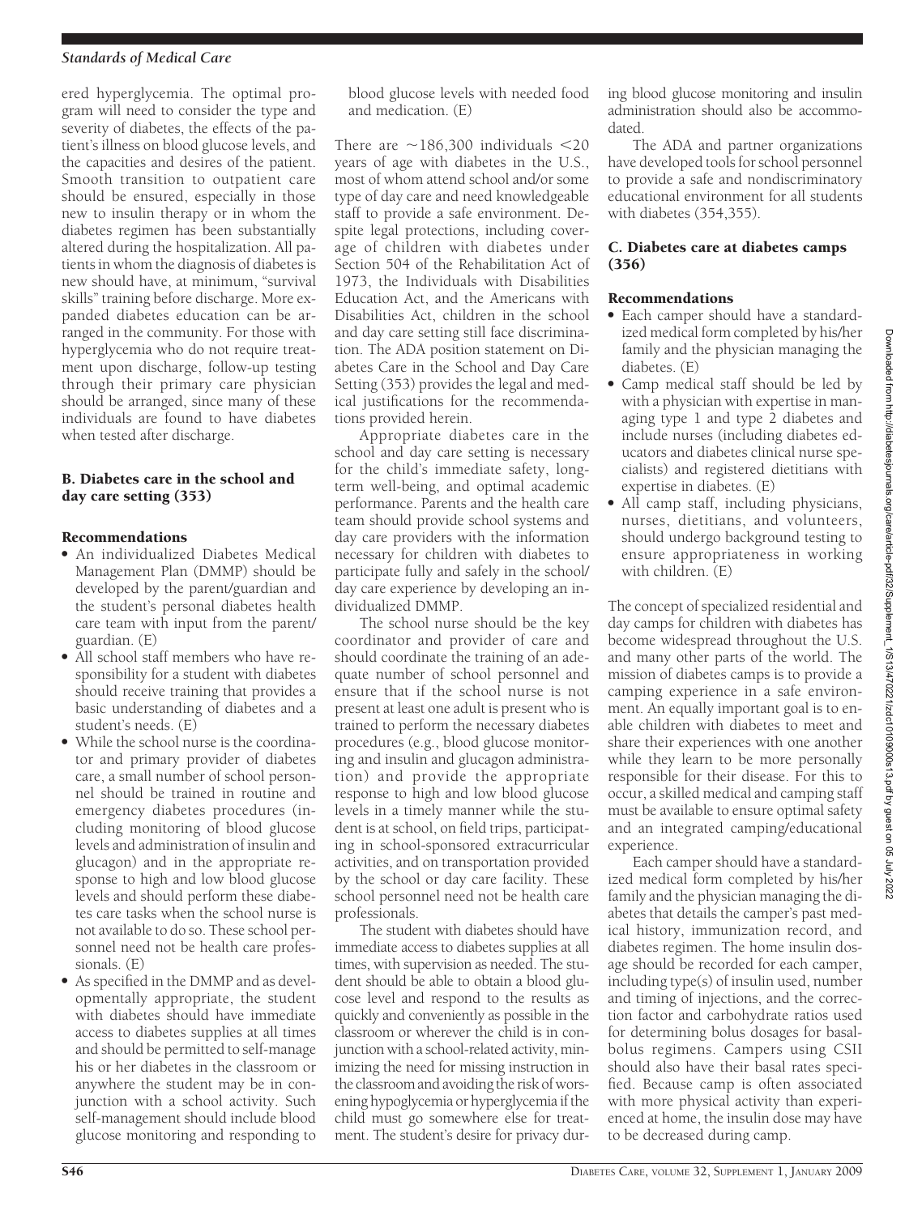ered hyperglycemia. The optimal program will need to consider the type and severity of diabetes, the effects of the patient's illness on blood glucose levels, and the capacities and desires of the patient. Smooth transition to outpatient care should be ensured, especially in those new to insulin therapy or in whom the diabetes regimen has been substantially altered during the hospitalization. All patients in whom the diagnosis of diabetes is new should have, at minimum, "survival skills" training before discharge. More expanded diabetes education can be arranged in the community. For those with hyperglycemia who do not require treatment upon discharge, follow-up testing through their primary care physician should be arranged, since many of these individuals are found to have diabetes when tested after discharge.

### B. Diabetes care in the school and day care setting (353)

#### Recommendations

- An individualized Diabetes Medical Management Plan (DMMP) should be developed by the parent/guardian and the student's personal diabetes health care team with input from the parent/guardian. (E)
- All school staff members who have responsibility for a student with diabetes should receive training that provides a basic understanding of diabetes and a student's needs. (E)
- While the school nurse is the coordinator and primary provider of diabetes care, a small number of school personnel should be trained in routine and emergency diabetes procedures (including monitoring of blood glucose levels and administration of insulin and glucagon) and in the appropriate response to high and low blood glucose levels and should perform these diabetes care tasks when the school nurse is not available to do so. These school personnel need not be health care professionals. (E)
- As specified in the DMMP and as developmentally appropriate, the student with diabetes should have immediate access to diabetes supplies at all times and should be permitted to self-manage his or her diabetes in the classroom or anywhere the student may be in conjunction with a school activity. Such self-management should include blood glucose monitoring and responding to blood glucose levels with needed food and medication. (E)

There are ~186,300 individuals <20 years of age with diabetes in the U.S., most of whom attend school and/or some type of day care and need knowledgeable staff to provide a safe environment. Despite legal protections, including coverage of children with diabetes under Section 504 of the Rehabilitation Act of 1973, the Individuals with Disabilities Education Act, and the Americans with Disabilities Act, children in the school and day care setting still face discrimination. The ADA position statement on Diabetes Care in the School and Day Care Setting (353) provides the legal and medical justifications for the recommendations provided herein.

Appropriate diabetes care in the school and day care setting is necessary for the child's immediate safety, long-term well-being, and optimal academic performance. Parents and the health care team should provide school systems and day care providers with the information necessary for children with diabetes to participate fully and safely in the school/day care experience by developing an individualized DMMP.

The school nurse should be the key coordinator and provider of care and should coordinate the training of an adequate number of school personnel and ensure that if the school nurse is not present at least one adult is present who is trained to perform the necessary diabetes procedures (e.g., blood glucose monitoring and insulin and glucagon administration) and provide the appropriate response to high and low blood glucose levels in a timely manner while the student is at school, on field trips, participating in school-sponsored extracurricular activities, and on transportation provided by the school or day care facility. These school personnel need not be health care professionals.

The student with diabetes should have immediate access to diabetes supplies at all times, with supervision as needed. The student should be able to obtain a blood glucose level and respond to the results as quickly and conveniently as possible in the classroom or wherever the child is in conjunction with a school-related activity, minimizing the need for missing instruction in the classroom and avoiding the risk of worsening hypoglycemia or hyperglycemia if the child must go somewhere else for treatment. The student's desire for privacy during blood glucose monitoring and insulin administration should also be accommodated.

The ADA and partner organizations have developed tools for school personnel to provide a safe and nondiscriminatory educational environment for all students with diabetes (354,355).

### C. Diabetes care at diabetes camps (356)

#### Recommendations

- Each camper should have a standardized medical form completed by his/her family and the physician managing the diabetes. (E)
- Camp medical staff should be led by with a physician with expertise in managing type 1 and type 2 diabetes and include nurses (including diabetes educators and diabetes clinical nurse specialists) and registered dietitians with expertise in diabetes. (E)
- All camp staff, including physicians, nurses, dietitians, and volunteers, should undergo background testing to ensure appropriateness in working with children. (E)

The concept of specialized residential and day camps for children with diabetes has become widespread throughout the U.S. and many other parts of the world. The mission of diabetes camps is to provide a camping experience in a safe environment. An equally important goal is to enable children with diabetes to meet and share their experiences with one another while they learn to be more personally responsible for their disease. For this to occur, a skilled medical and camping staff must be available to ensure optimal safety and an integrated camping/educational experience.

Each camper should have a standardized medical form completed by his/her family and the physician managing the diabetes that details the camper's past medical history, immunization record, and diabetes regimen. The home insulin dosage should be recorded for each camper, including type(s) of insulin used, number and timing of injections, and the correction factor and carbohydrate ratios used for determining bolus dosages for basal-bolus regimens. Campers using CSII should also have their basal rates specified. Because camp is often associated with more physical activity than experienced at home, the insulin dose may have to be decreased during camp.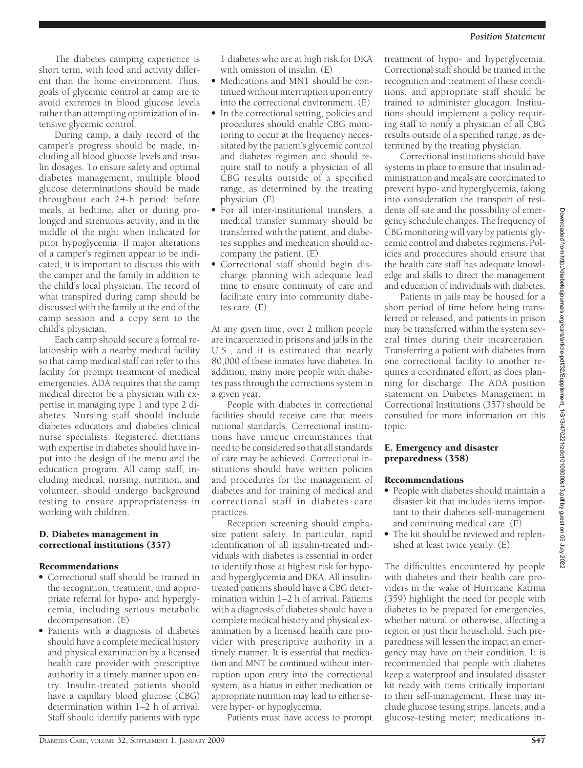The diabetes camping experience is short term, with food and activity different than the home environment. Thus, goals of glycemic control at camp are to avoid extremes in blood glucose levels rather than attempting optimization of intensive glycemic control.

During camp, a daily record of the camper's progress should be made, including all blood glucose levels and insulin dosages. To ensure safety and optimal diabetes management, multiple blood glucose determinations should be made throughout each 24-h period: before meals, at bedtime, after or during prolonged and strenuous activity, and in the middle of the night when indicated for prior hypoglycemia. If major alterations of a camper's regimen appear to be indicated, it is important to discuss this with the camper and the family in addition to the child's local physician. The record of what transpired during camp should be discussed with the family at the end of the camp session and a copy sent to the child's physician.

Each camp should secure a formal relationship with a nearby medical facility so that camp medical staff can refer to this facility for prompt treatment of medical emergencies. ADA requires that the camp medical director be a physician with expertise in managing type 1 and type 2 diabetes. Nursing staff should include diabetes educators and diabetes clinical nurse specialists. Registered dietitians with expertise in diabetes should have input into the design of the menu and the education program. All camp staff, including medical, nursing, nutrition, and volunteer, should undergo background testing to ensure appropriateness in working with children.

### D. Diabetes management in correctional institutions (357)

#### Recommendations

- Correctional staff should be trained in the recognition, treatment, and appropriate referral for hypo- and hyperglycemia, including serious metabolic decompensation. (E)
- Patients with a diagnosis of diabetes should have a complete medical history and physical examination by a licensed health care provider with prescriptive authority in a timely manner upon entry. Insulin-treated patients should have a capillary blood glucose (CBG) determination within 1–2 h of arrival. Staff should identify patients with type 1 diabetes who are at high risk for DKA with omission of insulin. (E)
- Medications and MNT should be continued without interruption upon entry into the correctional environment. (E)
- In the correctional setting, policies and procedures should enable CBG monitoring to occur at the frequency necessitated by the patient's glycemic control and diabetes regimen and should require staff to notify a physician of all CBG results outside of a specified range, as determined by the treating physician. (E)
- For all inter-institutional transfers, a medical transfer summary should be transferred with the patient, and diabetes supplies and medication should accompany the patient. (E)
- Correctional staff should begin discharge planning with adequate lead time to ensure continuity of care and facilitate entry into community diabetes care. (E)

At any given time, over 2 million people are incarcerated in prisons and jails in the U.S., and it is estimated that nearly 80,000 of these inmates have diabetes. In addition, many more people with diabetes pass through the corrections system in a given year.

People with diabetes in correctional facilities should receive care that meets national standards. Correctional institutions have unique circumstances that need to be considered so that all standards of care may be achieved. Correctional institutions should have written policies and procedures for the management of diabetes and for training of medical and correctional staff in diabetes care practices.

Reception screening should emphasize patient safety. In particular, rapid identification of all insulin-treated individuals with diabetes is essential in order to identify those at highest risk for hypo- and hyperglycemia and DKA. All insulin-treated patients should have a CBG determination within 1–2 h of arrival. Patients with a diagnosis of diabetes should have a complete medical history and physical examination by a licensed health care provider with prescriptive authority in a timely manner. It is essential that medication and MNT be continued without interruption upon entry into the correctional system, as a hiatus in either medication or appropriate nutrition may lead to either severe hyper- or hypoglycemia.

Patients must have access to prompt treatment of hypo- and hyperglycemia. Correctional staff should be trained in the recognition and treatment of these conditions, and appropriate staff should be trained to administer glucagon. Institutions should implement a policy requiring staff to notify a physician of all CBG results outside of a specified range, as determined by the treating physician.

Correctional institutions should have systems in place to ensure that insulin administration and meals are coordinated to prevent hypo- and hyperglycemia, taking into consideration the transport of residents off site and the possibility of emergency schedule changes. The frequency of CBG monitoring will vary by patients' glycemic control and diabetes regimens. Policies and procedures should ensure that the health care staff has adequate knowledge and skills to direct the management and education of individuals with diabetes.

Patients in jails may be housed for a short period of time before being transferred or released, and patients in prison may be transferred within the system several times during their incarceration. Transferring a patient with diabetes from one correctional facility to another requires a coordinated effort, as does planning for discharge. The ADA position statement on Diabetes Management in Correctional Institutions (357) should be consulted for more information on this topic.

### E. Emergency and disaster preparedness (358)

#### Recommendations

- People with diabetes should maintain a disaster kit that includes items important to their diabetes self-management and continuing medical care. (E)
- The kit should be reviewed and replenished at least twice yearly. (E)

The difficulties encountered by people with diabetes and their health care providers in the wake of Hurricane Katrina (359) highlight the need for people with diabetes to be prepared for emergencies, whether natural or otherwise, affecting a region or just their household. Such preparedness will lessen the impact an emergency may have on their condition. It is recommended that people with diabetes keep a waterproof and insulated disaster kit ready with items critically important to their self-management. These may include glucose testing strips, lancets, and a glucose-testing meter; medications in-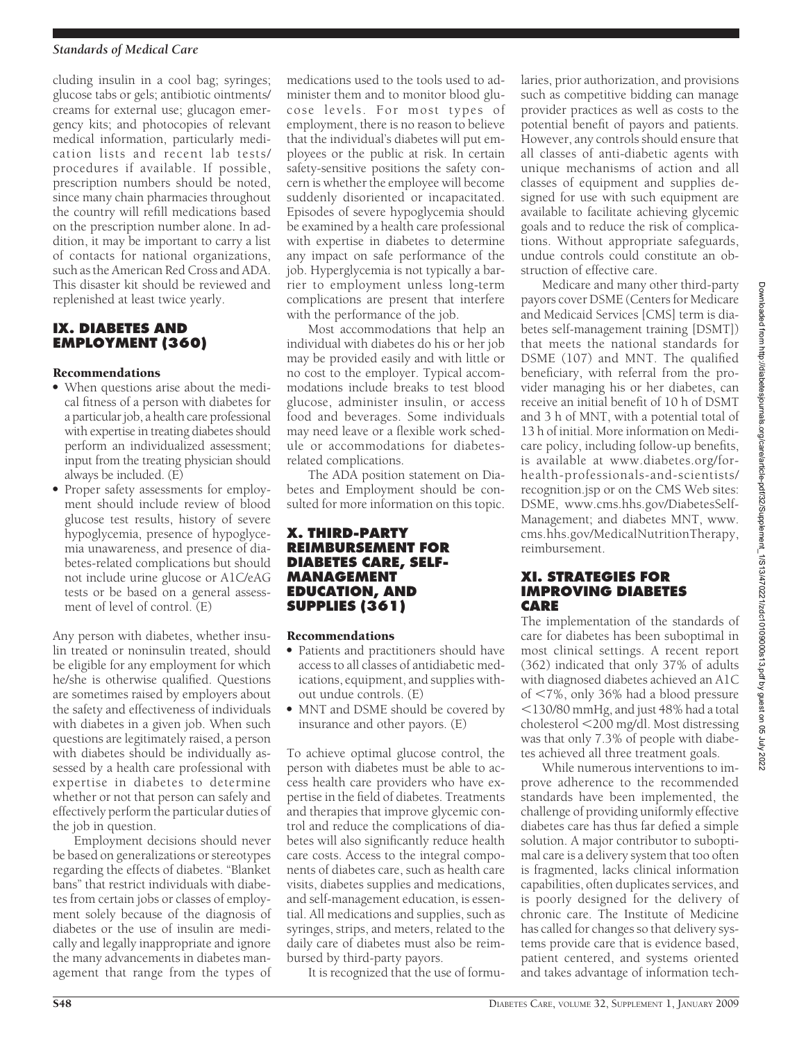cluding insulin in a cool bag; syringes; glucose tabs or gels; antibiotic ointments/creams for external use; glucagon emergency kits; and photocopies of relevant medical information, particularly medication lists and recent lab tests/procedures if available. If possible, prescription numbers should be noted, since many chain pharmacies throughout the country will refill medications based on the prescription number alone. In addition, it may be important to carry a list of contacts for national organizations, such as the American Red Cross and ADA. This disaster kit should be reviewed and replenished at least twice yearly.

## IX. DIABETES AND EMPLOYMENT (360)

### Recommendations

- When questions arise about the medical fitness of a person with diabetes for a particular job, a health care professional with expertise in treating diabetes should perform an individualized assessment; input from the treating physician should always be included. (E)
- Proper safety assessments for employment should include review of blood glucose test results, history of severe hypoglycemia, presence of hypoglycemia unawareness, and presence of diabetes-related complications but should not include urine glucose or A1C/eAG tests or be based on a general assessment of level of control. (E)

Any person with diabetes, whether insulin treated or noninsulin treated, should be eligible for any employment for which he/she is otherwise qualified. Questions are sometimes raised by employers about the safety and effectiveness of individuals with diabetes in a given job. When such questions are legitimately raised, a person with diabetes should be individually assessed by a health care professional with expertise in diabetes to determine whether or not that person can safely and effectively perform the particular duties of the job in question.

Employment decisions should never be based on generalizations or stereotypes regarding the effects of diabetes. "Blanket bans" that restrict individuals with diabetes from certain jobs or classes of employment solely because of the diagnosis of diabetes or the use of insulin are medically and legally inappropriate and ignore the many advancements in diabetes management that range from the types of medications used to the tools used to administer them and to monitor blood glucose levels. For most types of employment, there is no reason to believe that the individual's diabetes will put employees or the public at risk. In certain safety-sensitive positions the safety concern is whether the employee will become suddenly disoriented or incapacitated. Episodes of severe hypoglycemia should be examined by a health care professional with expertise in diabetes to determine any impact on safe performance of the job. Hyperglycemia is not typically a barrier to employment unless long-term complications are present that interfere with the performance of the job.

Most accommodations that help an individual with diabetes do his or her job may be provided easily and with little or no cost to the employer. Typical accommodations include breaks to test blood glucose, administer insulin, or access food and beverages. Some individuals may need leave or a flexible work schedule or accommodations for diabetes-related complications.

The ADA position statement on Diabetes and Employment should be consulted for more information on this topic.

## X. THIRD-PARTY REIMBURSEMENT FOR DIABETES CARE, SELF-MANAGEMENT EDUCATION, AND SUPPLIES (361)

### Recommendations

- Patients and practitioners should have access to all classes of antidiabetic medications, equipment, and supplies without undue controls. (E)
- MNT and DSME should be covered by insurance and other payors. (E)

To achieve optimal glucose control, the person with diabetes must be able to access health care providers who have expertise in the field of diabetes. Treatments and therapies that improve glycemic control and reduce the complications of diabetes will also significantly reduce health care costs. Access to the integral components of diabetes care, such as health care visits, diabetes supplies and medications, and self-management education, is essential. All medications and supplies, such as syringes, strips, and meters, related to the daily care of diabetes must also be reimbursed by third-party payors.

It is recognized that the use of formularies, prior authorization, and provisions such as competitive bidding can manage provider practices as well as costs to the potential benefit of payors and patients. However, any controls should ensure that all classes of anti-diabetic agents with unique mechanisms of action and all classes of equipment and supplies designed for use with such equipment are available to facilitate achieving glycemic goals and to reduce the risk of complications. Without appropriate safeguards, undue controls could constitute an obstruction of effective care.

Medicare and many other third-party payors cover DSME (Centers for Medicare and Medicaid Services [CMS] term is diabetes self-management training [DSMT]) that meets the national standards for DSME (107) and MNT. The qualified beneficiary, with referral from the provider managing his or her diabetes, can receive an initial benefit of 10 h of DSMT and 3 h of MNT, with a potential total of 13 h of initial. More information on Medicare policy, including follow-up benefits, is available at www.diabetes.org/for-health-professionals-and-scientists/recognition.jsp or on the CMS Web sites: DSME, www.cms.hhs.gov/DiabetesSelf-Management; and diabetes MNT, www.cms.hhs.gov/MedicalNutritionTherapy, reimbursement.

## XI. STRATEGIES FOR IMPROVING DIABETES CARE

The implementation of the standards of care for diabetes has been suboptimal in most clinical settings. A recent report (362) indicated that only 37% of adults with diagnosed diabetes achieved an A1C of <7%, only 36% had a blood pressure <130/80 mmHg, and just 48% had a total cholesterol <200 mg/dl. Most distressing was that only 7.3% of people with diabetes achieved all three treatment goals.

While numerous interventions to improve adherence to the recommended standards have been implemented, the challenge of providing uniformly effective diabetes care has thus far defied a simple solution. A major contributor to suboptimal care is a delivery system that too often is fragmented, lacks clinical information capabilities, often duplicates services, and is poorly designed for the delivery of chronic care. The Institute of Medicine has called for changes so that delivery systems provide care that is evidence based, patient centered, and systems oriented and takes advantage of information tech-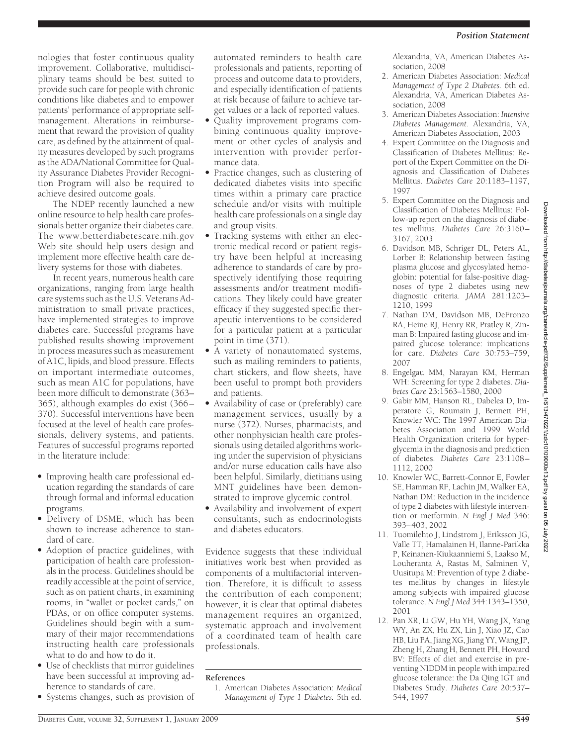nologies that foster continuous quality improvement. Collaborative, multidisciplinary teams should be best suited to provide such care for people with chronic conditions like diabetes and to empower patients' performance of appropriate self-management. Alterations in reimbursement that reward the provision of quality care, as defined by the attainment of quality measures developed by such programs as the ADA/National Committee for Quality Assurance Diabetes Provider Recognition Program will also be required to achieve desired outcome goals.

The NDEP recently launched a new online resource to help health care professionals better organize their diabetes care. The www.betterdiabetescare.nih.gov Web site should help users design and implement more effective health care delivery systems for those with diabetes.

In recent years, numerous health care organizations, ranging from large health care systems such as the U.S. Veterans Administration to small private practices, have implemented strategies to improve diabetes care. Successful programs have published results showing improvement in process measures such as measurement of A1C, lipids, and blood pressure. Effects on important intermediate outcomes, such as mean A1C for populations, have been more difficult to demonstrate (363–365), although examples do exist (366–370). Successful interventions have been focused at the level of health care professionals, delivery systems, and patients. Features of successful programs reported in the literature include:

- Improving health care professional education regarding the standards of care through formal and informal education programs.
- Delivery of DSME, which has been shown to increase adherence to standard of care.
- Adoption of practice guidelines, with participation of health care professionals in the process. Guidelines should be readily accessible at the point of service, such as on patient charts, in examining rooms, in "wallet or pocket cards," on PDAs, or on office computer systems. Guidelines should begin with a summary of their major recommendations instructing health care professionals what to do and how to do it.
- Use of checklists that mirror guidelines have been successful at improving adherence to standards of care.
- Systems changes, such as provision of automated reminders to health care professionals and patients, reporting of process and outcome data to providers, and especially identification of patients at risk because of failure to achieve target values or a lack of reported values.
- Quality improvement programs combining continuous quality improvement or other cycles of analysis and intervention with provider performance data.
- Practice changes, such as clustering of dedicated diabetes visits into specific times within a primary care practice schedule and/or visits with multiple health care professionals on a single day and group visits.
- Tracking systems with either an electronic medical record or patient registry have been helpful at increasing adherence to standards of care by prospectively identifying those requiring assessments and/or treatment modifications. They likely could have greater efficacy if they suggested specific therapeutic interventions to be considered for a particular patient at a particular point in time (371).
- A variety of nonautomated systems, such as mailing reminders to patients, chart stickers, and flow sheets, have been useful to prompt both providers and patients.
- Availability of case or (preferably) care management services, usually by a nurse (372). Nurses, pharmacists, and other nonphysician health care professionals using detailed algorithms working under the supervision of physicians and/or nurse education calls have also been helpful. Similarly, dietitians using MNT guidelines have been demonstrated to improve glycemic control.
- Availability and involvement of expert consultants, such as endocrinologists and diabetes educators.

Evidence suggests that these individual initiatives work best when provided as components of a multifactorial intervention. Therefore, it is difficult to assess the contribution of each component; however, it is clear that optimal diabetes management requires an organized, systematic approach and involvement of a coordinated team of health care professionals.

## References

1. American Diabetes Association: *Medical Management of Type 1 Diabetes.* 5th ed. Alexandria, VA, American Diabetes Association, 2008
2. American Diabetes Association: *Medical Management of Type 2 Diabetes.* 6th ed. Alexandria, VA, American Diabetes Association, 2008
3. American Diabetes Association: *Intensive Diabetes Management.* Alexandria, VA, American Diabetes Association, 2003
4. Expert Committee on the Diagnosis and Classification of Diabetes Mellitus: Report of the Expert Committee on the Diagnosis and Classification of Diabetes Mellitus. *Diabetes Care* 20:1183–1197, 1997
5. Expert Committee on the Diagnosis and Classification of Diabetes Mellitus: Follow-up report on the diagnosis of diabetes mellitus. *Diabetes Care* 26:3160–3167, 2003
6. Davidson MB, Schriger DL, Peters AL, Lorber B: Relationship between fasting plasma glucose and glycosylated hemoglobin: potential for false-positive diagnoses of type 2 diabetes using new diagnostic criteria. *JAMA* 281:1203–1210, 1999
7. Nathan DM, Davidson MB, DeFronzo RA, Heine RJ, Henry RR, Pratley R, Zinman B: Impaired fasting glucose and impaired glucose tolerance: implications for care. *Diabetes Care* 30:753–759, 2007
8. Engelgau MM, Narayan KM, Herman WH: Screening for type 2 diabetes. *Diabetes Care* 23:1563–1580, 2000
9. Gabir MM, Hanson RL, Dabelea D, Imperatore G, Roumain J, Bennett PH, Knowler WC: The 1997 American Diabetes Association and 1999 World Health Organization criteria for hyperglycemia in the diagnosis and prediction of diabetes. *Diabetes Care* 23:1108–1112, 2000
10. Knowler WC, Barrett-Connor E, Fowler SE, Hamman RF, Lachin JM, Walker EA, Nathan DM: Reduction in the incidence of type 2 diabetes with lifestyle intervention or metformin. *N Engl J Med* 346:393–403, 2002
11. Tuomilehto J, Lindstrom J, Eriksson JG, Valle TT, Hamalainen H, Ilanne-Parikka P, Keinanen-Kiukaanniemi S, Laakso M, Louheranta A, Rastas M, Salminen V, Uusitupa M: Prevention of type 2 diabetes mellitus by changes in lifestyle among subjects with impaired glucose tolerance. *N Engl J Med* 344:1343–1350, 2001
12. Pan XR, Li GW, Hu YH, Wang JX, Yang WY, An ZX, Hu ZX, Lin J, Xiao JZ, Cao HB, Liu PA, Jiang XG, Jiang YY, Wang JP, Zheng H, Zhang H, Bennett PH, Howard BV: Effects of diet and exercise in preventing NIDDM in people with impaired glucose tolerance: the Da Qing IGT and Diabetes Study. *Diabetes Care* 20:537–544, 1997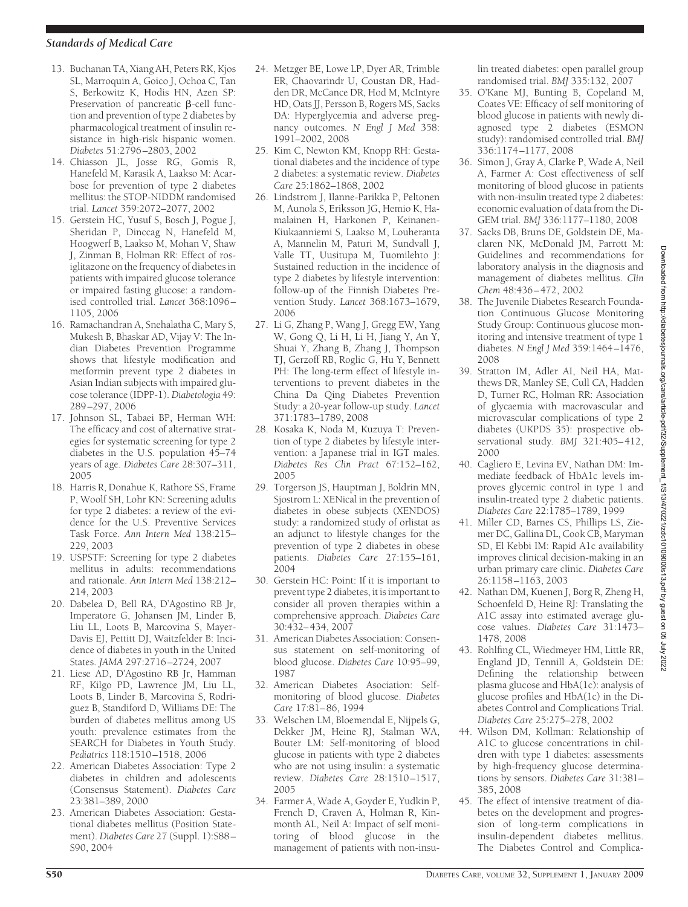13. Buchanan TA, Xiang AH, Peters RK, Kjos SL, Marroquin A, Goico J, Ochoa C, Tan S, Berkowitz K, Hodis HN, Azen SP: Preservation of pancreatic β-cell function and prevention of type 2 diabetes by pharmacological treatment of insulin resistance in high-risk hispanic women. *Diabetes* 51:2796–2803, 2002
14. Chiasson JL, Josse RG, Gomis R, Hanefeld M, Karasik A, Laakso M: Acarbose for prevention of type 2 diabetes mellitus: the STOP-NIDDM randomised trial. *Lancet* 359:2072–2077, 2002
15. Gerstein HC, Yusuf S, Bosch J, Pogue J, Sheridan P, Dinccag N, Hanefeld M, Hoogwerf B, Laakso M, Mohan V, Shaw J, Zinman B, Holman RR: Effect of rosiglitazone on the frequency of diabetes in patients with impaired glucose tolerance or impaired fasting glucose: a randomised controlled trial. *Lancet* 368:1096–1105, 2006
16. Ramachandran A, Snehalatha C, Mary S, Mukesh B, Bhaskar AD, Vijay V: The Indian Diabetes Prevention Programme shows that lifestyle modification and metformin prevent type 2 diabetes in Asian Indian subjects with impaired glucose tolerance (IDPP-1). *Diabetologia* 49: 289–297, 2006
17. Johnson SL, Tabaei BP, Herman WH: The efficacy and cost of alternative strategies for systematic screening for type 2 diabetes in the U.S. population 45–74 years of age. *Diabetes Care* 28:307–311, 2005
18. Harris R, Donahue K, Rathore SS, Frame P, Woolf SH, Lohr KN: Screening adults for type 2 diabetes: a review of the evidence for the U.S. Preventive Services Task Force. *Ann Intern Med* 138:215–229, 2003
19. USPSTF: Screening for type 2 diabetes mellitus in adults: recommendations and rationale. *Ann Intern Med* 138:212–214, 2003
20. Dabelea D, Bell RA, D'Agostino RB Jr, Imperatore G, Johansen JM, Linder B, Liu LL, Loots B, Marcovina S, Mayer-Davis EJ, Pettitt DJ, Waitzfelder B: Incidence of diabetes in youth in the United States. *JAMA* 297:2716–2724, 2007
21. Liese AD, D'Agostino RB Jr, Hamman RF, Kilgo PD, Lawrence JM, Liu LL, Loots B, Linder B, Marcovina S, Rodriguez B, Standiford D, Williams DE: The burden of diabetes mellitus among US youth: prevalence estimates from the SEARCH for Diabetes in Youth Study. *Pediatrics* 118:1510–1518, 2006
22. American Diabetes Association: Type 2 diabetes in children and adolescents (Consensus Statement). *Diabetes Care* 23:381–389, 2000
23. American Diabetes Association: Gestational diabetes mellitus (Position Statement). *Diabetes Care* 27 (Suppl. 1):S88–S90, 2004
24. Metzger BE, Lowe LP, Dyer AR, Trimble ER, Chaovarindr U, Coustan DR, Hadden DR, McCance DR, Hod M, McIntyre HD, Oats JJ, Persson B, Rogers MS, Sacks DA: Hyperglycemia and adverse pregnancy outcomes. *N Engl J Med* 358: 1991–2002, 2008
25. Kim C, Newton KM, Knopp RH: Gestational diabetes and the incidence of type 2 diabetes: a systematic review. *Diabetes Care* 25:1862–1868, 2002
26. Lindstrom J, Ilanne-Parikka P, Peltonen M, Aunola S, Eriksson JG, Hemio K, Hamalainen H, Harkonen P, Keinanen-Kiukaanniemi S, Laakso M, Louheranta A, Mannelin M, Paturi M, Sundvall J, Valle TT, Uusitupa M, Tuomilehto J: Sustained reduction in the incidence of type 2 diabetes by lifestyle intervention: follow-up of the Finnish Diabetes Prevention Study. *Lancet* 368:1673–1679, 2006
27. Li G, Zhang P, Wang J, Gregg EW, Yang W, Gong Q, Li H, Li H, Jiang Y, An Y, Shuai Y, Zhang B, Zhang J, Thompson TJ, Gerzoff RB, Roglic G, Hu Y, Bennett PH: The long-term effect of lifestyle interventions to prevent diabetes in the China Da Qing Diabetes Prevention Study: a 20-year follow-up study. *Lancet* 371:1783–1789, 2008
28. Kosaka K, Noda M, Kuzuya T: Prevention of type 2 diabetes by lifestyle intervention: a Japanese trial in IGT males. *Diabetes Res Clin Pract* 67:152–162, 2005
29. Torgerson JS, Hauptman J, Boldrin MN, Sjostrom L: XENical in the prevention of diabetes in obese subjects (XENDOS) study: a randomized study of orlistat as an adjunct to lifestyle changes for the prevention of type 2 diabetes in obese patients. *Diabetes Care* 27:155–161, 2004
30. Gerstein HC: Point: If it is important to prevent type 2 diabetes, it is important to consider all proven therapies within a comprehensive approach. *Diabetes Care* 30:432–434, 2007
31. American Diabetes Association: Consensus statement on self-monitoring of blood glucose. *Diabetes Care* 10:95–99, 1987
32. American Diabetes Asociation: Self-monitoring of blood glucose. *Diabetes Care* 17:81–86, 1994
33. Welschen LM, Bloemendal E, Nijpels G, Dekker JM, Heine RJ, Stalman WA, Bouter LM: Self-monitoring of blood glucose in patients with type 2 diabetes who are not using insulin: a systematic review. *Diabetes Care* 28:1510–1517, 2005
34. Farmer A, Wade A, Goyder E, Yudkin P, French D, Craven A, Holman R, Kinmonth AL, Neil A: Impact of self monitoring of blood glucose in the management of patients with non-insulin treated diabetes: open parallel group randomised trial. *BMJ* 335:132, 2007
35. O'Kane MJ, Bunting B, Copeland M, Coates VE: Efficacy of self monitoring of blood glucose in patients with newly diagnosed type 2 diabetes (ESMON study): randomised controlled trial. *BMJ* 336:1174–1177, 2008
36. Simon J, Gray A, Clarke P, Wade A, Neil A, Farmer A: Cost effectiveness of self monitoring of blood glucose in patients with non-insulin treated type 2 diabetes: economic evaluation of data from the DiGEM trial. *BMJ* 336:1177–1180, 2008
37. Sacks DB, Bruns DE, Goldstein DE, Maclaren NK, McDonald JM, Parrott M: Guidelines and recommendations for laboratory analysis in the diagnosis and management of diabetes mellitus. *Clin Chem* 48:436–472, 2002
38. The Juvenile Diabetes Research Foundation Continuous Glucose Monitoring Study Group: Continuous glucose monitoring and intensive treatment of type 1 diabetes. *N Engl J Med* 359:1464–1476, 2008
39. Stratton IM, Adler AI, Neil HA, Matthews DR, Manley SE, Cull CA, Hadden D, Turner RC, Holman RR: Association of glycaemia with macrovascular and microvascular complications of type 2 diabetes (UKPDS 35): prospective observational study. *BMJ* 321:405–412, 2000
40. Cagliero E, Levina EV, Nathan DM: Immediate feedback of HbA1c levels improves glycemic control in type 1 and insulin-treated type 2 diabetic patients. *Diabetes Care* 22:1785–1789, 1999
41. Miller CD, Barnes CS, Phillips LS, Ziemer DC, Gallina DL, Cook CB, Maryman SD, El Kebbi IM: Rapid A1c availability improves clinical decision-making in an urban primary care clinic. *Diabetes Care* 26:1158–1163, 2003
42. Nathan DM, Kuenen J, Borg R, Zheng H, Schoenfeld D, Heine RJ: Translating the A1C assay into estimated average glucose values. *Diabetes Care* 31:1473–1478, 2008
43. Rohlfing CL, Wiedmeyer HM, Little RR, England JD, Tennill A, Goldstein DE: Defining the relationship between plasma glucose and HbA(1c): analysis of glucose profiles and HbA(1c) in the Diabetes Control and Complications Trial. *Diabetes Care* 25:275–278, 2002
44. Wilson DM, Kollman: Relationship of A1C to glucose concentrations in children with type 1 diabetes: assessments by high-frequency glucose determinations by sensors. *Diabetes Care* 31:381–385, 2008
45. The effect of intensive treatment of diabetes on the development and progression of long-term complications in insulin-dependent diabetes mellitus. The Diabetes Control and Complica-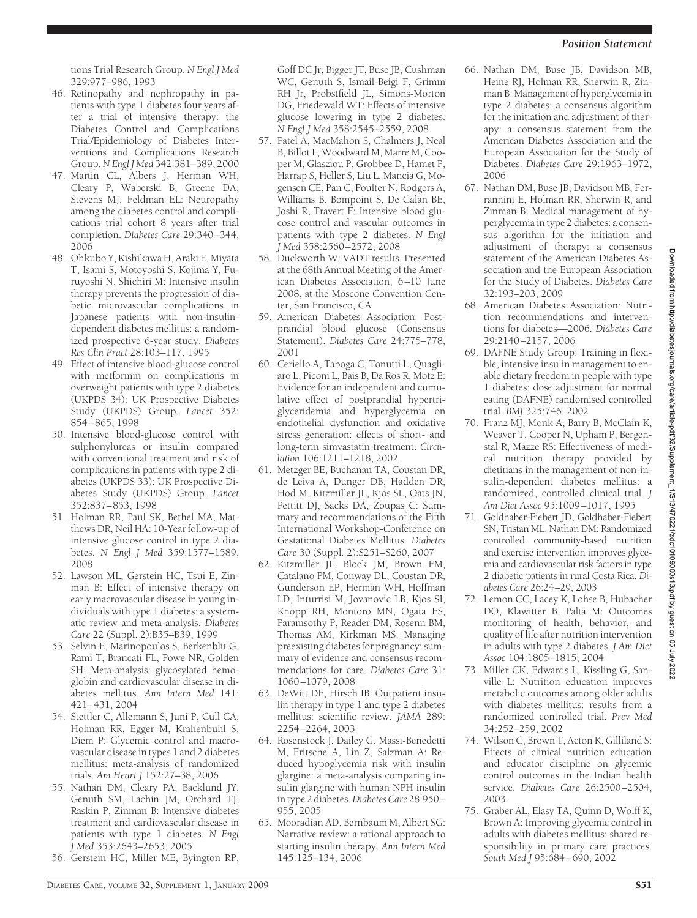tions Trial Research Group. *N Engl J Med* 329:977–986, 1993

46. Retinopathy and nephropathy in patients with type 1 diabetes four years after a trial of intensive therapy: the Diabetes Control and Complications Trial/Epidemiology of Diabetes Interventions and Complications Research Group. *N Engl J Med* 342:381–389, 2000
47. Martin CL, Albers J, Herman WH, Cleary P, Waberski B, Greene DA, Stevens MJ, Feldman EL: Neuropathy among the diabetes control and complications trial cohort 8 years after trial completion. *Diabetes Care* 29:340–344, 2006
48. Ohkubo Y, Kishikawa H, Araki E, Miyata T, Isami S, Motoyoshi S, Kojima Y, Furuyoshi N, Shichiri M: Intensive insulin therapy prevents the progression of diabetic microvascular complications in Japanese patients with non-insulin-dependent diabetes mellitus: a randomized prospective 6-year study. *Diabetes Res Clin Pract* 28:103–117, 1995
49. Effect of intensive blood-glucose control with metformin on complications in overweight patients with type 2 diabetes (UKPDS 34): UK Prospective Diabetes Study (UKPDS) Group. *Lancet* 352: 854–865, 1998
50. Intensive blood-glucose control with sulphonylureas or insulin compared with conventional treatment and risk of complications in patients with type 2 diabetes (UKPDS 33): UK Prospective Diabetes Study (UKPDS) Group. *Lancet* 352:837–853, 1998
51. Holman RR, Paul SK, Bethel MA, Matthews DR, Neil HA: 10-Year follow-up of intensive glucose control in type 2 diabetes. *N Engl J Med* 359:1577–1589, 2008
52. Lawson ML, Gerstein HC, Tsui E, Zinman B: Effect of intensive therapy on early macrovascular disease in young individuals with type 1 diabetes: a systematic review and meta-analysis. *Diabetes Care* 22 (Suppl. 2):B35–B39, 1999
53. Selvin E, Marinopoulos S, Berkenblit G, Rami T, Brancati FL, Powe NR, Golden SH: Meta-analysis: glycosylated hemoglobin and cardiovascular disease in diabetes mellitus. *Ann Intern Med* 141: 421–431, 2004
54. Stettler C, Allemann S, Juni P, Cull CA, Holman RR, Egger M, Krahenbuhl S, Diem P: Glycemic control and macrovascular disease in types 1 and 2 diabetes mellitus: meta-analysis of randomized trials. *Am Heart J* 152:27–38, 2006
55. Nathan DM, Cleary PA, Backlund JY, Genuth SM, Lachin JM, Orchard TJ, Raskin P, Zinman B: Intensive diabetes treatment and cardiovascular disease in patients with type 1 diabetes. *N Engl J Med* 353:2643–2653, 2005
56. Gerstein HC, Miller ME, Byington RP, Goff DC Jr, Bigger JT, Buse JB, Cushman WC, Genuth S, Ismail-Beigi F, Grimm RH Jr, Probstfield JL, Simons-Morton DG, Friedewald WT: Effects of intensive glucose lowering in type 2 diabetes. *N Engl J Med* 358:2545–2559, 2008
57. Patel A, MacMahon S, Chalmers J, Neal B, Billot L, Woodward M, Marre M, Cooper M, Glasziou P, Grobbee D, Hamet P, Harrap S, Heller S, Liu L, Mancia G, Mogensen CE, Pan C, Poulter N, Rodgers A, Williams B, Bompoint S, De Galan BE, Joshi R, Travert F: Intensive blood glucose control and vascular outcomes in patients with type 2 diabetes. *N Engl J Med* 358:2560–2572, 2008
58. Duckworth W: VADT results. Presented at the 68th Annual Meeting of the American Diabetes Association, 6–10 June 2008, at the Moscone Convention Center, San Francisco, CA
59. American Diabetes Association: Postprandial blood glucose (Consensus Statement). *Diabetes Care* 24:775–778, 2001
60. Ceriello A, Taboga C, Tonutti L, Quagliaro L, Piconi L, Bais B, Da Ros R, Motz E: Evidence for an independent and cumulative effect of postprandial hypertriglyceridemia and hyperglycemia on endothelial dysfunction and oxidative stress generation: effects of short- and long-term simvastatin treatment. *Circulation* 106:1211–1218, 2002
61. Metzger BE, Buchanan TA, Coustan DR, de Leiva A, Dunger DB, Hadden DR, Hod M, Kitzmiller JL, Kjos SL, Oats JN, Pettitt DJ, Sacks DA, Zoupas C: Summary and recommendations of the Fifth International Workshop-Conference on Gestational Diabetes Mellitus. *Diabetes Care* 30 (Suppl. 2):S251–S260, 2007
62. Kitzmiller JL, Block JM, Brown FM, Catalano PM, Conway DL, Coustan DR, Gunderson EP, Herman WH, Hoffman LD, Inturrisi M, Jovanovic LB, Kjos SI, Knopp RH, Montoro MN, Ogata ES, Paramsothy P, Reader DM, Rosenn BM, Thomas AM, Kirkman MS: Managing preexisting diabetes for pregnancy: summary of evidence and consensus recommendations for care. *Diabetes Care* 31: 1060–1079, 2008
63. DeWitt DE, Hirsch IB: Outpatient insulin therapy in type 1 and type 2 diabetes mellitus: scientific review. *JAMA* 289: 2254–2264, 2003
64. Rosenstock J, Dailey G, Massi-Benedetti M, Fritsche A, Lin Z, Salzman A: Reduced hypoglycemia risk with insulin glargine: a meta-analysis comparing insulin glargine with human NPH insulin in type 2 diabetes. *Diabetes Care* 28:950–955, 2005
65. Mooradian AD, Bernbaum M, Albert SG: Narrative review: a rational approach to starting insulin therapy. *Ann Intern Med* 145:125–134, 2006
66. Nathan DM, Buse JB, Davidson MB, Heine RJ, Holman RR, Sherwin R, Zinman B: Management of hyperglycemia in type 2 diabetes: a consensus algorithm for the initiation and adjustment of therapy: a consensus statement from the American Diabetes Association and the European Association for the Study of Diabetes. *Diabetes Care* 29:1963–1972, 2006
67. Nathan DM, Buse JB, Davidson MB, Ferrannini E, Holman RR, Sherwin R, and Zinman B: Medical management of hyperglycemia in type 2 diabetes: a consensus algorithm for the initiation and adjustment of therapy: a consensus statement of the American Diabetes Association and the European Association for the Study of Diabetes. *Diabetes Care* 32:193–203, 2009
68. American Diabetes Association: Nutrition recommendations and interventions for diabetes—2006. *Diabetes Care* 29:2140–2157, 2006
69. DAFNE Study Group: Training in flexible, intensive insulin management to enable dietary freedom in people with type 1 diabetes: dose adjustment for normal eating (DAFNE) randomised controlled trial. *BMJ* 325:746, 2002
70. Franz MJ, Monk A, Barry B, McClain K, Weaver T, Cooper N, Upham P, Bergenstal R, Mazze RS: Effectiveness of medical nutrition therapy provided by dietitians in the management of non-insulin-dependent diabetes mellitus: a randomized, controlled clinical trial. *J Am Diet Assoc* 95:1009–1017, 1995
71. Goldhaber-Fiebert JD, Goldhaber-Fiebert SN, Tristan ML, Nathan DM: Randomized controlled community-based nutrition and exercise intervention improves glycemia and cardiovascular risk factors in type 2 diabetic patients in rural Costa Rica. *Diabetes Care* 26:24–29, 2003
72. Lemon CC, Lacey K, Lohse B, Hubacher DO, Klawitter B, Palta M: Outcomes monitoring of health, behavior, and quality of life after nutrition intervention in adults with type 2 diabetes. *J Am Diet Assoc* 104:1805–1815, 2004
73. Miller CK, Edwards L, Kissling G, Sanville L: Nutrition education improves metabolic outcomes among older adults with diabetes mellitus: results from a randomized controlled trial. *Prev Med* 34:252–259, 2002
74. Wilson C, Brown T, Acton K, Gilliland S: Effects of clinical nutrition education and educator discipline on glycemic control outcomes in the Indian health service. *Diabetes Care* 26:2500–2504, 2003
75. Graber AL, Elasy TA, Quinn D, Wolff K, Brown A: Improving glycemic control in adults with diabetes mellitus: shared responsibility in primary care practices. *South Med J* 95:684–690, 2002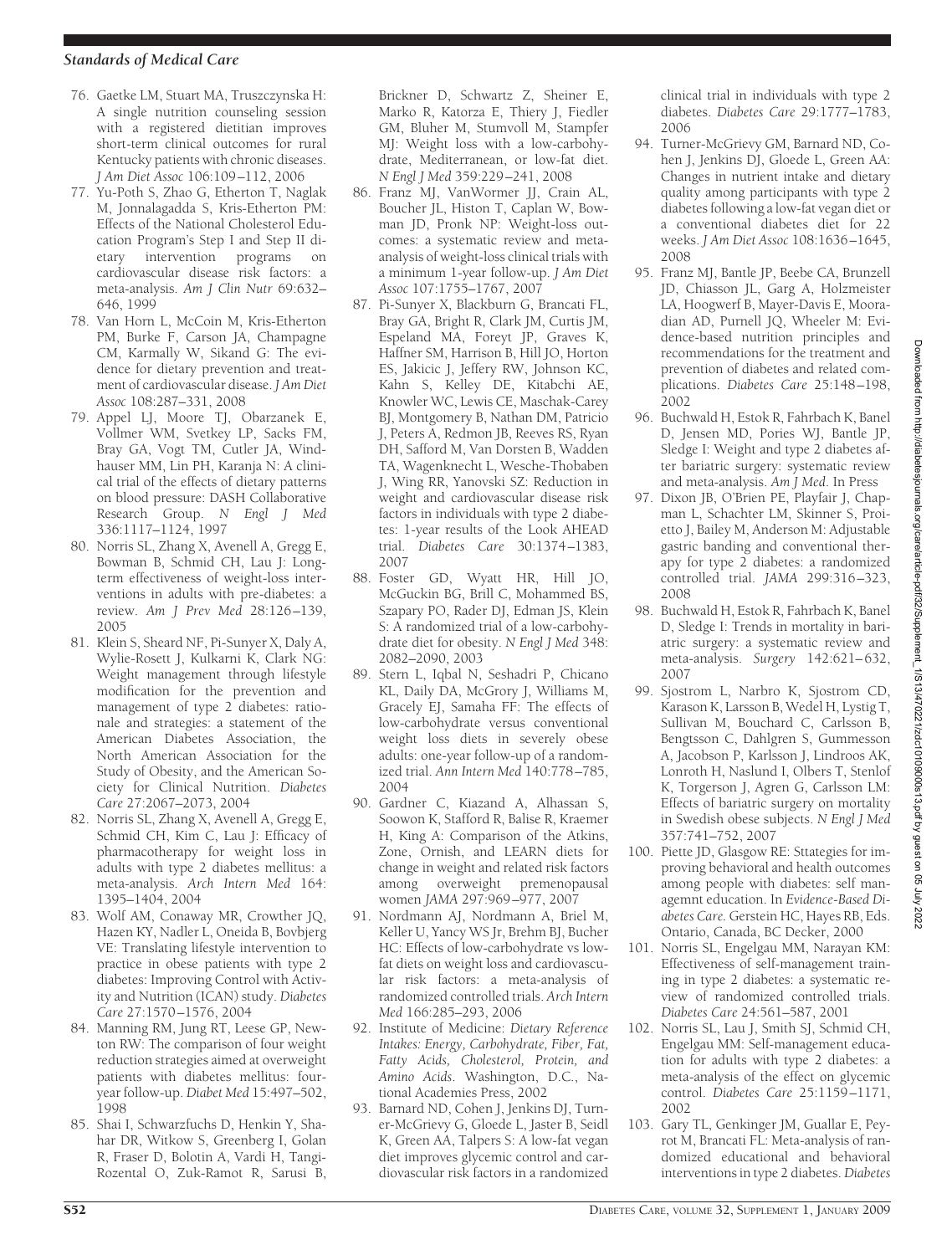76. Gaetke LM, Stuart MA, Truszczynska H: A single nutrition counseling session with a registered dietitian improves short-term clinical outcomes for rural Kentucky patients with chronic diseases. *J Am Diet Assoc* 106:109–112, 2006
77. Yu-Poth S, Zhao G, Etherton T, Naglak M, Jonnalagadda S, Kris-Etherton PM: Effects of the National Cholesterol Education Program's Step I and Step II dietary intervention programs on cardiovascular disease risk factors: a meta-analysis. *Am J Clin Nutr* 69:632–646, 1999
78. Van Horn L, McCoin M, Kris-Etherton PM, Burke F, Carson JA, Champagne CM, Karmally W, Sikand G: The evidence for dietary prevention and treatment of cardiovascular disease. *J Am Diet Assoc* 108:287–331, 2008
79. Appel LJ, Moore TJ, Obarzanek E, Vollmer WM, Svetkey LP, Sacks FM, Bray GA, Vogt TM, Cutler JA, Windhauser MM, Lin PH, Karanja N: A clinical trial of the effects of dietary patterns on blood pressure: DASH Collaborative Research Group. *N Engl J Med* 336:1117–1124, 1997
80. Norris SL, Zhang X, Avenell A, Gregg E, Bowman B, Schmid CH, Lau J: Long-term effectiveness of weight-loss interventions in adults with pre-diabetes: a review. *Am J Prev Med* 28:126–139, 2005
81. Klein S, Sheard NF, Pi-Sunyer X, Daly A, Wylie-Rosett J, Kulkarni K, Clark NG: Weight management through lifestyle modification for the prevention and management of type 2 diabetes: rationale and strategies: a statement of the American Diabetes Association, the North American Association for the Study of Obesity, and the American Society for Clinical Nutrition. *Diabetes Care* 27:2067–2073, 2004
82. Norris SL, Zhang X, Avenell A, Gregg E, Schmid CH, Kim C, Lau J: Efficacy of pharmacotherapy for weight loss in adults with type 2 diabetes mellitus: a meta-analysis. *Arch Intern Med* 164: 1395–1404, 2004
83. Wolf AM, Conaway MR, Crowther JQ, Hazen KY, Nadler L, Oneida B, Bovbjerg VE: Translating lifestyle intervention to practice in obese patients with type 2 diabetes: Improving Control with Activity and Nutrition (ICAN) study. *Diabetes Care* 27:1570–1576, 2004
84. Manning RM, Jung RT, Leese GP, Newton RW: The comparison of four weight reduction strategies aimed at overweight patients with diabetes mellitus: four-year follow-up. *Diabet Med* 15:497–502, 1998
85. Shai I, Schwarzfuchs D, Henkin Y, Shahar DR, Witkow S, Greenberg I, Golan R, Fraser D, Bolotin A, Vardi H, Tangi-Rozental O, Zuk-Ramot R, Sarusi B, Brickner D, Schwartz Z, Sheiner E, Marko R, Katorza E, Thiery J, Fiedler GM, Bluher M, Stumvoll M, Stampfer MJ: Weight loss with a low-carbohydrate, Mediterranean, or low-fat diet. *N Engl J Med* 359:229–241, 2008
86. Franz MJ, VanWormer JJ, Crain AL, Boucher JL, Histon T, Caplan W, Bowman JD, Pronk NP: Weight-loss outcomes: a systematic review and meta-analysis of weight-loss clinical trials with a minimum 1-year follow-up. *J Am Diet Assoc* 107:1755–1767, 2007
87. Pi-Sunyer X, Blackburn G, Brancati FL, Bray GA, Bright R, Clark JM, Curtis JM, Espeland MA, Foreyt JP, Graves K, Haffner SM, Harrison B, Hill JO, Horton ES, Jakicic J, Jeffery RW, Johnson KC, Kahn S, Kelley DE, Kitabchi AE, Knowler WC, Lewis CE, Maschak-Carey BJ, Montgomery B, Nathan DM, Patricio J, Peters A, Redmon JB, Reeves RS, Ryan DH, Safford M, Van Dorsten B, Wadden TA, Wagenknecht L, Wesche-Thobaben J, Wing RR, Yanovski SZ: Reduction in weight and cardiovascular disease risk factors in individuals with type 2 diabetes: 1-year results of the Look AHEAD trial. *Diabetes Care* 30:1374–1383, 2007
88. Foster GD, Wyatt HR, Hill JO, McGuckin BG, Brill C, Mohammed BS, Szapary PO, Rader DJ, Edman JS, Klein S: A randomized trial of a low-carbohydrate diet for obesity. *N Engl J Med* 348: 2082–2090, 2003
89. Stern L, Iqbal N, Seshadri P, Chicano KL, Daily DA, McGrory J, Williams M, Gracely EJ, Samaha FF: The effects of low-carbohydrate versus conventional weight loss diets in severely obese adults: one-year follow-up of a randomized trial. *Ann Intern Med* 140:778–785, 2004
90. Gardner C, Kiazand A, Alhassan S, Soowon K, Stafford R, Balise R, Kraemer H, King A: Comparison of the Atkins, Zone, Ornish, and LEARN diets for change in weight and related risk factors among overweight premenopausal women *JAMA* 297:969–977, 2007
91. Nordmann AJ, Nordmann A, Briel M, Keller U, Yancy WS Jr, Brehm BJ, Bucher HC: Effects of low-carbohydrate vs low-fat diets on weight loss and cardiovascular risk factors: a meta-analysis of randomized controlled trials. *Arch Intern Med* 166:285–293, 2006
92. Institute of Medicine: *Dietary Reference Intakes: Energy, Carbohydrate, Fiber, Fat, Fatty Acids, Cholesterol, Protein, and Amino Acids*. Washington, D.C., National Academies Press, 2002
93. Barnard ND, Cohen J, Jenkins DJ, Turner-McGrievy G, Gloede L, Jaster B, Seidl K, Green AA, Talpers S: A low-fat vegan diet improves glycemic control and cardiovascular risk factors in a randomized clinical trial in individuals with type 2 diabetes. *Diabetes Care* 29:1777–1783, 2006
94. Turner-McGrievy GM, Barnard ND, Cohen J, Jenkins DJ, Gloede L, Green AA: Changes in nutrient intake and dietary quality among participants with type 2 diabetes following a low-fat vegan diet or a conventional diabetes diet for 22 weeks. *J Am Diet Assoc* 108:1636–1645, 2008
95. Franz MJ, Bantle JP, Beebe CA, Brunzell JD, Chiasson JL, Garg A, Holzmeister LA, Hoogwerf B, Mayer-Davis E, Mooradian AD, Purnell JQ, Wheeler M: Evidence-based nutrition principles and recommendations for the treatment and prevention of diabetes and related complications. *Diabetes Care* 25:148–198, 2002
96. Buchwald H, Estok R, Fahrbach K, Banel D, Jensen MD, Pories WJ, Bantle JP, Sledge I: Weight and type 2 diabetes after bariatric surgery: systematic review and meta-analysis. *Am J Med*. In Press
97. Dixon JB, O'Brien PE, Playfair J, Chapman L, Schachter LM, Skinner S, Proietto J, Bailey M, Anderson M: Adjustable gastric banding and conventional therapy for type 2 diabetes: a randomized controlled trial. *JAMA* 299:316–323, 2008
98. Buchwald H, Estok R, Fahrbach K, Banel D, Sledge I: Trends in mortality in bariatric surgery: a systematic review and meta-analysis. *Surgery* 142:621–632, 2007
99. Sjostrom L, Narbro K, Sjostrom CD, Karason K, Larsson B, Wedel H, Lystig T, Sullivan M, Bouchard C, Carlsson B, Bengtsson C, Dahlgren S, Gummesson A, Jacobson P, Karlsson J, Lindroos AK, Lonroth H, Naslund I, Olbers T, Stenlof K, Torgerson J, Agren G, Carlsson LM: Effects of bariatric surgery on mortality in Swedish obese subjects. *N Engl J Med* 357:741–752, 2007
100. Piette JD, Glasgow RE: Sttategies for improving behavioral and health outcomes among people with diabetes: self managemnt education. In *Evidence-Based Diabetes Care*. Gerstein HC, Hayes RB, Eds. Ontario, Canada, BC Decker, 2000
101. Norris SL, Engelgau MM, Narayan KM: Effectiveness of self-management training in type 2 diabetes: a systematic review of randomized controlled trials. *Diabetes Care* 24:561–587, 2001
102. Norris SL, Lau J, Smith SJ, Schmid CH, Engelgau MM: Self-management education for adults with type 2 diabetes: a meta-analysis of the effect on glycemic control. *Diabetes Care* 25:1159–1171, 2002
103. Gary TL, Genkinger JM, Guallar E, Peyrot M, Brancati FL: Meta-analysis of randomized educational and behavioral interventions in type 2 diabetes. *Diabetes*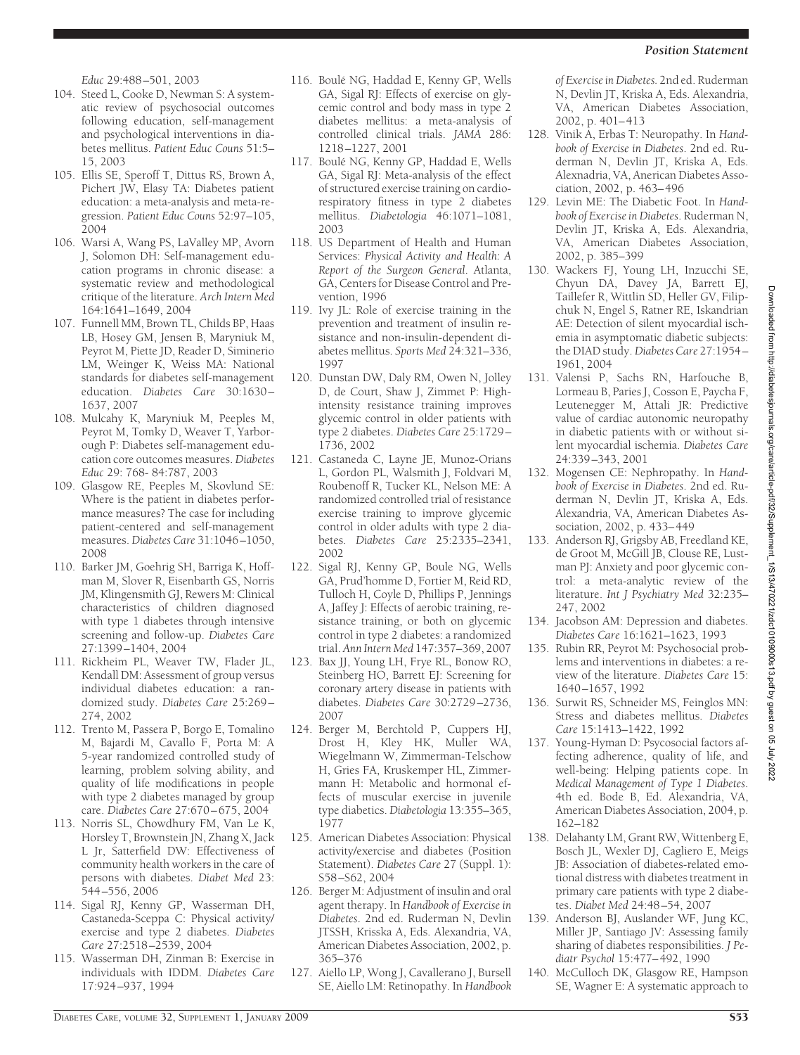*Educ* 29:488–501, 2003

104. Steed L, Cooke D, Newman S: A systematic review of psychosocial outcomes following education, self-management and psychological interventions in diabetes mellitus. *Patient Educ Couns* 51:5–15, 2003
105. Ellis SE, Speroff T, Dittus RS, Brown A, Pichert JW, Elasy TA: Diabetes patient education: a meta-analysis and meta-regression. *Patient Educ Couns* 52:97–105, 2004
106. Warsi A, Wang PS, LaValley MP, Avorn J, Solomon DH: Self-management education programs in chronic disease: a systematic review and methodological critique of the literature. *Arch Intern Med* 164:1641–1649, 2004
107. Funnell MM, Brown TL, Childs BP, Haas LB, Hosey GM, Jensen B, Maryniuk M, Peyrot M, Piette JD, Reader D, Siminerio LM, Weinger K, Weiss MA: National standards for diabetes self-management education. *Diabetes Care* 30:1630–1637, 2007
108. Mulcahy K, Maryniuk M, Peeples M, Peyrot M, Tomky D, Weaver T, Yarborough P: Diabetes self-management education core outcomes measures. *Diabetes Educ* 29: 768- 84:787, 2003
109. Glasgow RE, Peeples M, Skovlund SE: Where is the patient in diabetes performance measures? The case for including patient-centered and self-management measures. *Diabetes Care* 31:1046–1050, 2008
110. Barker JM, Goehrig SH, Barriga K, Hoffman M, Slover R, Eisenbarth GS, Norris JM, Klingensmith GJ, Rewers M: Clinical characteristics of children diagnosed with type 1 diabetes through intensive screening and follow-up. *Diabetes Care* 27:1399–1404, 2004
111. Rickheim PL, Weaver TW, Flader JL, Kendall DM: Assessment of group versus individual diabetes education: a randomized study. *Diabetes Care* 25:269–274, 2002
112. Trento M, Passera P, Borgo E, Tomalino M, Bajardi M, Cavallo F, Porta M: A 5-year randomized controlled study of learning, problem solving ability, and quality of life modifications in people with type 2 diabetes managed by group care. *Diabetes Care* 27:670–675, 2004
113. Norris SL, Chowdhury FM, Van Le K, Horsley T, Brownstein JN, Zhang X, Jack L Jr, Satterfield DW: Effectiveness of community health workers in the care of persons with diabetes. *Diabet Med* 23: 544–556, 2006
114. Sigal RJ, Kenny GP, Wasserman DH, Castaneda-Sceppa C: Physical activity/exercise and type 2 diabetes. *Diabetes Care* 27:2518–2539, 2004
115. Wasserman DH, Zinman B: Exercise in individuals with IDDM. *Diabetes Care* 17:924–937, 1994
116. Boulé NG, Haddad E, Kenny GP, Wells GA, Sigal RJ: Effects of exercise on glycemic control and body mass in type 2 diabetes mellitus: a meta-analysis of controlled clinical trials. *JAMA* 286: 1218–1227, 2001
117. Boulé NG, Kenny GP, Haddad E, Wells GA, Sigal RJ: Meta-analysis of the effect of structured exercise training on cardiorespiratory fitness in type 2 diabetes mellitus. *Diabetologia* 46:1071–1081, 2003
118. US Department of Health and Human Services: *Physical Activity and Health: A Report of the Surgeon General*. Atlanta, GA, Centers for Disease Control and Prevention, 1996
119. Ivy JL: Role of exercise training in the prevention and treatment of insulin resistance and non-insulin-dependent diabetes mellitus. *Sports Med* 24:321–336, 1997
120. Dunstan DW, Daly RM, Owen N, Jolley D, de Court, Shaw J, Zimmet P: High-intensity resistance training improves glycemic control in older patients with type 2 diabetes. *Diabetes Care* 25:1729–1736, 2002
121. Castaneda C, Layne JE, Munoz-Orians L, Gordon PL, Walsmith J, Foldvari M, Roubenoff R, Tucker KL, Nelson ME: A randomized controlled trial of resistance exercise training to improve glycemic control in older adults with type 2 diabetes. *Diabetes Care* 25:2335–2341, 2002
122. Sigal RJ, Kenny GP, Boule NG, Wells GA, Prud'homme D, Fortier M, Reid RD, Tulloch H, Coyle D, Phillips P, Jennings A, Jaffey J: Effects of aerobic training, resistance training, or both on glycemic control in type 2 diabetes: a randomized trial. *Ann Intern Med* 147:357–369, 2007
123. Bax JJ, Young LH, Frye RL, Bonow RO, Steinberg HO, Barrett EJ: Screening for coronary artery disease in patients with diabetes. *Diabetes Care* 30:2729–2736, 2007
124. Berger M, Berchtold P, Cuppers HJ, Drost H, Kley HK, Muller WA, Wiegelmann W, Zimmerman-Telschow H, Gries FA, Kruskemper HL, Zimmermann H: Metabolic and hormonal effects of muscular exercise in juvenile type diabetics. *Diabetologia* 13:355–365, 1977
125. American Diabetes Association: Physical activity/exercise and diabetes (Position Statement). *Diabetes Care* 27 (Suppl. 1): S58–S62, 2004
126. Berger M: Adjustment of insulin and oral agent therapy. In *Handbook of Exercise in Diabetes*. 2nd ed. Ruderman N, Devlin JTSSH, Krisska A, Eds. Alexandria, VA, American Diabetes Association, 2002, p. 365–376
127. Aiello LP, Wong J, Cavallerano J, Bursell SE, Aiello LM: Retinopathy. In *Handbook of Exercise in Diabetes*. 2nd ed. Ruderman N, Devlin JT, Kriska A, Eds. Alexandria, VA, American Diabetes Association, 2002, p. 401–413
128. Vinik A, Erbas T: Neuropathy. In *Handbook of Exercise in Diabetes*. 2nd ed. Ruderman N, Devlin JT, Kriska A, Eds. Alexnadria, VA, Anerican Diabetes Association, 2002, p. 463–496
129. Levin ME: The Diabetic Foot. In *Handbook of Exercise in Diabetes*. Ruderman N, Devlin JT, Kriska A, Eds. Alexandria, VA, American Diabetes Association, 2002, p. 385–399
130. Wackers FJ, Young LH, Inzucchi SE, Chyun DA, Davey JA, Barrett EJ, Taillefer R, Wittlin SD, Heller GV, Filipchuk N, Engel S, Ratner RE, Iskandrian AE: Detection of silent myocardial ischemia in asymptomatic diabetic subjects: the DIAD study. *Diabetes Care* 27:1954–1961, 2004
131. Valensi P, Sachs RN, Harfouche B, Lormeau B, Paries J, Cosson E, Paycha F, Leutenegger M, Attali JR: Predictive value of cardiac autonomic neuropathy in diabetic patients with or without silent myocardial ischemia. *Diabetes Care* 24:339–343, 2001
132. Mogensen CE: Nephropathy. In *Handbook of Exercise in Diabetes*. 2nd ed. Ruderman N, Devlin JT, Kriska A, Eds. Alexandria, VA, American Diabetes Association, 2002, p. 433–449
133. Anderson RJ, Grigsby AB, Freedland KE, de Groot M, McGill JB, Clouse RE, Lustman PJ: Anxiety and poor glycemic control: a meta-analytic review of the literature. *Int J Psychiatry Med* 32:235–247, 2002
134. Jacobson AM: Depression and diabetes. *Diabetes Care* 16:1621–1623, 1993
135. Rubin RR, Peyrot M: Psychosocial problems and interventions in diabetes: a review of the literature. *Diabetes Care* 15: 1640–1657, 1992
136. Surwit RS, Schneider MS, Feinglos MN: Stress and diabetes mellitus. *Diabetes Care* 15:1413–1422, 1992
137. Young-Hyman D: Psycosocial factors affecting adherence, quality of life, and well-being: Helping patients cope. In *Medical Management of Type 1 Diabetes*. 4th ed. Bode B, Ed. Alexandria, VA, American Diabetes Association, 2004, p. 162–182
138. Delahanty LM, Grant RW, Wittenberg E, Bosch JL, Wexler DJ, Cagliero E, Meigs JB: Association of diabetes-related emotional distress with diabetes treatment in primary care patients with type 2 diabetes. *Diabet Med* 24:48–54, 2007
139. Anderson BJ, Auslander WF, Jung KC, Miller JP, Santiago JV: Assessing family sharing of diabetes responsibilities. *J Pediatr Psychol* 15:477–492, 1990
140. McCulloch DK, Glasgow RE, Hampson SE, Wagner E: A systematic approach to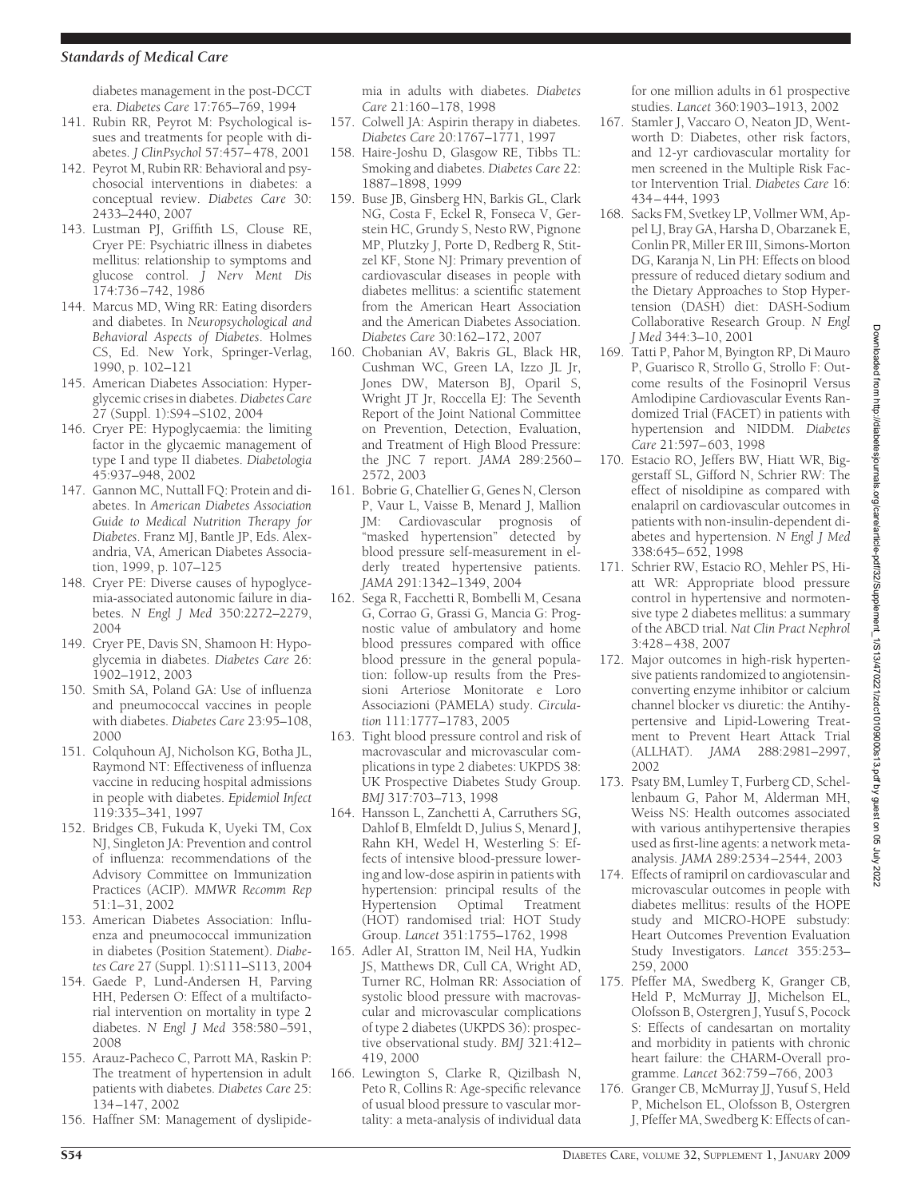diabetes management in the post-DCCT era. *Diabetes Care* 17:765–769, 1994

141. Rubin RR, Peyrot M: Psychological issues and treatments for people with diabetes. *J ClinPsychol* 57:457–478, 2001
142. Peyrot M, Rubin RR: Behavioral and psychosocial interventions in diabetes: a conceptual review. *Diabetes Care* 30: 2433–2440, 2007
143. Lustman PJ, Griffith LS, Clouse RE, Cryer PE: Psychiatric illness in diabetes mellitus: relationship to symptoms and glucose control. *J Nerv Ment Dis* 174:736–742, 1986
144. Marcus MD, Wing RR: Eating disorders and diabetes. In *Neuropsychological and Behavioral Aspects of Diabetes*. Holmes CS, Ed. New York, Springer-Verlag, 1990, p. 102–121
145. American Diabetes Association: Hyperglycemic crises in diabetes. *Diabetes Care* 27 (Suppl. 1):S94–S102, 2004
146. Cryer PE: Hypoglycaemia: the limiting factor in the glycaemic management of type I and type II diabetes. *Diabetologia* 45:937–948, 2002
147. Gannon MC, Nuttall FQ: Protein and diabetes. In *American Diabetes Association Guide to Medical Nutrition Therapy for Diabetes*. Franz MJ, Bantle JP, Eds. Alexandria, VA, American Diabetes Association, 1999, p. 107–125
148. Cryer PE: Diverse causes of hypoglycemia-associated autonomic failure in diabetes. *N Engl J Med* 350:2272–2279, 2004
149. Cryer PE, Davis SN, Shamoon H: Hypoglycemia in diabetes. *Diabetes Care* 26: 1902–1912, 2003
150. Smith SA, Poland GA: Use of influenza and pneumococcal vaccines in people with diabetes. *Diabetes Care* 23:95–108, 2000
151. Colquhoun AJ, Nicholson KG, Botha JL, Raymond NT: Effectiveness of influenza vaccine in reducing hospital admissions in people with diabetes. *Epidemiol Infect* 119:335–341, 1997
152. Bridges CB, Fukuda K, Uyeki TM, Cox NJ, Singleton JA: Prevention and control of influenza: recommendations of the Advisory Committee on Immunization Practices (ACIP). *MMWR Recomm Rep* 51:1–31, 2002
153. American Diabetes Association: Influenza and pneumococcal immunization in diabetes (Position Statement). *Diabetes Care* 27 (Suppl. 1):S111–S113, 2004
154. Gaede P, Lund-Andersen H, Parving HH, Pedersen O: Effect of a multifactorial intervention on mortality in type 2 diabetes. *N Engl J Med* 358:580–591, 2008
155. Arauz-Pacheco C, Parrott MA, Raskin P: The treatment of hypertension in adult patients with diabetes. *Diabetes Care* 25: 134–147, 2002
156. Haffner SM: Management of dyslipidemia in adults with diabetes. *Diabetes Care* 21:160–178, 1998
157. Colwell JA: Aspirin therapy in diabetes. *Diabetes Care* 20:1767–1771, 1997
158. Haire-Joshu D, Glasgow RE, Tibbs TL: Smoking and diabetes. *Diabetes Care* 22: 1887–1898, 1999
159. Buse JB, Ginsberg HN, Barkis GL, Clark NG, Costa F, Eckel R, Fonseca V, Gerstein HC, Grundy S, Nesto RW, Pignone MP, Plutzky J, Porte D, Redberg R, Stitzel KF, Stone NJ: Primary prevention of cardiovascular diseases in people with diabetes mellitus: a scientific statement from the American Heart Association and the American Diabetes Association. *Diabetes Care* 30:162–172, 2007
160. Chobanian AV, Bakris GL, Black HR, Cushman WC, Green LA, Izzo JL Jr, Jones DW, Materson BJ, Oparil S, Wright JT Jr, Roccella EJ: The Seventh Report of the Joint National Committee on Prevention, Detection, Evaluation, and Treatment of High Blood Pressure: the JNC 7 report. *JAMA* 289:2560–2572, 2003
161. Bobrie G, Chatellier G, Genes N, Clerson P, Vaur L, Vaisse B, Menard J, Mallion JM: Cardiovascular prognosis of "masked hypertension" detected by blood pressure self-measurement in elderly treated hypertensive patients. *JAMA* 291:1342–1349, 2004
162. Sega R, Facchetti R, Bombelli M, Cesana G, Corrao G, Grassi G, Mancia G: Prognostic value of ambulatory and home blood pressures compared with office blood pressure in the general population: follow-up results from the Pressioni Arteriose Monitorate e Loro Associazioni (PAMELA) study. *Circulation* 111:1777–1783, 2005
163. Tight blood pressure control and risk of macrovascular and microvascular complications in type 2 diabetes: UKPDS 38: UK Prospective Diabetes Study Group. *BMJ* 317:703–713, 1998
164. Hansson L, Zanchetti A, Carruthers SG, Dahlof B, Elmfeldt D, Julius S, Menard J, Rahn KH, Wedel H, Westerling S: Effects of intensive blood-pressure lowering and low-dose aspirin in patients with hypertension: principal results of the Hypertension Optimal Treatment (HOT) randomised trial: HOT Study Group. *Lancet* 351:1755–1762, 1998
165. Adler AI, Stratton IM, Neil HA, Yudkin JS, Matthews DR, Cull CA, Wright AD, Turner RC, Holman RR: Association of systolic blood pressure with macrovascular and microvascular complications of type 2 diabetes (UKPDS 36): prospective observational study. *BMJ* 321:412–419, 2000
166. Lewington S, Clarke R, Qizilbash N, Peto R, Collins R: Age-specific relevance of usual blood pressure to vascular mortality: a meta-analysis of individual data for one million adults in 61 prospective studies. *Lancet* 360:1903–1913, 2002
167. Stamler J, Vaccaro O, Neaton JD, Wentworth D: Diabetes, other risk factors, and 12-yr cardiovascular mortality for men screened in the Multiple Risk Factor Intervention Trial. *Diabetes Care* 16: 434–444, 1993
168. Sacks FM, Svetkey LP, Vollmer WM, Appel LJ, Bray GA, Harsha D, Obarzanek E, Conlin PR, Miller ER III, Simons-Morton DG, Karanja N, Lin PH: Effects on blood pressure of reduced dietary sodium and the Dietary Approaches to Stop Hypertension (DASH) diet: DASH-Sodium Collaborative Research Group. *N Engl J Med* 344:3–10, 2001
169. Tatti P, Pahor M, Byington RP, Di Mauro P, Guarisco R, Strollo G, Strollo F: Outcome results of the Fosinopril Versus Amlodipine Cardiovascular Events Randomized Trial (FACET) in patients with hypertension and NIDDM. *Diabetes Care* 21:597–603, 1998
170. Estacio RO, Jeffers BW, Hiatt WR, Biggerstaff SL, Gifford N, Schrier RW: The effect of nisoldipine as compared with enalapril on cardiovascular outcomes in patients with non-insulin-dependent diabetes and hypertension. *N Engl J Med* 338:645–652, 1998
171. Schrier RW, Estacio RO, Mehler PS, Hiatt WR: Appropriate blood pressure control in hypertensive and normotensive type 2 diabetes mellitus: a summary of the ABCD trial. *Nat Clin Pract Nephrol* 3:428–438, 2007
172. Major outcomes in high-risk hypertensive patients randomized to angiotensin-converting enzyme inhibitor or calcium channel blocker vs diuretic: the Antihypertensive and Lipid-Lowering Treatment to Prevent Heart Attack Trial (ALLHAT). *JAMA* 288:2981–2997, 2002
173. Psaty BM, Lumley T, Furberg CD, Schellenbaum G, Pahor M, Alderman MH, Weiss NS: Health outcomes associated with various antihypertensive therapies used as first-line agents: a network meta-analysis. *JAMA* 289:2534–2544, 2003
174. Effects of ramipril on cardiovascular and microvascular outcomes in people with diabetes mellitus: results of the HOPE study and MICRO-HOPE substudy: Heart Outcomes Prevention Evaluation Study Investigators. *Lancet* 355:253–259, 2000
175. Pfeffer MA, Swedberg K, Granger CB, Held P, McMurray JJ, Michelson EL, Olofsson B, Ostergren J, Yusuf S, Pocock S: Effects of candesartan on mortality and morbidity in patients with chronic heart failure: the CHARM-Overall programme. *Lancet* 362:759–766, 2003
176. Granger CB, McMurray JJ, Yusuf S, Held P, Michelson EL, Olofsson B, Ostergren J, Pfeffer MA, Swedberg K: Effects of can-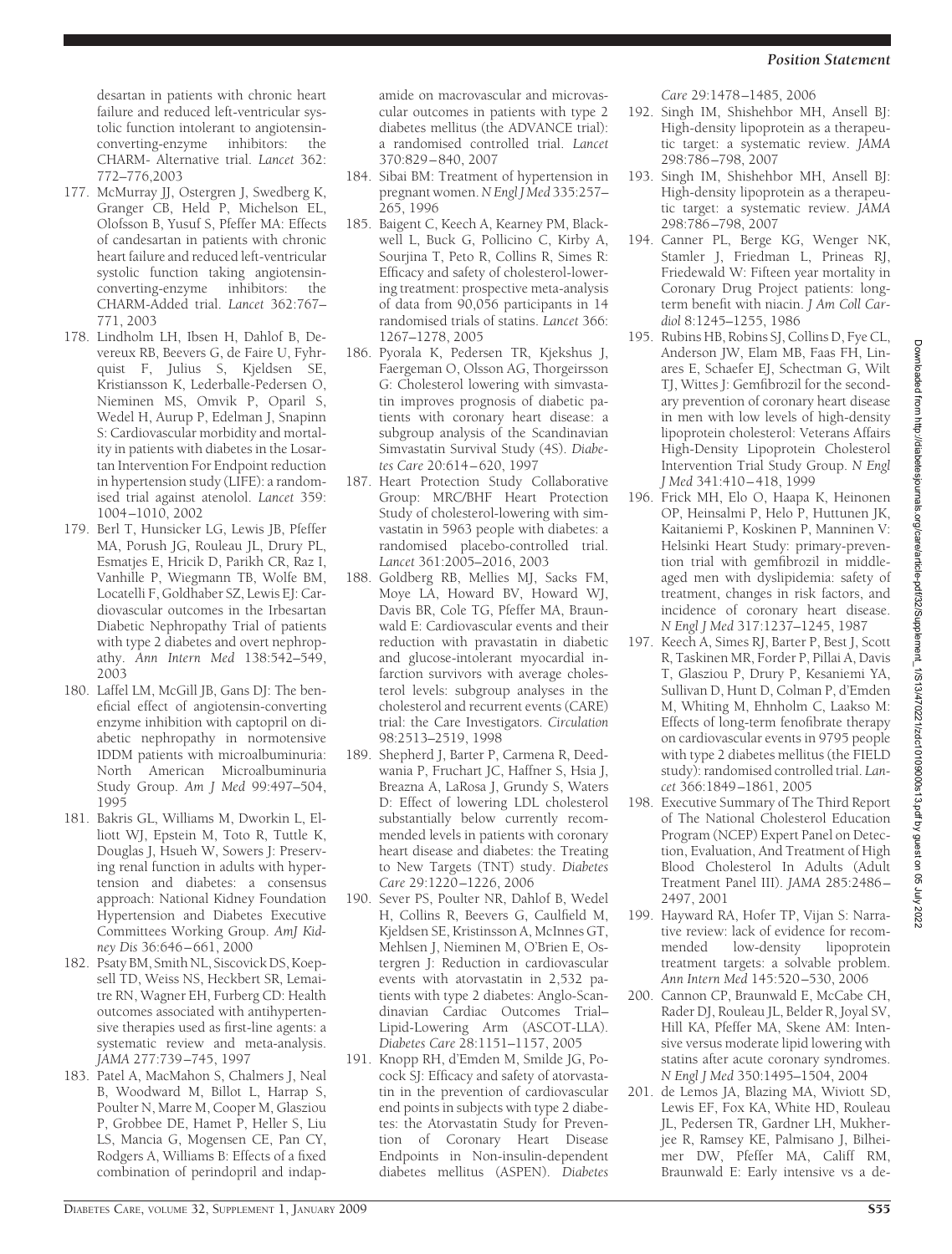desartan in patients with chronic heart failure and reduced left-ventricular systolic function intolerant to angiotensin-converting-enzyme inhibitors: the CHARM- Alternative trial. *Lancet* 362: 772–776,2003

177. McMurray JJ, Ostergren J, Swedberg K, Granger CB, Held P, Michelson EL, Olofsson B, Yusuf S, Pfeffer MA: Effects of candesartan in patients with chronic heart failure and reduced left-ventricular systolic function taking angiotensin-converting-enzyme inhibitors: the CHARM-Added trial. *Lancet* 362:767–771, 2003
178. Lindholm LH, Ibsen H, Dahlof B, Devereux RB, Beevers G, de Faire U, Fyhrquist F, Julius S, Kjeldsen SE, Kristiansson K, Lederballe-Pedersen O, Nieminen MS, Omvik P, Oparil S, Wedel H, Aurup P, Edelman J, Snapinn S: Cardiovascular morbidity and mortality in patients with diabetes in the Losartan Intervention For Endpoint reduction in hypertension study (LIFE): a randomised trial against atenolol. *Lancet* 359: 1004–1010, 2002
179. Berl T, Hunsicker LG, Lewis JB, Pfeffer MA, Porush JG, Rouleau JL, Drury PL, Esmatjes E, Hricik D, Parikh CR, Raz I, Vanhille P, Wiegmann TB, Wolfe BM, Locatelli F, Goldhaber SZ, Lewis EJ: Cardiovascular outcomes in the Irbesartan Diabetic Nephropathy Trial of patients with type 2 diabetes and overt nephropathy. *Ann Intern Med* 138:542–549, 2003
180. Laffel LM, McGill JB, Gans DJ: The beneficial effect of angiotensin-converting enzyme inhibition with captopril on diabetic nephropathy in normotensive IDDM patients with microalbuminuria: North American Microalbuminuria Study Group. *Am J Med* 99:497–504, 1995
181. Bakris GL, Williams M, Dworkin L, Elliott WJ, Epstein M, Toto R, Tuttle K, Douglas J, Hsueh W, Sowers J: Preserving renal function in adults with hypertension and diabetes: a consensus approach: National Kidney Foundation Hypertension and Diabetes Executive Committees Working Group. *AmJ Kidney Dis* 36:646–661, 2000
182. Psaty BM, Smith NL, Siscovick DS, Koepsell TD, Weiss NS, Heckbert SR, Lemaitre RN, Wagner EH, Furberg CD: Health outcomes associated with antihypertensive therapies used as first-line agents: a systematic review and meta-analysis. *JAMA* 277:739–745, 1997
183. Patel A, MacMahon S, Chalmers J, Neal B, Woodward M, Billot L, Harrap S, Poulter N, Marre M, Cooper M, Glasziou P, Grobbee DE, Hamet P, Heller S, Liu LS, Mancia G, Mogensen CE, Pan CY, Rodgers A, Williams B: Effects of a fixed combination of perindopril and indapamide on macrovascular and microvascular outcomes in patients with type 2 diabetes mellitus (the ADVANCE trial): a randomised controlled trial. *Lancet* 370:829–840, 2007
184. Sibai BM: Treatment of hypertension in pregnant women. *N Engl J Med* 335:257–265, 1996
185. Baigent C, Keech A, Kearney PM, Blackwell L, Buck G, Pollicino C, Kirby A, Sourjina T, Peto R, Collins R, Simes R: Efficacy and safety of cholesterol-lowering treatment: prospective meta-analysis of data from 90,056 participants in 14 randomised trials of statins. *Lancet* 366: 1267–1278, 2005
186. Pyorala K, Pedersen TR, Kjekshus J, Faergeman O, Olsson AG, Thorgeirsson G: Cholesterol lowering with simvastatin improves prognosis of diabetic patients with coronary heart disease: a subgroup analysis of the Scandinavian Simvastatin Survival Study (4S). *Diabetes Care* 20:614–620, 1997
187. Heart Protection Study Collaborative Group: MRC/BHF Heart Protection Study of cholesterol-lowering with simvastatin in 5963 people with diabetes: a randomised placebo-controlled trial. *Lancet* 361:2005–2016, 2003
188. Goldberg RB, Mellies MJ, Sacks FM, Moye LA, Howard BV, Howard WJ, Davis BR, Cole TG, Pfeffer MA, Braunwald E: Cardiovascular events and their reduction with pravastatin in diabetic and glucose-intolerant myocardial infarction survivors with average cholesterol levels: subgroup analyses in the cholesterol and recurrent events (CARE) trial: the Care Investigators. *Circulation* 98:2513–2519, 1998
189. Shepherd J, Barter P, Carmena R, Deedwania P, Fruchart JC, Haffner S, Hsia J, Breazna A, LaRosa J, Grundy S, Waters D: Effect of lowering LDL cholesterol substantially below currently recommended levels in patients with coronary heart disease and diabetes: the Treating to New Targets (TNT) study. *Diabetes Care* 29:1220–1226, 2006
190. Sever PS, Poulter NR, Dahlof B, Wedel H, Collins R, Beevers G, Caulfield M, Kjeldsen SE, Kristinsson A, McInnes GT, Mehlsen J, Nieminen M, O'Brien E, Ostergren J: Reduction in cardiovascular events with atorvastatin in 2,532 patients with type 2 diabetes: Anglo-Scandinavian Cardiac Outcomes Trial–Lipid-Lowering Arm (ASCOT-LLA). *Diabetes Care* 28:1151–1157, 2005
191. Knopp RH, d'Emden M, Smilde JG, Pocock SJ: Efficacy and safety of atorvastatin in the prevention of cardiovascular end points in subjects with type 2 diabetes: the Atorvastatin Study for Prevention of Coronary Heart Disease Endpoints in Non-insulin-dependent diabetes mellitus (ASPEN). *Diabetes Care* 29:1478–1485, 2006
192. Singh IM, Shishehbor MH, Ansell BJ: High-density lipoprotein as a therapeutic target: a systematic review. *JAMA* 298:786–798, 2007
193. Singh IM, Shishehbor MH, Ansell BJ: High-density lipoprotein as a therapeutic target: a systematic review. *JAMA* 298:786–798, 2007
194. Canner PL, Berge KG, Wenger NK, Stamler J, Friedman L, Prineas RJ, Friedewald W: Fifteen year mortality in Coronary Drug Project patients: long-term benefit with niacin. *J Am Coll Cardiol* 8:1245–1255, 1986
195. Rubins HB, Robins SJ, Collins D, Fye CL, Anderson JW, Elam MB, Faas FH, Linares E, Schaefer EJ, Schectman G, Wilt TJ, Wittes J: Gemfibrozil for the secondary prevention of coronary heart disease in men with low levels of high-density lipoprotein cholesterol: Veterans Affairs High-Density Lipoprotein Cholesterol Intervention Trial Study Group. *N Engl J Med* 341:410–418, 1999
196. Frick MH, Elo O, Haapa K, Heinonen OP, Heinsalmi P, Helo P, Huttunen JK, Kaitaniemi P, Koskinen P, Manninen V: Helsinki Heart Study: primary-prevention trial with gemfibrozil in middle-aged men with dyslipidemia: safety of treatment, changes in risk factors, and incidence of coronary heart disease. *N Engl J Med* 317:1237–1245, 1987
197. Keech A, Simes RJ, Barter P, Best J, Scott R, Taskinen MR, Forder P, Pillai A, Davis T, Glasziou P, Drury P, Kesaniemi YA, Sullivan D, Hunt D, Colman P, d'Emden M, Whiting M, Ehnholm C, Laakso M: Effects of long-term fenofibrate therapy on cardiovascular events in 9795 people with type 2 diabetes mellitus (the FIELD study): randomised controlled trial. *Lancet* 366:1849–1861, 2005
198. Executive Summary of The Third Report of The National Cholesterol Education Program (NCEP) Expert Panel on Detection, Evaluation, And Treatment of High Blood Cholesterol In Adults (Adult Treatment Panel III). *JAMA* 285:2486–2497, 2001
199. Hayward RA, Hofer TP, Vijan S: Narrative review: lack of evidence for recommended low-density lipoprotein treatment targets: a solvable problem. *Ann Intern Med* 145:520–530, 2006
200. Cannon CP, Braunwald E, McCabe CH, Rader DJ, Rouleau JL, Belder R, Joyal SV, Hill KA, Pfeffer MA, Skene AM: Intensive versus moderate lipid lowering with statins after acute coronary syndromes. *N Engl J Med* 350:1495–1504, 2004
201. de Lemos JA, Blazing MA, Wiviott SD, Lewis EF, Fox KA, White HD, Rouleau JL, Pedersen TR, Gardner LH, Mukherjee R, Ramsey KE, Palmisano J, Bilheimer DW, Pfeffer MA, Califf RM, Braunwald E: Early intensive vs a de-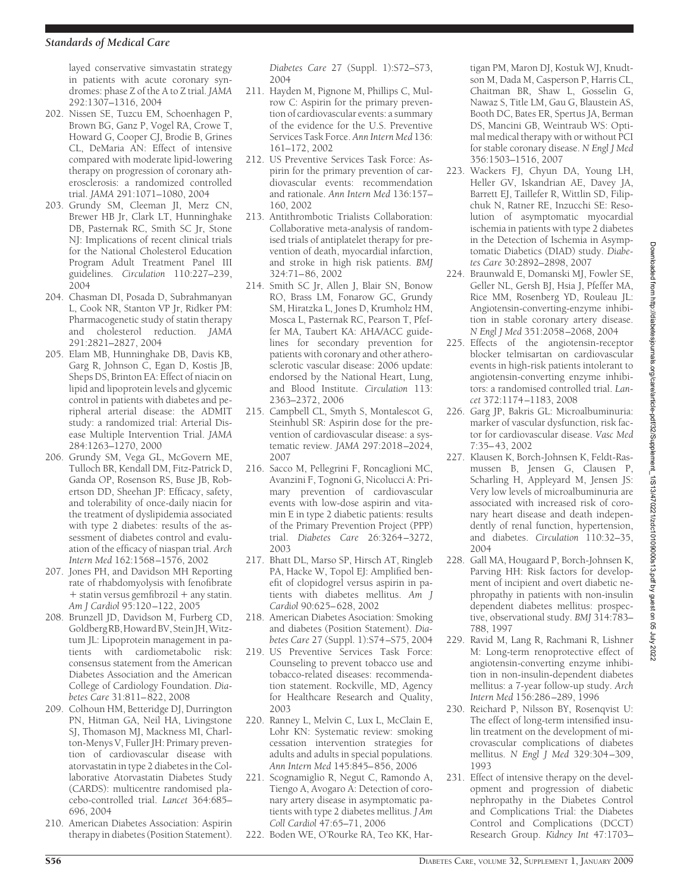layed conservative simvastatin strategy in patients with acute coronary syndromes: phase Z of the A to Z trial. *JAMA* 292:1307–1316, 2004

202. Nissen SE, Tuzcu EM, Schoenhagen P, Brown BG, Ganz P, Vogel RA, Crowe T, Howard G, Cooper CJ, Brodie B, Grines CL, DeMaria AN: Effect of intensive compared with moderate lipid-lowering therapy on progression of coronary atherosclerosis: a randomized controlled trial. *JAMA* 291:1071–1080, 2004
203. Grundy SM, Cleeman JI, Merz CN, Brewer HB Jr, Clark LT, Hunninghake DB, Pasternak RC, Smith SC Jr, Stone NJ: Implications of recent clinical trials for the National Cholesterol Education Program Adult Treatment Panel III guidelines. *Circulation* 110:227–239, 2004
204. Chasman DI, Posada D, Subrahmanyan L, Cook NR, Stanton VP Jr, Ridker PM: Pharmacogenetic study of statin therapy and cholesterol reduction. *JAMA* 291:2821–2827, 2004
205. Elam MB, Hunninghake DB, Davis KB, Garg R, Johnson C, Egan D, Kostis JB, Sheps DS, Brinton EA: Effect of niacin on lipid and lipoprotein levels and glycemic control in patients with diabetes and peripheral arterial disease: the ADMIT study: a randomized trial: Arterial Disease Multiple Intervention Trial. *JAMA* 284:1263–1270, 2000
206. Grundy SM, Vega GL, McGovern ME, Tulloch BR, Kendall DM, Fitz-Patrick D, Ganda OP, Rosenson RS, Buse JB, Robertson DD, Sheehan JP: Efficacy, safety, and tolerability of once-daily niacin for the treatment of dyslipidemia associated with type 2 diabetes: results of the assessment of diabetes control and evaluation of the efficacy of niaspan trial. *Arch Intern Med* 162:1568–1576, 2002
207. Jones PH, and Davidson MH Reporting rate of rhabdomyolysis with fenofibrate + statin versus gemfibrozil + any statin. *Am J Cardiol* 95:120–122, 2005
208. Brunzell JD, Davidson M, Furberg CD, Goldberg RB, Howard BV, Stein JH, Witztum JL: Lipoprotein management in patients with cardiometabolic risk: consensus statement from the American Diabetes Association and the American College of Cardiology Foundation. *Diabetes Care* 31:811–822, 2008
209. Colhoun HM, Betteridge DJ, Durrington PN, Hitman GA, Neil HA, Livingstone SJ, Thomason MJ, Mackness MI, Charlton-Menys V, Fuller JH: Primary prevention of cardiovascular disease with atorvastatin in type 2 diabetes in the Collaborative Atorvastatin Diabetes Study (CARDS): multicentre randomised placebo-controlled trial. *Lancet* 364:685–696, 2004
210. American Diabetes Association: Aspirin therapy in diabetes (Position Statement). *Diabetes Care* 27 (Suppl. 1):S72–S73, 2004
211. Hayden M, Pignone M, Phillips C, Mulrow C: Aspirin for the primary prevention of cardiovascular events: a summary of the evidence for the U.S. Preventive Services Task Force. *Ann Intern Med* 136:161–172, 2002
212. US Preventive Services Task Force: Aspirin for the primary prevention of cardiovascular events: recommendation and rationale. *Ann Intern Med* 136:157–160, 2002
213. Antithrombotic Trialists Collaboration: Collaborative meta-analysis of randomised trials of antiplatelet therapy for prevention of death, myocardial infarction, and stroke in high risk patients. *BMJ* 324:71–86, 2002
214. Smith SC Jr, Allen J, Blair SN, Bonow RO, Brass LM, Fonarow GC, Grundy SM, Hiratzka L, Jones D, Krumholz HM, Mosca L, Pasternak RC, Pearson T, Pfeffer MA, Taubert KA: AHA/ACC guidelines for secondary prevention for patients with coronary and other atherosclerotic vascular disease: 2006 update: endorsed by the National Heart, Lung, and Blood Institute. *Circulation* 113:2363–2372, 2006
215. Campbell CL, Smyth S, Montalescot G, Steinhubl SR: Aspirin dose for the prevention of cardiovascular disease: a systematic review. *JAMA* 297:2018–2024, 2007
216. Sacco M, Pellegrini F, Roncaglioni MC, Avanzini F, Tognoni G, Nicolucci A: Primary prevention of cardiovascular events with low-dose aspirin and vitamin E in type 2 diabetic patients: results of the Primary Prevention Project (PPP) trial. *Diabetes Care* 26:3264–3272, 2003
217. Bhatt DL, Marso SP, Hirsch AT, Ringleb PA, Hacke W, Topol EJ: Amplified benefit of clopidogrel versus aspirin in patients with diabetes mellitus. *Am J Cardiol* 90:625–628, 2002
218. American Diabetes Association: Smoking and diabetes (Position Statement). *Diabetes Care* 27 (Suppl. 1):S74–S75, 2004
219. US Preventive Services Task Force: Counseling to prevent tobacco use and tobacco-related diseases: recommendation statement. Rockville, MD, Agency for Healthcare Research and Quality, 2003
220. Ranney L, Melvin C, Lux L, McClain E, Lohr KN: Systematic review: smoking cessation intervention strategies for adults and adults in special populations. *Ann Intern Med* 145:845–856, 2006
221. Scognamiglio R, Negut C, Ramondo A, Tiengo A, Avogaro A: Detection of coronary artery disease in asymptomatic patients with type 2 diabetes mellitus. *J Am Coll Cardiol* 47:65–71, 2006
222. Boden WE, O'Rourke RA, Teo KK, Hartigan PM, Maron DJ, Kostuk WJ, Knudtson M, Dada M, Casperson P, Harris CL, Chaitman BR, Shaw L, Gosselin G, Nawaz S, Title LM, Gau G, Blaustein AS, Booth DC, Bates ER, Spertus JA, Berman DS, Mancini GB, Weintraub WS: Optimal medical therapy with or without PCI for stable coronary disease. *N Engl J Med* 356:1503–1516, 2007
223. Wackers FJ, Chyun DA, Young LH, Heller GV, Iskandrian AE, Davey JA, Barrett EJ, Taillefer R, Wittlin SD, Filipchuk N, Ratner RE, Inzucchi SE: Resolution of asymptomatic myocardial ischemia in patients with type 2 diabetes in the Detection of Ischemia in Asymptomatic Diabetics (DIAD) study. *Diabetes Care* 30:2892–2898, 2007
224. Braunwald E, Domanski MJ, Fowler SE, Geller NL, Gersh BJ, Hsia J, Pfeffer MA, Rice MM, Rosenberg YD, Rouleau JL: Angiotensin-converting-enzyme inhibition in stable coronary artery disease. *N Engl J Med* 351:2058–2068, 2004
225. Effects of the angiotensin-receptor blocker telmisartan on cardiovascular events in high-risk patients intolerant to angiotensin-converting enzyme inhibitors: a randomised controlled trial. *Lancet* 372:1174–1183, 2008
226. Garg JP, Bakris GL: Microalbuminuria: marker of vascular dysfunction, risk factor for cardiovascular disease. *Vasc Med* 7:35–43, 2002
227. Klausen K, Borch-Johnsen K, Feldt-Rasmussen B, Jensen G, Clausen P, Scharling H, Appleyard M, Jensen JS: Very low levels of microalbuminuria are associated with increased risk of coronary heart disease and death independently of renal function, hypertension, and diabetes. *Circulation* 110:32–35, 2004
228. Gall MA, Hougaard P, Borch-Johnsen K, Parving HH: Risk factors for development of incipient and overt diabetic nephropathy in patients with non-insulin dependent diabetes mellitus: prospective, observational study. *BMJ* 314:783–788, 1997
229. Ravid M, Lang R, Rachmani R, Lishner M: Long-term renoprotective effect of angiotensin-converting enzyme inhibition in non-insulin-dependent diabetes mellitus: a 7-year follow-up study. *Arch Intern Med* 156:286–289, 1996
230. Reichard P, Nilsson BY, Rosenqvist U: The effect of long-term intensified insulin treatment on the development of microvascular complications of diabetes mellitus. *N Engl J Med* 329:304–309, 1993
231. Effect of intensive therapy on the development and progression of diabetic nephropathy in the Diabetes Control and Complications Trial: the Diabetes Control and Complications (DCCT) Research Group. *Kidney Int* 47:1703–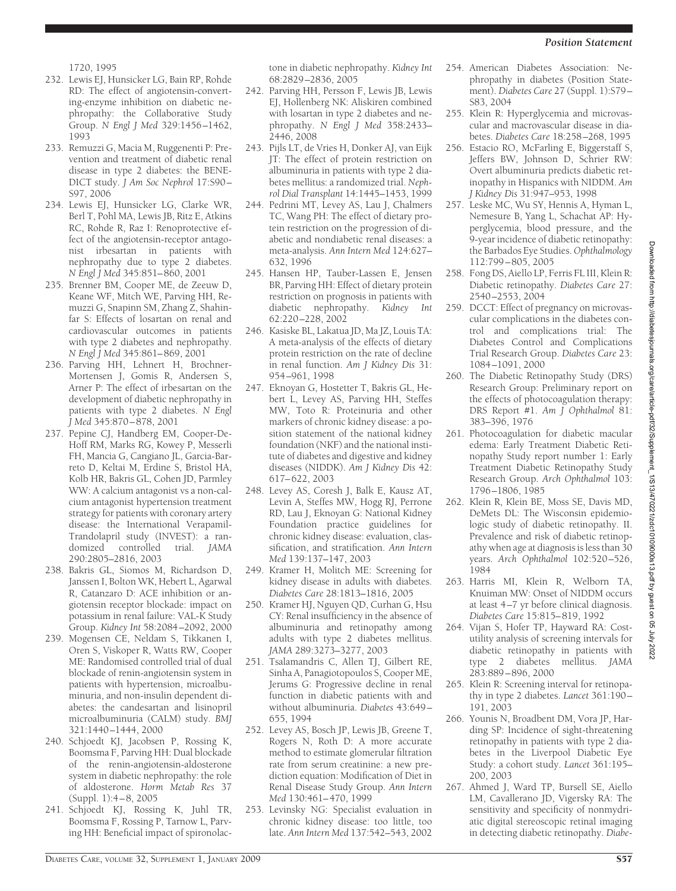1720, 1995

232. Lewis EJ, Hunsicker LG, Bain RP, Rohde RD: The effect of angiotensin-converting-enzyme inhibition on diabetic nephropathy: the Collaborative Study Group. *N Engl J Med* 329:1456–1462, 1993
233. Remuzzi G, Macia M, Ruggenenti P: Prevention and treatment of diabetic renal disease in type 2 diabetes: the BENEDICT study. *J Am Soc Nephrol* 17:S90–S97, 2006
234. Lewis EJ, Hunsicker LG, Clarke WR, Berl T, Pohl MA, Lewis JB, Ritz E, Atkins RC, Rohde R, Raz I: Renoprotective effect of the angiotensin-receptor antagonist irbesartan in patients with nephropathy due to type 2 diabetes. *N Engl J Med* 345:851–860, 2001
235. Brenner BM, Cooper ME, de Zeeuw D, Keane WF, Mitch WE, Parving HH, Remuzzi G, Snapinn SM, Zhang Z, Shahinfar S: Effects of losartan on renal and cardiovascular outcomes in patients with type 2 diabetes and nephropathy. *N Engl J Med* 345:861–869, 2001
236. Parving HH, Lehnert H, Brochner-Mortensen J, Gomis R, Andersen S, Arner P: The effect of irbesartan on the development of diabetic nephropathy in patients with type 2 diabetes. *N Engl J Med* 345:870–878, 2001
237. Pepine CJ, Handberg EM, Cooper-DeHoff RM, Marks RG, Kowey P, Messerli FH, Mancia G, Cangiano JL, Garcia-Barreto D, Keltai M, Erdine S, Bristol HA, Kolb HR, Bakris GL, Cohen JD, Parmley WW: A calcium antagonist vs a non-calcium antagonist hypertension treatment strategy for patients with coronary artery disease: the International Verapamil-Trandolapril study (INVEST): a randomized controlled trial. *JAMA* 290:2805–2816, 2003
238. Bakris GL, Siomos M, Richardson D, Janssen I, Bolton WK, Hebert L, Agarwal R, Catanzaro D: ACE inhibition or angiotensin receptor blockade: impact on potassium in renal failure: VAL-K Study Group. *Kidney Int* 58:2084–2092, 2000
239. Mogensen CE, Neldam S, Tikkanen I, Oren S, Viskoper R, Watts RW, Cooper ME: Randomised controlled trial of dual blockade of renin-angiotensin system in patients with hypertension, microalbuminuria, and non-insulin dependent diabetes: the candesartan and lisinopril microalbuminuria (CALM) study. *BMJ* 321:1440–1444, 2000
240. Schjoedt KJ, Jacobsen P, Rossing K, Boomsma F, Parving HH: Dual blockade of the renin-angiotensin-aldosterone system in diabetic nephropathy: the role of aldosterone. *Horm Metab Res* 37 (Suppl. 1):4–8, 2005
241. Schjoedt KJ, Rossing K, Juhl TR, Boomsma F, Rossing P, Tarnow L, Parving HH: Beneficial impact of spironolactone in diabetic nephropathy. *Kidney Int* 68:2829–2836, 2005
242. Parving HH, Persson F, Lewis JB, Lewis EJ, Hollenberg NK: Aliskiren combined with losartan in type 2 diabetes and nephropathy. *N Engl J Med* 358:2433–2446, 2008
243. Pijls LT, de Vries H, Donker AJ, van Eijk JT: The effect of protein restriction on albuminuria in patients with type 2 diabetes mellitus: a randomized trial. *Nephrol Dial Transplant* 14:1445–1453, 1999
244. Pedrini MT, Levey AS, Lau J, Chalmers TC, Wang PH: The effect of dietary protein restriction on the progression of diabetic and nondiabetic renal diseases: a meta-analysis. *Ann Intern Med* 124:627–632, 1996
245. Hansen HP, Tauber-Lassen E, Jensen BR, Parving HH: Effect of dietary protein restriction on prognosis in patients with diabetic nephropathy. *Kidney Int* 62:220–228, 2002
246. Kasiske BL, Lakatua JD, Ma JZ, Louis TA: A meta-analysis of the effects of dietary protein restriction on the rate of decline in renal function. *Am J Kidney Dis* 31:954–961, 1998
247. Eknoyan G, Hostetter T, Bakris GL, Hebert L, Levey AS, Parving HH, Steffes MW, Toto R: Proteinuria and other markers of chronic kidney disease: a position statement of the national kidney foundation (NKF) and the national institute of diabetes and digestive and kidney diseases (NIDDK). *Am J Kidney Dis* 42:617–622, 2003
248. Levey AS, Coresh J, Balk E, Kausz AT, Levin A, Steffes MW, Hogg RJ, Perrone RD, Lau J, Eknoyan G: National Kidney Foundation practice guidelines for chronic kidney disease: evaluation, classification, and stratification. *Ann Intern Med* 139:137–147, 2003
249. Kramer H, Molitch ME: Screening for kidney disease in adults with diabetes. *Diabetes Care* 28:1813–1816, 2005
250. Kramer HJ, Nguyen QD, Curhan G, Hsu CY: Renal insufficiency in the absence of albuminuria and retinopathy among adults with type 2 diabetes mellitus. *JAMA* 289:3273–3277, 2003
251. Tsalamandris C, Allen TJ, Gilbert RE, Sinha A, Panagiotopoulos S, Cooper ME, Jerums G: Progressive decline in renal function in diabetic patients with and without albuminuria. *Diabetes* 43:649–655, 1994
252. Levey AS, Bosch JP, Lewis JB, Greene T, Rogers N, Roth D: A more accurate method to estimate glomerular filtration rate from serum creatinine: a new prediction equation: Modification of Diet in Renal Disease Study Group. *Ann Intern Med* 130:461–470, 1999
253. Levinsky NG: Specialist evaluation in chronic kidney disease: too little, too late. *Ann Intern Med* 137:542–543, 2002
254. American Diabetes Association: Nephropathy in diabetes (Position Statement). *Diabetes Care* 27 (Suppl. 1):S79–S83, 2004
255. Klein R: Hyperglycemia and microvascular and macrovascular disease in diabetes. *Diabetes Care* 18:258–268, 1995
256. Estacio RO, McFarling E, Biggerstaff S, Jeffers BW, Johnson D, Schrier RW: Overt albuminuria predicts diabetic retinopathy in Hispanics with NIDDM. *Am J Kidney Dis* 31:947–953, 1998
257. Leske MC, Wu SY, Hennis A, Hyman L, Nemesure B, Yang L, Schachat AP: Hyperglycemia, blood pressure, and the 9-year incidence of diabetic retinopathy: the Barbados Eye Studies. *Ophthalmology* 112:799–805, 2005
258. Fong DS, Aiello LP, Ferris FL III, Klein R: Diabetic retinopathy. *Diabetes Care* 27:2540–2553, 2004
259. DCCT: Effect of pregnancy on microvascular complications in the diabetes control and complications trial: The Diabetes Control and Complications Trial Research Group. *Diabetes Care* 23:1084–1091, 2000
260. The Diabetic Retinopathy Study (DRS) Research Group: Preliminary report on the effects of photocoagulation therapy: DRS Report #1. *Am J Ophthalmol* 81:383–396, 1976
261. Photocoagulation for diabetic macular edema: Early Treatment Diabetic Retinopathy Study report number 1: Early Treatment Diabetic Retinopathy Study Research Group. *Arch Ophthalmol* 103:1796–1806, 1985
262. Klein R, Klein BE, Moss SE, Davis MD, DeMets DL: The Wisconsin epidemiologic study of diabetic retinopathy. II. Prevalence and risk of diabetic retinopathy when age at diagnosis is less than 30 years. *Arch Ophthalmol* 102:520–526, 1984
263. Harris MI, Klein R, Welborn TA, Knuiman MW: Onset of NIDDM occurs at least 4–7 yr before clinical diagnosis. *Diabetes Care* 15:815–819, 1992
264. Vijan S, Hofer TP, Hayward RA: Cost-utility analysis of screening intervals for diabetic retinopathy in patients with type 2 diabetes mellitus. *JAMA* 283:889–896, 2000
265. Klein R: Screening interval for retinopathy in type 2 diabetes. *Lancet* 361:190–191, 2003
266. Younis N, Broadbent DM, Vora JP, Harding SP: Incidence of sight-threatening retinopathy in patients with type 2 diabetes in the Liverpool Diabetic Eye Study: a cohort study. *Lancet* 361:195–200, 2003
267. Ahmed J, Ward TP, Bursell SE, Aiello LM, Cavallerano JD, Vigersky RA: The sensitivity and specificity of nonmydriatic digital stereoscopic retinal imaging in detecting diabetic retinopathy. *Diabe-*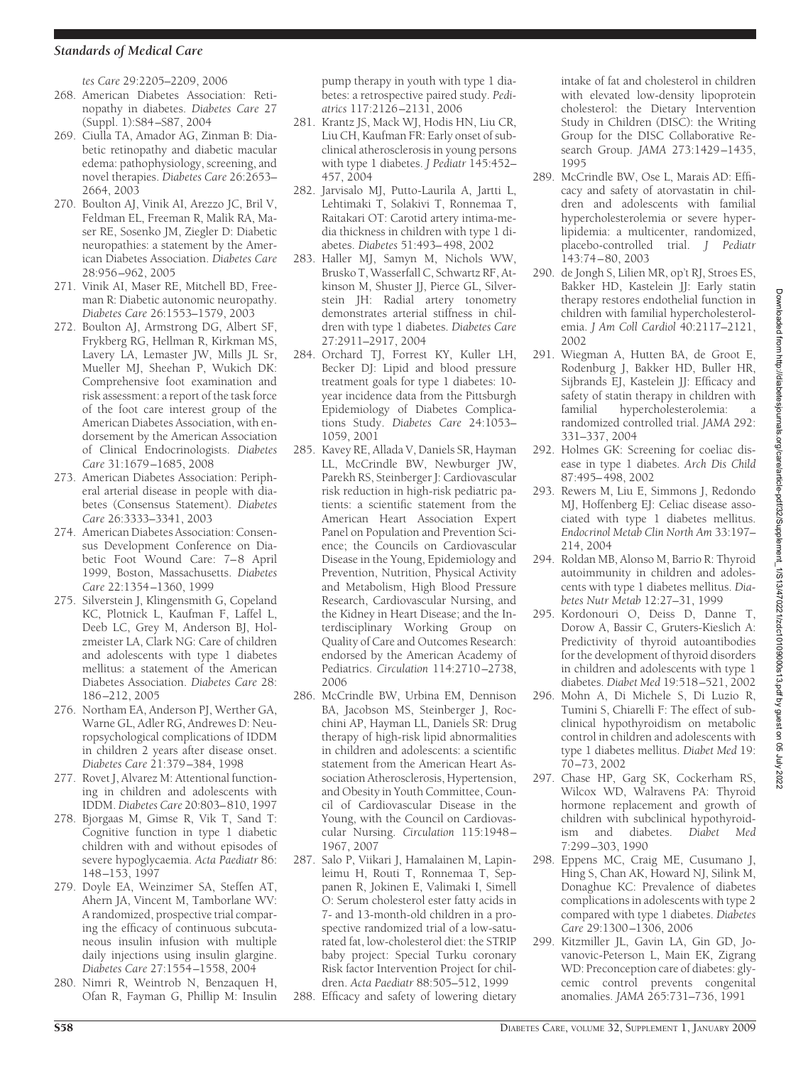*tes Care* 29:2205–2209, 2006

268. American Diabetes Association: Retinopathy in diabetes. *Diabetes Care* 27 (Suppl. 1):S84–S87, 2004
269. Ciulla TA, Amador AG, Zinman B: Diabetic retinopathy and diabetic macular edema: pathophysiology, screening, and novel therapies. *Diabetes Care* 26:2653–2664, 2003
270. Boulton AJ, Vinik AI, Arezzo JC, Bril V, Feldman EL, Freeman R, Malik RA, Maser RE, Sosenko JM, Ziegler D: Diabetic neuropathies: a statement by the American Diabetes Association. *Diabetes Care* 28:956–962, 2005
271. Vinik AI, Maser RE, Mitchell BD, Freeman R: Diabetic autonomic neuropathy. *Diabetes Care* 26:1553–1579, 2003
272. Boulton AJ, Armstrong DG, Albert SF, Frykberg RG, Hellman R, Kirkman MS, Lavery LA, Lemaster JW, Mills JL Sr, Mueller MJ, Sheehan P, Wukich DK: Comprehensive foot examination and risk assessment: a report of the task force of the foot care interest group of the American Diabetes Association, with endorsement by the American Association of Clinical Endocrinologists. *Diabetes Care* 31:1679–1685, 2008
273. American Diabetes Association: Peripheral arterial disease in people with diabetes (Consensus Statement). *Diabetes Care* 26:3333–3341, 2003
274. American Diabetes Association: Consensus Development Conference on Diabetic Foot Wound Care: 7–8 April 1999, Boston, Massachusetts. *Diabetes Care* 22:1354–1360, 1999
275. Silverstein J, Klingensmith G, Copeland KC, Plotnick L, Kaufman F, Laffel L, Deeb LC, Grey M, Anderson BJ, Holzmeister LA, Clark NG: Care of children and adolescents with type 1 diabetes mellitus: a statement of the American Diabetes Association. *Diabetes Care* 28: 186–212, 2005
276. Northam EA, Anderson PJ, Werther GA, Warne GL, Adler RG, Andrewes D: Neuropsychological complications of IDDM in children 2 years after disease onset. *Diabetes Care* 21:379–384, 1998
277. Rovet J, Alvarez M: Attentional functioning in children and adolescents with IDDM. *Diabetes Care* 20:803–810, 1997
278. Bjorgaas M, Gimse R, Vik T, Sand T: Cognitive function in type 1 diabetic children with and without episodes of severe hypoglycaemia. *Acta Paediatr* 86: 148–153, 1997
279. Doyle EA, Weinzimer SA, Steffen AT, Ahern JA, Vincent M, Tamborlane WV: A randomized, prospective trial comparing the efficacy of continuous subcutaneous insulin infusion with multiple daily injections using insulin glargine. *Diabetes Care* 27:1554–1558, 2004
280. Nimri R, Weintrob N, Benzaquen H, Ofan R, Fayman G, Phillip M: Insulin pump therapy in youth with type 1 diabetes: a retrospective paired study. *Pediatrics* 117:2126–2131, 2006
281. Krantz JS, Mack WJ, Hodis HN, Liu CR, Liu CH, Kaufman FR: Early onset of subclinical atherosclerosis in young persons with type 1 diabetes. *J Pediatr* 145:452–457, 2004
282. Jarvisalo MJ, Putto-Laurila A, Jartti L, Lehtimaki T, Solakivi T, Ronnemaa T, Raitakari OT: Carotid artery intima-media thickness in children with type 1 diabetes. *Diabetes* 51:493–498, 2002
283. Haller MJ, Samyn M, Nichols WW, Brusko T, Wasserfall C, Schwartz RF, Atkinson M, Shuster JJ, Pierce GL, Silverstein JH: Radial artery tonometry demonstrates arterial stiffness in children with type 1 diabetes. *Diabetes Care* 27:2911–2917, 2004
284. Orchard TJ, Forrest KY, Kuller LH, Becker DJ: Lipid and blood pressure treatment goals for type 1 diabetes: 10-year incidence data from the Pittsburgh Epidemiology of Diabetes Complications Study. *Diabetes Care* 24:1053–1059, 2001
285. Kavey RE, Allada V, Daniels SR, Hayman LL, McCrindle BW, Newburger JW, Parekh RS, Steinberger J: Cardiovascular risk reduction in high-risk pediatric patients: a scientific statement from the American Heart Association Expert Panel on Population and Prevention Science; the Councils on Cardiovascular Disease in the Young, Epidemiology and Prevention, Nutrition, Physical Activity and Metabolism, High Blood Pressure Research, Cardiovascular Nursing, and the Kidney in Heart Disease; and the Interdisciplinary Working Group on Quality of Care and Outcomes Research: endorsed by the American Academy of Pediatrics. *Circulation* 114:2710–2738, 2006
286. McCrindle BW, Urbina EM, Dennison BA, Jacobson MS, Steinberger J, Rocchini AP, Hayman LL, Daniels SR: Drug therapy of high-risk lipid abnormalities in children and adolescents: a scientific statement from the American Heart Association Atherosclerosis, Hypertension, and Obesity in Youth Committee, Council of Cardiovascular Disease in the Young, with the Council on Cardiovascular Nursing. *Circulation* 115:1948–1967, 2007
287. Salo P, Viikari J, Hamalainen M, Lapinleimu H, Routi T, Ronnemaa T, Seppanen R, Jokinen E, Valimaki I, Simell O: Serum cholesterol ester fatty acids in 7- and 13-month-old children in a prospective randomized trial of a low-saturated fat, low-cholesterol diet: the STRIP baby project: Special Turku coronary Risk factor Intervention Project for children. *Acta Paediatr* 88:505–512, 1999
288. Efficacy and safety of lowering dietary intake of fat and cholesterol in children with elevated low-density lipoprotein cholesterol: the Dietary Intervention Study in Children (DISC): the Writing Group for the DISC Collaborative Research Group. *JAMA* 273:1429–1435, 1995
289. McCrindle BW, Ose L, Marais AD: Efficacy and safety of atorvastatin in children and adolescents with familial hypercholesterolemia or severe hyperlipidemia: a multicenter, randomized, placebo-controlled trial. *J Pediatr* 143:74–80, 2003
290. de Jongh S, Lilien MR, op't RJ, Stroes ES, Bakker HD, Kastelein JJ: Early statin therapy restores endothelial function in children with familial hypercholesterolemia. *J Am Coll Cardiol* 40:2117–2121, 2002
291. Wiegman A, Hutten BA, de Groot E, Rodenburg J, Bakker HD, Buller HR, Sijbrands EJ, Kastelein JJ: Efficacy and safety of statin therapy in children with familial hypercholesterolemia: a randomized controlled trial. *JAMA* 292: 331–337, 2004
292. Holmes GK: Screening for coeliac disease in type 1 diabetes. *Arch Dis Child* 87:495–498, 2002
293. Rewers M, Liu E, Simmons J, Redondo MJ, Hoffenberg EJ: Celiac disease associated with type 1 diabetes mellitus. *Endocrinol Metab Clin North Am* 33:197–214, 2004
294. Roldan MB, Alonso M, Barrio R: Thyroid autoimmunity in children and adolescents with type 1 diabetes mellitus. *Diabetes Nutr Metab* 12:27–31, 1999
295. Kordonouri O, Deiss D, Danne T, Dorow A, Bassir C, Gruters-Kieslich A: Predictivity of thyroid autoantibodies for the development of thyroid disorders in children and adolescents with type 1 diabetes. *Diabet Med* 19:518–521, 2002
296. Mohn A, Di Michele S, Di Luzio R, Tumini S, Chiarelli F: The effect of subclinical hypothyroidism on metabolic control in children and adolescents with type 1 diabetes mellitus. *Diabet Med* 19: 70–73, 2002
297. Chase HP, Garg SK, Cockerham RS, Wilcox WD, Walravens PA: Thyroid hormone replacement and growth of children with subclinical hypothyroidism and diabetes. *Diabet Med* 7:299–303, 1990
298. Eppens MC, Craig ME, Cusumano J, Hing S, Chan AK, Howard NJ, Silink M, Donaghue KC: Prevalence of diabetes complications in adolescents with type 2 compared with type 1 diabetes. *Diabetes Care* 29:1300–1306, 2006
299. Kitzmiller JL, Gavin LA, Gin GD, Jovanovic-Peterson L, Main EK, Zigrang WD: Preconception care of diabetes: glycemic control prevents congenital anomalies. *JAMA* 265:731–736, 1991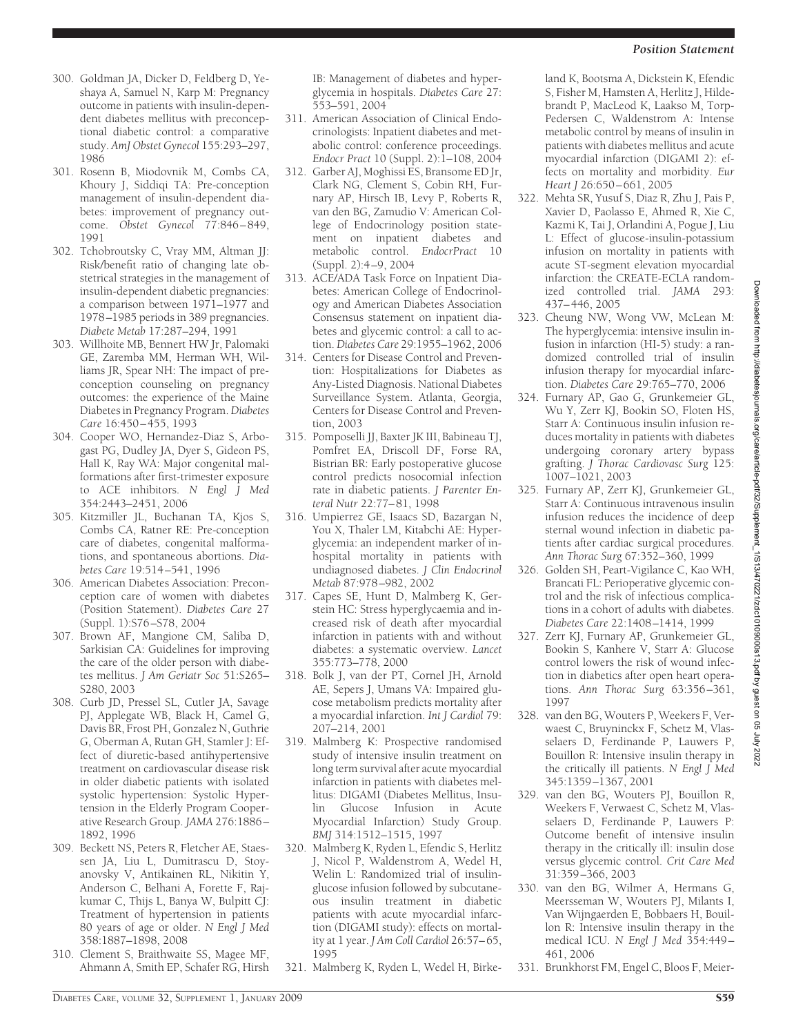300. Goldman JA, Dicker D, Feldberg D, Yeshaya A, Samuel N, Karp M: Pregnancy outcome in patients with insulin-dependent diabetes mellitus with preconceptional diabetic control: a comparative study. *AmJ Obstet Gynecol* 155:293–297, 1986

301. Rosenn B, Miodovnik M, Combs CA, Khoury J, Siddiqi TA: Pre-conception management of insulin-dependent diabetes: improvement of pregnancy outcome. *Obstet Gynecol* 77:846–849, 1991

302. Tchobroutsky C, Vray MM, Altman JJ: Risk/benefit ratio of changing late obstetrical strategies in the management of insulin-dependent diabetic pregnancies: a comparison between 1971–1977 and 1978–1985 periods in 389 pregnancies. *Diabete Metab* 17:287–294, 1991

303. Willhoite MB, Bennert HW Jr, Palomaki GE, Zaremba MM, Herman WH, Williams JR, Spear NH: The impact of preconception counseling on pregnancy outcomes: the experience of the Maine Diabetes in Pregnancy Program. *Diabetes Care* 16:450–455, 1993

304. Cooper WO, Hernandez-Diaz S, Arbogast PG, Dudley JA, Dyer S, Gideon PS, Hall K, Ray WA: Major congenital malformations after first-trimester exposure to ACE inhibitors. *N Engl J Med* 354:2443–2451, 2006

305. Kitzmiller JL, Buchanan TA, Kjos S, Combs CA, Ratner RE: Pre-conception care of diabetes, congenital malformations, and spontaneous abortions. *Diabetes Care* 19:514–541, 1996

306. American Diabetes Association: Preconception care of women with diabetes (Position Statement). *Diabetes Care* 27 (Suppl. 1):S76–S78, 2004

307. Brown AF, Mangione CM, Saliba D, Sarkisian CA: Guidelines for improving the care of the older person with diabetes mellitus. *J Am Geriatr Soc* 51:S265–S280, 2003

308. Curb JD, Pressel SL, Cutler JA, Savage PJ, Applegate WB, Black H, Camel G, Davis BR, Frost PH, Gonzalez N, Guthrie G, Oberman A, Rutan GH, Stamler J: Effect of diuretic-based antihypertensive treatment on cardiovascular disease risk in older diabetic patients with isolated systolic hypertension: Systolic Hypertension in the Elderly Program Cooperative Research Group. *JAMA* 276:1886–1892, 1996

309. Beckett NS, Peters R, Fletcher AE, Staessen JA, Liu L, Dumitrascu D, Stoyanovsky V, Antikainen RL, Nikitin Y, Anderson C, Belhani A, Forette F, Rajkumar C, Thijs L, Banya W, Bulpitt CJ: Treatment of hypertension in patients 80 years of age or older. *N Engl J Med* 358:1887–1898, 2008

310. Clement S, Braithwaite SS, Magee MF, Ahmann A, Smith EP, Schafer RG, Hirsch IB: Management of diabetes and hyperglycemia in hospitals. *Diabetes Care* 27: 553–591, 2004

311. American Association of Clinical Endocrinologists: Inpatient diabetes and metabolic control: conference proceedings. *Endocr Pract* 10 (Suppl. 2):1–108, 2004

312. Garber AJ, Moghissi ES, Bransome ED Jr, Clark NG, Clement S, Cobin RH, Furnary AP, Hirsch IB, Levy P, Roberts R, van den BG, Zamudio V: American College of Endocrinology position statement on inpatient diabetes and metabolic control. *EndocrPract* 10 (Suppl. 2):4–9, 2004

313. ACE/ADA Task Force on Inpatient Diabetes: American College of Endocrinology and American Diabetes Association Consensus statement on inpatient diabetes and glycemic control: a call to action. *Diabetes Care* 29:1955–1962, 2006

314. Centers for Disease Control and Prevention: Hospitalizations for Diabetes as Any-Listed Diagnosis. National Diabetes Surveillance System. Atlanta, Georgia, Centers for Disease Control and Prevention, 2003

315. Pomposelli JJ, Baxter JK III, Babineau TJ, Pomfret EA, Driscoll DF, Forse RA, Bistrian BR: Early postoperative glucose control predicts nosocomial infection rate in diabetic patients. *J Parenter Enteral Nutr* 22:77–81, 1998

316. Umpierrez GE, Isaacs SD, Bazargan N, You X, Thaler LM, Kitabchi AE: Hyperglycemia: an independent marker of in-hospital mortality in patients with undiagnosed diabetes. *J Clin Endocrinol Metab* 87:978–982, 2002

317. Capes SE, Hunt D, Malmberg K, Gerstein HC: Stress hyperglycaemia and increased risk of death after myocardial infarction in patients with and without diabetes: a systematic overview. *Lancet* 355:773–778, 2000

318. Bolk J, van der PT, Cornel JH, Arnold AE, Sepers J, Umans VA: Impaired glucose metabolism predicts mortality after a myocardial infarction. *Int J Cardiol* 79: 207–214, 2001

319. Malmberg K: Prospective randomised study of intensive insulin treatment on long term survival after acute myocardial infarction in patients with diabetes mellitus: DIGAMI (Diabetes Mellitus, Insulin Glucose Infusion in Acute Myocardial Infarction) Study Group. *BMJ* 314:1512–1515, 1997

320. Malmberg K, Ryden L, Efendic S, Herlitz J, Nicol P, Waldenstrom A, Wedel H, Welin L: Randomized trial of insulin-glucose infusion followed by subcutaneous insulin treatment in diabetic patients with acute myocardial infarction (DIGAMI study): effects on mortality at 1 year. *J Am Coll Cardiol* 26:57–65, 1995

321. Malmberg K, Ryden L, Wedel H, Birkeland K, Bootsma A, Dickstein K, Efendic S, Fisher M, Hamsten A, Herlitz J, Hildebrandt P, MacLeod K, Laakso M, Torp-Pedersen C, Waldenstrom A: Intense metabolic control by means of insulin in patients with diabetes mellitus and acute myocardial infarction (DIGAMI 2): effects on mortality and morbidity. *Eur Heart J* 26:650–661, 2005

322. Mehta SR, Yusuf S, Diaz R, Zhu J, Pais P, Xavier D, Paolasso E, Ahmed R, Xie C, Kazmi K, Tai J, Orlandini A, Pogue J, Liu L: Effect of glucose-insulin-potassium infusion on mortality in patients with acute ST-segment elevation myocardial infarction: the CREATE-ECLA randomized controlled trial. *JAMA* 293: 437–446, 2005

323. Cheung NW, Wong VW, McLean M: The hyperglycemia: intensive insulin infusion in infarction (HI-5) study: a randomized controlled trial of insulin infusion therapy for myocardial infarction. *Diabetes Care* 29:765–770, 2006

324. Furnary AP, Gao G, Grunkemeier GL, Wu Y, Zerr KJ, Bookin SO, Floten HS, Starr A: Continuous insulin infusion reduces mortality in patients with diabetes undergoing coronary artery bypass grafting. *J Thorac Cardiovasc Surg* 125: 1007–1021, 2003

325. Furnary AP, Zerr KJ, Grunkemeier GL, Starr A: Continuous intravenous insulin infusion reduces the incidence of deep sternal wound infection in diabetic patients after cardiac surgical procedures. *Ann Thorac Surg* 67:352–360, 1999

326. Golden SH, Peart-Vigilance C, Kao WH, Brancati FL: Perioperative glycemic control and the risk of infectious complications in a cohort of adults with diabetes. *Diabetes Care* 22:1408–1414, 1999

327. Zerr KJ, Furnary AP, Grunkemeier GL, Bookin S, Kanhere V, Starr A: Glucose control lowers the risk of wound infection in diabetics after open heart operations. *Ann Thorac Surg* 63:356–361, 1997

328. van den BG, Wouters P, Weekers F, Verwaest C, Bruyninckx F, Schetz M, Vlasselaers D, Ferdinande P, Lauwers P, Bouillon R: Intensive insulin therapy in the critically ill patients. *N Engl J Med* 345:1359–1367, 2001

329. van den BG, Wouters PJ, Bouillon R, Weekers F, Verwaest C, Schetz M, Vlasselaers D, Ferdinande P, Lauwers P: Outcome benefit of intensive insulin therapy in the critically ill: insulin dose versus glycemic control. *Crit Care Med* 31:359–366, 2003

330. van den BG, Wilmer A, Hermans G, Meersseman W, Wouters PJ, Milants I, Van Wijngaerden E, Bobbaers H, Bouillon R: Intensive insulin therapy in the medical ICU. *N Engl J Med* 354:449–461, 2006

331. Brunkhorst FM, Engel C, Bloos F, Meier-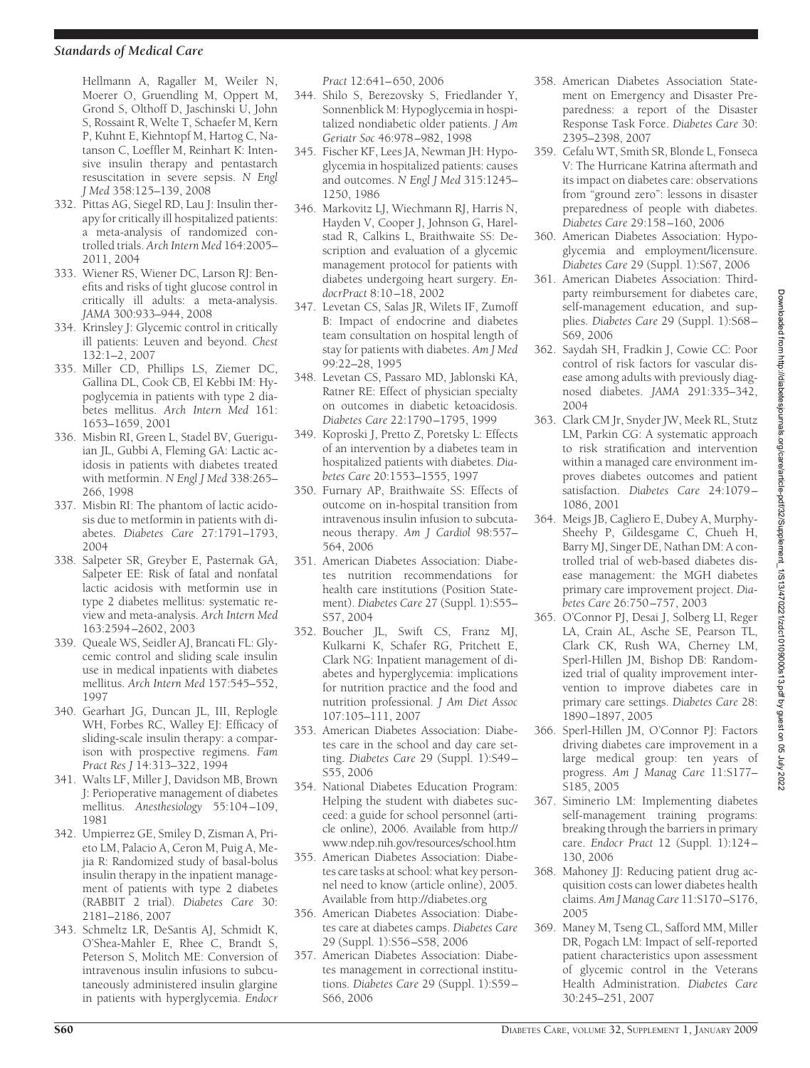Hellmann A, Ragaller M, Weiler N, Moerer O, Gruendling M, Oppert M, Grond S, Olthoff D, Jaschinski U, John S, Rossaint R, Welte T, Schaefer M, Kern P, Kuhnt E, Kiehntopf M, Hartog C, Natanson C, Loeffler M, Reinhart K: Intensive insulin therapy and pentastarch resuscitation in severe sepsis. *N Engl J Med* 358:125–139, 2008

332. Pittas AG, Siegel RD, Lau J: Insulin therapy for critically ill hospitalized patients: a meta-analysis of randomized controlled trials. *Arch Intern Med* 164:2005–2011, 2004
333. Wiener RS, Wiener DC, Larson RJ: Benefits and risks of tight glucose control in critically ill adults: a meta-analysis. *JAMA* 300:933–944, 2008
334. Krinsley J: Glycemic control in critically ill patients: Leuven and beyond. *Chest* 132:1–2, 2007
335. Miller CD, Phillips LS, Ziemer DC, Gallina DL, Cook CB, El Kebbi IM: Hypoglycemia in patients with type 2 diabetes mellitus. *Arch Intern Med* 161: 1653–1659, 2001
336. Misbin RI, Green L, Stadel BV, Gueriguian JL, Gubbi A, Fleming GA: Lactic acidosis in patients with diabetes treated with metformin. *N Engl J Med* 338:265–266, 1998
337. Misbin RI: The phantom of lactic acidosis due to metformin in patients with diabetes. *Diabetes Care* 27:1791–1793, 2004
338. Salpeter SR, Greyber E, Pasternak GA, Salpeter EE: Risk of fatal and nonfatal lactic acidosis with metformin use in type 2 diabetes mellitus: systematic review and meta-analysis. *Arch Intern Med* 163:2594–2602, 2003
339. Queale WS, Seidler AJ, Brancati FL: Glycemic control and sliding scale insulin use in medical inpatients with diabetes mellitus. *Arch Intern Med* 157:545–552, 1997
340. Gearhart JG, Duncan JL, III, Replogle WH, Forbes RC, Walley EJ: Efficacy of sliding-scale insulin therapy: a comparison with prospective regimens. *Fam Pract Res J* 14:313–322, 1994
341. Walts LF, Miller J, Davidson MB, Brown J: Perioperative management of diabetes mellitus. *Anesthesiology* 55:104–109, 1981
342. Umpierrez GE, Smiley D, Zisman A, Prieto LM, Palacio A, Ceron M, Puig A, Mejia R: Randomized study of basal-bolus insulin therapy in the inpatient management of patients with type 2 diabetes (RABBIT 2 trial). *Diabetes Care* 30: 2181–2186, 2007
343. Schmeltz LR, DeSantis AJ, Schmidt K, O'Shea-Mahler E, Rhee C, Brandt S, Peterson S, Molitch ME: Conversion of intravenous insulin infusions to subcutaneously administered insulin glargine in patients with hyperglycemia. *Endocr Pract* 12:641–650, 2006
344. Shilo S, Berezovsky S, Friedlander Y, Sonnenblick M: Hypoglycemia in hospitalized nondiabetic older patients. *J Am Geriatr Soc* 46:978–982, 1998
345. Fischer KF, Lees JA, Newman JH: Hypoglycemia in hospitalized patients: causes and outcomes. *N Engl J Med* 315:1245–1250, 1986
346. Markovitz LJ, Wiechmann RJ, Harris N, Hayden V, Cooper J, Johnson G, Harelstad R, Calkins L, Braithwaite SS: Description and evaluation of a glycemic management protocol for patients with diabetes undergoing heart surgery. *EndocrPract* 8:10–18, 2002
347. Levetan CS, Salas JR, Wilets IF, Zumoff B: Impact of endocrine and diabetes team consultation on hospital length of stay for patients with diabetes. *Am J Med* 99:22–28, 1995
348. Levetan CS, Passaro MD, Jablonski KA, Ratner RE: Effect of physician specialty on outcomes in diabetic ketoacidosis. *Diabetes Care* 22:1790–1795, 1999
349. Koproski J, Pretto Z, Poretsky L: Effects of an intervention by a diabetes team in hospitalized patients with diabetes. *Diabetes Care* 20:1553–1555, 1997
350. Furnary AP, Braithwaite SS: Effects of outcome on in-hospital transition from intravenous insulin infusion to subcutaneous therapy. *Am J Cardiol* 98:557–564, 2006
351. American Diabetes Association: Diabetes nutrition recommendations for health care institutions (Position Statement). *Diabetes Care* 27 (Suppl. 1):S55–S57, 2004
352. Boucher JL, Swift CS, Franz MJ, Kulkarni K, Schafer RG, Pritchett E, Clark NG: Inpatient management of diabetes and hyperglycemia: implications for nutrition practice and the food and nutrition professional. *J Am Diet Assoc* 107:105–111, 2007
353. American Diabetes Association: Diabetes care in the school and day care setting. *Diabetes Care* 29 (Suppl. 1):S49–S55, 2006
354. National Diabetes Education Program: Helping the student with diabetes succeed: a guide for school personnel (article online), 2006. Available from http://www.ndep.nih.gov/resources/school.htm
355. American Diabetes Association: Diabetes care tasks at school: what key personnel need to know (article online), 2005. Available from http://diabetes.org
356. American Diabetes Association: Diabetes care at diabetes camps. *Diabetes Care* 29 (Suppl. 1):S56–S58, 2006
357. American Diabetes Association: Diabetes management in correctional institutions. *Diabetes Care* 29 (Suppl. 1):S59–S66, 2006
358. American Diabetes Association Statement on Emergency and Disaster Preparedness: a report of the Disaster Response Task Force. *Diabetes Care* 30: 2395–2398, 2007
359. Cefalu WT, Smith SR, Blonde L, Fonseca V: The Hurricane Katrina aftermath and its impact on diabetes care: observations from "ground zero": lessons in disaster preparedness of people with diabetes. *Diabetes Care* 29:158–160, 2006
360. American Diabetes Association: Hypoglycemia and employment/licensure. *Diabetes Care* 29 (Suppl. 1):S67, 2006
361. American Diabetes Association: Third-party reimbursement for diabetes care, self-management education, and supplies. *Diabetes Care* 29 (Suppl. 1):S68–S69, 2006
362. Saydah SH, Fradkin J, Cowie CC: Poor control of risk factors for vascular disease among adults with previously diagnosed diabetes. *JAMA* 291:335–342, 2004
363. Clark CM Jr, Snyder JW, Meek RL, Stutz LM, Parkin CG: A systematic approach to risk stratification and intervention within a managed care environment improves diabetes outcomes and patient satisfaction. *Diabetes Care* 24:1079–1086, 2001
364. Meigs JB, Cagliero E, Dubey A, Murphy-Sheehy P, Gildesgame C, Chueh H, Barry MJ, Singer DE, Nathan DM: A controlled trial of web-based diabetes disease management: the MGH diabetes primary care improvement project. *Diabetes Care* 26:750–757, 2003
365. O'Connor PJ, Desai J, Solberg LI, Reger LA, Crain AL, Asche SE, Pearson TL, Clark CK, Rush WA, Cherney LM, Sperl-Hillen JM, Bishop DB: Randomized trial of quality improvement intervention to improve diabetes care in primary care settings. *Diabetes Care* 28: 1890–1897, 2005
366. Sperl-Hillen JM, O'Connor PJ: Factors driving diabetes care improvement in a large medical group: ten years of progress. *Am J Manag Care* 11:S177–S185, 2005
367. Siminerio LM: Implementing diabetes self-management training programs: breaking through the barriers in primary care. *Endocr Pract* 12 (Suppl. 1):124–130, 2006
368. Mahoney JJ: Reducing patient drug acquisition costs can lower diabetes health claims. *Am J Manag Care* 11:S170–S176, 2005
369. Maney M, Tseng CL, Safford MM, Miller DR, Pogach LM: Impact of self-reported patient characteristics upon assessment of glycemic control in the Veterans Health Administration. *Diabetes Care* 30:245–251, 2007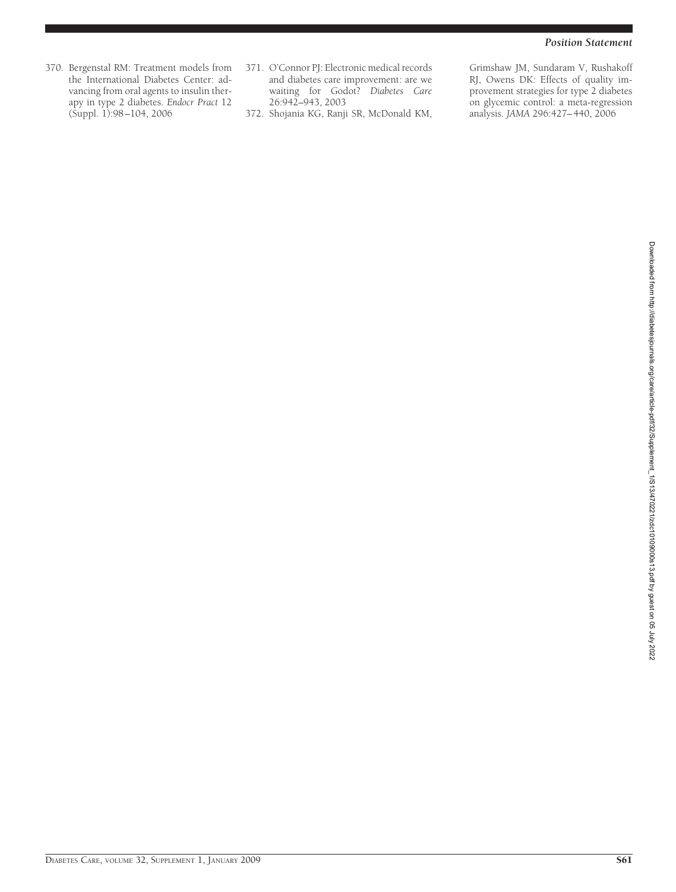370. Bergenstal RM: Treatment models from the International Diabetes Center: advancing from oral agents to insulin therapy in type 2 diabetes. *Endocr Pract* 12 (Suppl. 1):98–104, 2006
371. O'Connor PJ: Electronic medical records and diabetes care improvement: are we waiting for Godot? *Diabetes Care* 26:942–943, 2003
372. Shojania KG, Ranji SR, McDonald KM, Grimshaw JM, Sundaram V, Rushakoff RJ, Owens DK: Effects of quality improvement strategies for type 2 diabetes on glycemic control: a meta-regression analysis. *JAMA* 296:427–440, 2006